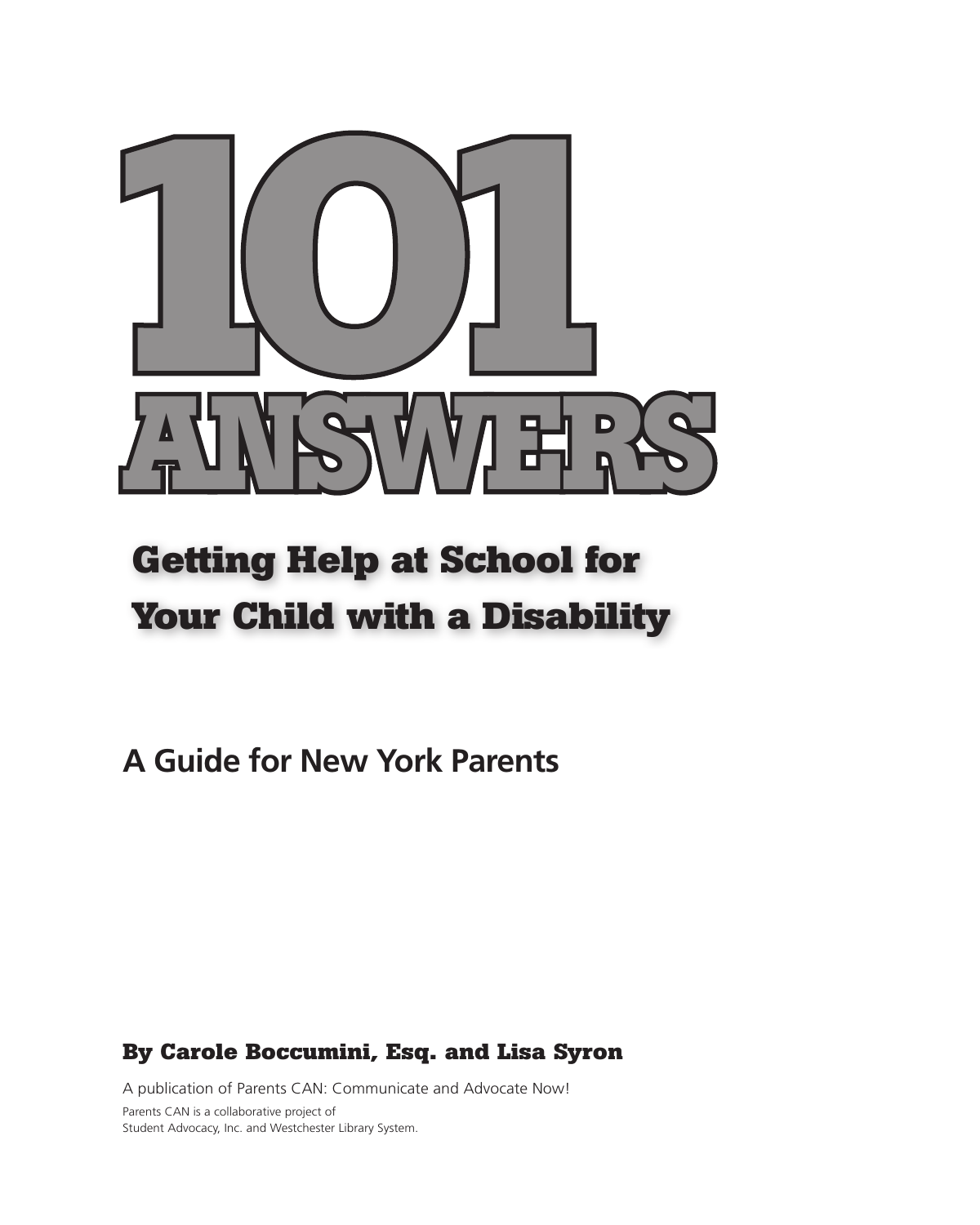# 101 ANSWERS

## Getting Help at School for Your Child with a Disability

### A Guide for New York Parents

**By Carole Boccumini, Esq. and Lisa Syron**

A publication of Parents CAN: Communicate and Advocate Now!

Parents CAN is a collaborative project of
Student Advocacy, Inc. and Westchester Library System.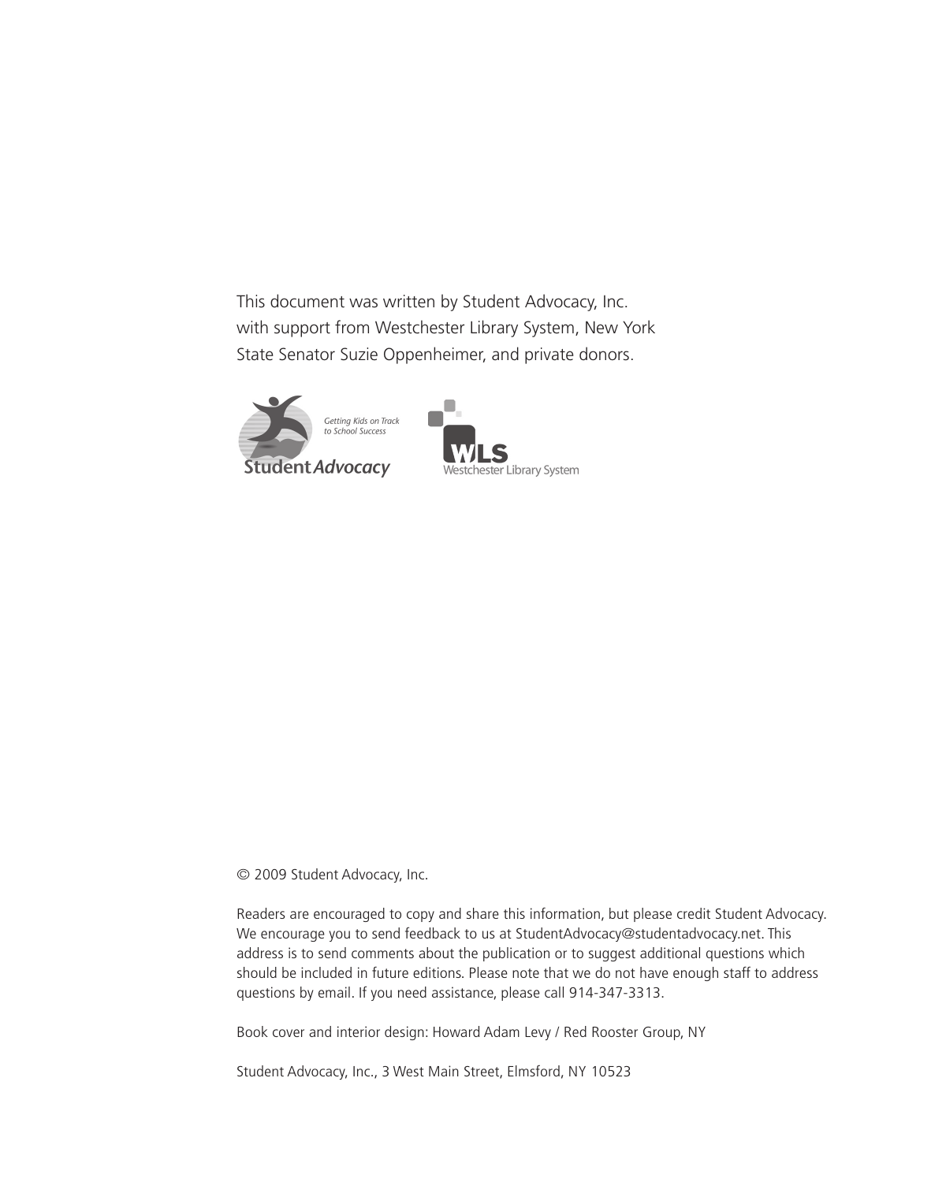This document was written by Student Advocacy, Inc. with support from Westchester Library System, New York State Senator Suzie Oppenheimer, and private donors.

*Getting Kids on Track to School Success*

Student Advocacy

WLS Westchester Library System

© 2009 Student Advocacy, Inc.

Readers are encouraged to copy and share this information, but please credit Student Advocacy. We encourage you to send feedback to us at StudentAdvocacy@studentadvocacy.net. This address is to send comments about the publication or to suggest additional questions which should be included in future editions. Please note that we do not have enough staff to address questions by email. If you need assistance, please call 914-347-3313.

Book cover and interior design: Howard Adam Levy / Red Rooster Group, NY

Student Advocacy, Inc., 3 West Main Street, Elmsford, NY 10523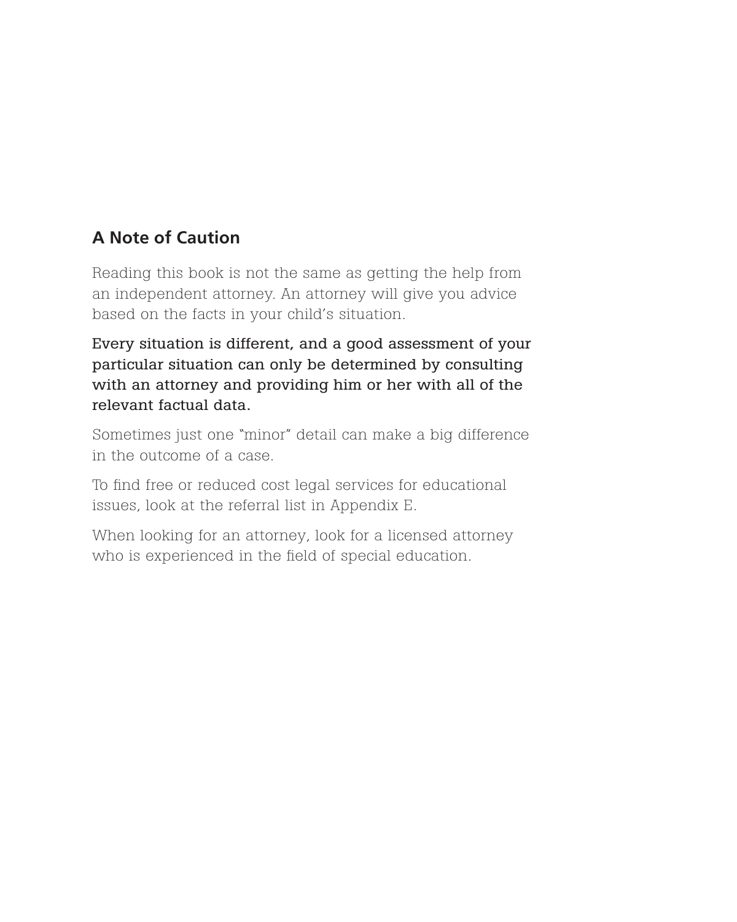## A Note of Caution

Reading this book is not the same as getting the help from an independent attorney. An attorney will give you advice based on the facts in your child's situation.

**Every situation is different, and a good assessment of your particular situation can only be determined by consulting with an attorney and providing him or her with all of the relevant factual data.**

Sometimes just one "minor" detail can make a big difference in the outcome of a case.

To find free or reduced cost legal services for educational issues, look at the referral list in Appendix E.

When looking for an attorney, look for a licensed attorney who is experienced in the field of special education.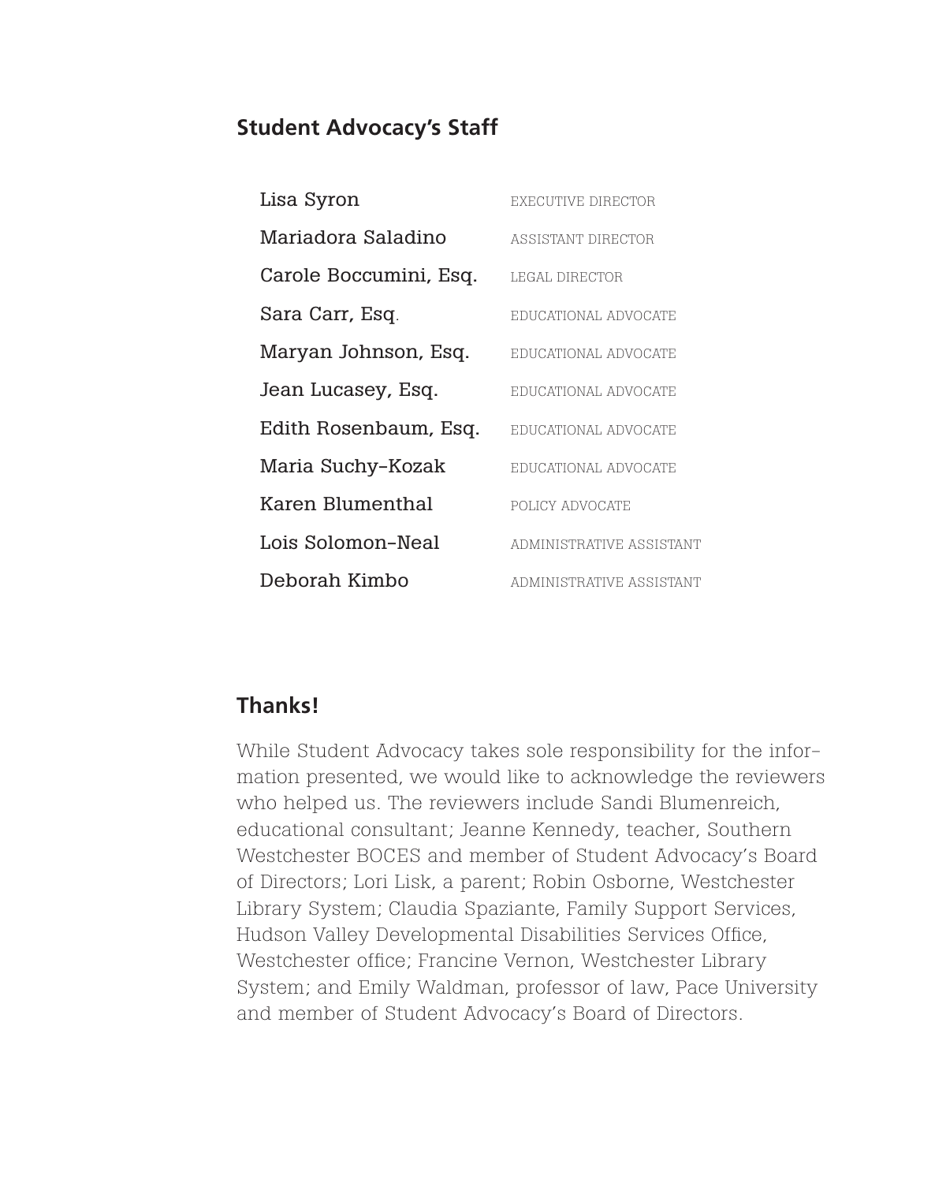## Student Advocacy's Staff

| | |
|---|---|
| Lisa Syron | EXECUTIVE DIRECTOR |
| Mariadora Saladino | ASSISTANT DIRECTOR |
| Carole Boccumini, Esq. | LEGAL DIRECTOR |
| Sara Carr, Esq. | EDUCATIONAL ADVOCATE |
| Maryan Johnson, Esq. | EDUCATIONAL ADVOCATE |
| Jean Lucasey, Esq. | EDUCATIONAL ADVOCATE |
| Edith Rosenbaum, Esq. | EDUCATIONAL ADVOCATE |
| Maria Suchy-Kozak | EDUCATIONAL ADVOCATE |
| Karen Blumenthal | POLICY ADVOCATE |
| Lois Solomon-Neal | ADMINISTRATIVE ASSISTANT |
| Deborah Kimbo | ADMINISTRATIVE ASSISTANT |

## Thanks!

While Student Advocacy takes sole responsibility for the information presented, we would like to acknowledge the reviewers who helped us. The reviewers include Sandi Blumenreich, educational consultant; Jeanne Kennedy, teacher, Southern Westchester BOCES and member of Student Advocacy's Board of Directors; Lori Lisk, a parent; Robin Osborne, Westchester Library System; Claudia Spaziante, Family Support Services, Hudson Valley Developmental Disabilities Services Office, Westchester office; Francine Vernon, Westchester Library System; and Emily Waldman, professor of law, Pace University and member of Student Advocacy's Board of Directors.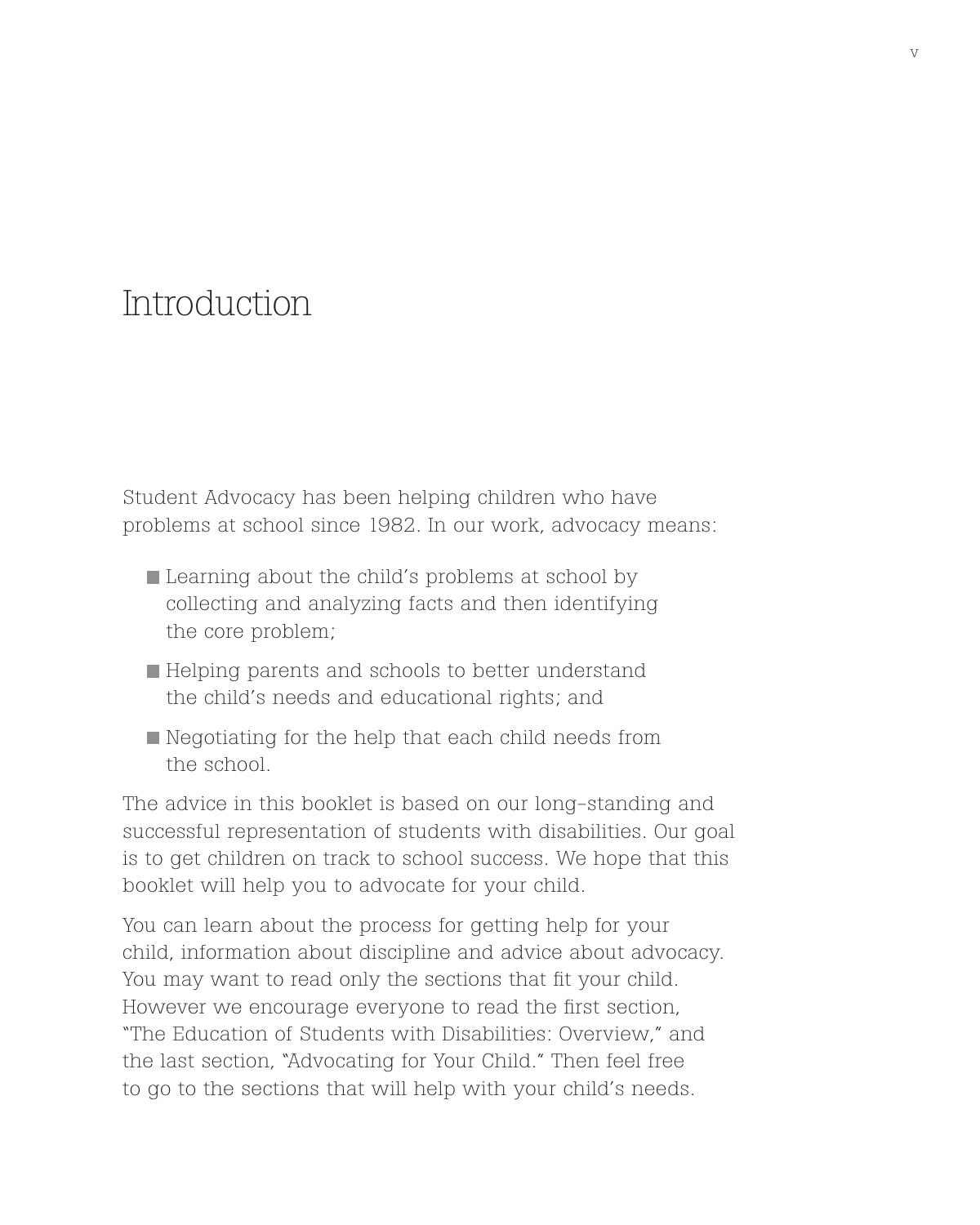# Introduction

Student Advocacy has been helping children who have problems at school since 1982. In our work, advocacy means:

- Learning about the child's problems at school by collecting and analyzing facts and then identifying the core problem;
- Helping parents and schools to better understand the child's needs and educational rights; and
- Negotiating for the help that each child needs from the school.

The advice in this booklet is based on our long-standing and successful representation of students with disabilities. Our goal is to get children on track to school success. We hope that this booklet will help you to advocate for your child.

You can learn about the process for getting help for your child, information about discipline and advice about advocacy. You may want to read only the sections that fit your child. However we encourage everyone to read the first section, "The Education of Students with Disabilities: Overview," and the last section, "Advocating for Your Child." Then feel free to go to the sections that will help with your child's needs.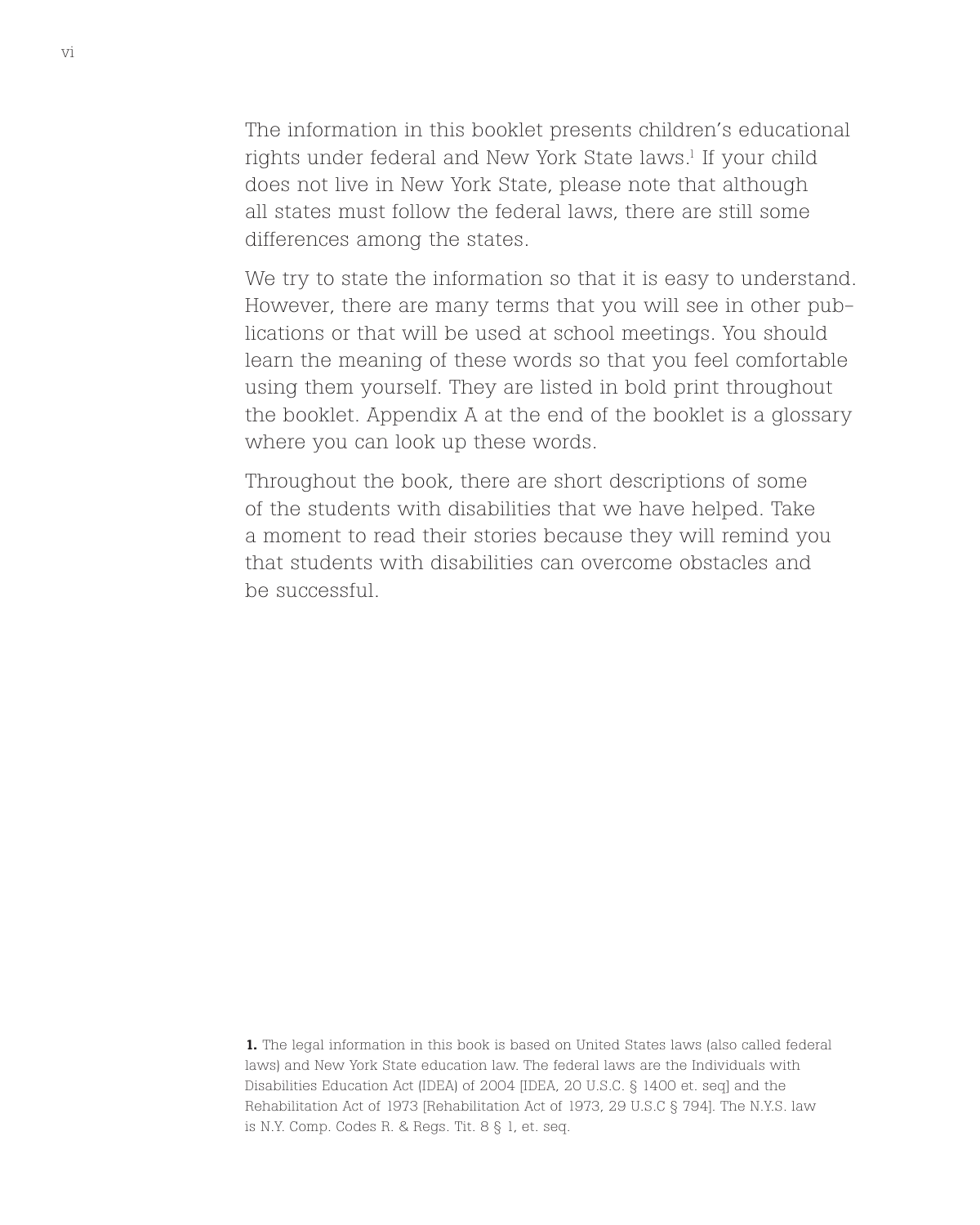The information in this booklet presents children's educational rights under federal and New York State laws.[1] If your child does not live in New York State, please note that although all states must follow the federal laws, there are still some differences among the states.

We try to state the information so that it is easy to understand. However, there are many terms that you will see in other publications or that will be used at school meetings. You should learn the meaning of these words so that you feel comfortable using them yourself. They are listed in bold print throughout the booklet. Appendix A at the end of the booklet is a glossary where you can look up these words.

Throughout the book, there are short descriptions of some of the students with disabilities that we have helped. Take a moment to read their stories because they will remind you that students with disabilities can overcome obstacles and be successful.

**1.** The legal information in this book is based on United States laws (also called federal laws) and New York State education law. The federal laws are the Individuals with Disabilities Education Act (IDEA) of 2004 [IDEA, 20 U.S.C. § 1400 et. seq] and the Rehabilitation Act of 1973 [Rehabilitation Act of 1973, 29 U.S.C § 794]. The N.Y.S. law is N.Y. Comp. Codes R. & Regs. Tit. 8 § 1, et. seq.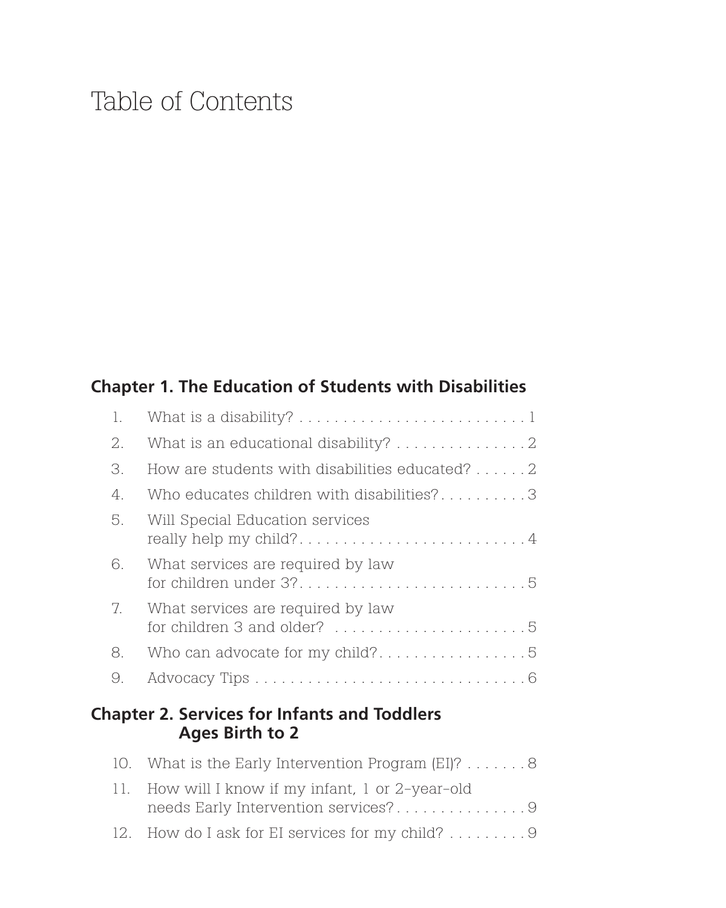# Table of Contents

## Chapter 1. The Education of Students with Disabilities

1. What is a disability? . . . . . . . . . . . . . . . . . . . . . . . . . . 1
2. What is an educational disability? . . . . . . . . . . . . . . . 2
3. How are students with disabilities educated? . . . . . . 2
4. Who educates children with disabilities? . . . . . . . . . . 3
5. Will Special Education services really help my child? . . . . . . . . . . . . . . . . . . . . . . . . . . 4
6. What services are required by law for children under 3? . . . . . . . . . . . . . . . . . . . . . . . . . . 5
7. What services are required by law for children 3 and older? . . . . . . . . . . . . . . . . . . . . . . . 5
8. Who can advocate for my child? . . . . . . . . . . . . . . . . . 5
9. Advocacy Tips . . . . . . . . . . . . . . . . . . . . . . . . . . . . . . . 6

## Chapter 2. Services for Infants and Toddlers Ages Birth to 2

10. What is the Early Intervention Program (EI)? . . . . . . . 8
11. How will I know if my infant, 1 or 2-year-old needs Early Intervention services? . . . . . . . . . . . . . . . 9
12. How do I ask for EI services for my child? . . . . . . . . . 9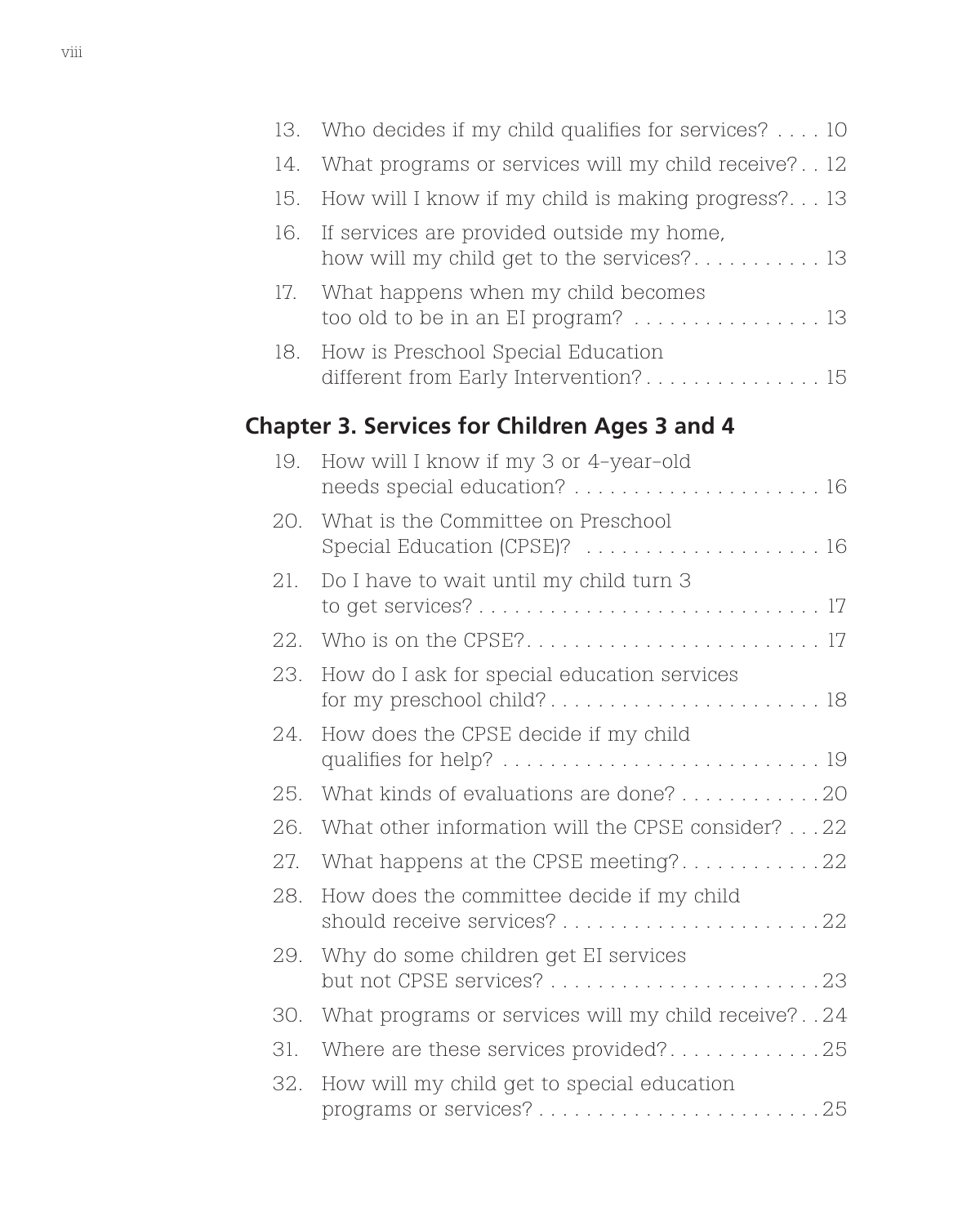13. Who decides if my child qualifies for services? . . . . 10
14. What programs or services will my child receive? . . 12
15. How will I know if my child is making progress? . . . 13
16. If services are provided outside my home, how will my child get to the services? . . . . . . . . . . . 13
17. What happens when my child becomes too old to be in an EI program? . . . . . . . . . . . . . . . . 13
18. How is Preschool Special Education different from Early Intervention? . . . . . . . . . . . . . . . 15

## Chapter 3. Services for Children Ages 3 and 4

19. How will I know if my 3 or 4-year-old needs special education? . . . . . . . . . . . . . . . . . . . . . 16
20. What is the Committee on Preschool Special Education (CPSE)? . . . . . . . . . . . . . . . . . . . . 16
21. Do I have to wait until my child turn 3 to get services? . . . . . . . . . . . . . . . . . . . . . . . . . . . . 17
22. Who is on the CPSE? . . . . . . . . . . . . . . . . . . . . . . . . 17
23. How do I ask for special education services for my preschool child? . . . . . . . . . . . . . . . . . . . . . . 18
24. How does the CPSE decide if my child qualifies for help? . . . . . . . . . . . . . . . . . . . . . . . . . . 19
25. What kinds of evaluations are done? . . . . . . . . . . . . 20
26. What other information will the CPSE consider? . . . 22
27. What happens at the CPSE meeting? . . . . . . . . . . . . 22
28. How does the committee decide if my child should receive services? . . . . . . . . . . . . . . . . . . . . . . 22
29. Why do some children get EI services but not CPSE services? . . . . . . . . . . . . . . . . . . . . . . . 23
30. What programs or services will my child receive? . . 24
31. Where are these services provided? . . . . . . . . . . . . . 25
32. How will my child get to special education programs or services? . . . . . . . . . . . . . . . . . . . . . . . . 25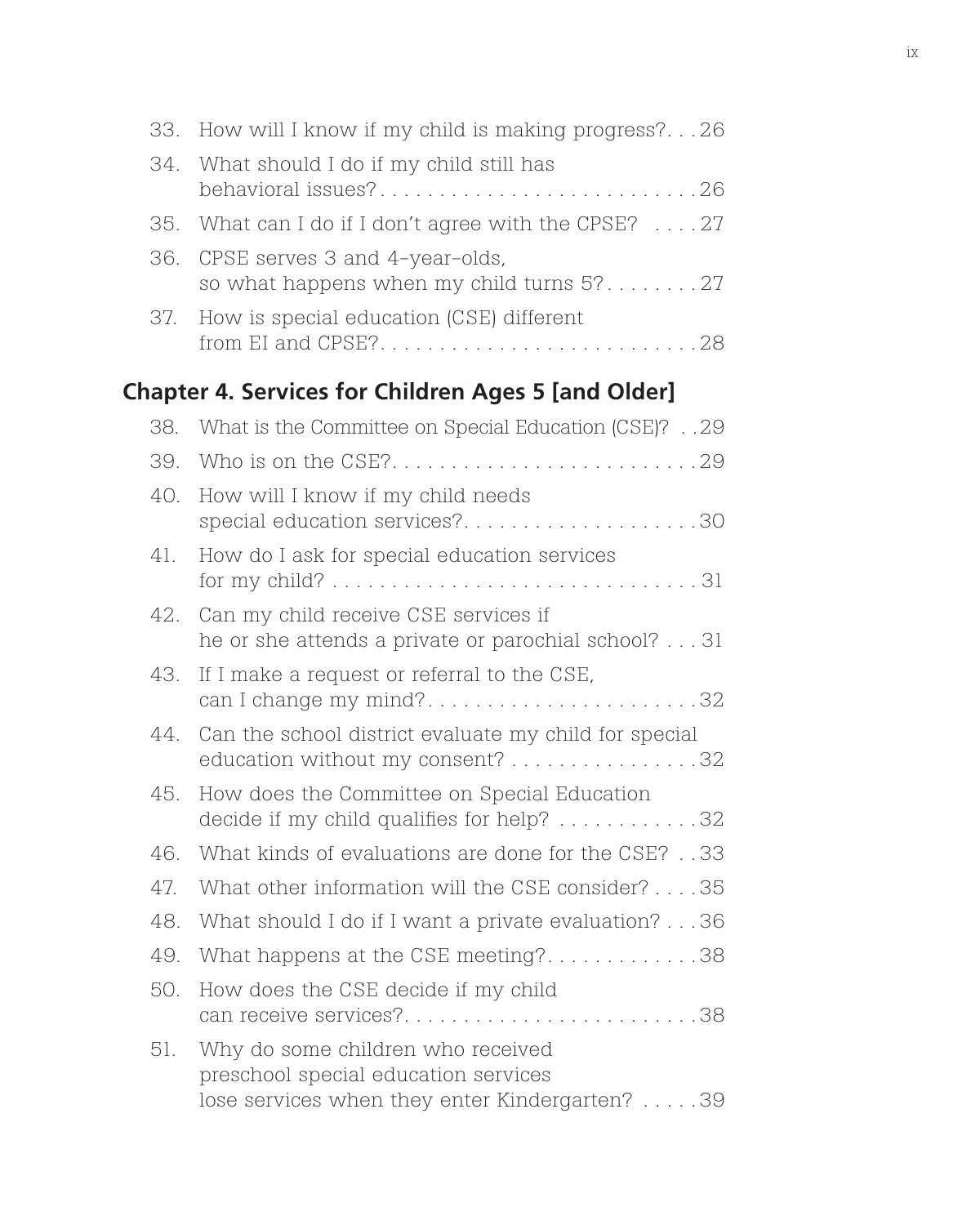33. How will I know if my child is making progress? . . . 26
34. What should I do if my child still has behavioral issues? . . . . . . . . . . . . . . . . . . . . . . . . . . . 26
35. What can I do if I don't agree with the CPSE? . . . . 27
36. CPSE serves 3 and 4-year-olds, so what happens when my child turns 5? . . . . . . . . . 27
37. How is special education (CSE) different from EI and CPSE? . . . . . . . . . . . . . . . . . . . . . . . . . . . 28

## Chapter 4. Services for Children Ages 5 [and Older]

38. What is the Committee on Special Education (CSE)? . . 29
39. Who is on the CSE? . . . . . . . . . . . . . . . . . . . . . . . . . . 29
40. How will I know if my child needs special education services? . . . . . . . . . . . . . . . . . . . . . 30
41. How do I ask for special education services for my child? . . . . . . . . . . . . . . . . . . . . . . . . . . . . . . . 31
42. Can my child receive CSE services if he or she attends a private or parochial school? . . . 31
43. If I make a request or referral to the CSE, can I change my mind? . . . . . . . . . . . . . . . . . . . . . . . . 32
44. Can the school district evaluate my child for special education without my consent? . . . . . . . . . . . . . . . . 32
45. How does the Committee on Special Education decide if my child qualifies for help? . . . . . . . . . . . . 32
46. What kinds of evaluations are done for the CSE? . . 33
47. What other information will the CSE consider? . . . . 35
48. What should I do if I want a private evaluation? . . . 36
49. What happens at the CSE meeting? . . . . . . . . . . . . . 38
50. How does the CSE decide if my child can receive services? . . . . . . . . . . . . . . . . . . . . . . . . . . 38
51. Why do some children who received preschool special education services lose services when they enter Kindergarten? . . . . . 39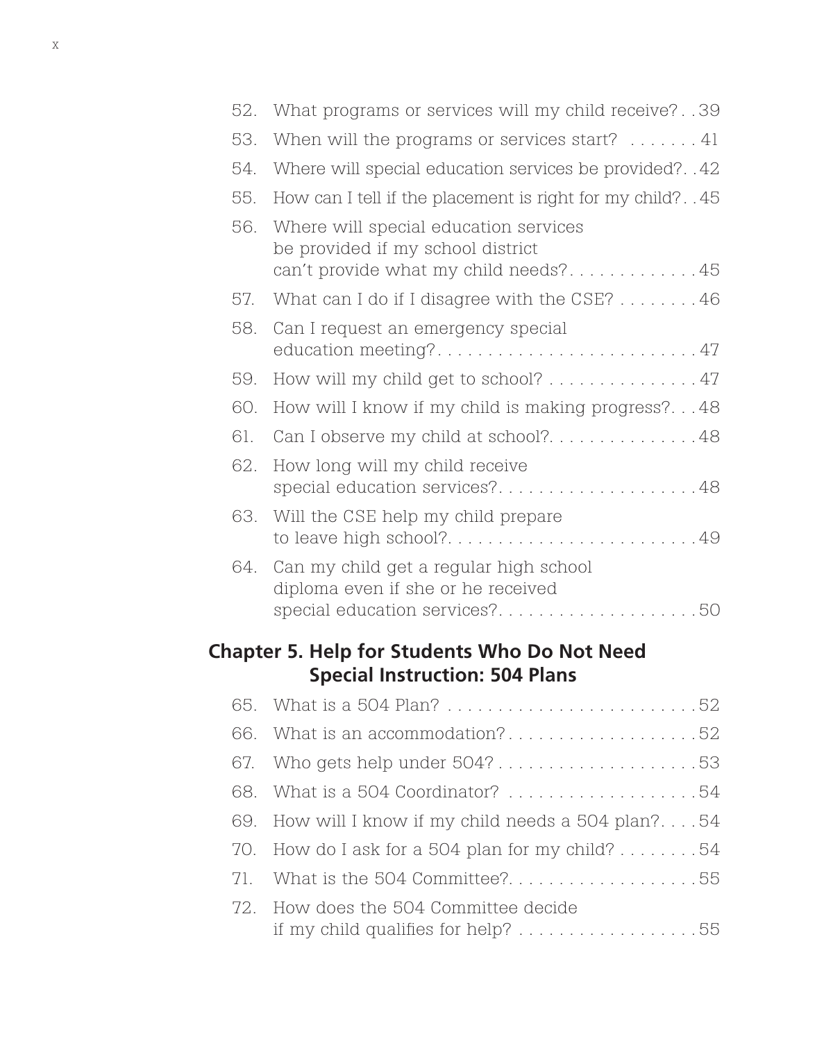52. What programs or services will my child receive? . . 39
53. When will the programs or services start? . . . . . . . 41
54. Where will special education services be provided? . . 42
55. How can I tell if the placement is right for my child? . . 45
56. Where will special education services be provided if my school district can't provide what my child needs? . . . . . . . . . . . . . 45
57. What can I do if I disagree with the CSE? . . . . . . . . 46
58. Can I request an emergency special education meeting? . . . . . . . . . . . . . . . . . . . . . . . . . . 47
59. How will my child get to school? . . . . . . . . . . . . . . . 47
60. How will I know if my child is making progress? . . . 48
61. Can I observe my child at school? . . . . . . . . . . . . . . . 48
62. How long will my child receive special education services? . . . . . . . . . . . . . . . . . . . . 48
63. Will the CSE help my child prepare to leave high school? . . . . . . . . . . . . . . . . . . . . . . . . . 49
64. Can my child get a regular high school diploma even if she or he received special education services? . . . . . . . . . . . . . . . . . . . . 50

## Chapter 5. Help for Students Who Do Not Need Special Instruction: 504 Plans

65. What is a 504 Plan? . . . . . . . . . . . . . . . . . . . . . . . . . 52
66. What is an accommodation? . . . . . . . . . . . . . . . . . . . 52
67. Who gets help under 504? . . . . . . . . . . . . . . . . . . . . 53
68. What is a 504 Coordinator? . . . . . . . . . . . . . . . . . . . 54
69. How will I know if my child needs a 504 plan? . . . . 54
70. How do I ask for a 504 plan for my child? . . . . . . . . 54
71. What is the 504 Committee? . . . . . . . . . . . . . . . . . . . 55
72. How does the 504 Committee decide if my child qualifies for help? . . . . . . . . . . . . . . . . . . 55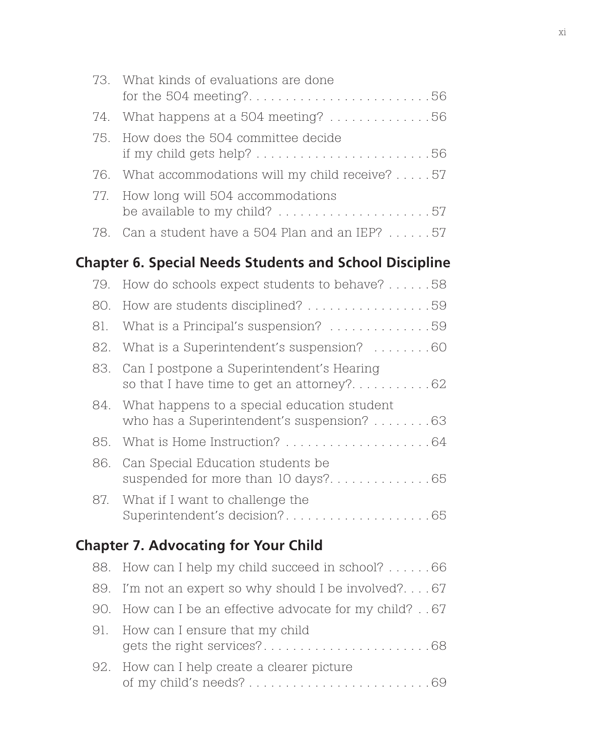73. What kinds of evaluations are done for the 504 meeting? . . . . . . . . . . . . . . . . . . . . . . . . 56
74. What happens at a 504 meeting? . . . . . . . . . . . . . . 56
75. How does the 504 committee decide if my child gets help? . . . . . . . . . . . . . . . . . . . . . . . . 56
76. What accommodations will my child receive? . . . . . 57
77. How long will 504 accommodations be available to my child? . . . . . . . . . . . . . . . . . . . . . 57
78. Can a student have a 504 Plan and an IEP? . . . . . . 57

## Chapter 6. Special Needs Students and School Discipline

79. How do schools expect students to behave? . . . . . . 58
80. How are students disciplined? . . . . . . . . . . . . . . . . . 59
81. What is a Principal's suspension? . . . . . . . . . . . . . . 59
82. What is a Superintendent's suspension? . . . . . . . . 60
83. Can I postpone a Superintendent's Hearing so that I have time to get an attorney? . . . . . . . . . . . 62
84. What happens to a special education student who has a Superintendent's suspension? . . . . . . . . 63
85. What is Home Instruction? . . . . . . . . . . . . . . . . . . . . 64
86. Can Special Education students be suspended for more than 10 days? . . . . . . . . . . . . . . 65
87. What if I want to challenge the Superintendent's decision? . . . . . . . . . . . . . . . . . . . . 65

## Chapter 7. Advocating for Your Child

88. How can I help my child succeed in school? . . . . . . 66
89. I'm not an expert so why should I be involved? . . . . 67
90. How can I be an effective advocate for my child? . . 67
91. How can I ensure that my child gets the right services? . . . . . . . . . . . . . . . . . . . . . . . 68
92. How can I help create a clearer picture of my child's needs? . . . . . . . . . . . . . . . . . . . . . . . . . 69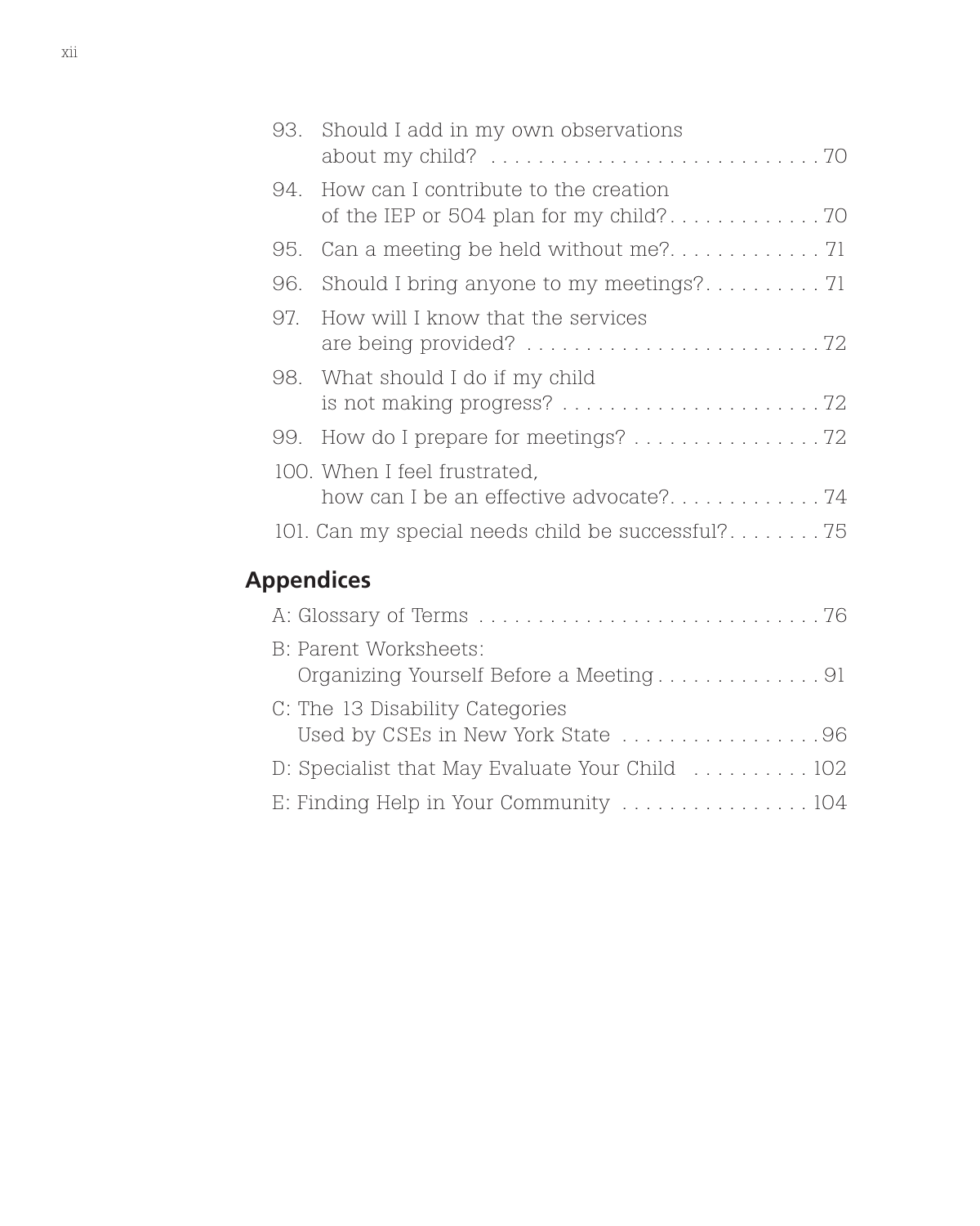93. Should I add in my own observations about my child? . . . . . . . . . . . . . . . . . . . . . . . . . . . . 70
94. How can I contribute to the creation of the IEP or 504 plan for my child? . . . . . . . . . . . . . 70
95. Can a meeting be held without me? . . . . . . . . . . . . . 71
96. Should I bring anyone to my meetings? . . . . . . . . . . 71
97. How will I know that the services are being provided? . . . . . . . . . . . . . . . . . . . . . . . . . 72
98. What should I do if my child is not making progress? . . . . . . . . . . . . . . . . . . . . . . 72
99. How do I prepare for meetings? . . . . . . . . . . . . . . . . 72
100. When I feel frustrated, how can I be an effective advocate? . . . . . . . . . . . . . 74
101. Can my special needs child be successful? . . . . . . . . 75

## Appendices

A: Glossary of Terms . . . . . . . . . . . . . . . . . . . . . . . . . . . . . 76

B: Parent Worksheets: Organizing Yourself Before a Meeting . . . . . . . . . . . . . . 91

C: The 13 Disability Categories Used by CSEs in New York State . . . . . . . . . . . . . . . . . 96

D: Specialist that May Evaluate Your Child . . . . . . . . . . 102

E: Finding Help in Your Community . . . . . . . . . . . . . . . . 104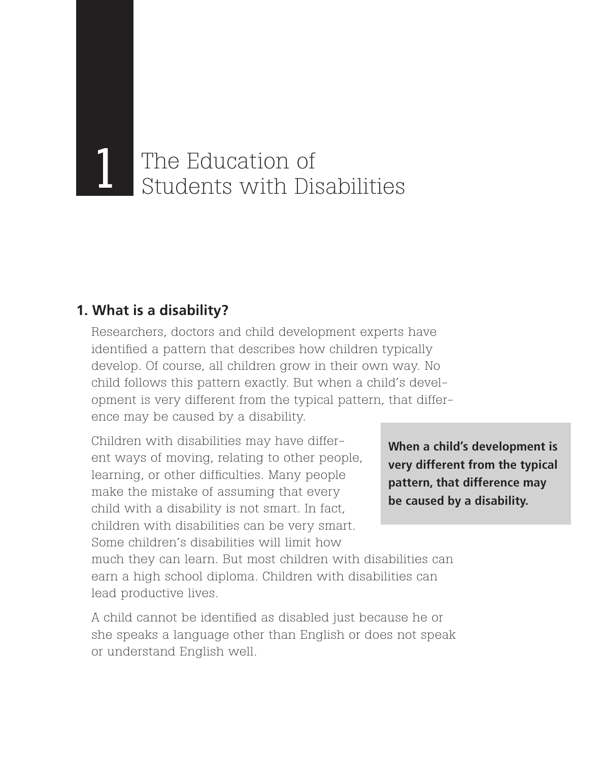# 1 The Education of Students with Disabilities

## 1. What is a disability?

Researchers, doctors and child development experts have identified a pattern that describes how children typically develop. Of course, all children grow in their own way. No child follows this pattern exactly. But when a child's development is very different from the typical pattern, that difference may be caused by a disability.

> **When a child's development is very different from the typical pattern, that difference may be caused by a disability.**

Children with disabilities may have different ways of moving, relating to other people, learning, or other difficulties. Many people make the mistake of assuming that every child with a disability is not smart. In fact, children with disabilities can be very smart. Some children's disabilities will limit how much they can learn. But most children with disabilities can earn a high school diploma. Children with disabilities can lead productive lives.

A child cannot be identified as disabled just because he or she speaks a language other than English or does not speak or understand English well.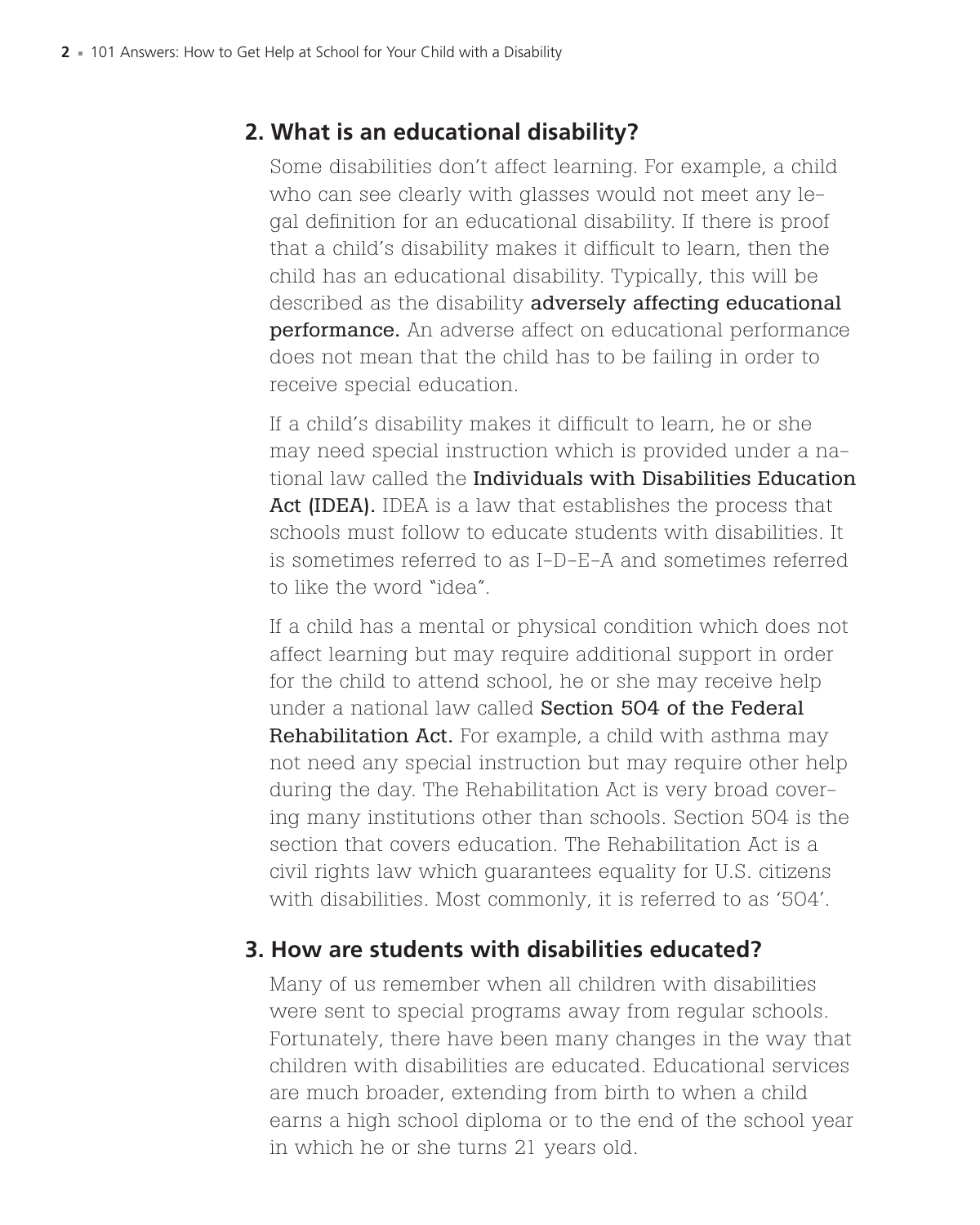## 2. What is an educational disability?

Some disabilities don't affect learning. For example, a child who can see clearly with glasses would not meet any legal definition for an educational disability. If there is proof that a child's disability makes it difficult to learn, then the child has an educational disability. Typically, this will be described as the disability **adversely affecting educational performance.** An adverse affect on educational performance does not mean that the child has to be failing in order to receive special education.

If a child's disability makes it difficult to learn, he or she may need special instruction which is provided under a national law called the **Individuals with Disabilities Education Act (IDEA).** IDEA is a law that establishes the process that schools must follow to educate students with disabilities. It is sometimes referred to as I-D-E-A and sometimes referred to like the word "idea".

If a child has a mental or physical condition which does not affect learning but may require additional support in order for the child to attend school, he or she may receive help under a national law called **Section 504 of the Federal Rehabilitation Act.** For example, a child with asthma may not need any special instruction but may require other help during the day. The Rehabilitation Act is very broad covering many institutions other than schools. Section 504 is the section that covers education. The Rehabilitation Act is a civil rights law which guarantees equality for U.S. citizens with disabilities. Most commonly, it is referred to as '504'.

## 3. How are students with disabilities educated?

Many of us remember when all children with disabilities were sent to special programs away from regular schools. Fortunately, there have been many changes in the way that children with disabilities are educated. Educational services are much broader, extending from birth to when a child earns a high school diploma or to the end of the school year in which he or she turns 21 years old.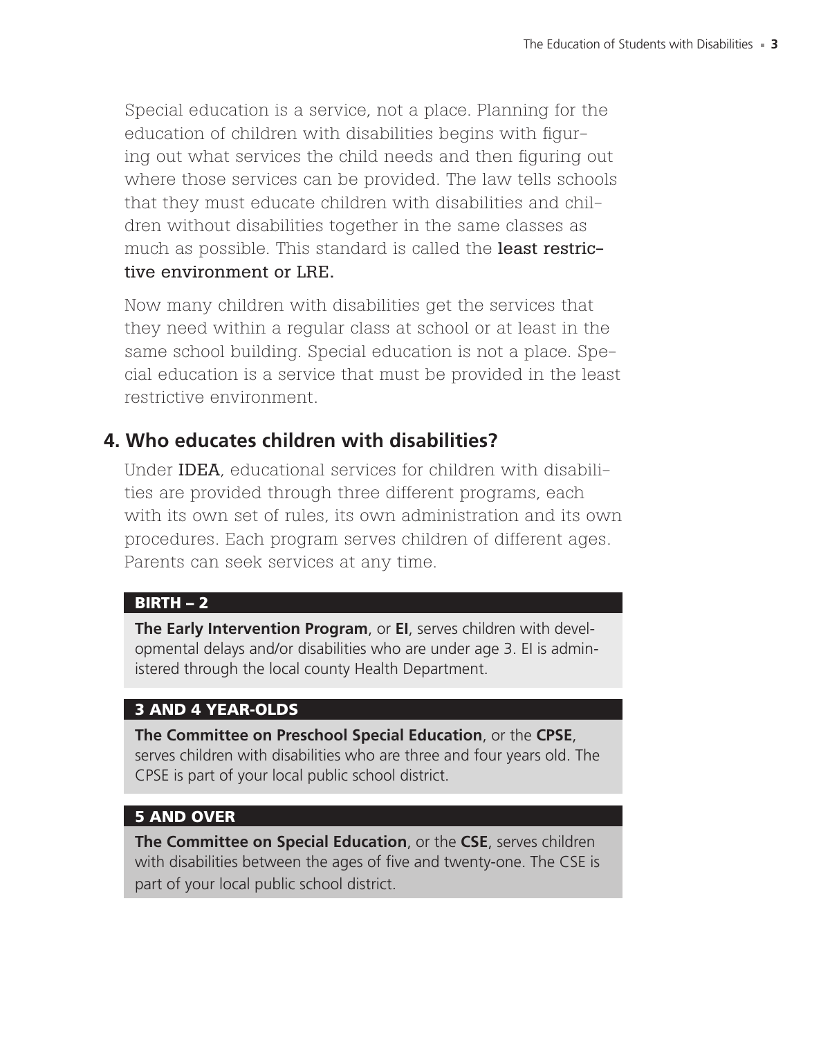Special education is a service, not a place. Planning for the education of children with disabilities begins with figuring out what services the child needs and then figuring out where those services can be provided. The law tells schools that they must educate children with disabilities and children without disabilities together in the same classes as much as possible. This standard is called the **least restrictive environment or LRE.**

Now many children with disabilities get the services that they need within a regular class at school or at least in the same school building. Special education is not a place. Special education is a service that must be provided in the least restrictive environment.

## 4. Who educates children with disabilities?

Under **IDEA**, educational services for children with disabilities are provided through three different programs, each with its own set of rules, its own administration and its own procedures. Each program serves children of different ages. Parents can seek services at any time.

**BIRTH – 2**

**The Early Intervention Program**, or **EI**, serves children with developmental delays and/or disabilities who are under age 3. EI is administered through the local county Health Department.

**3 AND 4 YEAR-OLDS**

**The Committee on Preschool Special Education**, or the **CPSE**, serves children with disabilities who are three and four years old. The CPSE is part of your local public school district.

**5 AND OVER**

**The Committee on Special Education**, or the **CSE**, serves children with disabilities between the ages of five and twenty-one. The CSE is part of your local public school district.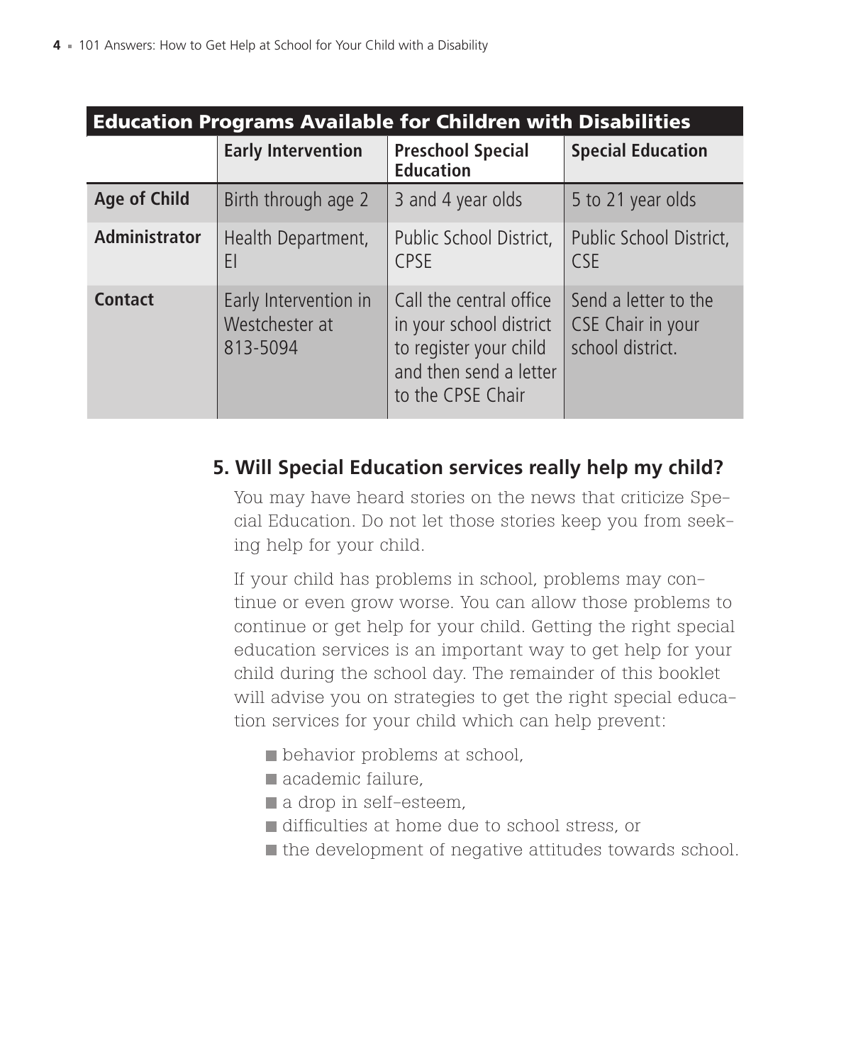**Education Programs Available for Children with Disabilities**

| | Early Intervention | Preschool Special Education | Special Education |
|---|---|---|---|
| **Age of Child** | Birth through age 2 | 3 and 4 year olds | 5 to 21 year olds |
| **Administrator** | Health Department, EI | Public School District, CPSE | Public School District, CSE |
| **Contact** | Early Intervention in Westchester at 813-5094 | Call the central office in your school district to register your child and then send a letter to the CPSE Chair | Send a letter to the CSE Chair in your school district. |

## 5. Will Special Education services really help my child?

You may have heard stories on the news that criticize Special Education. Do not let those stories keep you from seeking help for your child.

If your child has problems in school, problems may continue or even grow worse. You can allow those problems to continue or get help for your child. Getting the right special education services is an important way to get help for your child during the school day. The remainder of this booklet will advise you on strategies to get the right special education services for your child which can help prevent:

- behavior problems at school,
- academic failure,
- a drop in self-esteem,
- difficulties at home due to school stress, or
- the development of negative attitudes towards school.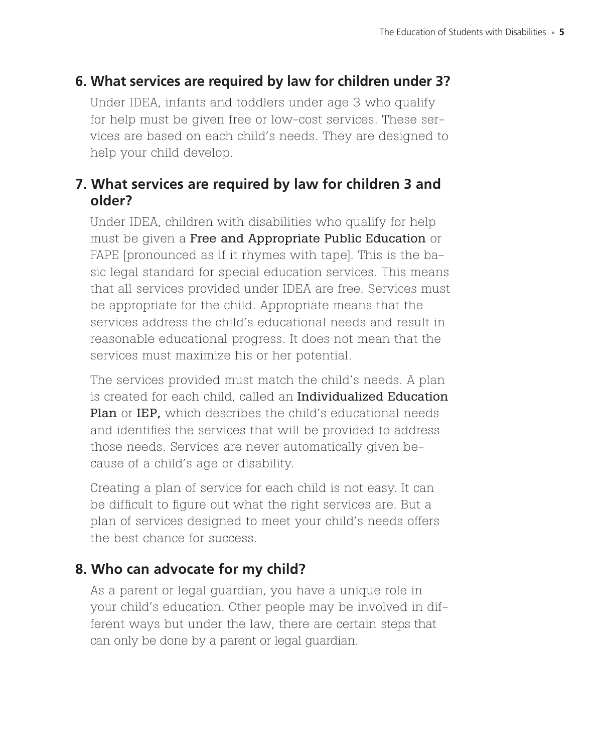## 6. What services are required by law for children under 3?

Under IDEA, infants and toddlers under age 3 who qualify for help must be given free or low-cost services. These services are based on each child's needs. They are designed to help your child develop.

## 7. What services are required by law for children 3 and older?

Under IDEA, children with disabilities who qualify for help must be given a **Free and Appropriate Public Education** or FAPE [pronounced as if it rhymes with tape]. This is the basic legal standard for special education services. This means that all services provided under IDEA are free. Services must be appropriate for the child. Appropriate means that the services address the child's educational needs and result in reasonable educational progress. It does not mean that the services must maximize his or her potential.

The services provided must match the child's needs. A plan is created for each child, called an **Individualized Education Plan** or **IEP,** which describes the child's educational needs and identifies the services that will be provided to address those needs. Services are never automatically given because of a child's age or disability.

Creating a plan of service for each child is not easy. It can be difficult to figure out what the right services are. But a plan of services designed to meet your child's needs offers the best chance for success.

## 8. Who can advocate for my child?

As a parent or legal guardian, you have a unique role in your child's education. Other people may be involved in different ways but under the law, there are certain steps that can only be done by a parent or legal guardian.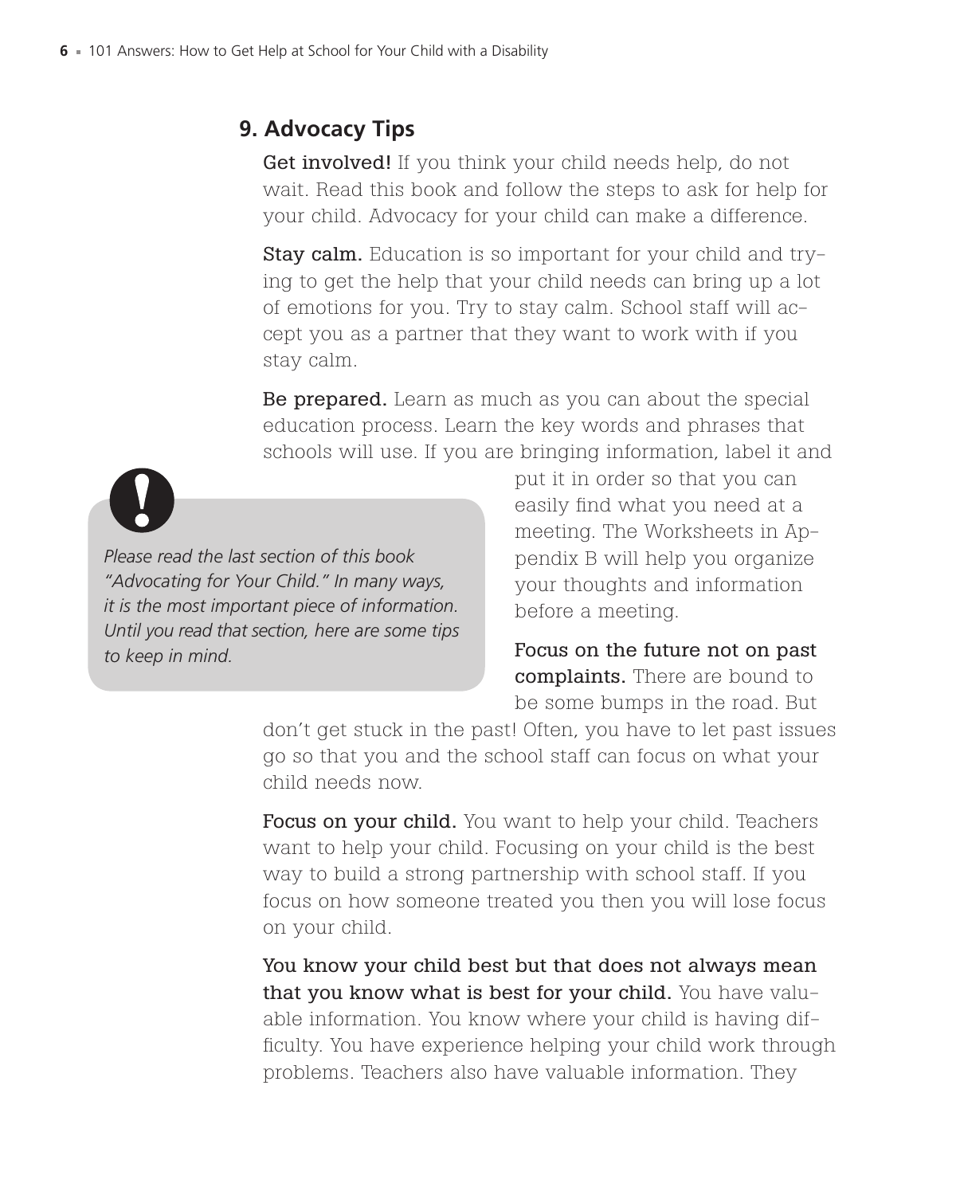## 9. Advocacy Tips

**Get involved!** If you think your child needs help, do not wait. Read this book and follow the steps to ask for help for your child. Advocacy for your child can make a difference.

**Stay calm.** Education is so important for your child and trying to get the help that your child needs can bring up a lot of emotions for you. Try to stay calm. School staff will accept you as a partner that they want to work with if you stay calm.

**Be prepared.** Learn as much as you can about the special education process. Learn the key words and phrases that schools will use. If you are bringing information, label it and put it in order so that you can easily find what you need at a meeting. The Worksheets in Appendix B will help you organize your thoughts and information before a meeting.

> *Please read the last section of this book "Advocating for Your Child." In many ways, it is the most important piece of information. Until you read that section, here are some tips to keep in mind.*

**Focus on the future not on past complaints.** There are bound to be some bumps in the road. But don't get stuck in the past! Often, you have to let past issues go so that you and the school staff can focus on what your child needs now.

**Focus on your child.** You want to help your child. Teachers want to help your child. Focusing on your child is the best way to build a strong partnership with school staff. If you focus on how someone treated you then you will lose focus on your child.

**You know your child best but that does not always mean that you know what is best for your child.** You have valuable information. You know where your child is having difficulty. You have experience helping your child work through problems. Teachers also have valuable information. They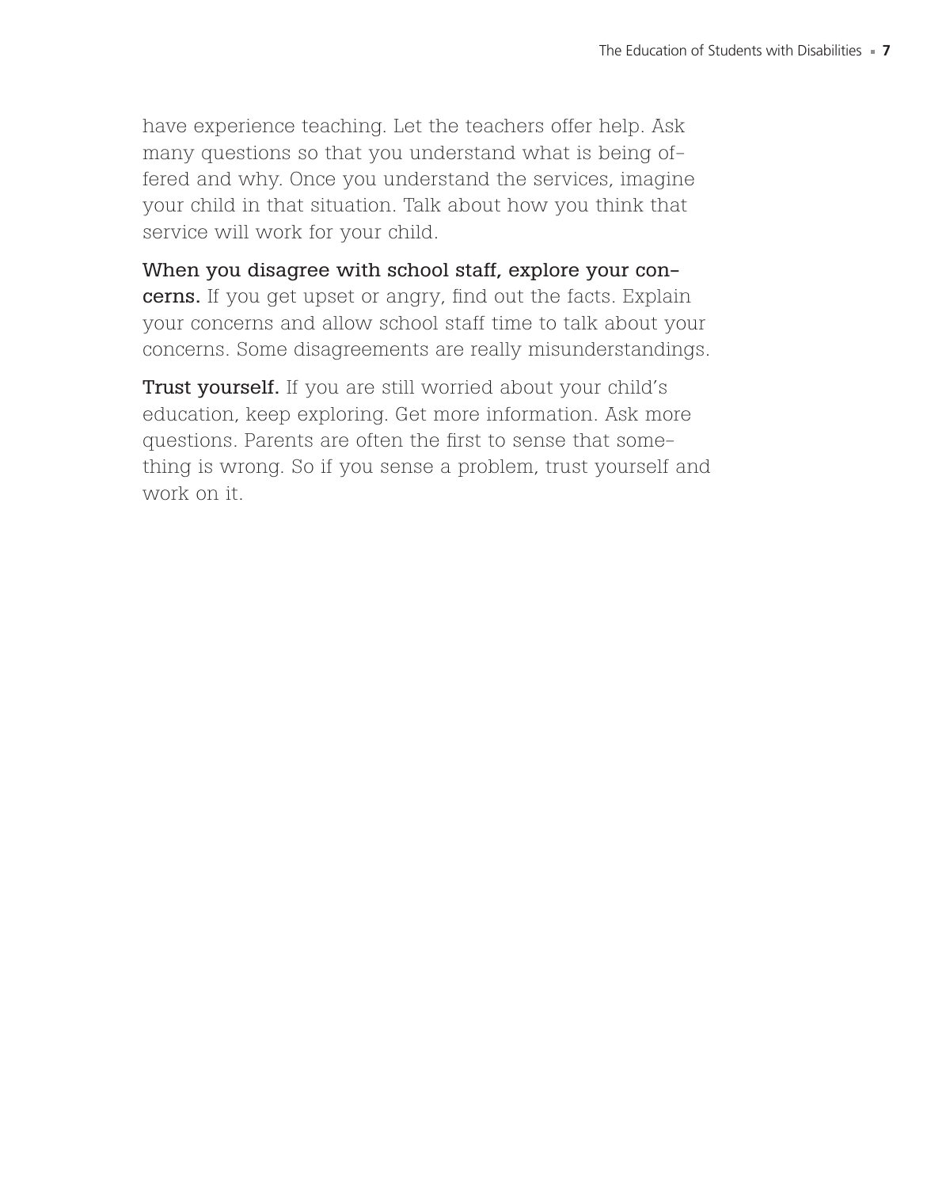have experience teaching. Let the teachers offer help. Ask many questions so that you understand what is being offered and why. Once you understand the services, imagine your child in that situation. Talk about how you think that service will work for your child.

**When you disagree with school staff, explore your concerns.** If you get upset or angry, find out the facts. Explain your concerns and allow school staff time to talk about your concerns. Some disagreements are really misunderstandings.

**Trust yourself.** If you are still worried about your child's education, keep exploring. Get more information. Ask more questions. Parents are often the first to sense that something is wrong. So if you sense a problem, trust yourself and work on it.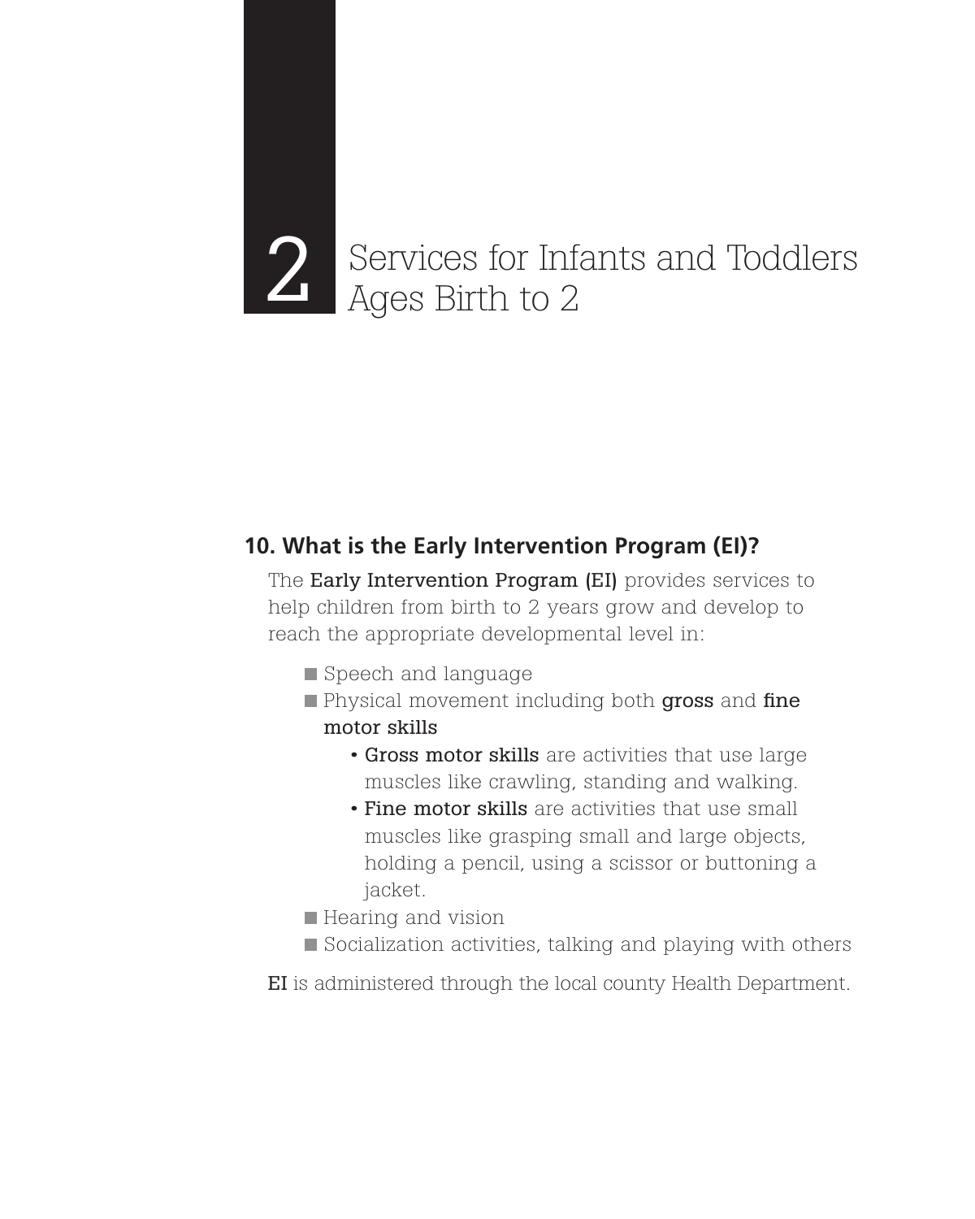# 2 Services for Infants and Toddlers Ages Birth to 2

## 10. What is the Early Intervention Program (EI)?

The **Early Intervention Program (EI)** provides services to help children from birth to 2 years grow and develop to reach the appropriate developmental level in:

- Speech and language
- Physical movement including both **gross** and **fine motor skills**
  - **Gross motor skills** are activities that use large muscles like crawling, standing and walking.
  - **Fine motor skills** are activities that use small muscles like grasping small and large objects, holding a pencil, using a scissor or buttoning a jacket.
- Hearing and vision
- Socialization activities, talking and playing with others

**EI** is administered through the local county Health Department.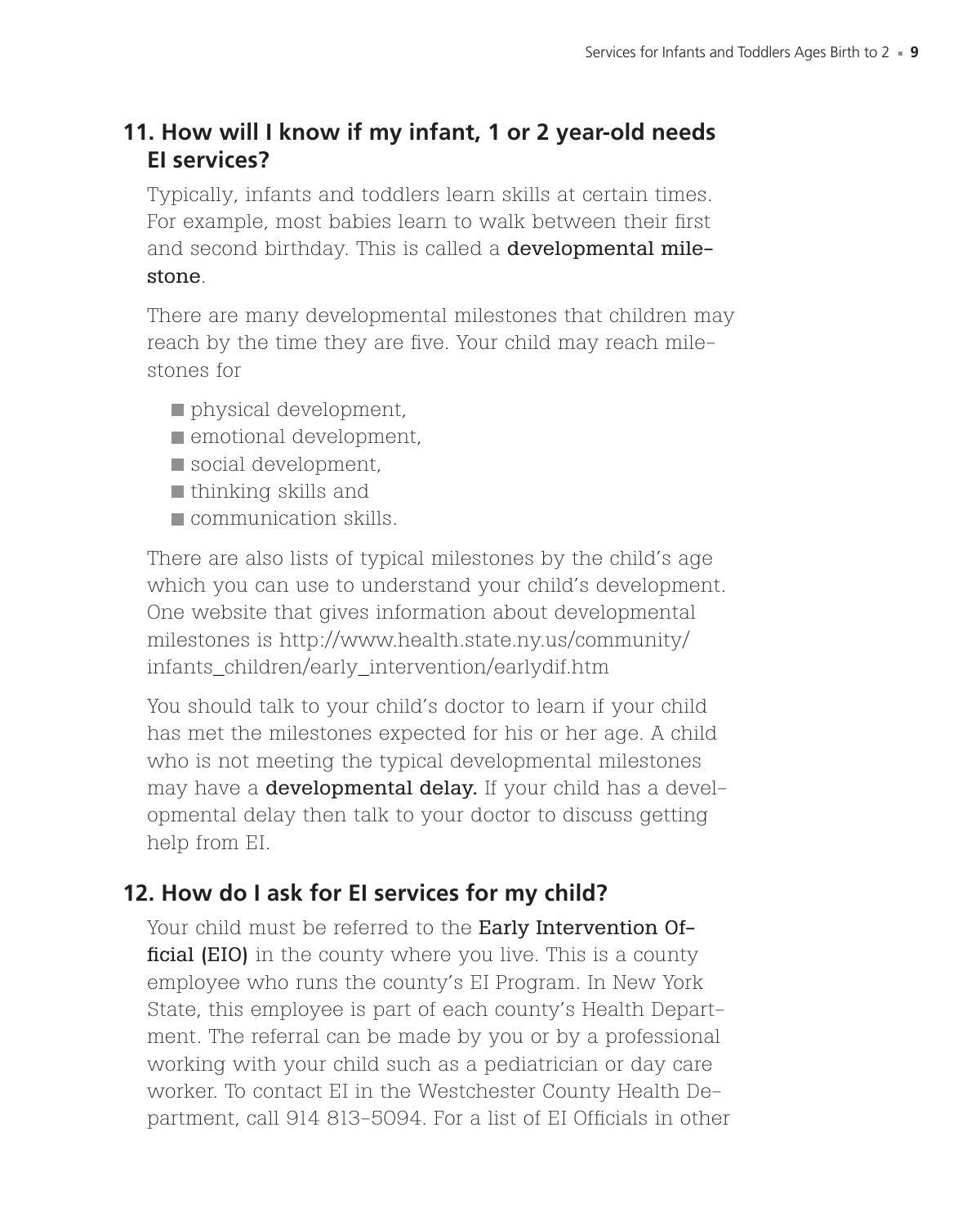## 11. How will I know if my infant, 1 or 2 year-old needs EI services?

Typically, infants and toddlers learn skills at certain times. For example, most babies learn to walk between their first and second birthday. This is called a **developmental milestone**.

There are many developmental milestones that children may reach by the time they are five. Your child may reach milestones for

- physical development,
- emotional development,
- social development,
- thinking skills and
- communication skills.

There are also lists of typical milestones by the child's age which you can use to understand your child's development. One website that gives information about developmental milestones is http://www.health.state.ny.us/community/infants_children/early_intervention/earlydif.htm

You should talk to your child's doctor to learn if your child has met the milestones expected for his or her age. A child who is not meeting the typical developmental milestones may have a **developmental delay.** If your child has a developmental delay then talk to your doctor to discuss getting help from EI.

## 12. How do I ask for EI services for my child?

Your child must be referred to the **Early Intervention Official (EIO)** in the county where you live. This is a county employee who runs the county's EI Program. In New York State, this employee is part of each county's Health Department. The referral can be made by you or by a professional working with your child such as a pediatrician or day care worker. To contact EI in the Westchester County Health Department, call 914 813-5094. For a list of EI Officials in other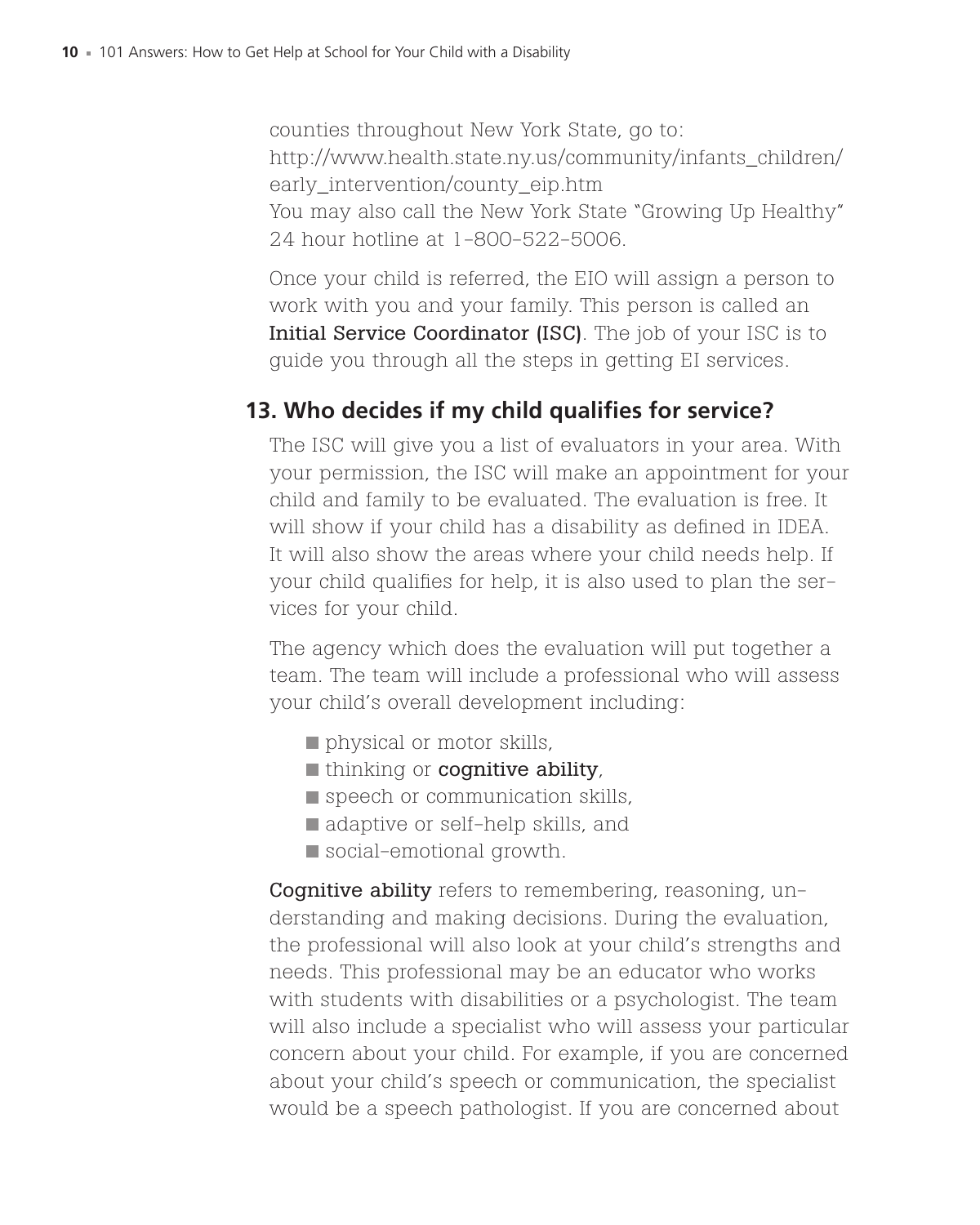counties throughout New York State, go to:
http://www.health.state.ny.us/community/infants_children/early_intervention/county_eip.htm
You may also call the New York State "Growing Up Healthy" 24 hour hotline at 1-800-522-5006.

Once your child is referred, the EIO will assign a person to work with you and your family. This person is called an **Initial Service Coordinator (ISC)**. The job of your ISC is to guide you through all the steps in getting EI services.

## 13. Who decides if my child qualifies for service?

The ISC will give you a list of evaluators in your area. With your permission, the ISC will make an appointment for your child and family to be evaluated. The evaluation is free. It will show if your child has a disability as defined in IDEA. It will also show the areas where your child needs help. If your child qualifies for help, it is also used to plan the services for your child.

The agency which does the evaluation will put together a team. The team will include a professional who will assess your child's overall development including:

- physical or motor skills,
- thinking or **cognitive ability**,
- speech or communication skills,
- adaptive or self-help skills, and
- social-emotional growth.

**Cognitive ability** refers to remembering, reasoning, understanding and making decisions. During the evaluation, the professional will also look at your child's strengths and needs. This professional may be an educator who works with students with disabilities or a psychologist. The team will also include a specialist who will assess your particular concern about your child. For example, if you are concerned about your child's speech or communication, the specialist would be a speech pathologist. If you are concerned about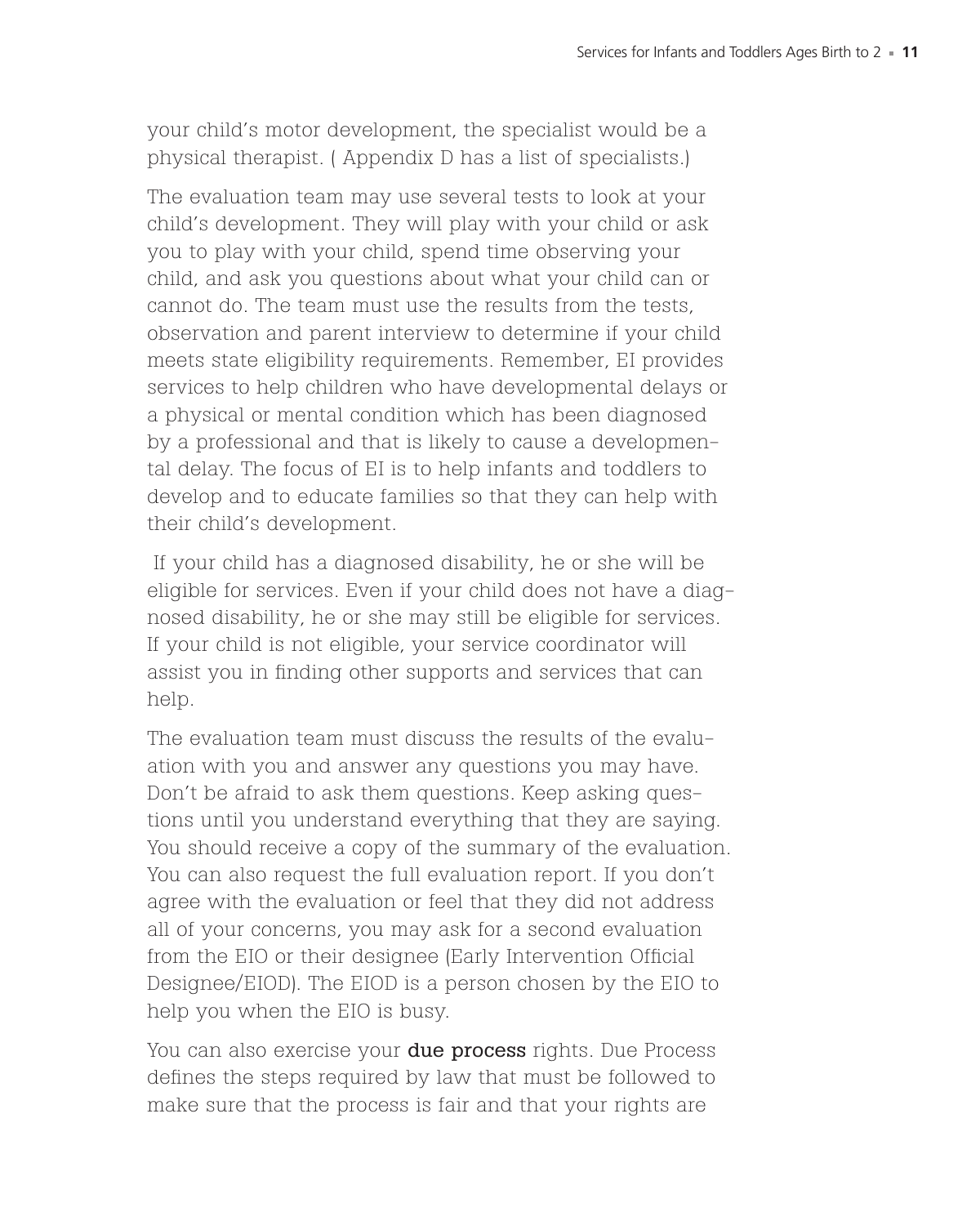your child's motor development, the specialist would be a physical therapist. ( Appendix D has a list of specialists.)

The evaluation team may use several tests to look at your child's development. They will play with your child or ask you to play with your child, spend time observing your child, and ask you questions about what your child can or cannot do. The team must use the results from the tests, observation and parent interview to determine if your child meets state eligibility requirements. Remember, EI provides services to help children who have developmental delays or a physical or mental condition which has been diagnosed by a professional and that is likely to cause a developmental delay. The focus of EI is to help infants and toddlers to develop and to educate families so that they can help with their child's development.

If your child has a diagnosed disability, he or she will be eligible for services. Even if your child does not have a diagnosed disability, he or she may still be eligible for services. If your child is not eligible, your service coordinator will assist you in finding other supports and services that can help.

The evaluation team must discuss the results of the evaluation with you and answer any questions you may have. Don't be afraid to ask them questions. Keep asking questions until you understand everything that they are saying. You should receive a copy of the summary of the evaluation. You can also request the full evaluation report. If you don't agree with the evaluation or feel that they did not address all of your concerns, you may ask for a second evaluation from the EIO or their designee (Early Intervention Official Designee/EIOD). The EIOD is a person chosen by the EIO to help you when the EIO is busy.

You can also exercise your **due process** rights. Due Process defines the steps required by law that must be followed to make sure that the process is fair and that your rights are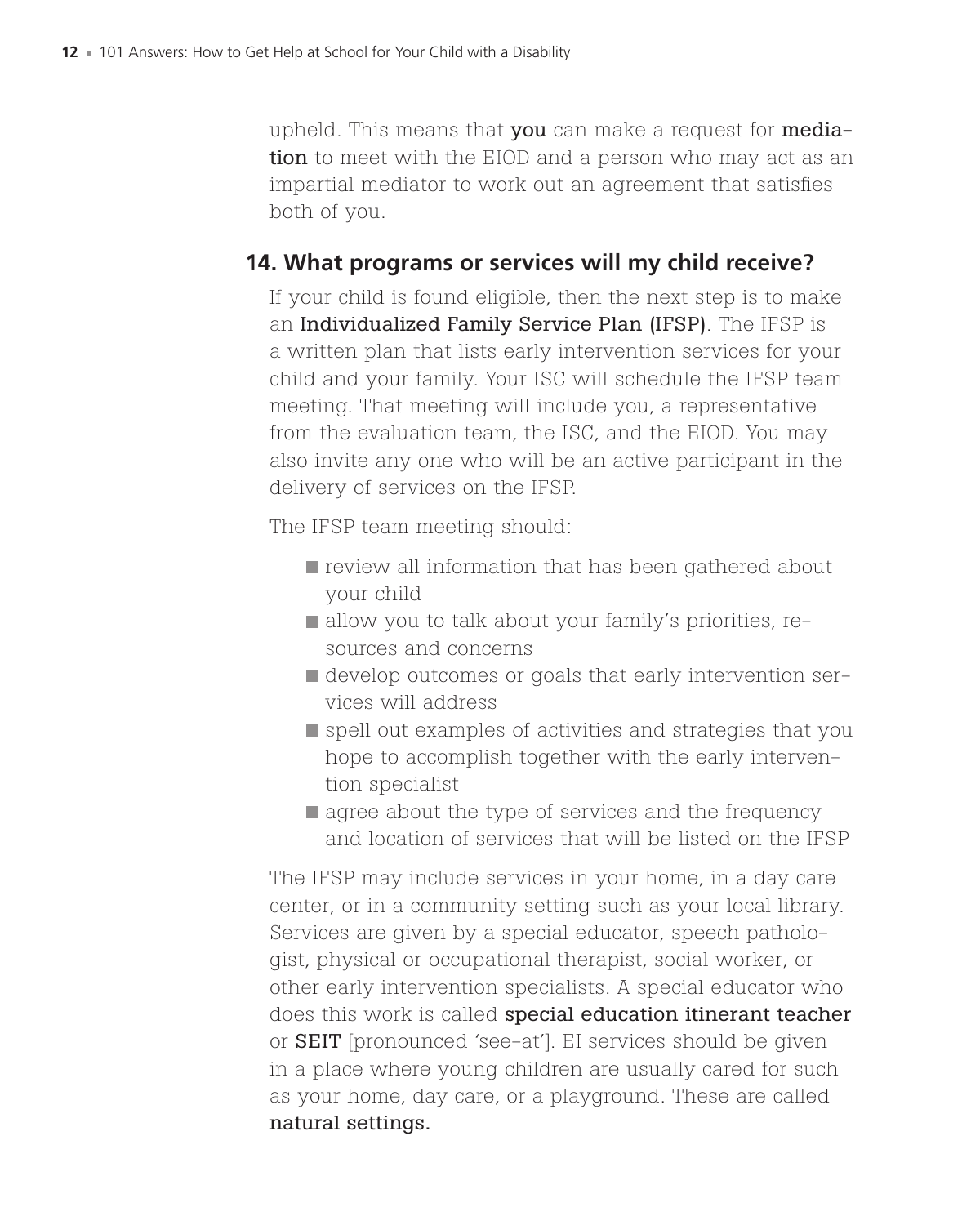upheld. This means that **you** can make a request for **mediation** to meet with the EIOD and a person who may act as an impartial mediator to work out an agreement that satisfies both of you.

## 14. What programs or services will my child receive?

If your child is found eligible, then the next step is to make an **Individualized Family Service Plan (IFSP)**. The IFSP is a written plan that lists early intervention services for your child and your family. Your ISC will schedule the IFSP team meeting. That meeting will include you, a representative from the evaluation team, the ISC, and the EIOD. You may also invite any one who will be an active participant in the delivery of services on the IFSP.

The IFSP team meeting should:

- review all information that has been gathered about your child
- allow you to talk about your family's priorities, resources and concerns
- develop outcomes or goals that early intervention services will address
- spell out examples of activities and strategies that you hope to accomplish together with the early intervention specialist
- agree about the type of services and the frequency and location of services that will be listed on the IFSP

The IFSP may include services in your home, in a day care center, or in a community setting such as your local library. Services are given by a special educator, speech pathologist, physical or occupational therapist, social worker, or other early intervention specialists. A special educator who does this work is called **special education itinerant teacher** or **SEIT** [pronounced 'see-at']. EI services should be given in a place where young children are usually cared for such as your home, day care, or a playground. These are called **natural settings.**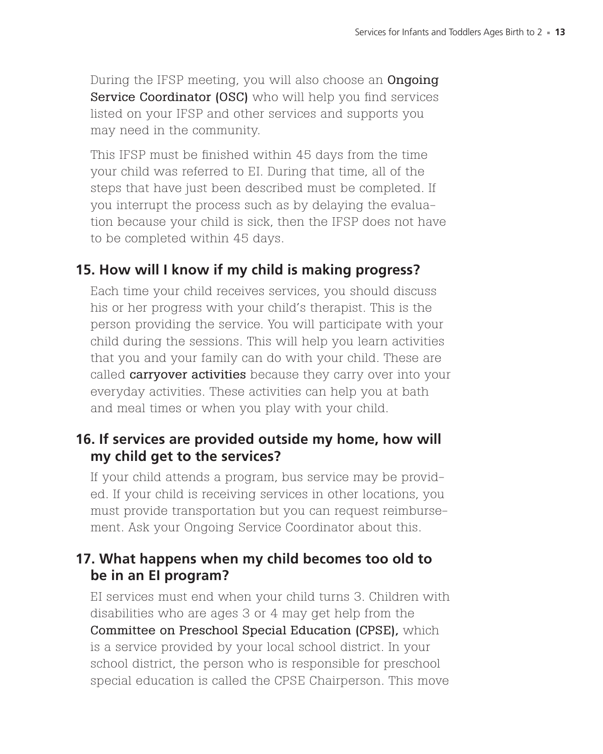During the IFSP meeting, you will also choose an **Ongoing Service Coordinator (OSC)** who will help you find services listed on your IFSP and other services and supports you may need in the community.

This IFSP must be finished within 45 days from the time your child was referred to EI. During that time, all of the steps that have just been described must be completed. If you interrupt the process such as by delaying the evaluation because your child is sick, then the IFSP does not have to be completed within 45 days.

## 15. How will I know if my child is making progress?

Each time your child receives services, you should discuss his or her progress with your child's therapist. This is the person providing the service. You will participate with your child during the sessions. This will help you learn activities that you and your family can do with your child. These are called **carryover activities** because they carry over into your everyday activities. These activities can help you at bath and meal times or when you play with your child.

## 16. If services are provided outside my home, how will my child get to the services?

If your child attends a program, bus service may be provided. If your child is receiving services in other locations, you must provide transportation but you can request reimbursement. Ask your Ongoing Service Coordinator about this.

## 17. What happens when my child becomes too old to be in an EI program?

EI services must end when your child turns 3. Children with disabilities who are ages 3 or 4 may get help from the **Committee on Preschool Special Education (CPSE),** which is a service provided by your local school district. In your school district, the person who is responsible for preschool special education is called the CPSE Chairperson. This move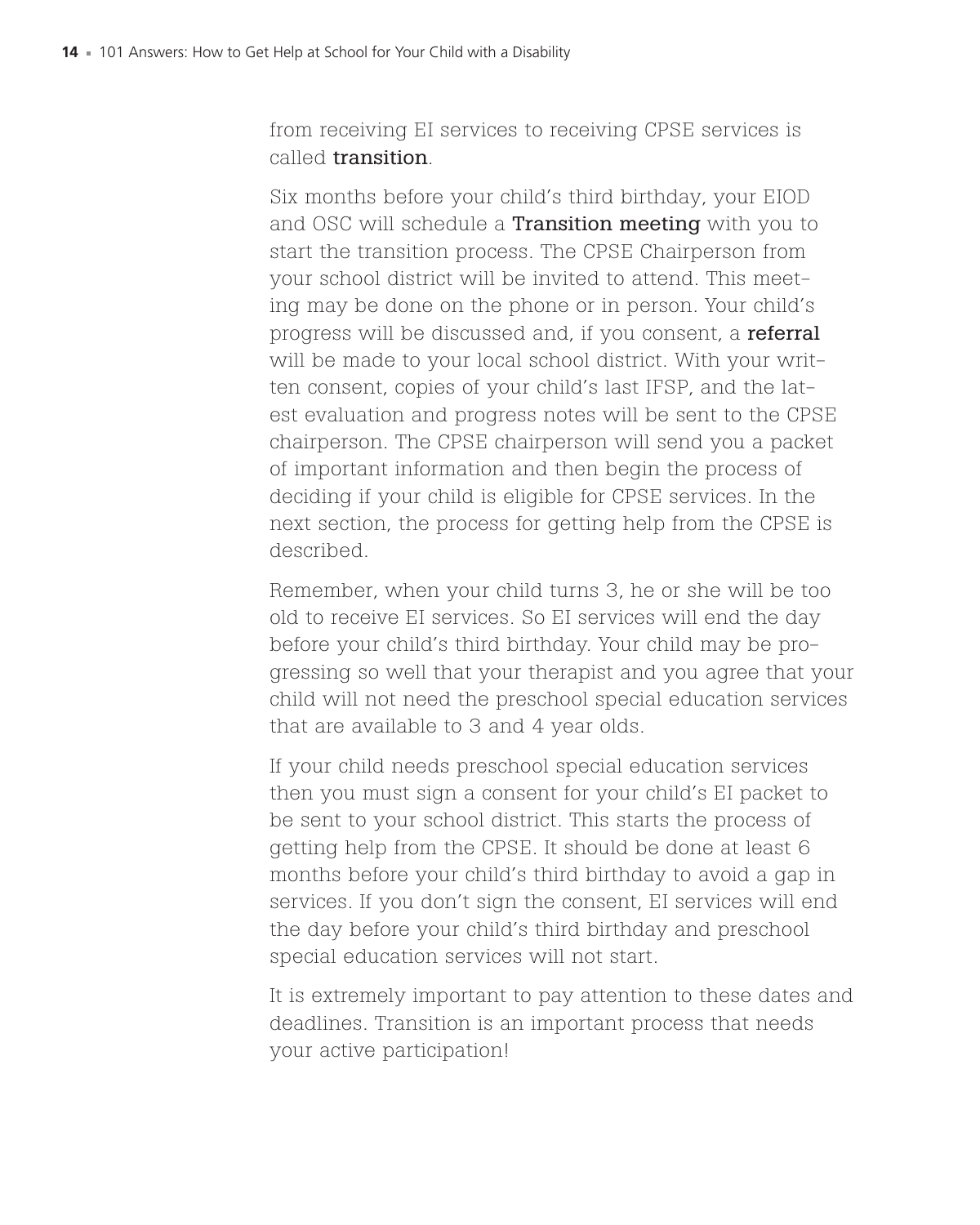from receiving EI services to receiving CPSE services is called **transition**.

Six months before your child's third birthday, your EIOD and OSC will schedule a **Transition meeting** with you to start the transition process. The CPSE Chairperson from your school district will be invited to attend. This meeting may be done on the phone or in person. Your child's progress will be discussed and, if you consent, a **referral** will be made to your local school district. With your written consent, copies of your child's last IFSP, and the latest evaluation and progress notes will be sent to the CPSE chairperson. The CPSE chairperson will send you a packet of important information and then begin the process of deciding if your child is eligible for CPSE services. In the next section, the process for getting help from the CPSE is described.

Remember, when your child turns 3, he or she will be too old to receive EI services. So EI services will end the day before your child's third birthday. Your child may be progressing so well that your therapist and you agree that your child will not need the preschool special education services that are available to 3 and 4 year olds.

If your child needs preschool special education services then you must sign a consent for your child's EI packet to be sent to your school district. This starts the process of getting help from the CPSE. It should be done at least 6 months before your child's third birthday to avoid a gap in services. If you don't sign the consent, EI services will end the day before your child's third birthday and preschool special education services will not start.

It is extremely important to pay attention to these dates and deadlines. Transition is an important process that needs your active participation!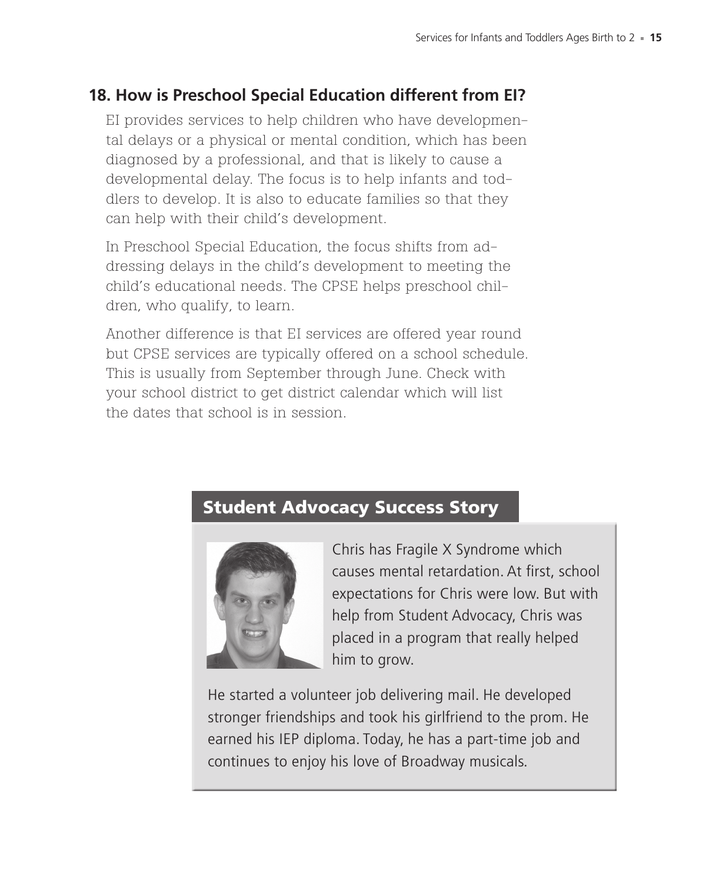## 18. How is Preschool Special Education different from EI?

EI provides services to help children who have developmental delays or a physical or mental condition, which has been diagnosed by a professional, and that is likely to cause a developmental delay. The focus is to help infants and toddlers to develop. It is also to educate families so that they can help with their child's development.

In Preschool Special Education, the focus shifts from addressing delays in the child's development to meeting the child's educational needs. The CPSE helps preschool children, who qualify, to learn.

Another difference is that EI services are offered year round but CPSE services are typically offered on a school schedule. This is usually from September through June. Check with your school district to get district calendar which will list the dates that school is in session.

### Student Advocacy Success Story

Chris has Fragile X Syndrome which causes mental retardation. At first, school expectations for Chris were low. But with help from Student Advocacy, Chris was placed in a program that really helped him to grow.

He started a volunteer job delivering mail. He developed stronger friendships and took his girlfriend to the prom. He earned his IEP diploma. Today, he has a part-time job and continues to enjoy his love of Broadway musicals.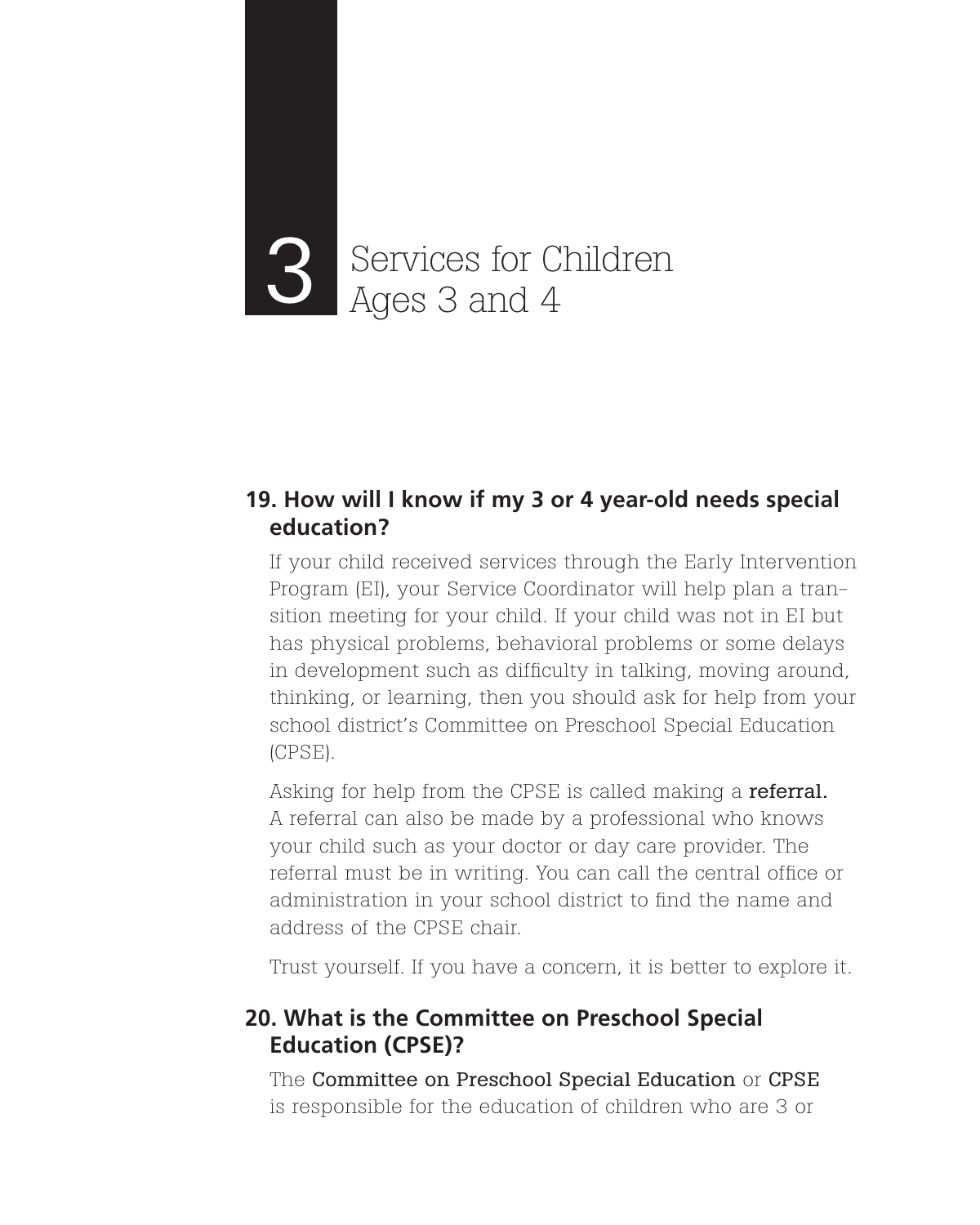# 3 Services for Children Ages 3 and 4

## 19. How will I know if my 3 or 4 year-old needs special education?

If your child received services through the Early Intervention Program (EI), your Service Coordinator will help plan a transition meeting for your child. If your child was not in EI but has physical problems, behavioral problems or some delays in development such as difficulty in talking, moving around, thinking, or learning, then you should ask for help from your school district's Committee on Preschool Special Education (CPSE).

Asking for help from the CPSE is called making a **referral.** A referral can also be made by a professional who knows your child such as your doctor or day care provider. The referral must be in writing. You can call the central office or administration in your school district to find the name and address of the CPSE chair.

Trust yourself. If you have a concern, it is better to explore it.

## 20. What is the Committee on Preschool Special Education (CPSE)?

The **Committee on Preschool Special Education** or **CPSE** is responsible for the education of children who are 3 or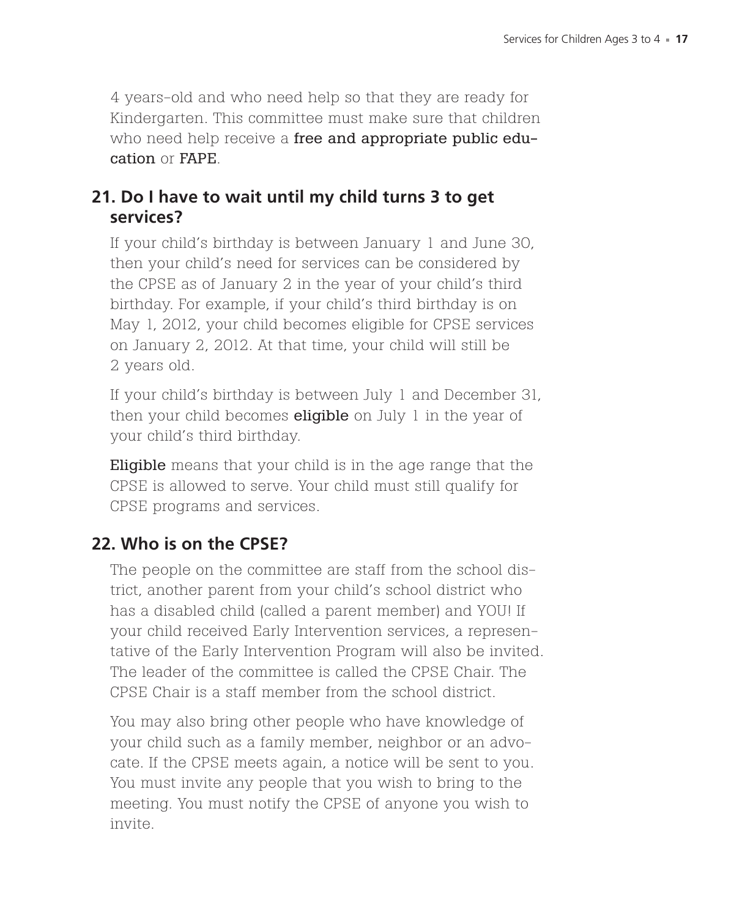4 years-old and who need help so that they are ready for Kindergarten. This committee must make sure that children who need help receive a **free and appropriate public education** or **FAPE**.

## 21. Do I have to wait until my child turns 3 to get services?

If your child's birthday is between January 1 and June 30, then your child's need for services can be considered by the CPSE as of January 2 in the year of your child's third birthday. For example, if your child's third birthday is on May 1, 2012, your child becomes eligible for CPSE services on January 2, 2012. At that time, your child will still be 2 years old.

If your child's birthday is between July 1 and December 31, then your child becomes **eligible** on July 1 in the year of your child's third birthday.

**Eligible** means that your child is in the age range that the CPSE is allowed to serve. Your child must still qualify for CPSE programs and services.

## 22. Who is on the CPSE?

The people on the committee are staff from the school district, another parent from your child's school district who has a disabled child (called a parent member) and YOU! If your child received Early Intervention services, a representative of the Early Intervention Program will also be invited. The leader of the committee is called the CPSE Chair. The CPSE Chair is a staff member from the school district.

You may also bring other people who have knowledge of your child such as a family member, neighbor or an advocate. If the CPSE meets again, a notice will be sent to you. You must invite any people that you wish to bring to the meeting. You must notify the CPSE of anyone you wish to invite.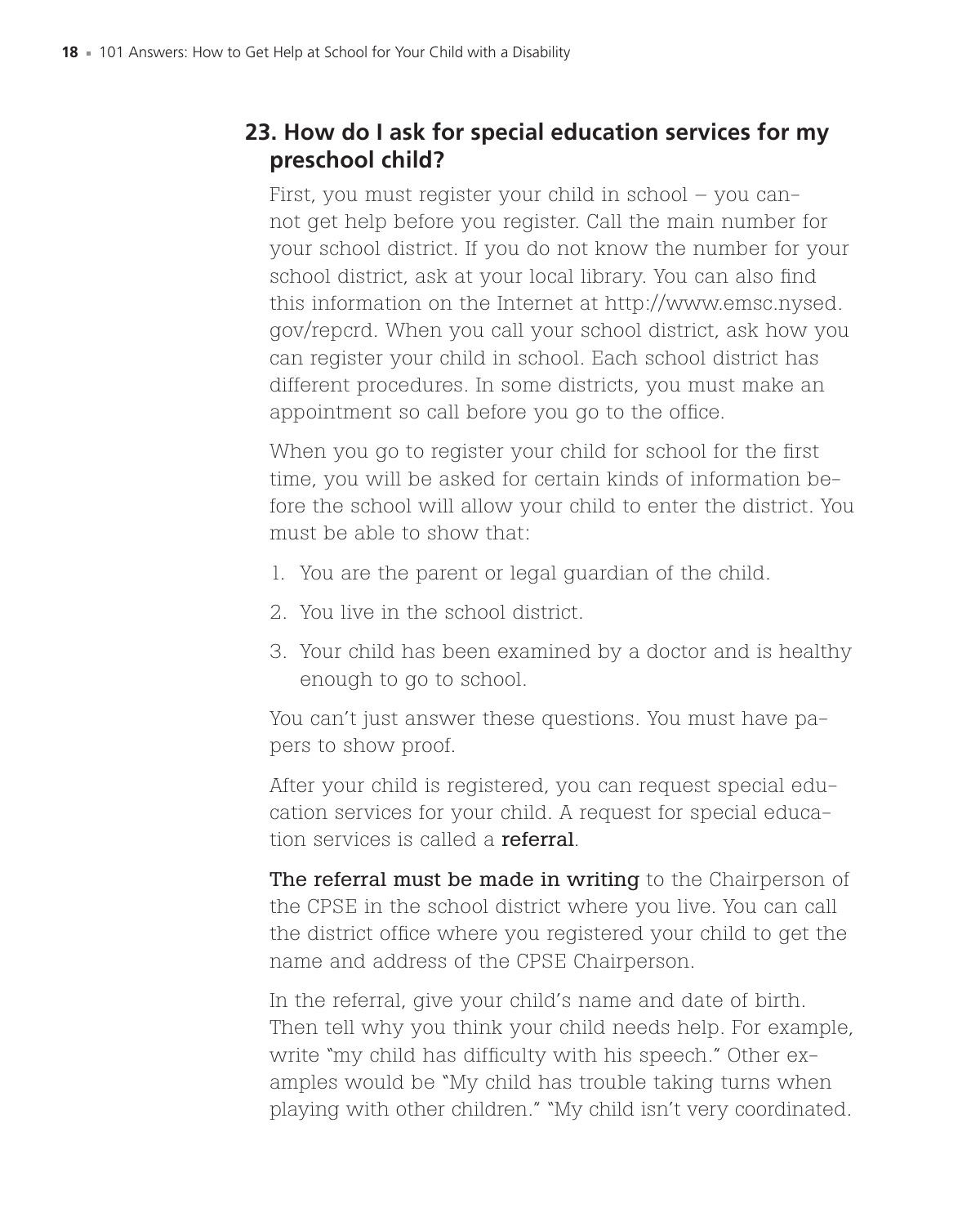## 23. How do I ask for special education services for my preschool child?

First, you must register your child in school – you cannot get help before you register. Call the main number for your school district. If you do not know the number for your school district, ask at your local library. You can also find this information on the Internet at http://www.emsc.nysed.gov/repcrd. When you call your school district, ask how you can register your child in school. Each school district has different procedures. In some districts, you must make an appointment so call before you go to the office.

When you go to register your child for school for the first time, you will be asked for certain kinds of information before the school will allow your child to enter the district. You must be able to show that:

1. You are the parent or legal guardian of the child.
2. You live in the school district.
3. Your child has been examined by a doctor and is healthy enough to go to school.

You can't just answer these questions. You must have papers to show proof.

After your child is registered, you can request special education services for your child. A request for special education services is called a **referral**.

**The referral must be made in writing** to the Chairperson of the CPSE in the school district where you live. You can call the district office where you registered your child to get the name and address of the CPSE Chairperson.

In the referral, give your child's name and date of birth. Then tell why you think your child needs help. For example, write "my child has difficulty with his speech." Other examples would be "My child has trouble taking turns when playing with other children." "My child isn't very coordinated.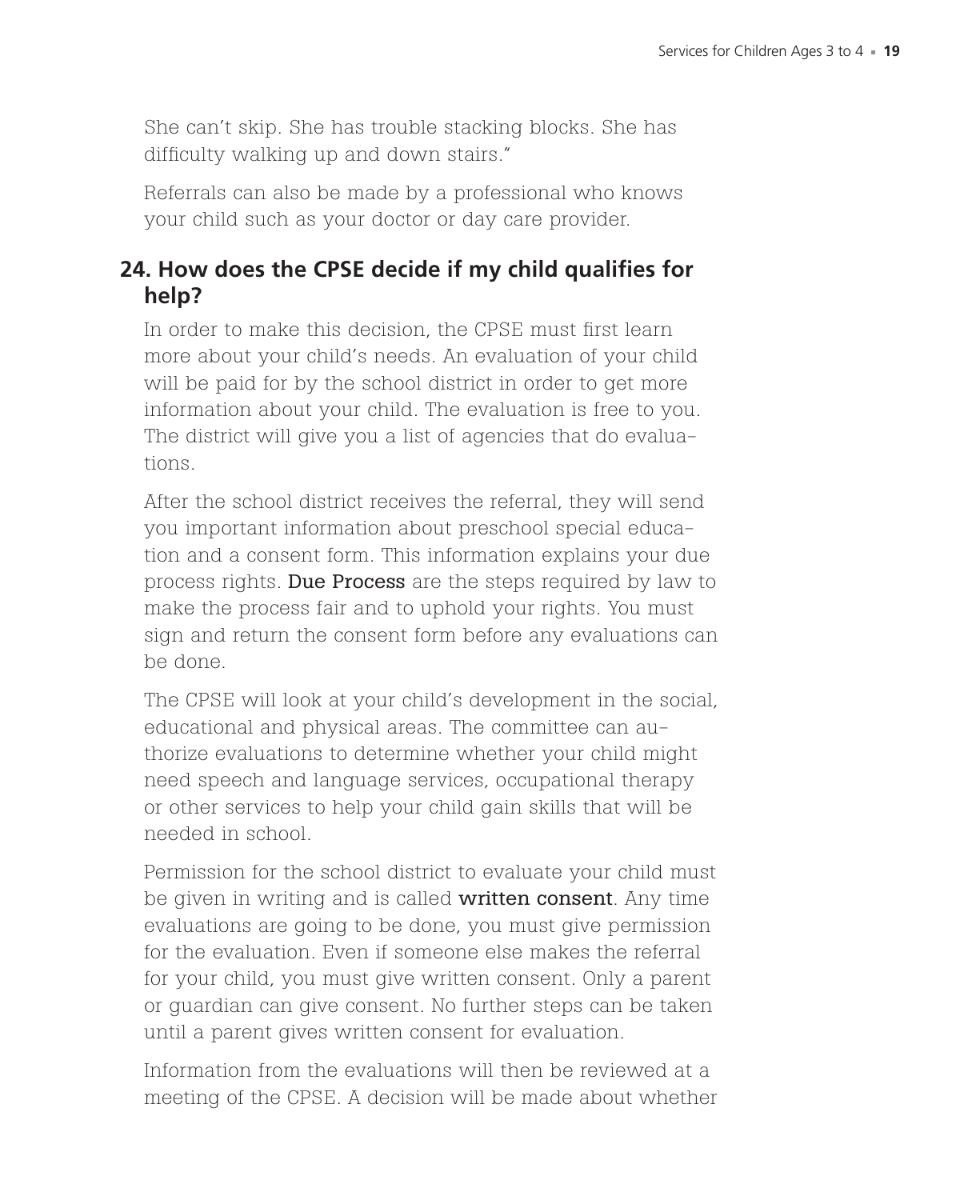She can't skip. She has trouble stacking blocks. She has difficulty walking up and down stairs."

Referrals can also be made by a professional who knows your child such as your doctor or day care provider.

## 24. How does the CPSE decide if my child qualifies for help?

In order to make this decision, the CPSE must first learn more about your child's needs. An evaluation of your child will be paid for by the school district in order to get more information about your child. The evaluation is free to you. The district will give you a list of agencies that do evaluations.

After the school district receives the referral, they will send you important information about preschool special education and a consent form. This information explains your due process rights. **Due Process** are the steps required by law to make the process fair and to uphold your rights. You must sign and return the consent form before any evaluations can be done.

The CPSE will look at your child's development in the social, educational and physical areas. The committee can authorize evaluations to determine whether your child might need speech and language services, occupational therapy or other services to help your child gain skills that will be needed in school.

Permission for the school district to evaluate your child must be given in writing and is called **written consent**. Any time evaluations are going to be done, you must give permission for the evaluation. Even if someone else makes the referral for your child, you must give written consent. Only a parent or guardian can give consent. No further steps can be taken until a parent gives written consent for evaluation.

Information from the evaluations will then be reviewed at a meeting of the CPSE. A decision will be made about whether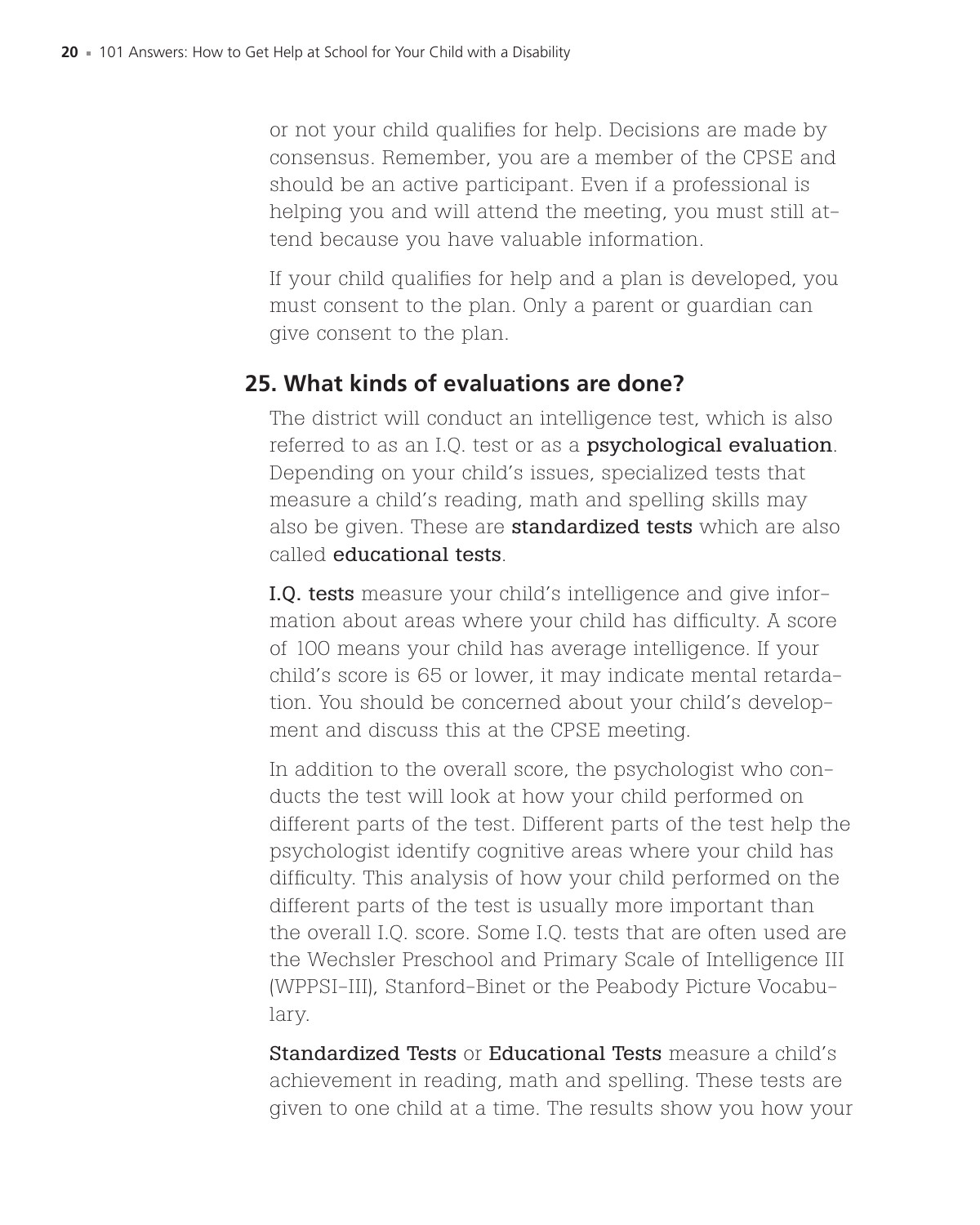or not your child qualifies for help. Decisions are made by consensus. Remember, you are a member of the CPSE and should be an active participant. Even if a professional is helping you and will attend the meeting, you must still attend because you have valuable information.

If your child qualifies for help and a plan is developed, you must consent to the plan. Only a parent or guardian can give consent to the plan.

## 25. What kinds of evaluations are done?

The district will conduct an intelligence test, which is also referred to as an I.Q. test or as a **psychological evaluation**. Depending on your child's issues, specialized tests that measure a child's reading, math and spelling skills may also be given. These are **standardized tests** which are also called **educational tests**.

**I.Q. tests** measure your child's intelligence and give information about areas where your child has difficulty. A score of 100 means your child has average intelligence. If your child's score is 65 or lower, it may indicate mental retardation. You should be concerned about your child's development and discuss this at the CPSE meeting.

In addition to the overall score, the psychologist who conducts the test will look at how your child performed on different parts of the test. Different parts of the test help the psychologist identify cognitive areas where your child has difficulty. This analysis of how your child performed on the different parts of the test is usually more important than the overall I.Q. score. Some I.Q. tests that are often used are the Wechsler Preschool and Primary Scale of Intelligence III (WPPSI-III), Stanford-Binet or the Peabody Picture Vocabulary.

**Standardized Tests** or **Educational Tests** measure a child's achievement in reading, math and spelling. These tests are given to one child at a time. The results show you how your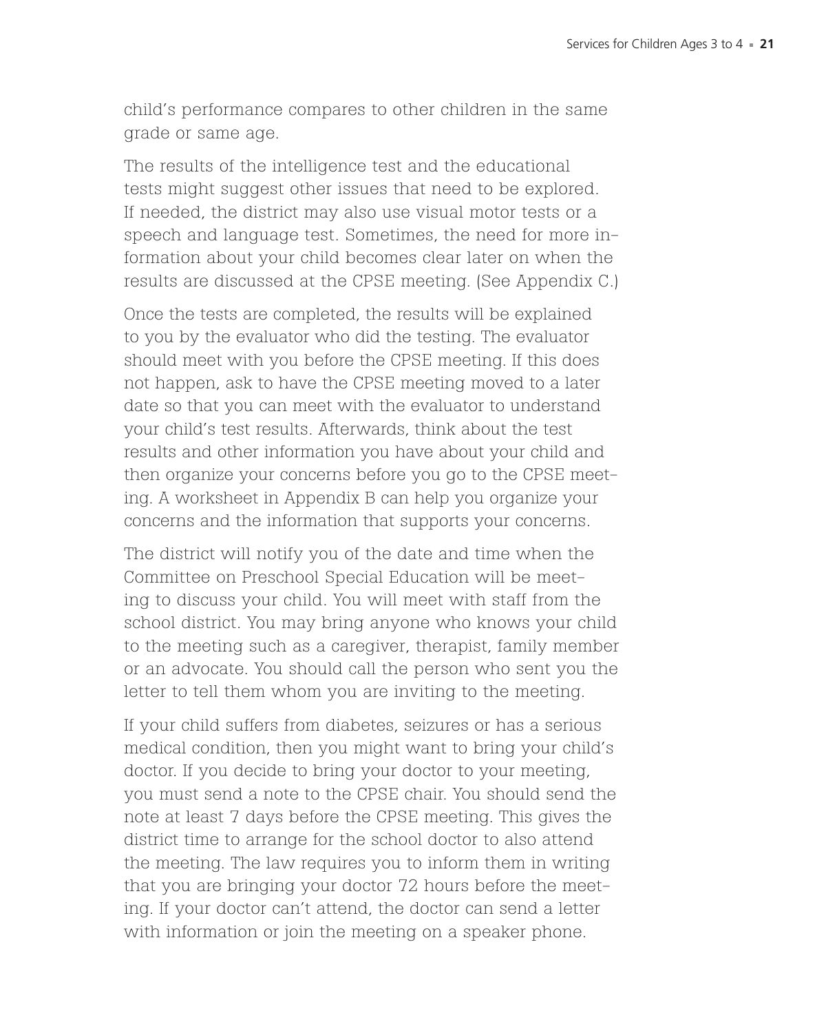child's performance compares to other children in the same grade or same age.

The results of the intelligence test and the educational tests might suggest other issues that need to be explored. If needed, the district may also use visual motor tests or a speech and language test. Sometimes, the need for more information about your child becomes clear later on when the results are discussed at the CPSE meeting. (See Appendix C.)

Once the tests are completed, the results will be explained to you by the evaluator who did the testing. The evaluator should meet with you before the CPSE meeting. If this does not happen, ask to have the CPSE meeting moved to a later date so that you can meet with the evaluator to understand your child's test results. Afterwards, think about the test results and other information you have about your child and then organize your concerns before you go to the CPSE meeting. A worksheet in Appendix B can help you organize your concerns and the information that supports your concerns.

The district will notify you of the date and time when the Committee on Preschool Special Education will be meeting to discuss your child. You will meet with staff from the school district. You may bring anyone who knows your child to the meeting such as a caregiver, therapist, family member or an advocate. You should call the person who sent you the letter to tell them whom you are inviting to the meeting.

If your child suffers from diabetes, seizures or has a serious medical condition, then you might want to bring your child's doctor. If you decide to bring your doctor to your meeting, you must send a note to the CPSE chair. You should send the note at least 7 days before the CPSE meeting. This gives the district time to arrange for the school doctor to also attend the meeting. The law requires you to inform them in writing that you are bringing your doctor 72 hours before the meeting. If your doctor can't attend, the doctor can send a letter with information or join the meeting on a speaker phone.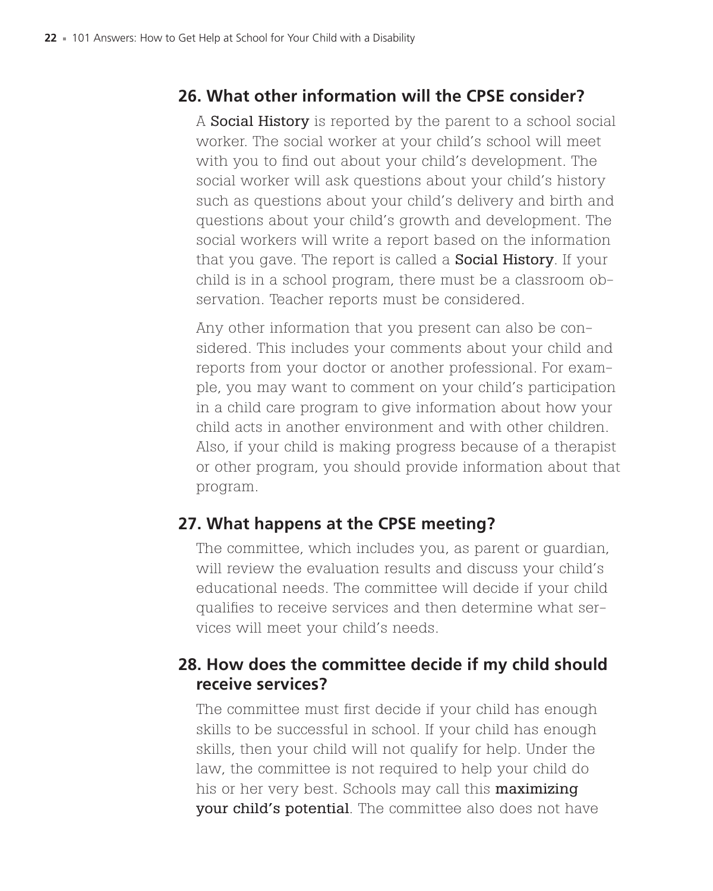## 26. What other information will the CPSE consider?

A **Social History** is reported by the parent to a school social worker. The social worker at your child's school will meet with you to find out about your child's development. The social worker will ask questions about your child's history such as questions about your child's delivery and birth and questions about your child's growth and development. The social workers will write a report based on the information that you gave. The report is called a **Social History**. If your child is in a school program, there must be a classroom observation. Teacher reports must be considered.

Any other information that you present can also be considered. This includes your comments about your child and reports from your doctor or another professional. For example, you may want to comment on your child's participation in a child care program to give information about how your child acts in another environment and with other children. Also, if your child is making progress because of a therapist or other program, you should provide information about that program.

## 27. What happens at the CPSE meeting?

The committee, which includes you, as parent or guardian, will review the evaluation results and discuss your child's educational needs. The committee will decide if your child qualifies to receive services and then determine what services will meet your child's needs.

## 28. How does the committee decide if my child should receive services?

The committee must first decide if your child has enough skills to be successful in school. If your child has enough skills, then your child will not qualify for help. Under the law, the committee is not required to help your child do his or her very best. Schools may call this **maximizing your child's potential**. The committee also does not have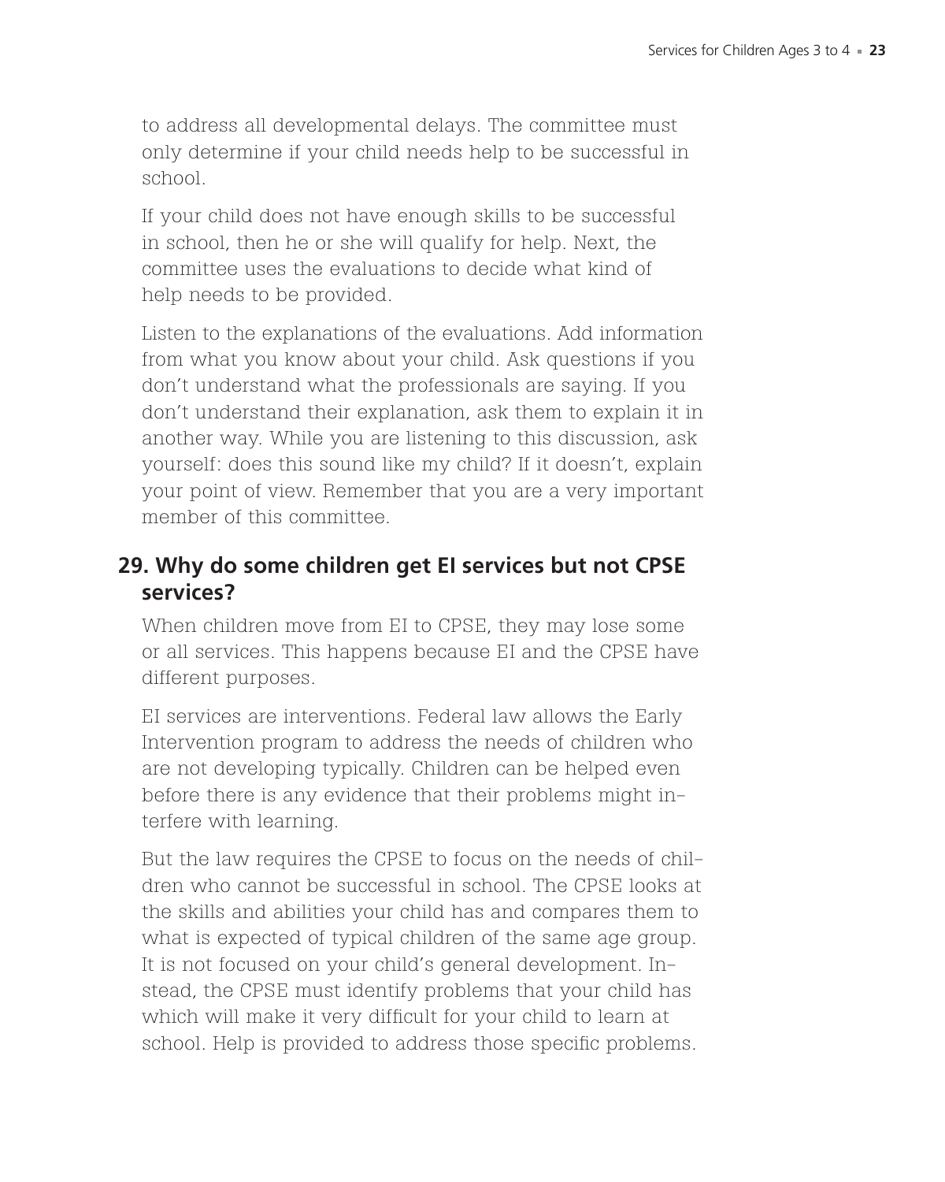to address all developmental delays. The committee must only determine if your child needs help to be successful in school.

If your child does not have enough skills to be successful in school, then he or she will qualify for help. Next, the committee uses the evaluations to decide what kind of help needs to be provided.

Listen to the explanations of the evaluations. Add information from what you know about your child. Ask questions if you don't understand what the professionals are saying. If you don't understand their explanation, ask them to explain it in another way. While you are listening to this discussion, ask yourself: does this sound like my child? If it doesn't, explain your point of view. Remember that you are a very important member of this committee.

## 29. Why do some children get EI services but not CPSE services?

When children move from EI to CPSE, they may lose some or all services. This happens because EI and the CPSE have different purposes.

EI services are interventions. Federal law allows the Early Intervention program to address the needs of children who are not developing typically. Children can be helped even before there is any evidence that their problems might interfere with learning.

But the law requires the CPSE to focus on the needs of children who cannot be successful in school. The CPSE looks at the skills and abilities your child has and compares them to what is expected of typical children of the same age group. It is not focused on your child's general development. Instead, the CPSE must identify problems that your child has which will make it very difficult for your child to learn at school. Help is provided to address those specific problems.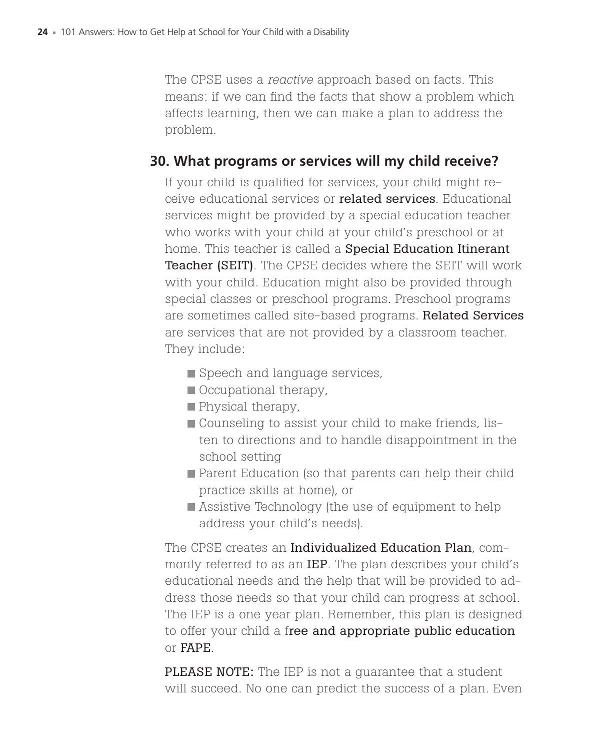The CPSE uses a *reactive* approach based on facts. This means: if we can find the facts that show a problem which affects learning, then we can make a plan to address the problem.

## 30. What programs or services will my child receive?

If your child is qualified for services, your child might receive educational services or **related services**. Educational services might be provided by a special education teacher who works with your child at your child's preschool or at home. This teacher is called a **Special Education Itinerant Teacher (SEIT)**. The CPSE decides where the SEIT will work with your child. Education might also be provided through special classes or preschool programs. Preschool programs are sometimes called site-based programs. **Related Services** are services that are not provided by a classroom teacher. They include:

- Speech and language services,
- Occupational therapy,
- Physical therapy,
- Counseling to assist your child to make friends, listen to directions and to handle disappointment in the school setting
- Parent Education (so that parents can help their child practice skills at home), or
- Assistive Technology (the use of equipment to help address your child's needs).

The CPSE creates an **Individualized Education Plan**, commonly referred to as an **IEP**. The plan describes your child's educational needs and the help that will be provided to address those needs so that your child can progress at school. The IEP is a one year plan. Remember, this plan is designed to offer your child a f**ree and appropriate public education** or **FAPE**.

**PLEASE NOTE:** The IEP is not a guarantee that a student will succeed. No one can predict the success of a plan. Even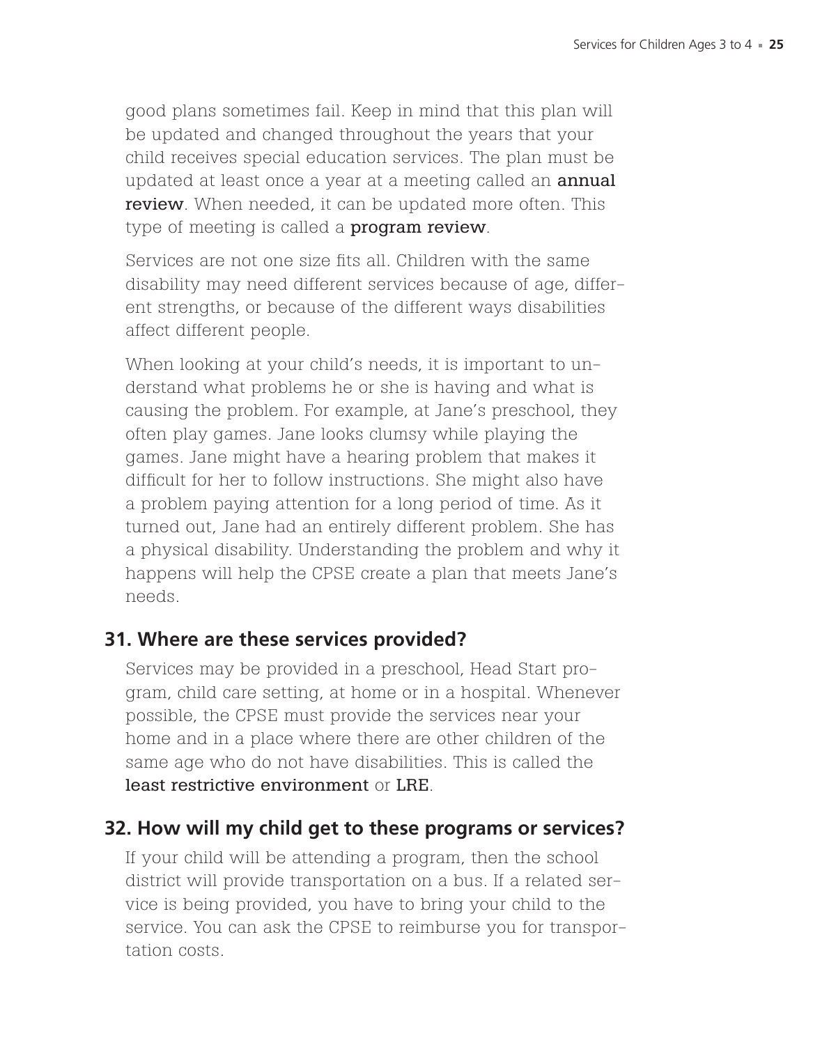good plans sometimes fail. Keep in mind that this plan will be updated and changed throughout the years that your child receives special education services. The plan must be updated at least once a year at a meeting called an **annual review**. When needed, it can be updated more often. This type of meeting is called a **program review**.

Services are not one size fits all. Children with the same disability may need different services because of age, different strengths, or because of the different ways disabilities affect different people.

When looking at your child's needs, it is important to understand what problems he or she is having and what is causing the problem. For example, at Jane's preschool, they often play games. Jane looks clumsy while playing the games. Jane might have a hearing problem that makes it difficult for her to follow instructions. She might also have a problem paying attention for a long period of time. As it turned out, Jane had an entirely different problem. She has a physical disability. Understanding the problem and why it happens will help the CPSE create a plan that meets Jane's needs.

## 31. Where are these services provided?

Services may be provided in a preschool, Head Start program, child care setting, at home or in a hospital. Whenever possible, the CPSE must provide the services near your home and in a place where there are other children of the same age who do not have disabilities. This is called the **least restrictive environment** or **LRE**.

## 32. How will my child get to these programs or services?

If your child will be attending a program, then the school district will provide transportation on a bus. If a related service is being provided, you have to bring your child to the service. You can ask the CPSE to reimburse you for transportation costs.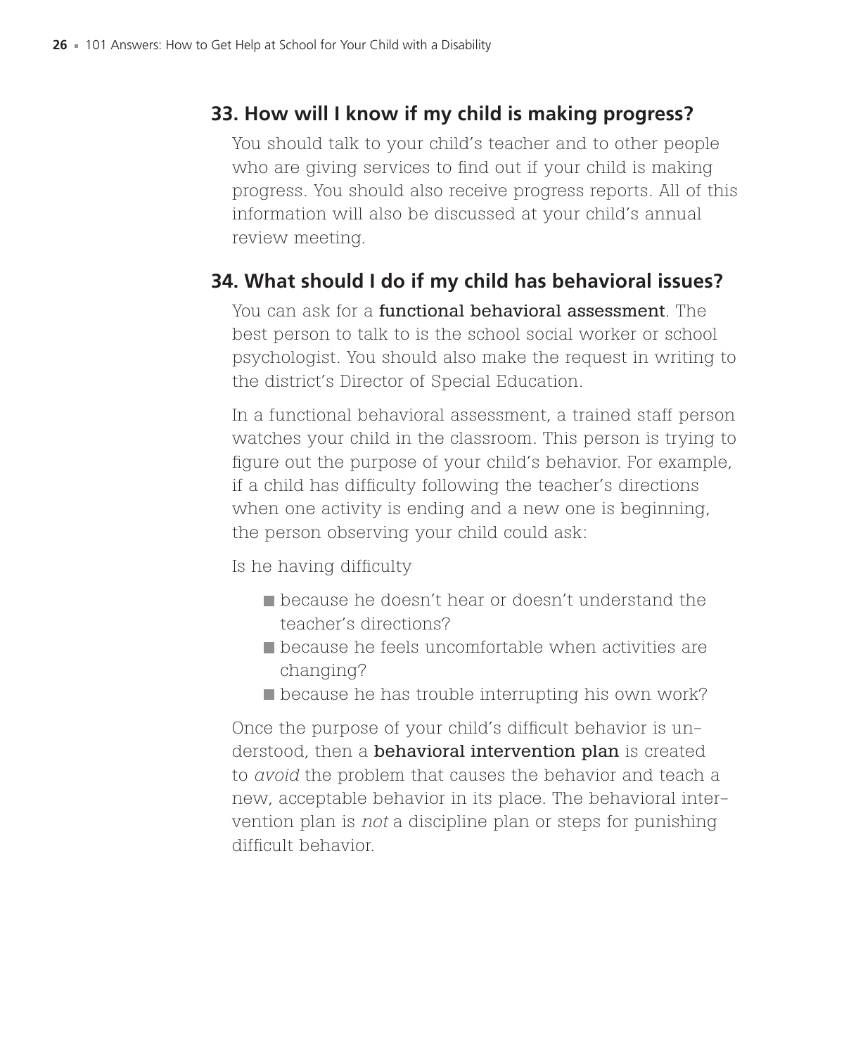## 33. How will I know if my child is making progress?

You should talk to your child's teacher and to other people who are giving services to find out if your child is making progress. You should also receive progress reports. All of this information will also be discussed at your child's annual review meeting.

## 34. What should I do if my child has behavioral issues?

You can ask for a **functional behavioral assessment**. The best person to talk to is the school social worker or school psychologist. You should also make the request in writing to the district's Director of Special Education.

In a functional behavioral assessment, a trained staff person watches your child in the classroom. This person is trying to figure out the purpose of your child's behavior. For example, if a child has difficulty following the teacher's directions when one activity is ending and a new one is beginning, the person observing your child could ask:

Is he having difficulty

- because he doesn't hear or doesn't understand the teacher's directions?
- because he feels uncomfortable when activities are changing?
- because he has trouble interrupting his own work?

Once the purpose of your child's difficult behavior is understood, then a **behavioral intervention plan** is created to *avoid* the problem that causes the behavior and teach a new, acceptable behavior in its place. The behavioral intervention plan is *not* a discipline plan or steps for punishing difficult behavior.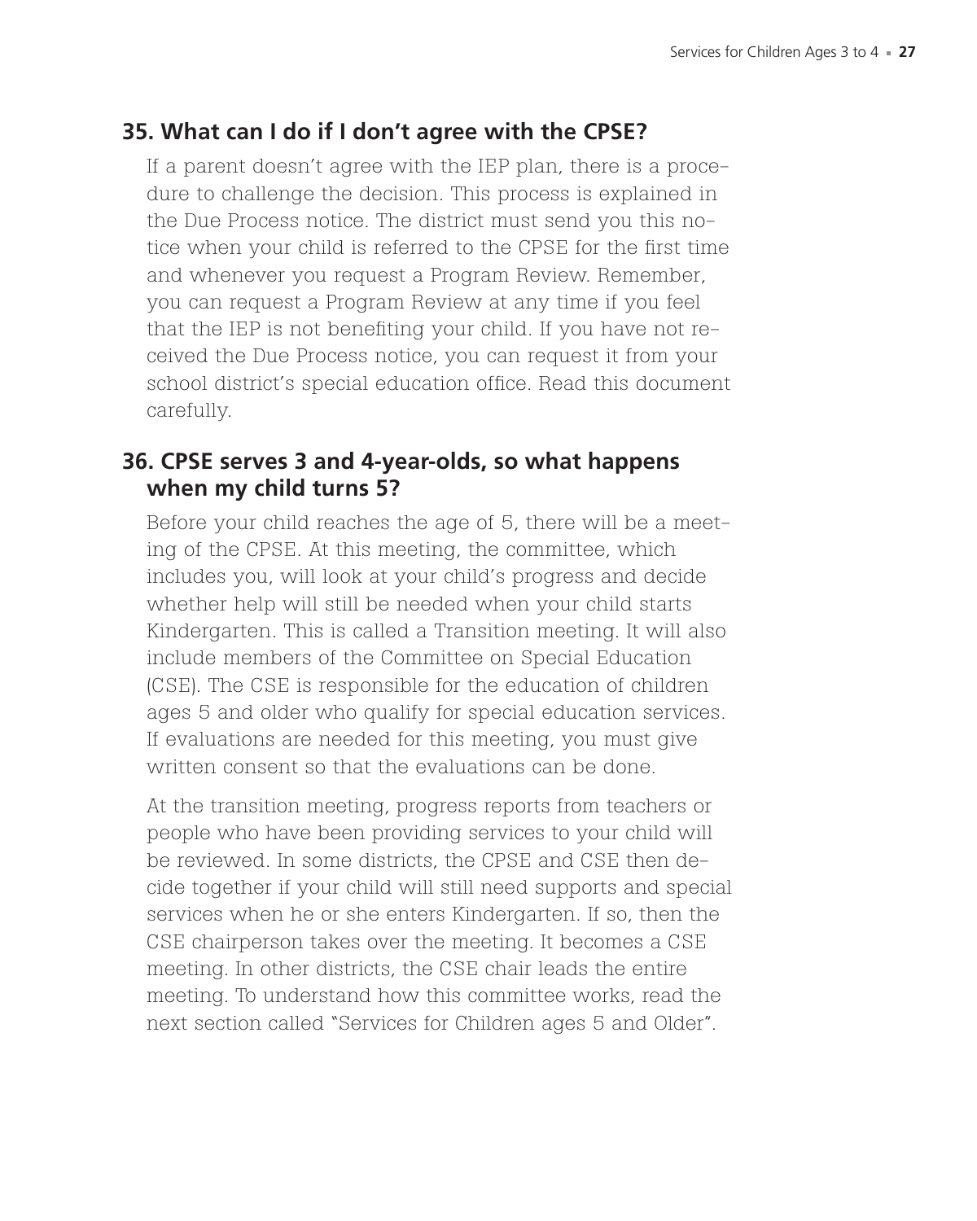## 35. What can I do if I don't agree with the CPSE?

If a parent doesn't agree with the IEP plan, there is a procedure to challenge the decision. This process is explained in the Due Process notice. The district must send you this notice when your child is referred to the CPSE for the first time and whenever you request a Program Review. Remember, you can request a Program Review at any time if you feel that the IEP is not benefiting your child. If you have not received the Due Process notice, you can request it from your school district's special education office. Read this document carefully.

## 36. CPSE serves 3 and 4-year-olds, so what happens when my child turns 5?

Before your child reaches the age of 5, there will be a meeting of the CPSE. At this meeting, the committee, which includes you, will look at your child's progress and decide whether help will still be needed when your child starts Kindergarten. This is called a Transition meeting. It will also include members of the Committee on Special Education (CSE). The CSE is responsible for the education of children ages 5 and older who qualify for special education services. If evaluations are needed for this meeting, you must give written consent so that the evaluations can be done.

At the transition meeting, progress reports from teachers or people who have been providing services to your child will be reviewed. In some districts, the CPSE and CSE then decide together if your child will still need supports and special services when he or she enters Kindergarten. If so, then the CSE chairperson takes over the meeting. It becomes a CSE meeting. In other districts, the CSE chair leads the entire meeting. To understand how this committee works, read the next section called "Services for Children ages 5 and Older".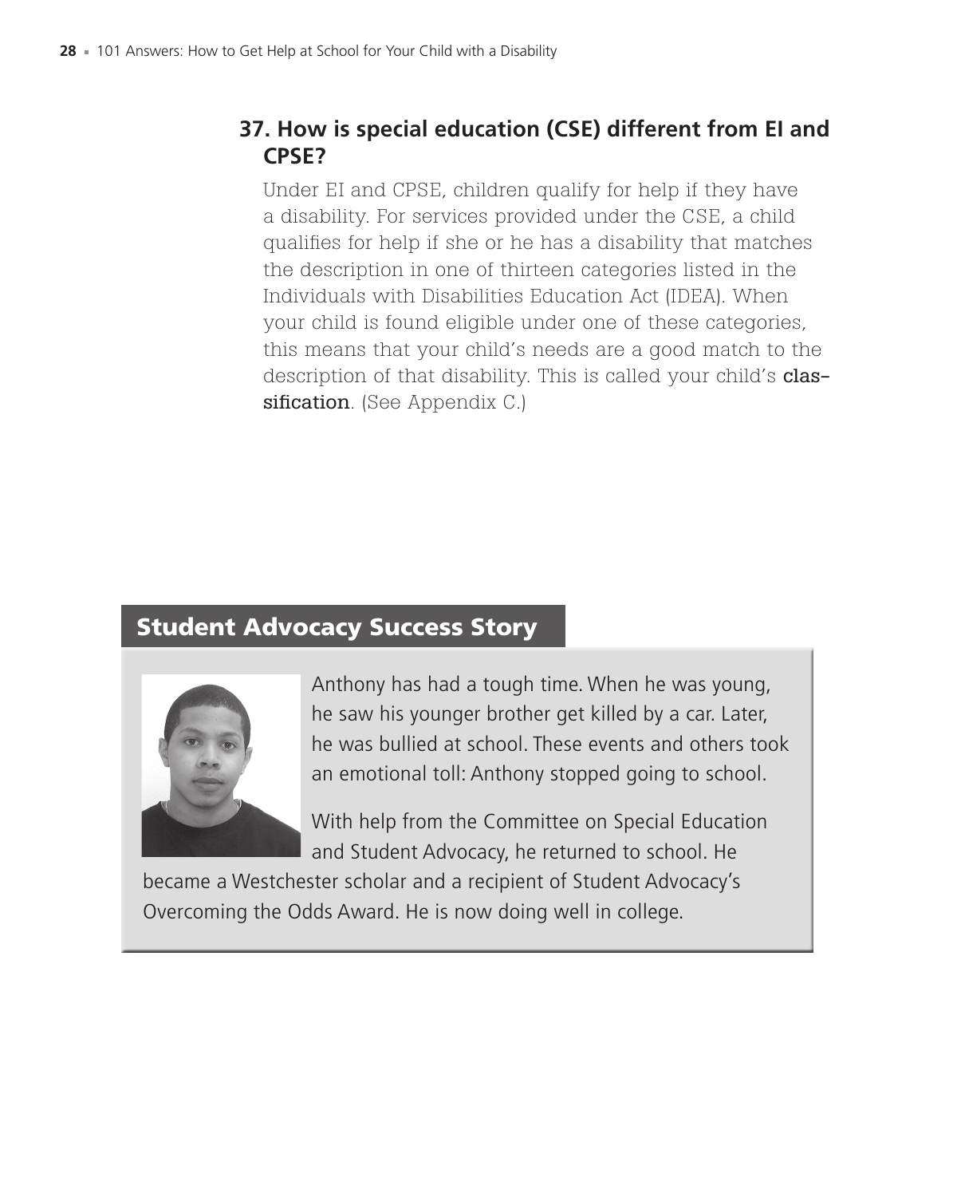### 37. How is special education (CSE) different from EI and CPSE?

Under EI and CPSE, children qualify for help if they have a disability. For services provided under the CSE, a child qualifies for help if she or he has a disability that matches the description in one of thirteen categories listed in the Individuals with Disabilities Education Act (IDEA). When your child is found eligible under one of these categories, this means that your child's needs are a good match to the description of that disability. This is called your child's **classification**. (See Appendix C.)

## Student Advocacy Success Story

Anthony has had a tough time. When he was young, he saw his younger brother get killed by a car. Later, he was bullied at school. These events and others took an emotional toll: Anthony stopped going to school.

With help from the Committee on Special Education and Student Advocacy, he returned to school. He became a Westchester scholar and a recipient of Student Advocacy's Overcoming the Odds Award. He is now doing well in college.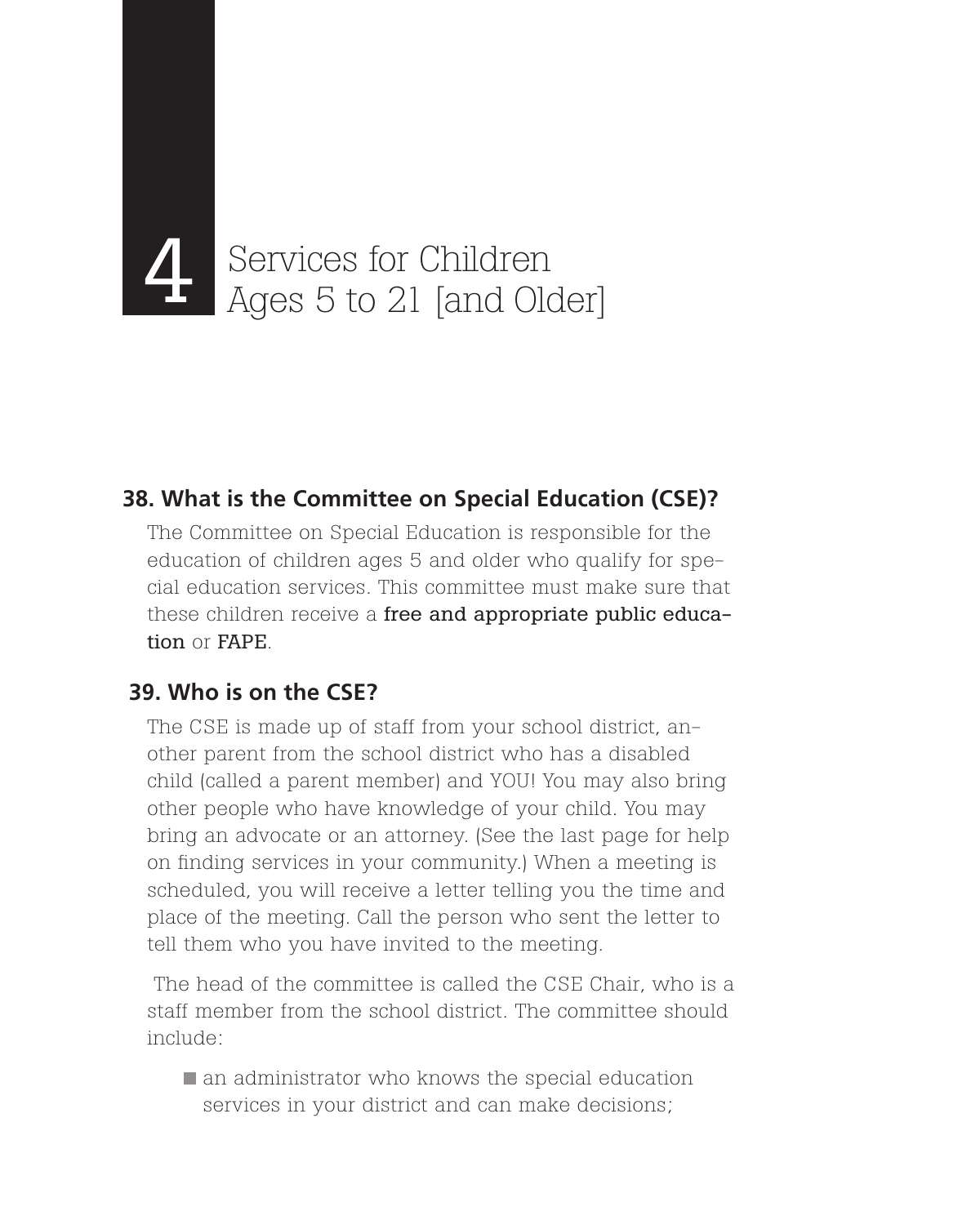# 4 Services for Children Ages 5 to 21 [and Older]

## 38. What is the Committee on Special Education (CSE)?

The Committee on Special Education is responsible for the education of children ages 5 and older who qualify for special education services. This committee must make sure that these children receive a **free and appropriate public education** or **FAPE**.

## 39. Who is on the CSE?

The CSE is made up of staff from your school district, another parent from the school district who has a disabled child (called a parent member) and YOU! You may also bring other people who have knowledge of your child. You may bring an advocate or an attorney. (See the last page for help on finding services in your community.) When a meeting is scheduled, you will receive a letter telling you the time and place of the meeting. Call the person who sent the letter to tell them who you have invited to the meeting.

The head of the committee is called the CSE Chair, who is a staff member from the school district. The committee should include:

- an administrator who knows the special education services in your district and can make decisions;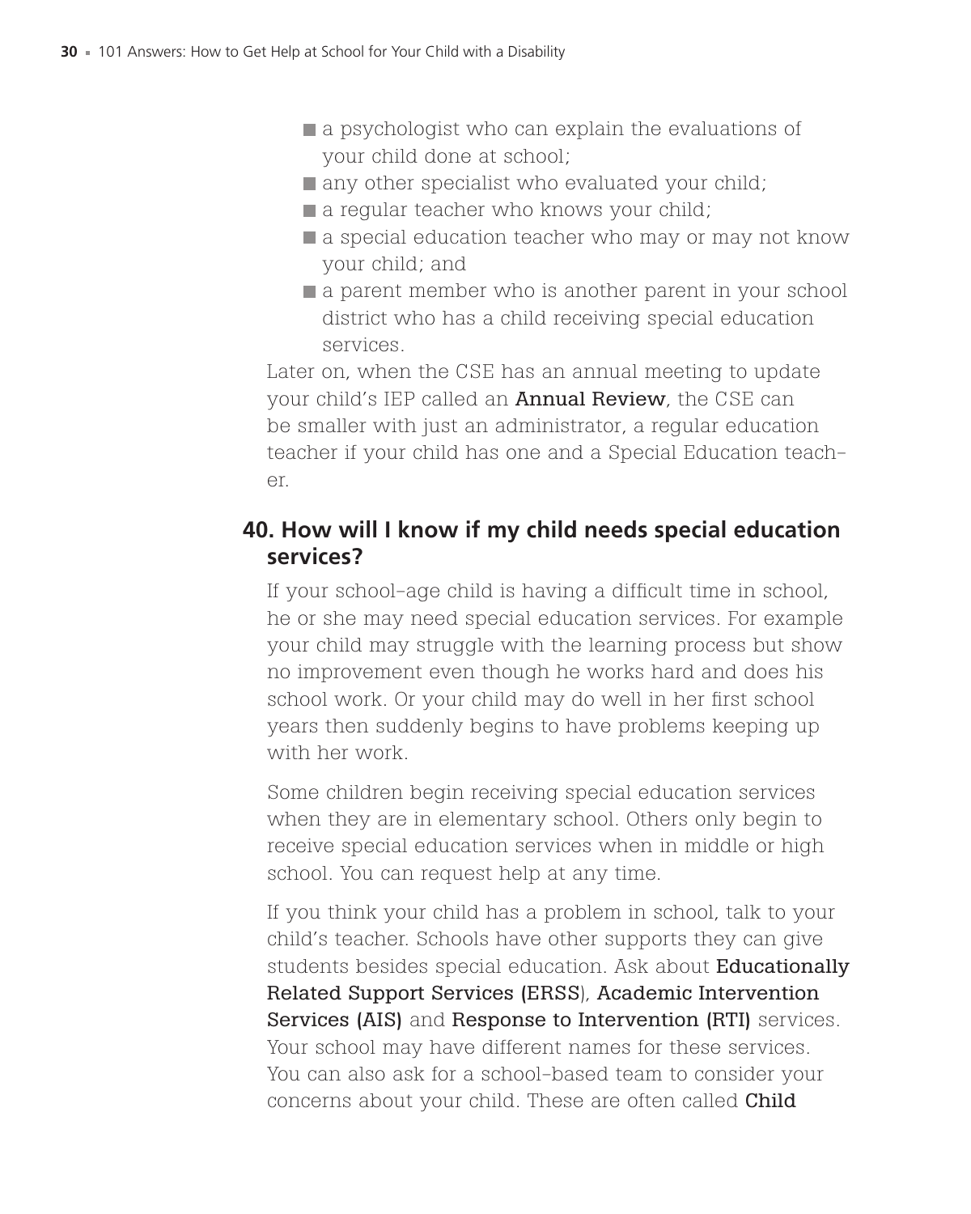- a psychologist who can explain the evaluations of your child done at school;
- any other specialist who evaluated your child;
- a regular teacher who knows your child;
- a special education teacher who may or may not know your child; and
- a parent member who is another parent in your school district who has a child receiving special education services.

Later on, when the CSE has an annual meeting to update your child's IEP called an **Annual Review**, the CSE can be smaller with just an administrator, a regular education teacher if your child has one and a Special Education teacher.

## 40. How will I know if my child needs special education services?

If your school-age child is having a difficult time in school, he or she may need special education services. For example your child may struggle with the learning process but show no improvement even though he works hard and does his school work. Or your child may do well in her first school years then suddenly begins to have problems keeping up with her work.

Some children begin receiving special education services when they are in elementary school. Others only begin to receive special education services when in middle or high school. You can request help at any time.

If you think your child has a problem in school, talk to your child's teacher. Schools have other supports they can give students besides special education. Ask about **Educationally Related Support Services (ERSS)**, **Academic Intervention Services (AIS)** and **Response to Intervention (RTI)** services. Your school may have different names for these services. You can also ask for a school-based team to consider your concerns about your child. These are often called **Child**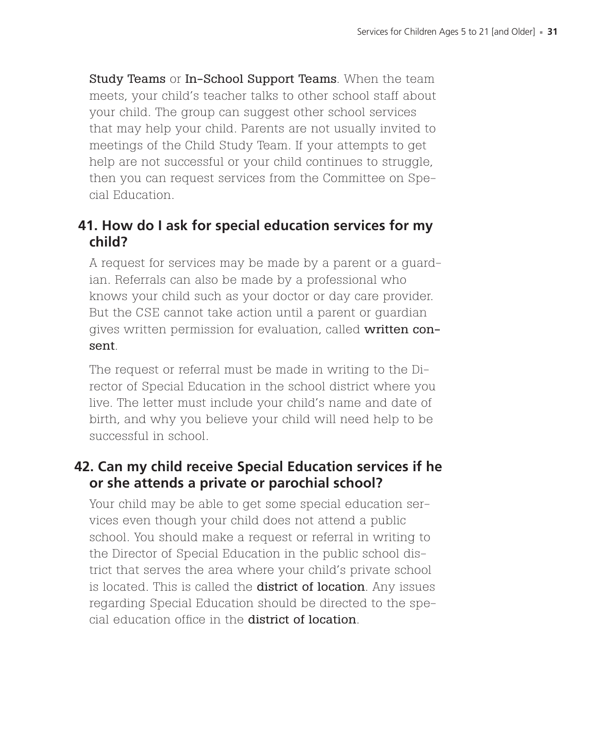**Study Teams** or **In-School Support Teams**. When the team meets, your child's teacher talks to other school staff about your child. The group can suggest other school services that may help your child. Parents are not usually invited to meetings of the Child Study Team. If your attempts to get help are not successful or your child continues to struggle, then you can request services from the Committee on Special Education.

## 41. How do I ask for special education services for my child?

A request for services may be made by a parent or a guardian. Referrals can also be made by a professional who knows your child such as your doctor or day care provider. But the CSE cannot take action until a parent or guardian gives written permission for evaluation, called **written consent**.

The request or referral must be made in writing to the Director of Special Education in the school district where you live. The letter must include your child's name and date of birth, and why you believe your child will need help to be successful in school.

## 42. Can my child receive Special Education services if he or she attends a private or parochial school?

Your child may be able to get some special education services even though your child does not attend a public school. You should make a request or referral in writing to the Director of Special Education in the public school district that serves the area where your child's private school is located. This is called the **district of location**. Any issues regarding Special Education should be directed to the special education office in the **district of location**.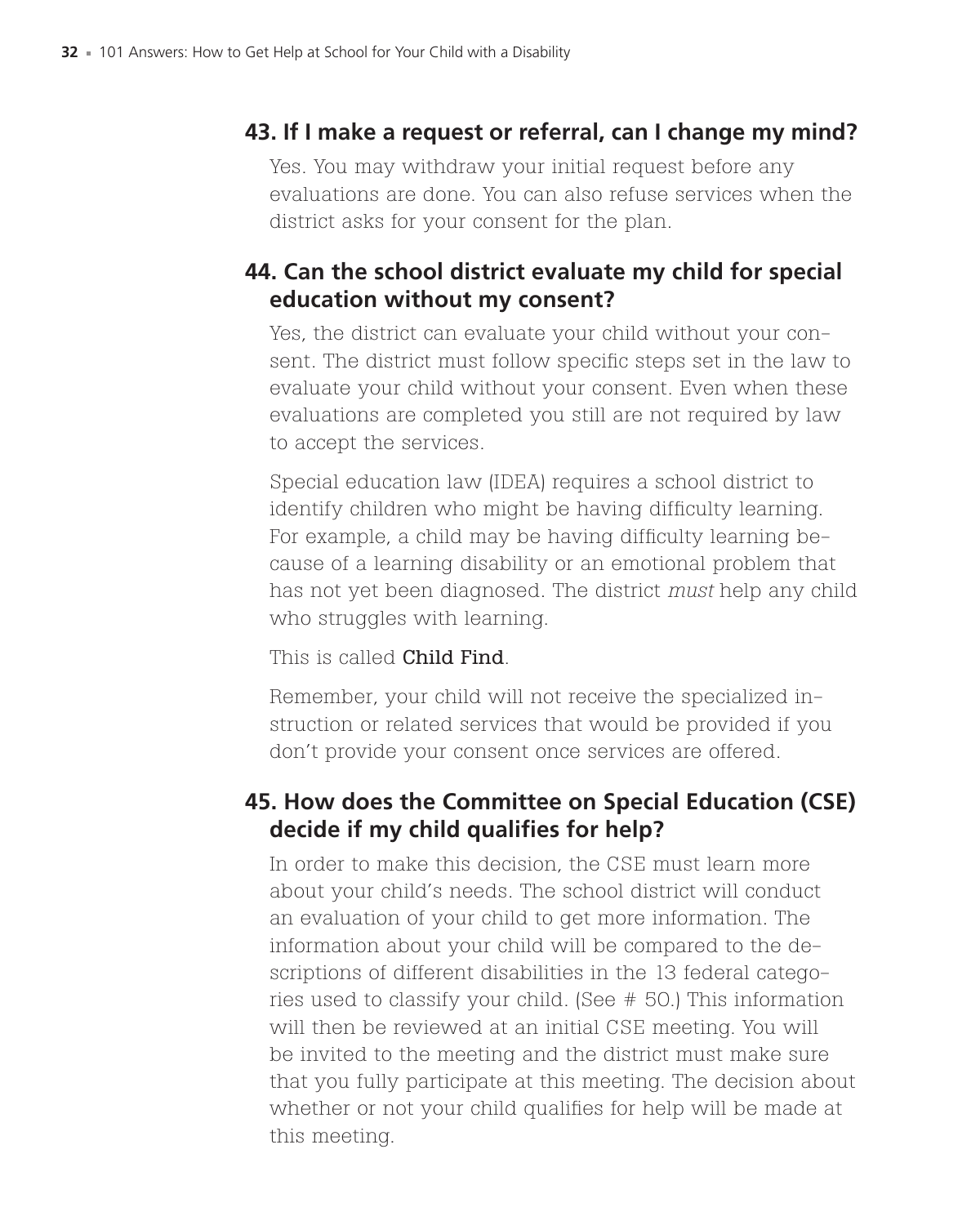## 43. If I make a request or referral, can I change my mind?

Yes. You may withdraw your initial request before any evaluations are done. You can also refuse services when the district asks for your consent for the plan.

## 44. Can the school district evaluate my child for special education without my consent?

Yes, the district can evaluate your child without your consent. The district must follow specific steps set in the law to evaluate your child without your consent. Even when these evaluations are completed you still are not required by law to accept the services.

Special education law (IDEA) requires a school district to identify children who might be having difficulty learning. For example, a child may be having difficulty learning because of a learning disability or an emotional problem that has not yet been diagnosed. The district *must* help any child who struggles with learning.

This is called **Child Find**.

Remember, your child will not receive the specialized instruction or related services that would be provided if you don't provide your consent once services are offered.

## 45. How does the Committee on Special Education (CSE) decide if my child qualifies for help?

In order to make this decision, the CSE must learn more about your child's needs. The school district will conduct an evaluation of your child to get more information. The information about your child will be compared to the descriptions of different disabilities in the 13 federal categories used to classify your child. (See # 50.) This information will then be reviewed at an initial CSE meeting. You will be invited to the meeting and the district must make sure that you fully participate at this meeting. The decision about whether or not your child qualifies for help will be made at this meeting.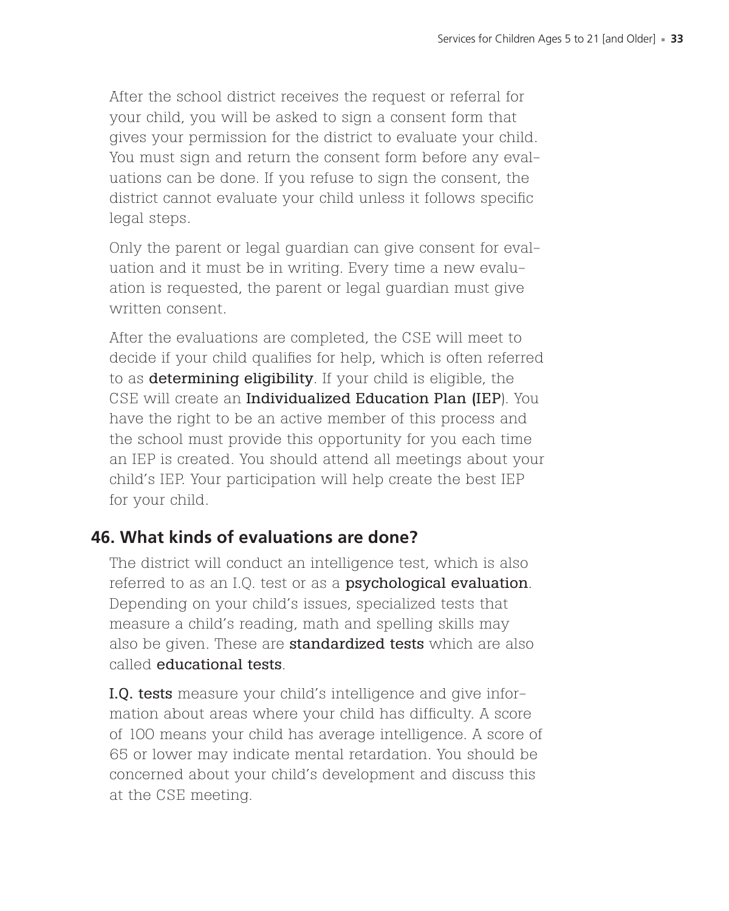After the school district receives the request or referral for your child, you will be asked to sign a consent form that gives your permission for the district to evaluate your child. You must sign and return the consent form before any evaluations can be done. If you refuse to sign the consent, the district cannot evaluate your child unless it follows specific legal steps.

Only the parent or legal guardian can give consent for evaluation and it must be in writing. Every time a new evaluation is requested, the parent or legal guardian must give written consent.

After the evaluations are completed, the CSE will meet to decide if your child qualifies for help, which is often referred to as **determining eligibility**. If your child is eligible, the CSE will create an **Individualized Education Plan (IEP)**. You have the right to be an active member of this process and the school must provide this opportunity for you each time an IEP is created. You should attend all meetings about your child's IEP. Your participation will help create the best IEP for your child.

## 46. What kinds of evaluations are done?

The district will conduct an intelligence test, which is also referred to as an I.Q. test or as a **psychological evaluation**. Depending on your child's issues, specialized tests that measure a child's reading, math and spelling skills may also be given. These are **standardized tests** which are also called **educational tests**.

**I.Q. tests** measure your child's intelligence and give information about areas where your child has difficulty. A score of 100 means your child has average intelligence. A score of 65 or lower may indicate mental retardation. You should be concerned about your child's development and discuss this at the CSE meeting.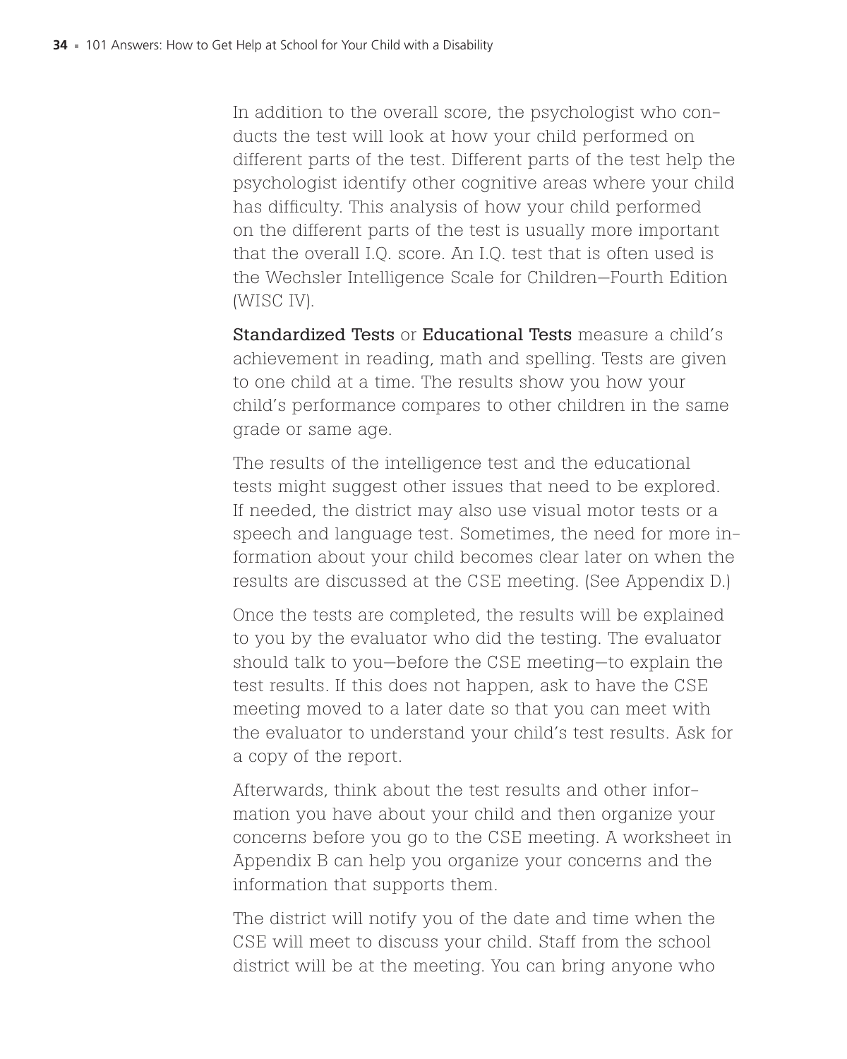In addition to the overall score, the psychologist who conducts the test will look at how your child performed on different parts of the test. Different parts of the test help the psychologist identify other cognitive areas where your child has difficulty. This analysis of how your child performed on the different parts of the test is usually more important that the overall I.Q. score. An I.Q. test that is often used is the Wechsler Intelligence Scale for Children—Fourth Edition (WISC IV).

**Standardized Tests** or **Educational Tests** measure a child's achievement in reading, math and spelling. Tests are given to one child at a time. The results show you how your child's performance compares to other children in the same grade or same age.

The results of the intelligence test and the educational tests might suggest other issues that need to be explored. If needed, the district may also use visual motor tests or a speech and language test. Sometimes, the need for more information about your child becomes clear later on when the results are discussed at the CSE meeting. (See Appendix D.)

Once the tests are completed, the results will be explained to you by the evaluator who did the testing. The evaluator should talk to you—before the CSE meeting—to explain the test results. If this does not happen, ask to have the CSE meeting moved to a later date so that you can meet with the evaluator to understand your child's test results. Ask for a copy of the report.

Afterwards, think about the test results and other information you have about your child and then organize your concerns before you go to the CSE meeting. A worksheet in Appendix B can help you organize your concerns and the information that supports them.

The district will notify you of the date and time when the CSE will meet to discuss your child. Staff from the school district will be at the meeting. You can bring anyone who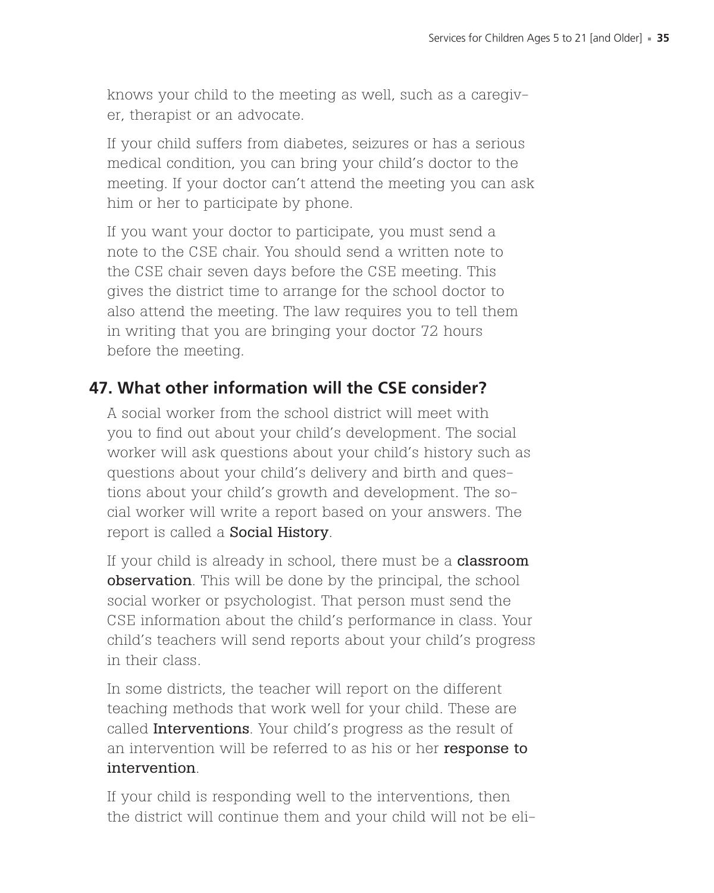knows your child to the meeting as well, such as a caregiver, therapist or an advocate.

If your child suffers from diabetes, seizures or has a serious medical condition, you can bring your child's doctor to the meeting. If your doctor can't attend the meeting you can ask him or her to participate by phone.

If you want your doctor to participate, you must send a note to the CSE chair. You should send a written note to the CSE chair seven days before the CSE meeting. This gives the district time to arrange for the school doctor to also attend the meeting. The law requires you to tell them in writing that you are bringing your doctor 72 hours before the meeting.

## 47. What other information will the CSE consider?

A social worker from the school district will meet with you to find out about your child's development. The social worker will ask questions about your child's history such as questions about your child's delivery and birth and questions about your child's growth and development. The social worker will write a report based on your answers. The report is called a **Social History**.

If your child is already in school, there must be a **classroom observation**. This will be done by the principal, the school social worker or psychologist. That person must send the CSE information about the child's performance in class. Your child's teachers will send reports about your child's progress in their class.

In some districts, the teacher will report on the different teaching methods that work well for your child. These are called **Interventions**. Your child's progress as the result of an intervention will be referred to as his or her **response to intervention**.

If your child is responding well to the interventions, then the district will continue them and your child will not be eli-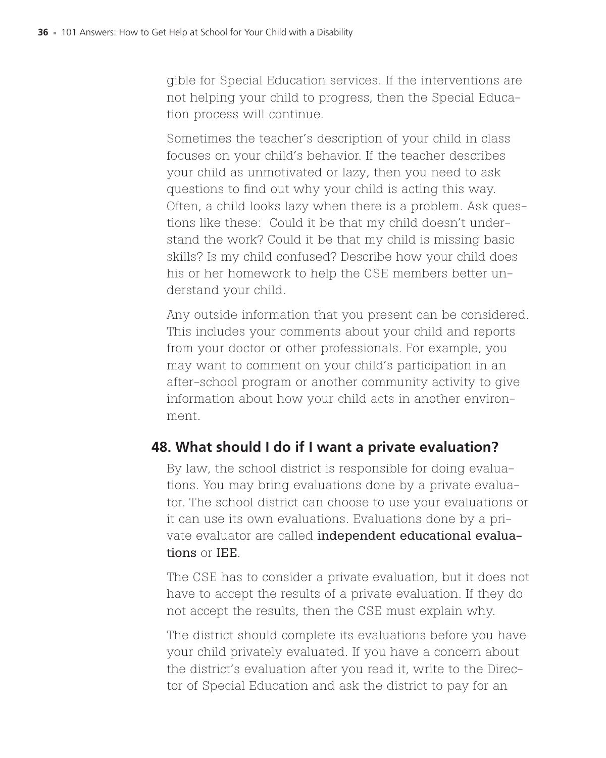gible for Special Education services. If the interventions are not helping your child to progress, then the Special Education process will continue.

Sometimes the teacher's description of your child in class focuses on your child's behavior. If the teacher describes your child as unmotivated or lazy, then you need to ask questions to find out why your child is acting this way. Often, a child looks lazy when there is a problem. Ask questions like these: Could it be that my child doesn't understand the work? Could it be that my child is missing basic skills? Is my child confused? Describe how your child does his or her homework to help the CSE members better understand your child.

Any outside information that you present can be considered. This includes your comments about your child and reports from your doctor or other professionals. For example, you may want to comment on your child's participation in an after-school program or another community activity to give information about how your child acts in another environment.

## 48. What should I do if I want a private evaluation?

By law, the school district is responsible for doing evaluations. You may bring evaluations done by a private evaluator. The school district can choose to use your evaluations or it can use its own evaluations. Evaluations done by a private evaluator are called **independent educational evaluations** or **IEE**.

The CSE has to consider a private evaluation, but it does not have to accept the results of a private evaluation. If they do not accept the results, then the CSE must explain why.

The district should complete its evaluations before you have your child privately evaluated. If you have a concern about the district's evaluation after you read it, write to the Director of Special Education and ask the district to pay for an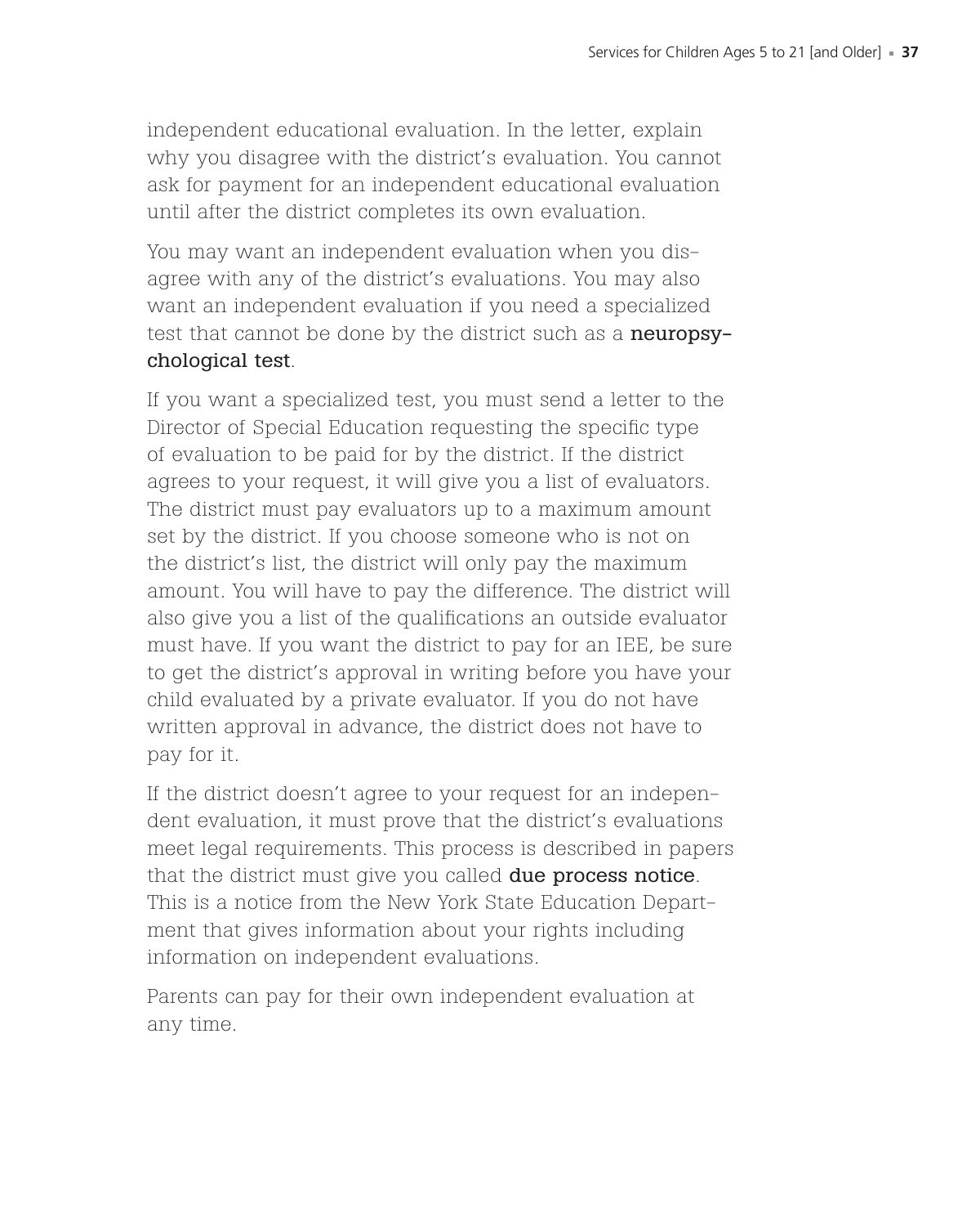independent educational evaluation. In the letter, explain why you disagree with the district's evaluation. You cannot ask for payment for an independent educational evaluation until after the district completes its own evaluation.

You may want an independent evaluation when you disagree with any of the district's evaluations. You may also want an independent evaluation if you need a specialized test that cannot be done by the district such as a **neuropsychological test**.

If you want a specialized test, you must send a letter to the Director of Special Education requesting the specific type of evaluation to be paid for by the district. If the district agrees to your request, it will give you a list of evaluators. The district must pay evaluators up to a maximum amount set by the district. If you choose someone who is not on the district's list, the district will only pay the maximum amount. You will have to pay the difference. The district will also give you a list of the qualifications an outside evaluator must have. If you want the district to pay for an IEE, be sure to get the district's approval in writing before you have your child evaluated by a private evaluator. If you do not have written approval in advance, the district does not have to pay for it.

If the district doesn't agree to your request for an independent evaluation, it must prove that the district's evaluations meet legal requirements. This process is described in papers that the district must give you called **due process notice**. This is a notice from the New York State Education Department that gives information about your rights including information on independent evaluations.

Parents can pay for their own independent evaluation at any time.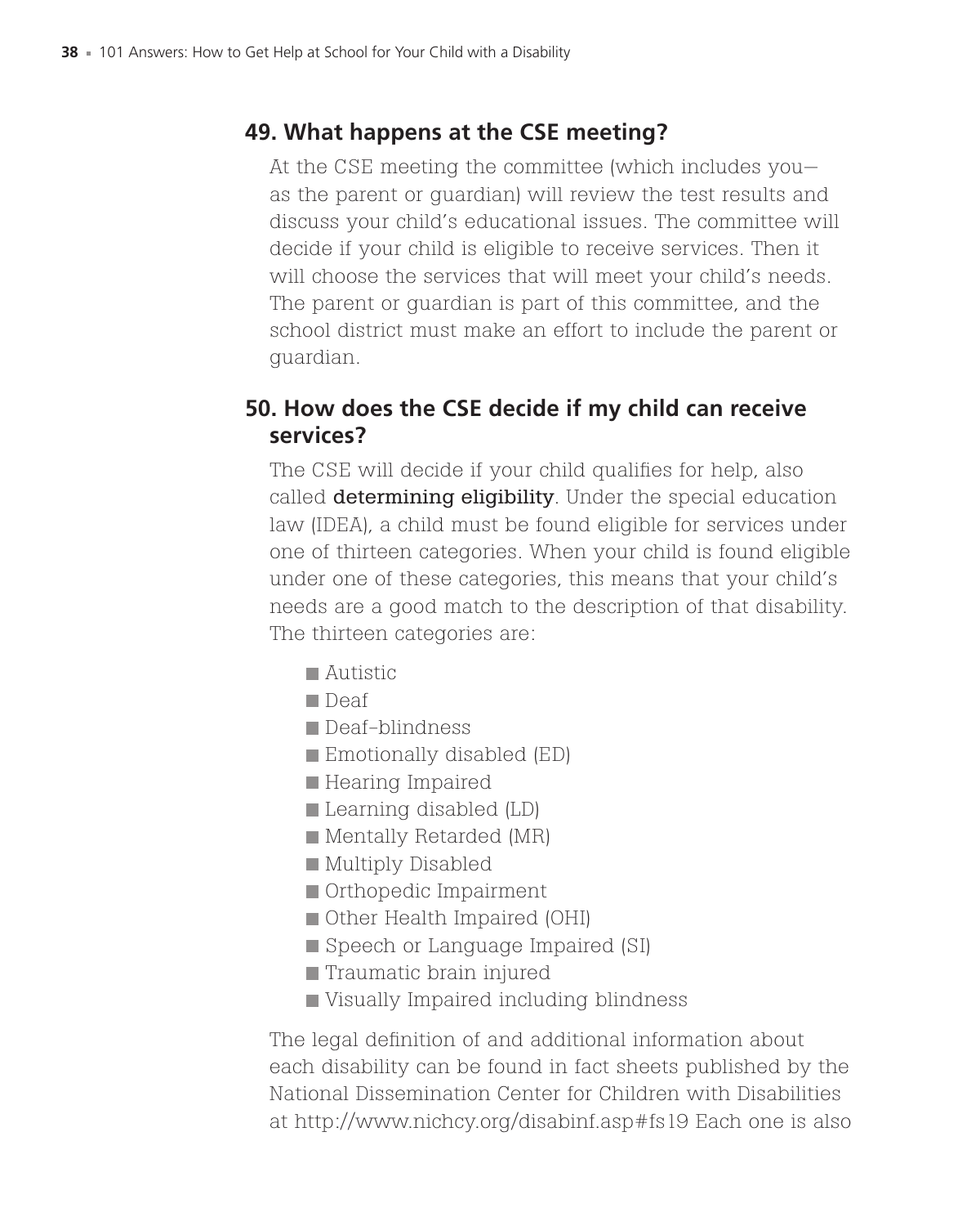## 49. What happens at the CSE meeting?

At the CSE meeting the committee (which includes you—as the parent or guardian) will review the test results and discuss your child's educational issues. The committee will decide if your child is eligible to receive services. Then it will choose the services that will meet your child's needs. The parent or guardian is part of this committee, and the school district must make an effort to include the parent or guardian.

## 50. How does the CSE decide if my child can receive services?

The CSE will decide if your child qualifies for help, also called **determining eligibility**. Under the special education law (IDEA), a child must be found eligible for services under one of thirteen categories. When your child is found eligible under one of these categories, this means that your child's needs are a good match to the description of that disability. The thirteen categories are:

- Autistic
- Deaf
- Deaf-blindness
- Emotionally disabled (ED)
- Hearing Impaired
- Learning disabled (LD)
- Mentally Retarded (MR)
- Multiply Disabled
- Orthopedic Impairment
- Other Health Impaired (OHI)
- Speech or Language Impaired (SI)
- Traumatic brain injured
- Visually Impaired including blindness

The legal definition of and additional information about each disability can be found in fact sheets published by the National Dissemination Center for Children with Disabilities at http://www.nichcy.org/disabinf.asp#fs19 Each one is also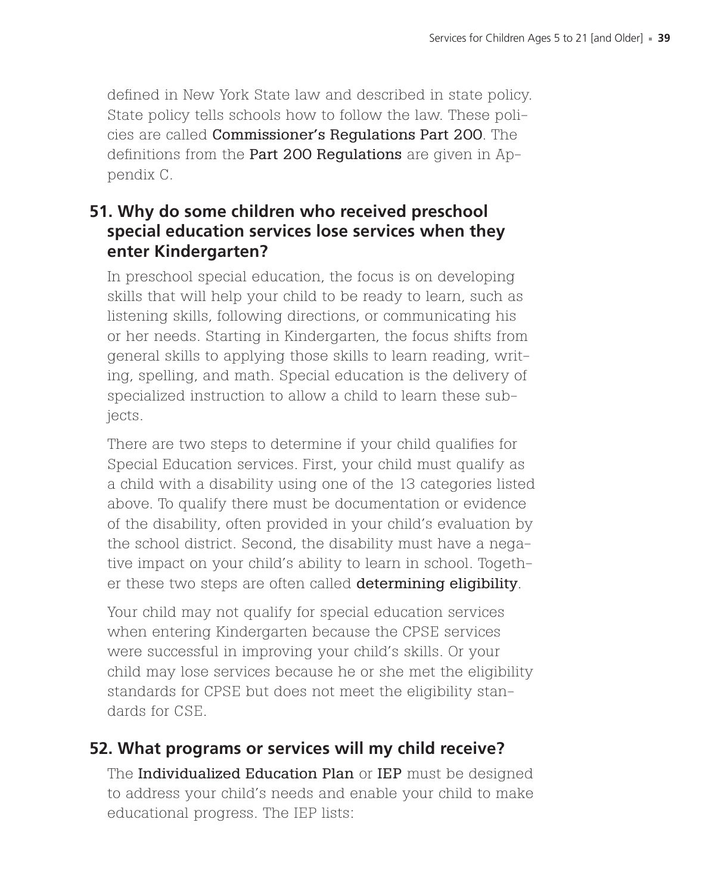defined in New York State law and described in state policy. State policy tells schools how to follow the law. These policies are called **Commissioner's Regulations Part 200**. The definitions from the **Part 200 Regulations** are given in Appendix C.

## 51. Why do some children who received preschool special education services lose services when they enter Kindergarten?

In preschool special education, the focus is on developing skills that will help your child to be ready to learn, such as listening skills, following directions, or communicating his or her needs. Starting in Kindergarten, the focus shifts from general skills to applying those skills to learn reading, writing, spelling, and math. Special education is the delivery of specialized instruction to allow a child to learn these subjects.

There are two steps to determine if your child qualifies for Special Education services. First, your child must qualify as a child with a disability using one of the 13 categories listed above. To qualify there must be documentation or evidence of the disability, often provided in your child's evaluation by the school district. Second, the disability must have a negative impact on your child's ability to learn in school. Together these two steps are often called **determining eligibility**.

Your child may not qualify for special education services when entering Kindergarten because the CPSE services were successful in improving your child's skills. Or your child may lose services because he or she met the eligibility standards for CPSE but does not meet the eligibility standards for CSE.

## 52. What programs or services will my child receive?

The **Individualized Education Plan** or **IEP** must be designed to address your child's needs and enable your child to make educational progress. The IEP lists: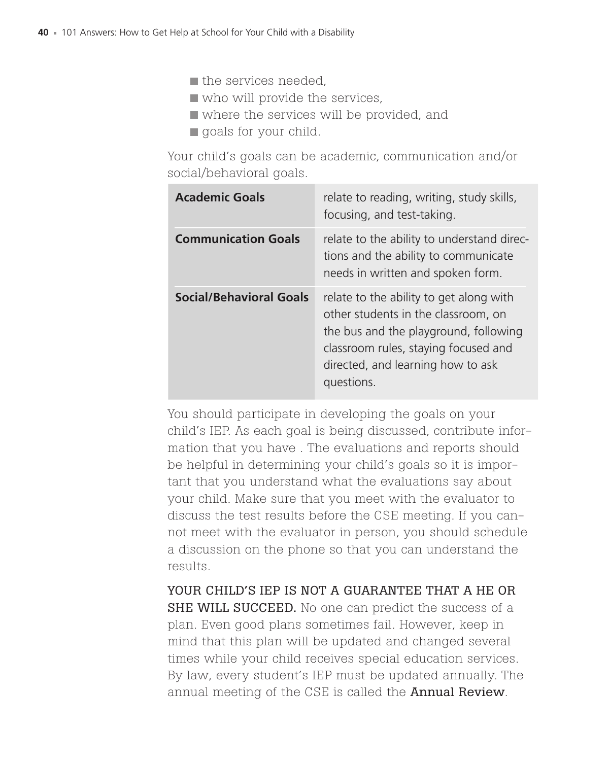- the services needed,
- who will provide the services,
- where the services will be provided, and
- goals for your child.

Your child's goals can be academic, communication and/or social/behavioral goals.

| | |
|---|---|
| **Academic Goals** | relate to reading, writing, study skills, focusing, and test-taking. |
| **Communication Goals** | relate to the ability to understand directions and the ability to communicate needs in written and spoken form. |
| **Social/Behavioral Goals** | relate to the ability to get along with other students in the classroom, on the bus and the playground, following classroom rules, staying focused and directed, and learning how to ask questions. |

You should participate in developing the goals on your child's IEP. As each goal is being discussed, contribute information that you have . The evaluations and reports should be helpful in determining your child's goals so it is important that you understand what the evaluations say about your child. Make sure that you meet with the evaluator to discuss the test results before the CSE meeting. If you cannot meet with the evaluator in person, you should schedule a discussion on the phone so that you can understand the results.

**YOUR CHILD'S IEP IS NOT A GUARANTEE THAT A HE OR SHE WILL SUCCEED.** No one can predict the success of a plan. Even good plans sometimes fail. However, keep in mind that this plan will be updated and changed several times while your child receives special education services. By law, every student's IEP must be updated annually. The annual meeting of the CSE is called the **Annual Review**.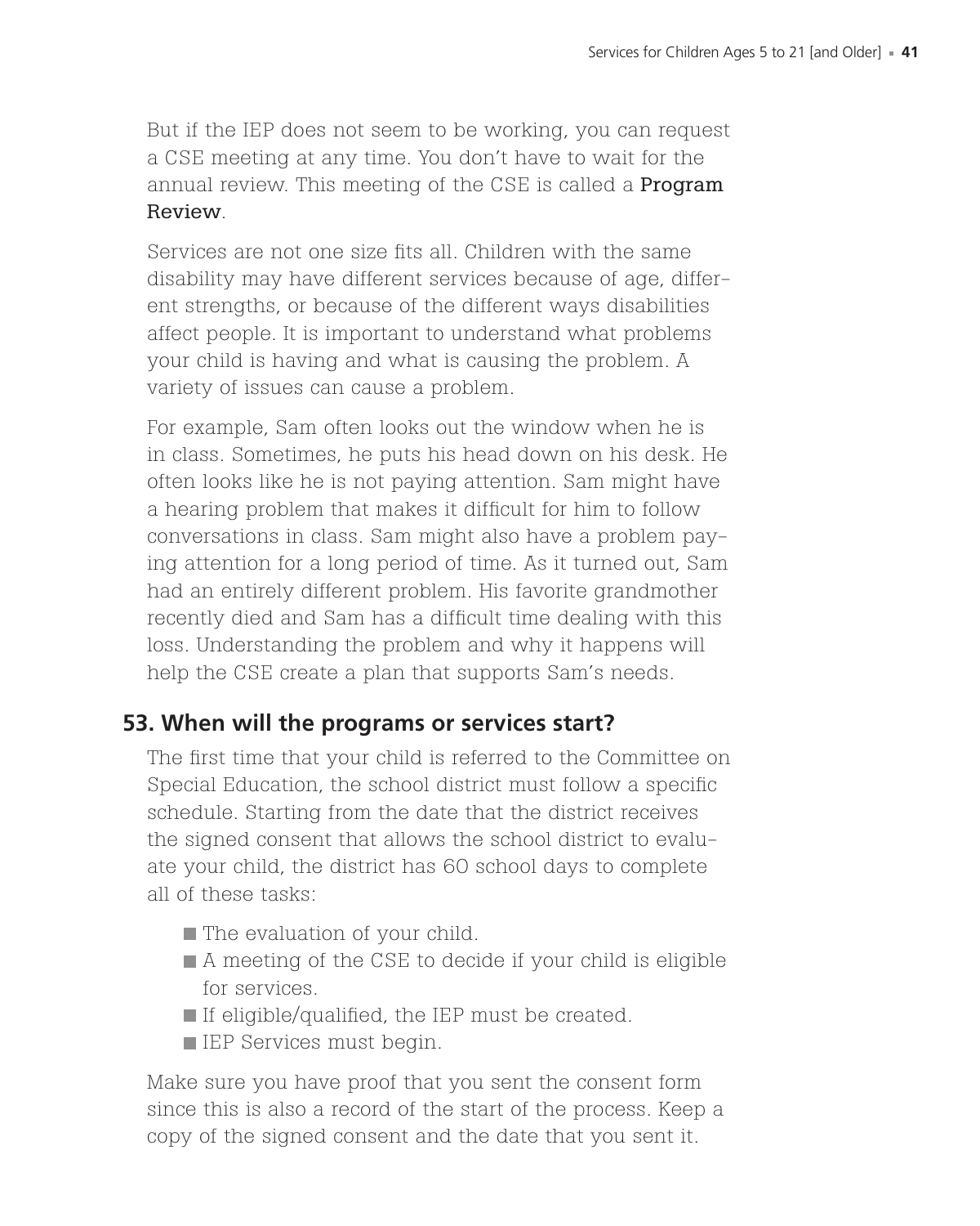But if the IEP does not seem to be working, you can request a CSE meeting at any time. You don't have to wait for the annual review. This meeting of the CSE is called a **Program Review**.

Services are not one size fits all. Children with the same disability may have different services because of age, different strengths, or because of the different ways disabilities affect people. It is important to understand what problems your child is having and what is causing the problem. A variety of issues can cause a problem.

For example, Sam often looks out the window when he is in class. Sometimes, he puts his head down on his desk. He often looks like he is not paying attention. Sam might have a hearing problem that makes it difficult for him to follow conversations in class. Sam might also have a problem paying attention for a long period of time. As it turned out, Sam had an entirely different problem. His favorite grandmother recently died and Sam has a difficult time dealing with this loss. Understanding the problem and why it happens will help the CSE create a plan that supports Sam's needs.

## 53. When will the programs or services start?

The first time that your child is referred to the Committee on Special Education, the school district must follow a specific schedule. Starting from the date that the district receives the signed consent that allows the school district to evaluate your child, the district has 60 school days to complete all of these tasks:

- The evaluation of your child.
- A meeting of the CSE to decide if your child is eligible for services.
- If eligible/qualified, the IEP must be created.
- IEP Services must begin.

Make sure you have proof that you sent the consent form since this is also a record of the start of the process. Keep a copy of the signed consent and the date that you sent it.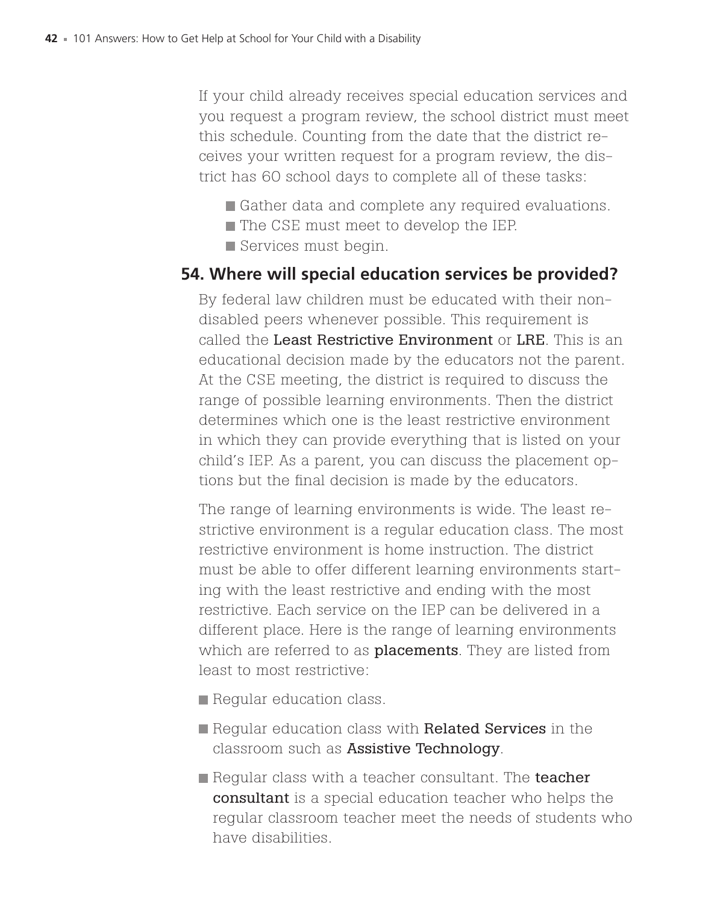If your child already receives special education services and you request a program review, the school district must meet this schedule. Counting from the date that the district receives your written request for a program review, the district has 60 school days to complete all of these tasks:

- Gather data and complete any required evaluations.
- The CSE must meet to develop the IEP.
- Services must begin.

## 54. Where will special education services be provided?

By federal law children must be educated with their non-disabled peers whenever possible. This requirement is called the **Least Restrictive Environment** or **LRE**. This is an educational decision made by the educators not the parent. At the CSE meeting, the district is required to discuss the range of possible learning environments. Then the district determines which one is the least restrictive environment in which they can provide everything that is listed on your child's IEP. As a parent, you can discuss the placement options but the final decision is made by the educators.

The range of learning environments is wide. The least restrictive environment is a regular education class. The most restrictive environment is home instruction. The district must be able to offer different learning environments starting with the least restrictive and ending with the most restrictive. Each service on the IEP can be delivered in a different place. Here is the range of learning environments which are referred to as **placements**. They are listed from least to most restrictive:

- Regular education class.
- Regular education class with **Related Services** in the classroom such as **Assistive Technology**.
- Regular class with a teacher consultant. The **teacher consultant** is a special education teacher who helps the regular classroom teacher meet the needs of students who have disabilities.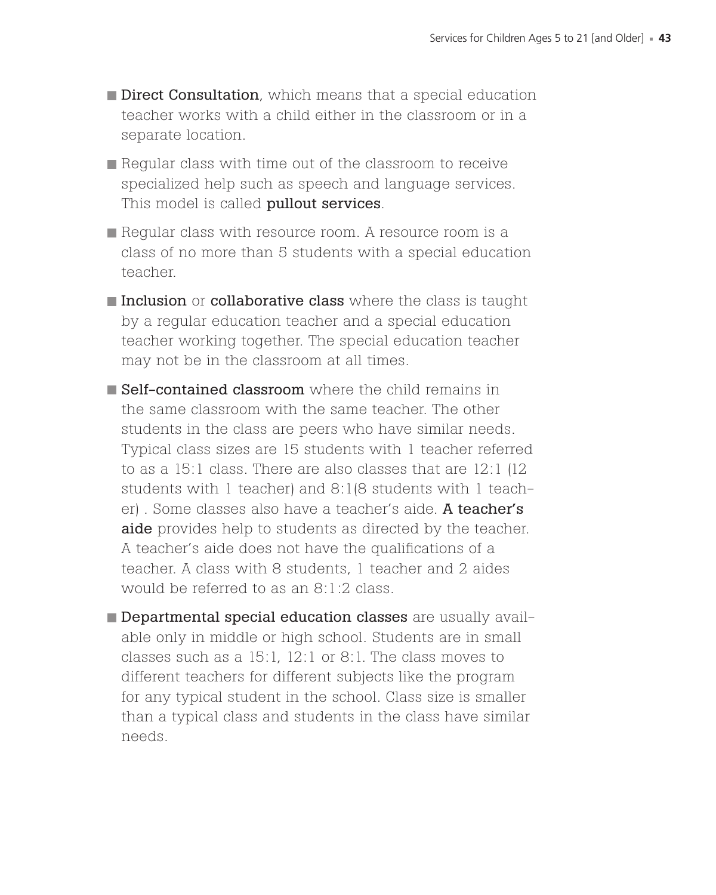- **Direct Consultation**, which means that a special education teacher works with a child either in the classroom or in a separate location.
- Regular class with time out of the classroom to receive specialized help such as speech and language services. This model is called **pullout services**.
- Regular class with resource room. A resource room is a class of no more than 5 students with a special education teacher.
- **Inclusion** or **collaborative class** where the class is taught by a regular education teacher and a special education teacher working together. The special education teacher may not be in the classroom at all times.
- **Self-contained classroom** where the child remains in the same classroom with the same teacher. The other students in the class are peers who have similar needs. Typical class sizes are 15 students with 1 teacher referred to as a 15:1 class. There are also classes that are 12:1 (12 students with 1 teacher) and 8:1(8 students with 1 teacher) . Some classes also have a teacher's aide. **A teacher's aide** provides help to students as directed by the teacher. A teacher's aide does not have the qualifications of a teacher. A class with 8 students, 1 teacher and 2 aides would be referred to as an 8:1:2 class.
- **Departmental special education classes** are usually available only in middle or high school. Students are in small classes such as a 15:1, 12:1 or 8:1. The class moves to different teachers for different subjects like the program for any typical student in the school. Class size is smaller than a typical class and students in the class have similar needs.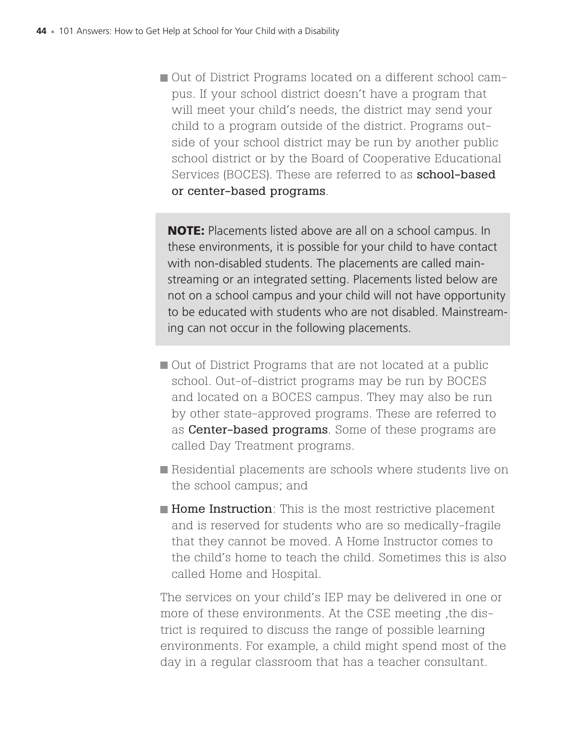- Out of District Programs located on a different school campus. If your school district doesn't have a program that will meet your child's needs, the district may send your child to a program outside of the district. Programs outside of your school district may be run by another public school district or by the Board of Cooperative Educational Services (BOCES). These are referred to as **school-based or center-based programs**.

> **NOTE:** Placements listed above are all on a school campus. In these environments, it is possible for your child to have contact with non-disabled students. The placements are called mainstreaming or an integrated setting. Placements listed below are not on a school campus and your child will not have opportunity to be educated with students who are not disabled. Mainstreaming can not occur in the following placements.

- Out of District Programs that are not located at a public school. Out-of-district programs may be run by BOCES and located on a BOCES campus. They may also be run by other state-approved programs. These are referred to as **Center-based programs**. Some of these programs are called Day Treatment programs.
- Residential placements are schools where students live on the school campus; and
- **Home Instruction**: This is the most restrictive placement and is reserved for students who are so medically-fragile that they cannot be moved. A Home Instructor comes to the child's home to teach the child. Sometimes this is also called Home and Hospital.

The services on your child's IEP may be delivered in one or more of these environments. At the CSE meeting ,the district is required to discuss the range of possible learning environments. For example, a child might spend most of the day in a regular classroom that has a teacher consultant.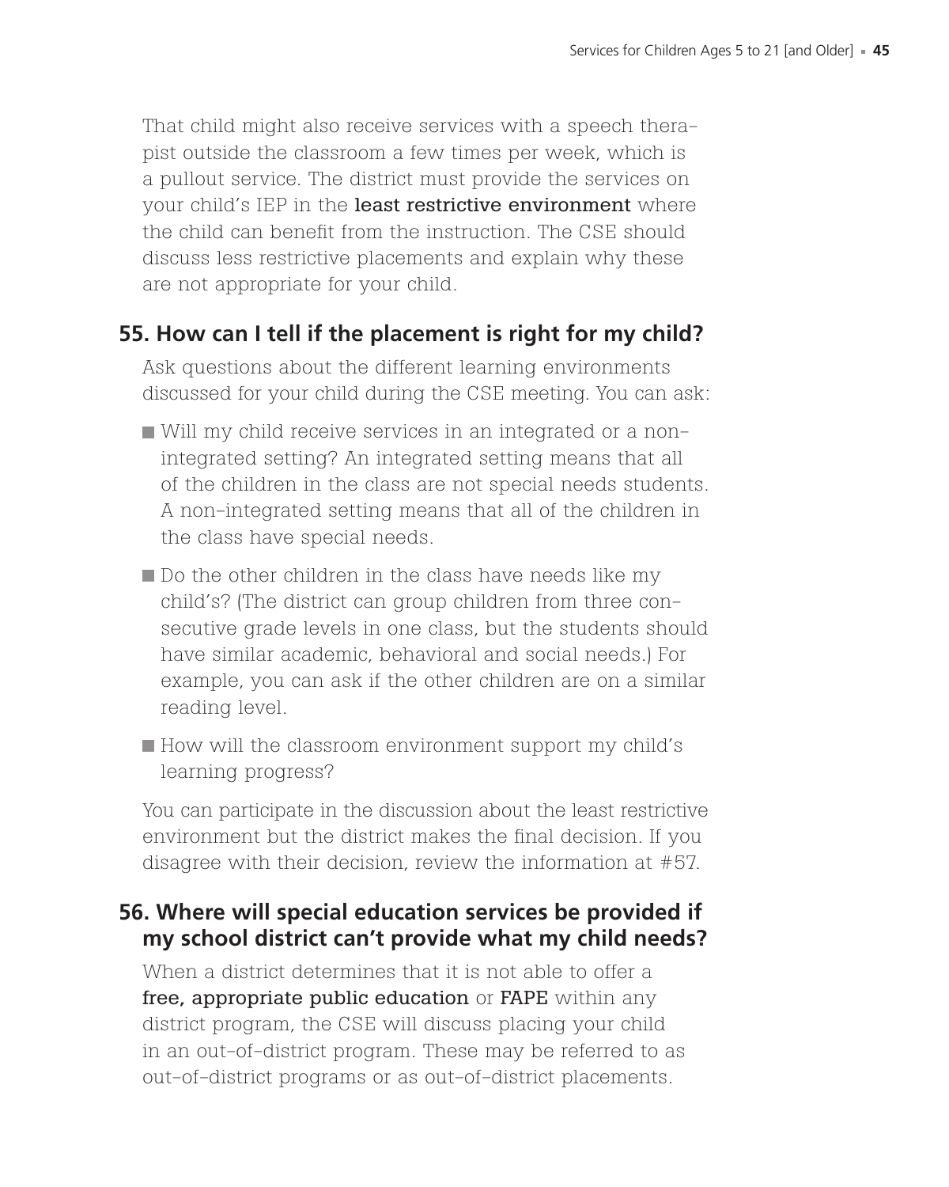That child might also receive services with a speech therapist outside the classroom a few times per week, which is a pullout service. The district must provide the services on your child's IEP in the **least restrictive environment** where the child can benefit from the instruction. The CSE should discuss less restrictive placements and explain why these are not appropriate for your child.

## 55. How can I tell if the placement is right for my child?

Ask questions about the different learning environments discussed for your child during the CSE meeting. You can ask:

- Will my child receive services in an integrated or a non-integrated setting? An integrated setting means that all of the children in the class are not special needs students. A non-integrated setting means that all of the children in the class have special needs.
- Do the other children in the class have needs like my child's? (The district can group children from three consecutive grade levels in one class, but the students should have similar academic, behavioral and social needs.) For example, you can ask if the other children are on a similar reading level.
- How will the classroom environment support my child's learning progress?

You can participate in the discussion about the least restrictive environment but the district makes the final decision. If you disagree with their decision, review the information at #57.

## 56. Where will special education services be provided if my school district can't provide what my child needs?

When a district determines that it is not able to offer a **free, appropriate public education** or **FAPE** within any district program, the CSE will discuss placing your child in an out-of-district program. These may be referred to as out-of-district programs or as out-of-district placements.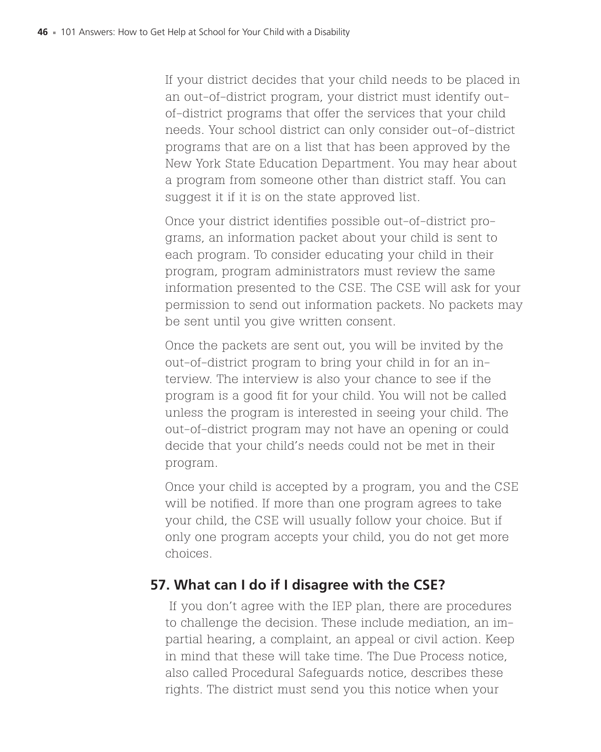If your district decides that your child needs to be placed in an out-of-district program, your district must identify out-of-district programs that offer the services that your child needs. Your school district can only consider out-of-district programs that are on a list that has been approved by the New York State Education Department. You may hear about a program from someone other than district staff. You can suggest it if it is on the state approved list.

Once your district identifies possible out-of-district programs, an information packet about your child is sent to each program. To consider educating your child in their program, program administrators must review the same information presented to the CSE. The CSE will ask for your permission to send out information packets. No packets may be sent until you give written consent.

Once the packets are sent out, you will be invited by the out-of-district program to bring your child in for an interview. The interview is also your chance to see if the program is a good fit for your child. You will not be called unless the program is interested in seeing your child. The out-of-district program may not have an opening or could decide that your child's needs could not be met in their program.

Once your child is accepted by a program, you and the CSE will be notified. If more than one program agrees to take your child, the CSE will usually follow your choice. But if only one program accepts your child, you do not get more choices.

## 57. What can I do if I disagree with the CSE?

If you don't agree with the IEP plan, there are procedures to challenge the decision. These include mediation, an impartial hearing, a complaint, an appeal or civil action. Keep in mind that these will take time. The Due Process notice, also called Procedural Safeguards notice, describes these rights. The district must send you this notice when your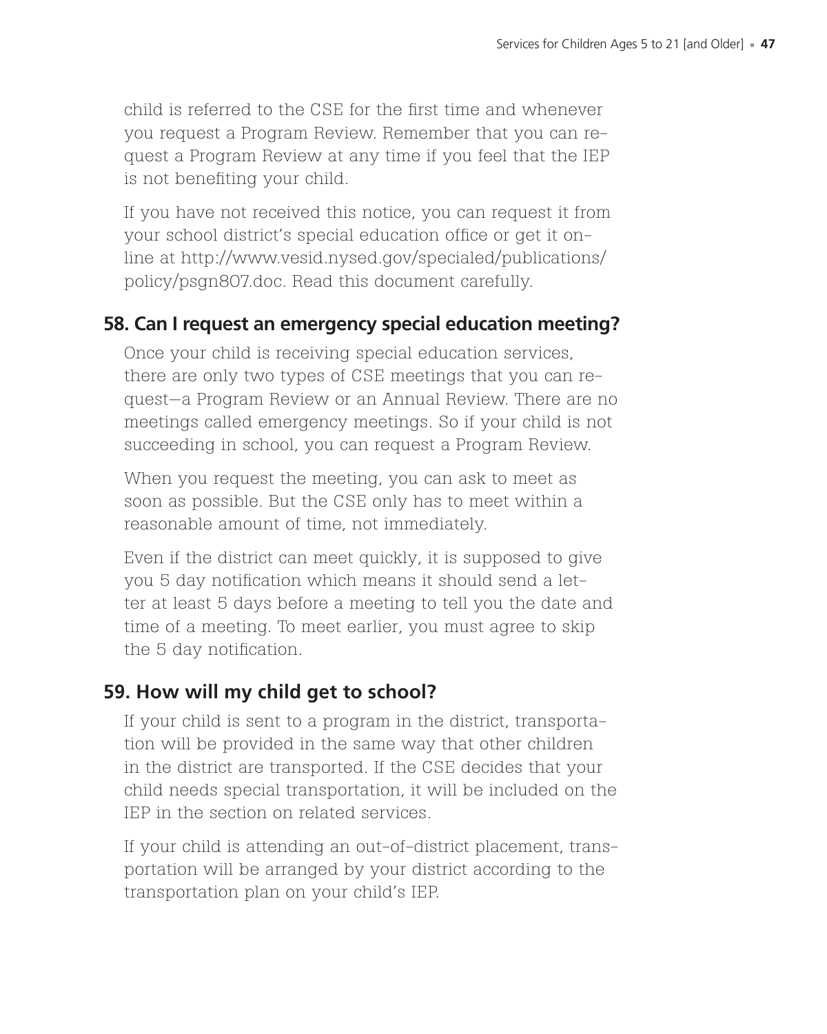child is referred to the CSE for the first time and whenever you request a Program Review. Remember that you can request a Program Review at any time if you feel that the IEP is not benefiting your child.

If you have not received this notice, you can request it from your school district's special education office or get it online at http://www.vesid.nysed.gov/specialed/publications/policy/psgn807.doc. Read this document carefully.

## 58. Can I request an emergency special education meeting?

Once your child is receiving special education services, there are only two types of CSE meetings that you can request—a Program Review or an Annual Review. There are no meetings called emergency meetings. So if your child is not succeeding in school, you can request a Program Review.

When you request the meeting, you can ask to meet as soon as possible. But the CSE only has to meet within a reasonable amount of time, not immediately.

Even if the district can meet quickly, it is supposed to give you 5 day notification which means it should send a letter at least 5 days before a meeting to tell you the date and time of a meeting. To meet earlier, you must agree to skip the 5 day notification.

## 59. How will my child get to school?

If your child is sent to a program in the district, transportation will be provided in the same way that other children in the district are transported. If the CSE decides that your child needs special transportation, it will be included on the IEP in the section on related services.

If your child is attending an out-of-district placement, transportation will be arranged by your district according to the transportation plan on your child's IEP.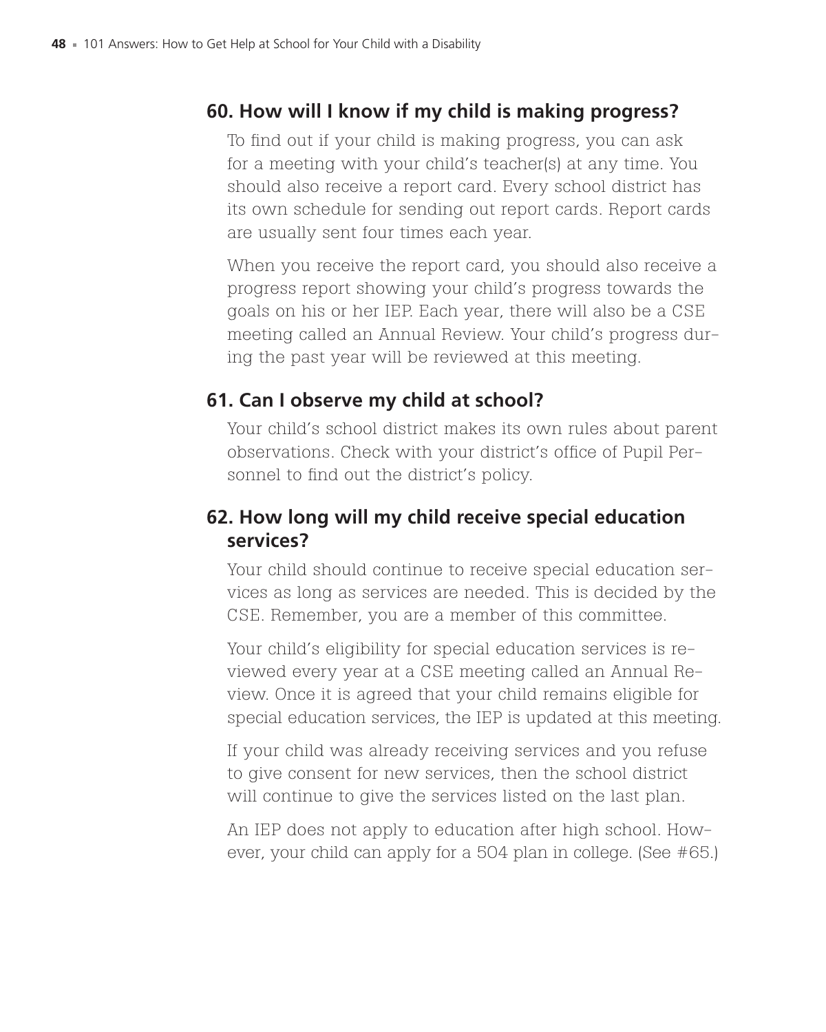## 60. How will I know if my child is making progress?

To find out if your child is making progress, you can ask for a meeting with your child's teacher(s) at any time. You should also receive a report card. Every school district has its own schedule for sending out report cards. Report cards are usually sent four times each year.

When you receive the report card, you should also receive a progress report showing your child's progress towards the goals on his or her IEP. Each year, there will also be a CSE meeting called an Annual Review. Your child's progress during the past year will be reviewed at this meeting.

## 61. Can I observe my child at school?

Your child's school district makes its own rules about parent observations. Check with your district's office of Pupil Personnel to find out the district's policy.

## 62. How long will my child receive special education services?

Your child should continue to receive special education services as long as services are needed. This is decided by the CSE. Remember, you are a member of this committee.

Your child's eligibility for special education services is reviewed every year at a CSE meeting called an Annual Review. Once it is agreed that your child remains eligible for special education services, the IEP is updated at this meeting.

If your child was already receiving services and you refuse to give consent for new services, then the school district will continue to give the services listed on the last plan.

An IEP does not apply to education after high school. However, your child can apply for a 504 plan in college. (See #65.)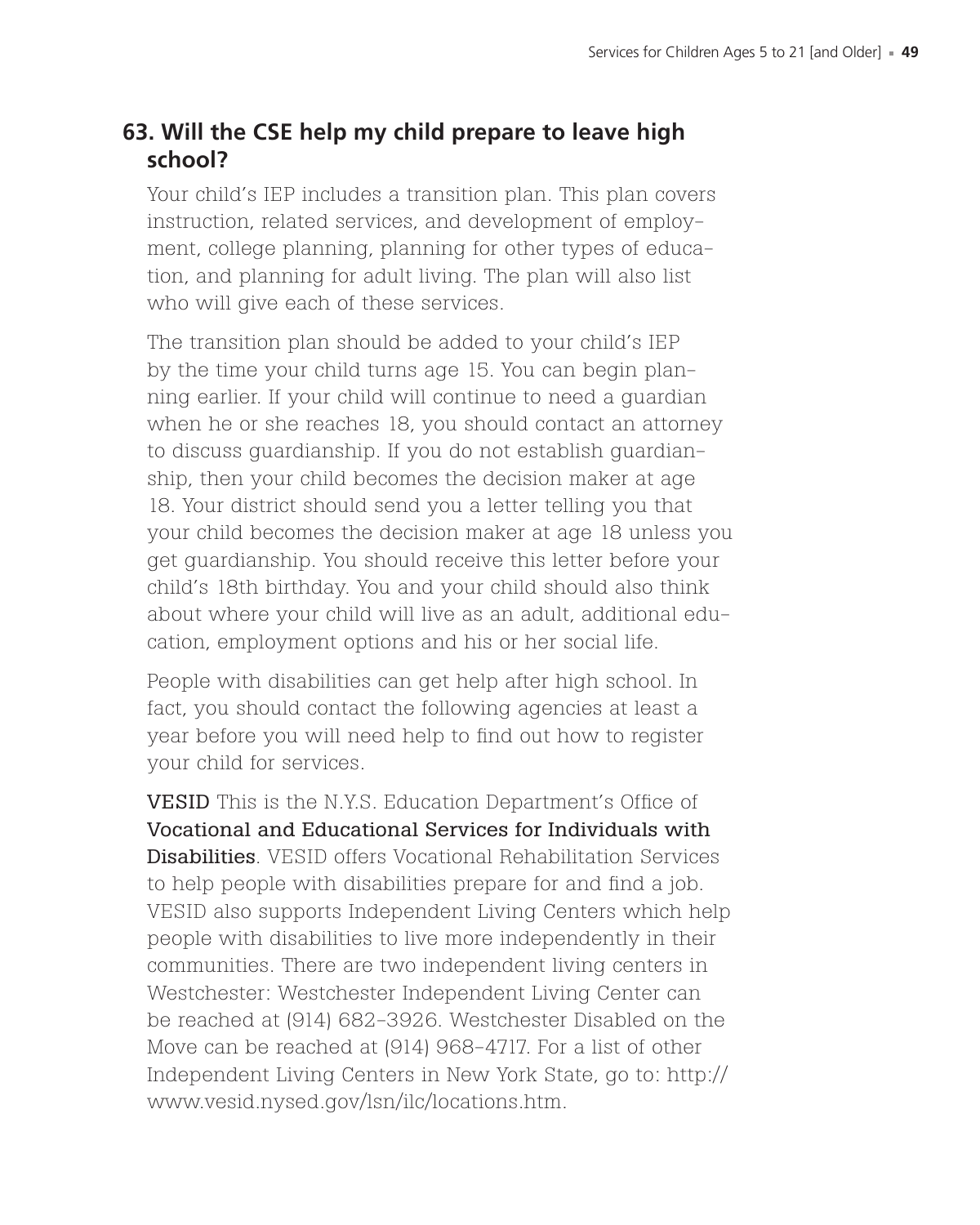## 63. Will the CSE help my child prepare to leave high school?

Your child's IEP includes a transition plan. This plan covers instruction, related services, and development of employment, college planning, planning for other types of education, and planning for adult living. The plan will also list who will give each of these services.

The transition plan should be added to your child's IEP by the time your child turns age 15. You can begin planning earlier. If your child will continue to need a guardian when he or she reaches 18, you should contact an attorney to discuss guardianship. If you do not establish guardianship, then your child becomes the decision maker at age 18. Your district should send you a letter telling you that your child becomes the decision maker at age 18 unless you get guardianship. You should receive this letter before your child's 18th birthday. You and your child should also think about where your child will live as an adult, additional education, employment options and his or her social life.

People with disabilities can get help after high school. In fact, you should contact the following agencies at least a year before you will need help to find out how to register your child for services.

**VESID** This is the N.Y.S. Education Department's Office of **Vocational and Educational Services for Individuals with Disabilities**. VESID offers Vocational Rehabilitation Services to help people with disabilities prepare for and find a job. VESID also supports Independent Living Centers which help people with disabilities to live more independently in their communities. There are two independent living centers in Westchester: Westchester Independent Living Center can be reached at (914) 682-3926. Westchester Disabled on the Move can be reached at (914) 968-4717. For a list of other Independent Living Centers in New York State, go to: http://www.vesid.nysed.gov/lsn/ilc/locations.htm.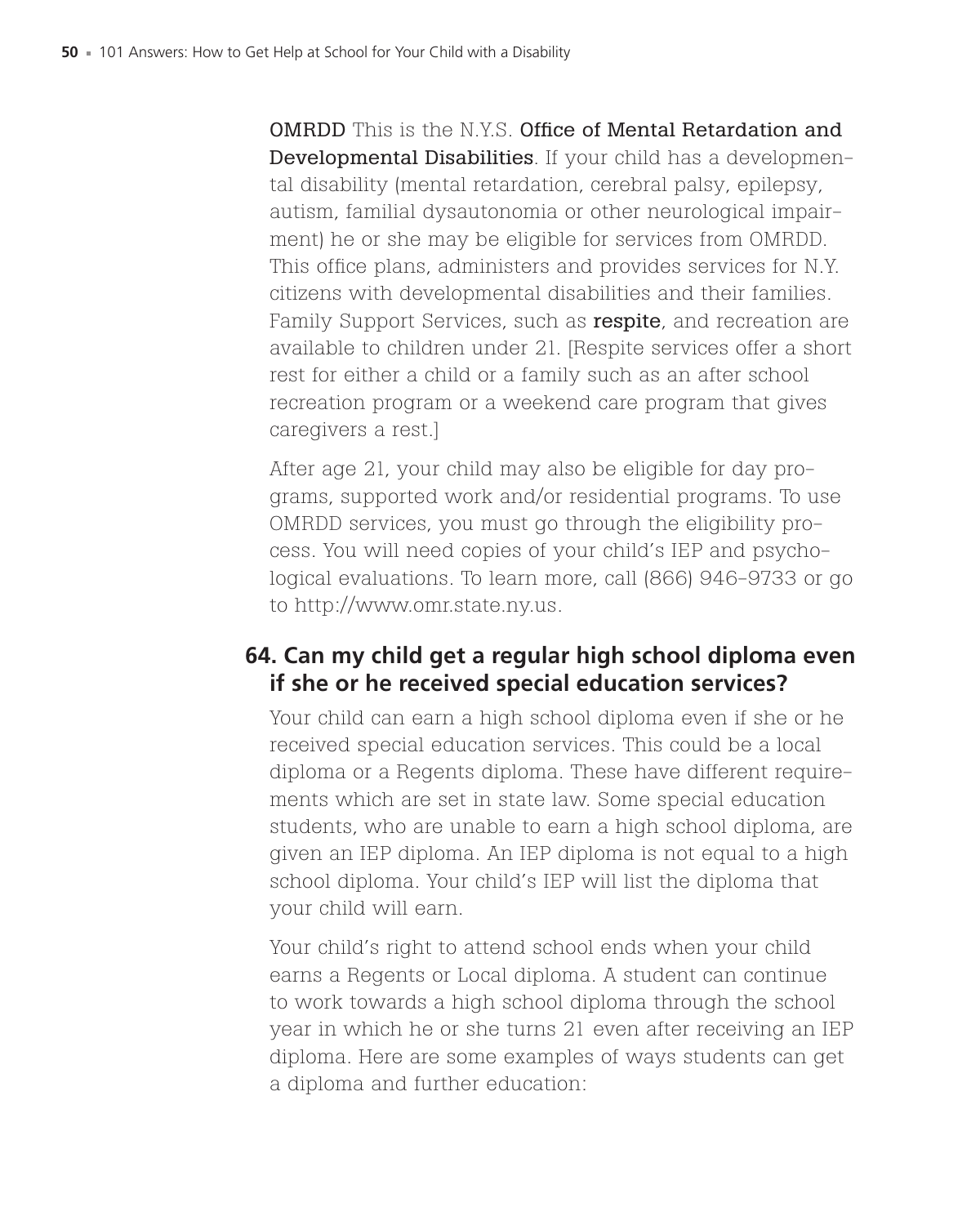**OMRDD** This is the N.Y.S. **Office of Mental Retardation and Developmental Disabilities**. If your child has a developmental disability (mental retardation, cerebral palsy, epilepsy, autism, familial dysautonomia or other neurological impairment) he or she may be eligible for services from OMRDD. This office plans, administers and provides services for N.Y. citizens with developmental disabilities and their families. Family Support Services, such as **respite**, and recreation are available to children under 21. [Respite services offer a short rest for either a child or a family such as an after school recreation program or a weekend care program that gives caregivers a rest.]

After age 21, your child may also be eligible for day programs, supported work and/or residential programs. To use OMRDD services, you must go through the eligibility process. You will need copies of your child's IEP and psychological evaluations. To learn more, call (866) 946-9733 or go to http://www.omr.state.ny.us.

## 64. Can my child get a regular high school diploma even if she or he received special education services?

Your child can earn a high school diploma even if she or he received special education services. This could be a local diploma or a Regents diploma. These have different requirements which are set in state law. Some special education students, who are unable to earn a high school diploma, are given an IEP diploma. An IEP diploma is not equal to a high school diploma. Your child's IEP will list the diploma that your child will earn.

Your child's right to attend school ends when your child earns a Regents or Local diploma. A student can continue to work towards a high school diploma through the school year in which he or she turns 21 even after receiving an IEP diploma. Here are some examples of ways students can get a diploma and further education: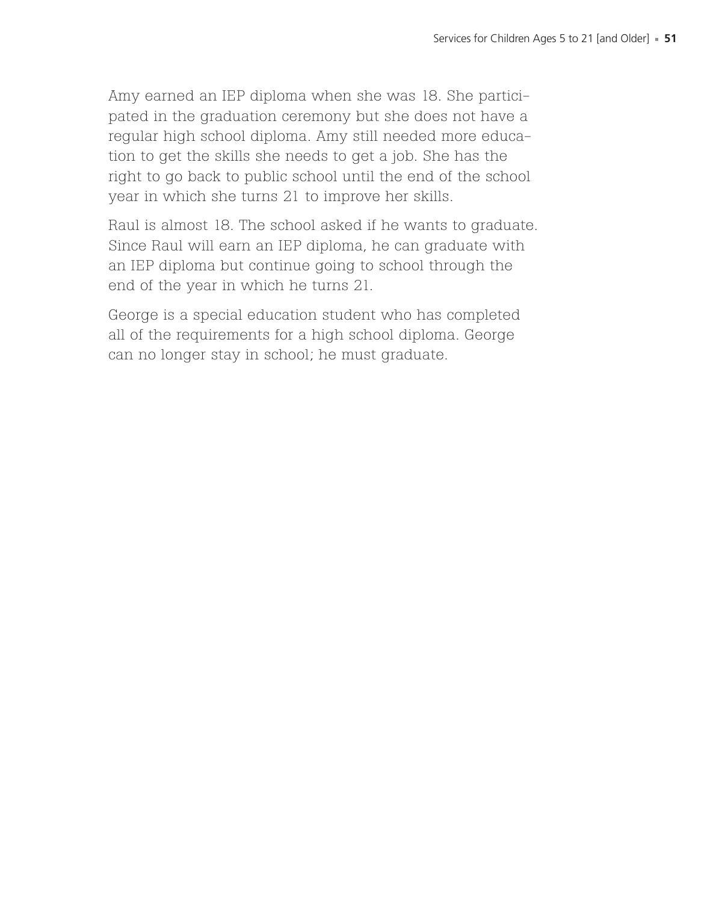Amy earned an IEP diploma when she was 18. She participated in the graduation ceremony but she does not have a regular high school diploma. Amy still needed more education to get the skills she needs to get a job. She has the right to go back to public school until the end of the school year in which she turns 21 to improve her skills.

Raul is almost 18. The school asked if he wants to graduate. Since Raul will earn an IEP diploma, he can graduate with an IEP diploma but continue going to school through the end of the year in which he turns 21.

George is a special education student who has completed all of the requirements for a high school diploma. George can no longer stay in school; he must graduate.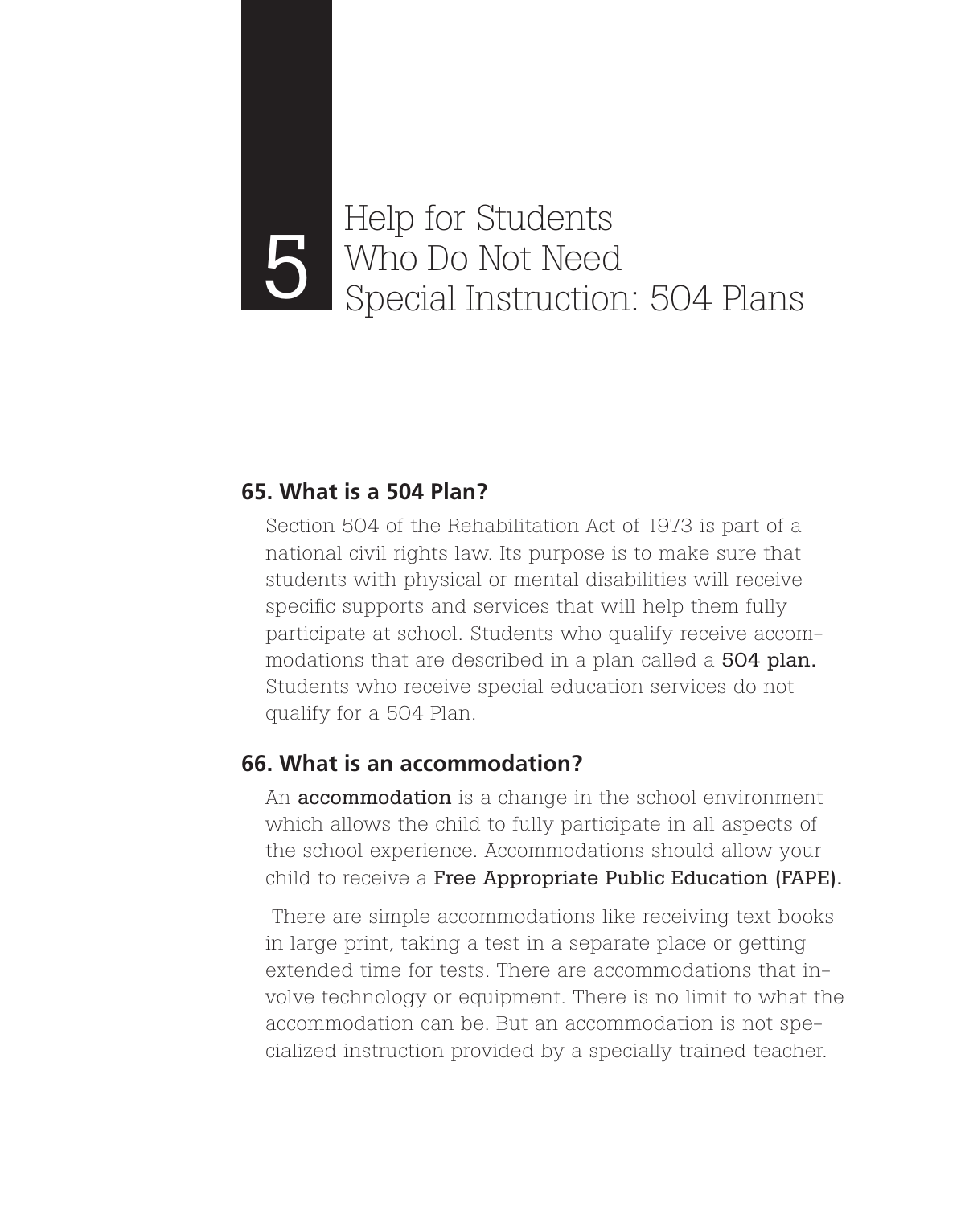# 5 Help for Students Who Do Not Need Special Instruction: 504 Plans

## 65. What is a 504 Plan?

Section 504 of the Rehabilitation Act of 1973 is part of a national civil rights law. Its purpose is to make sure that students with physical or mental disabilities will receive specific supports and services that will help them fully participate at school. Students who qualify receive accommodations that are described in a plan called a **504 plan.** Students who receive special education services do not qualify for a 504 Plan.

## 66. What is an accommodation?

An **accommodation** is a change in the school environment which allows the child to fully participate in all aspects of the school experience. Accommodations should allow your child to receive a **Free Appropriate Public Education (FAPE).**

There are simple accommodations like receiving text books in large print, taking a test in a separate place or getting extended time for tests. There are accommodations that involve technology or equipment. There is no limit to what the accommodation can be. But an accommodation is not specialized instruction provided by a specially trained teacher.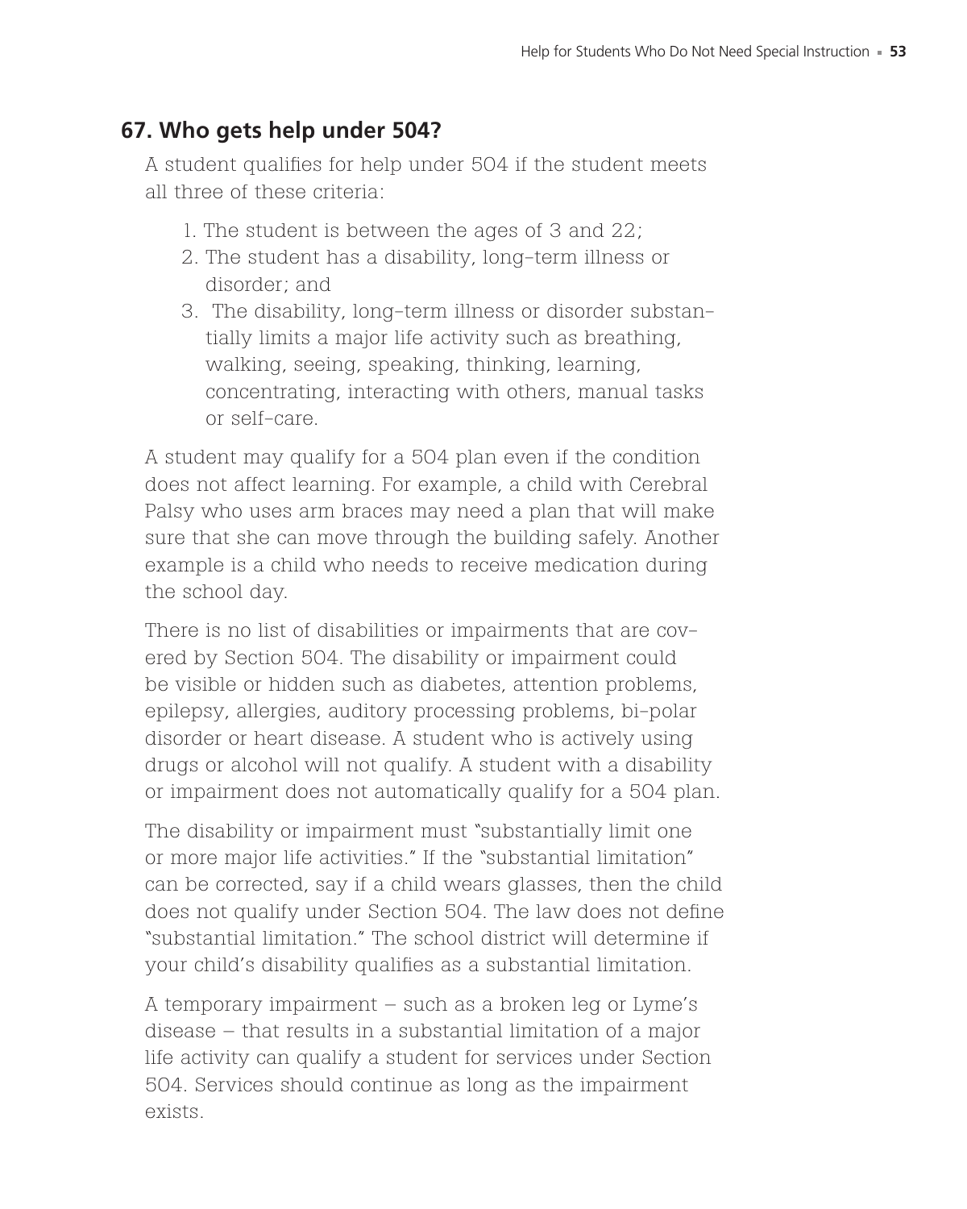## 67. Who gets help under 504?

A student qualifies for help under 504 if the student meets all three of these criteria:

1. The student is between the ages of 3 and 22;
2. The student has a disability, long-term illness or disorder; and
3. The disability, long-term illness or disorder substantially limits a major life activity such as breathing, walking, seeing, speaking, thinking, learning, concentrating, interacting with others, manual tasks or self-care.

A student may qualify for a 504 plan even if the condition does not affect learning. For example, a child with Cerebral Palsy who uses arm braces may need a plan that will make sure that she can move through the building safely. Another example is a child who needs to receive medication during the school day.

There is no list of disabilities or impairments that are covered by Section 504. The disability or impairment could be visible or hidden such as diabetes, attention problems, epilepsy, allergies, auditory processing problems, bi-polar disorder or heart disease. A student who is actively using drugs or alcohol will not qualify. A student with a disability or impairment does not automatically qualify for a 504 plan.

The disability or impairment must "substantially limit one or more major life activities." If the "substantial limitation" can be corrected, say if a child wears glasses, then the child does not qualify under Section 504. The law does not define "substantial limitation." The school district will determine if your child's disability qualifies as a substantial limitation.

A temporary impairment – such as a broken leg or Lyme's disease – that results in a substantial limitation of a major life activity can qualify a student for services under Section 504. Services should continue as long as the impairment exists.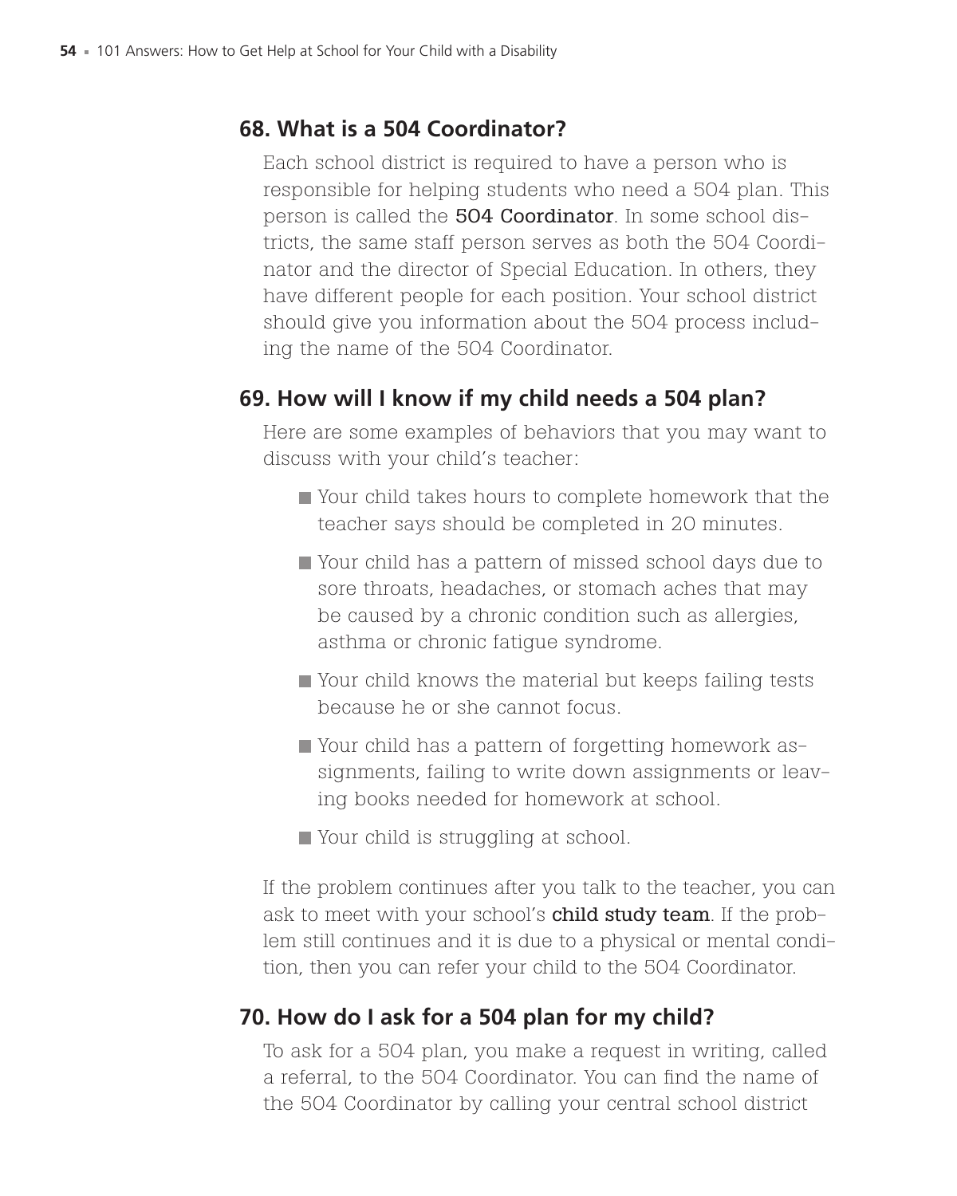## 68. What is a 504 Coordinator?

Each school district is required to have a person who is responsible for helping students who need a 504 plan. This person is called the **504 Coordinator**. In some school districts, the same staff person serves as both the 504 Coordinator and the director of Special Education. In others, they have different people for each position. Your school district should give you information about the 504 process including the name of the 504 Coordinator.

## 69. How will I know if my child needs a 504 plan?

Here are some examples of behaviors that you may want to discuss with your child's teacher:

- Your child takes hours to complete homework that the teacher says should be completed in 20 minutes.
- Your child has a pattern of missed school days due to sore throats, headaches, or stomach aches that may be caused by a chronic condition such as allergies, asthma or chronic fatigue syndrome.
- Your child knows the material but keeps failing tests because he or she cannot focus.
- Your child has a pattern of forgetting homework assignments, failing to write down assignments or leaving books needed for homework at school.
- Your child is struggling at school.

If the problem continues after you talk to the teacher, you can ask to meet with your school's **child study team**. If the problem still continues and it is due to a physical or mental condition, then you can refer your child to the 504 Coordinator.

## 70. How do I ask for a 504 plan for my child?

To ask for a 504 plan, you make a request in writing, called a referral, to the 504 Coordinator. You can find the name of the 504 Coordinator by calling your central school district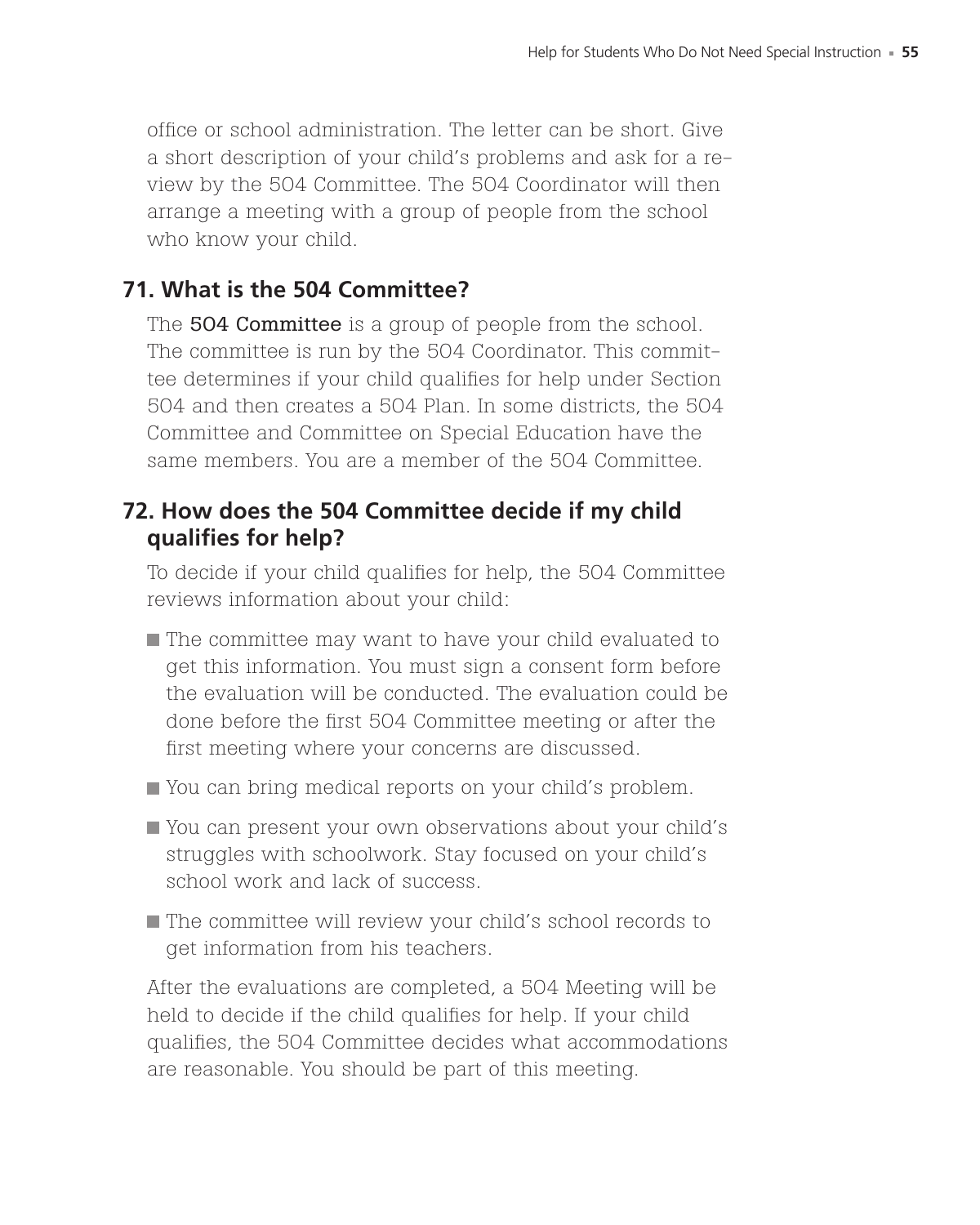office or school administration. The letter can be short. Give a short description of your child's problems and ask for a review by the 504 Committee. The 504 Coordinator will then arrange a meeting with a group of people from the school who know your child.

## 71. What is the 504 Committee?

The **504 Committee** is a group of people from the school. The committee is run by the 504 Coordinator. This committee determines if your child qualifies for help under Section 504 and then creates a 504 Plan. In some districts, the 504 Committee and Committee on Special Education have the same members. You are a member of the 504 Committee.

## 72. How does the 504 Committee decide if my child qualifies for help?

To decide if your child qualifies for help, the 504 Committee reviews information about your child:

- The committee may want to have your child evaluated to get this information. You must sign a consent form before the evaluation will be conducted. The evaluation could be done before the first 504 Committee meeting or after the first meeting where your concerns are discussed.
- You can bring medical reports on your child's problem.
- You can present your own observations about your child's struggles with schoolwork. Stay focused on your child's school work and lack of success.
- The committee will review your child's school records to get information from his teachers.

After the evaluations are completed, a 504 Meeting will be held to decide if the child qualifies for help. If your child qualifies, the 504 Committee decides what accommodations are reasonable. You should be part of this meeting.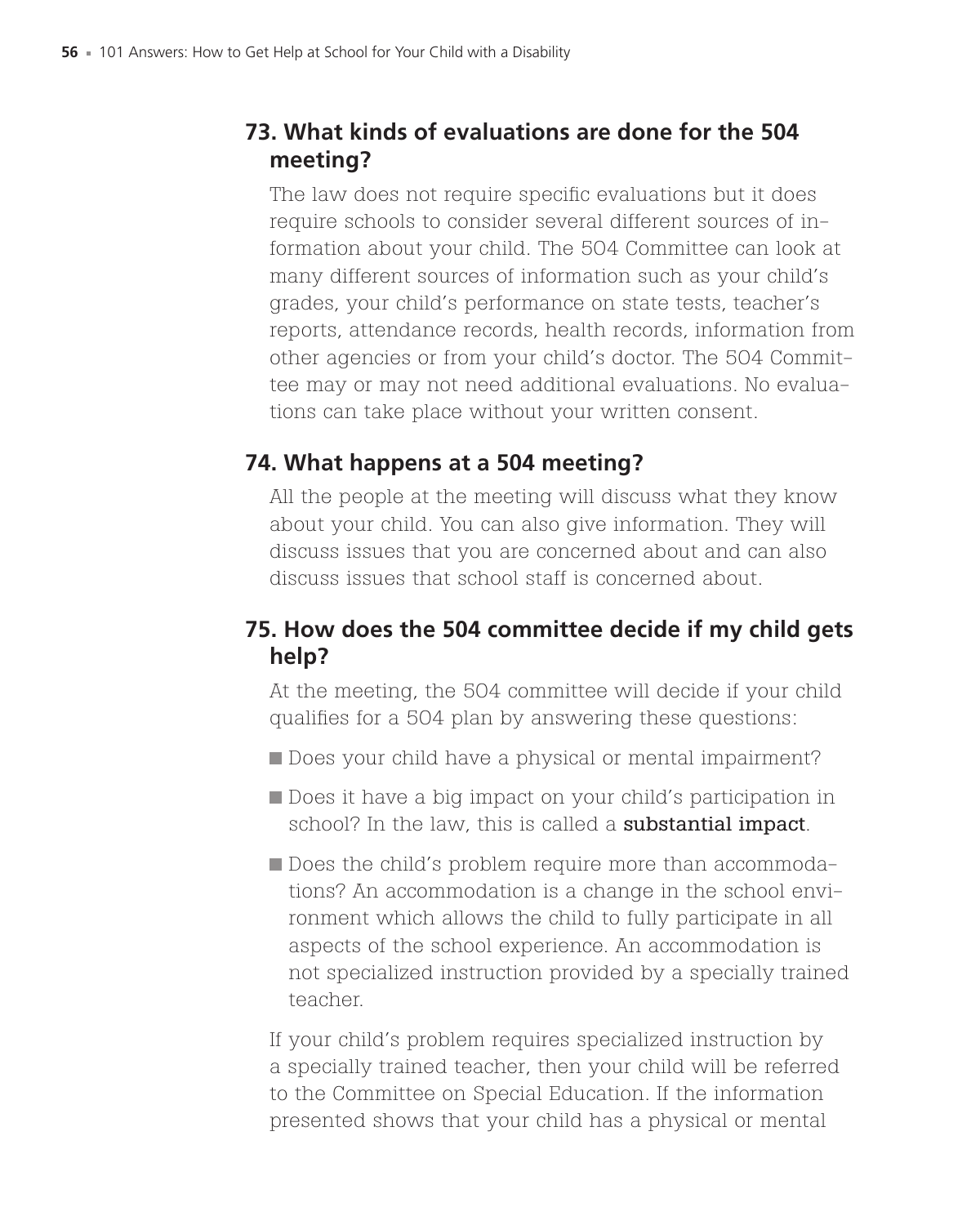## 73. What kinds of evaluations are done for the 504 meeting?

The law does not require specific evaluations but it does require schools to consider several different sources of information about your child. The 504 Committee can look at many different sources of information such as your child's grades, your child's performance on state tests, teacher's reports, attendance records, health records, information from other agencies or from your child's doctor. The 504 Committee may or may not need additional evaluations. No evaluations can take place without your written consent.

## 74. What happens at a 504 meeting?

All the people at the meeting will discuss what they know about your child. You can also give information. They will discuss issues that you are concerned about and can also discuss issues that school staff is concerned about.

## 75. How does the 504 committee decide if my child gets help?

At the meeting, the 504 committee will decide if your child qualifies for a 504 plan by answering these questions:

- Does your child have a physical or mental impairment?
- Does it have a big impact on your child's participation in school? In the law, this is called a **substantial impact**.
- Does the child's problem require more than accommodations? An accommodation is a change in the school environment which allows the child to fully participate in all aspects of the school experience. An accommodation is not specialized instruction provided by a specially trained teacher.

If your child's problem requires specialized instruction by a specially trained teacher, then your child will be referred to the Committee on Special Education. If the information presented shows that your child has a physical or mental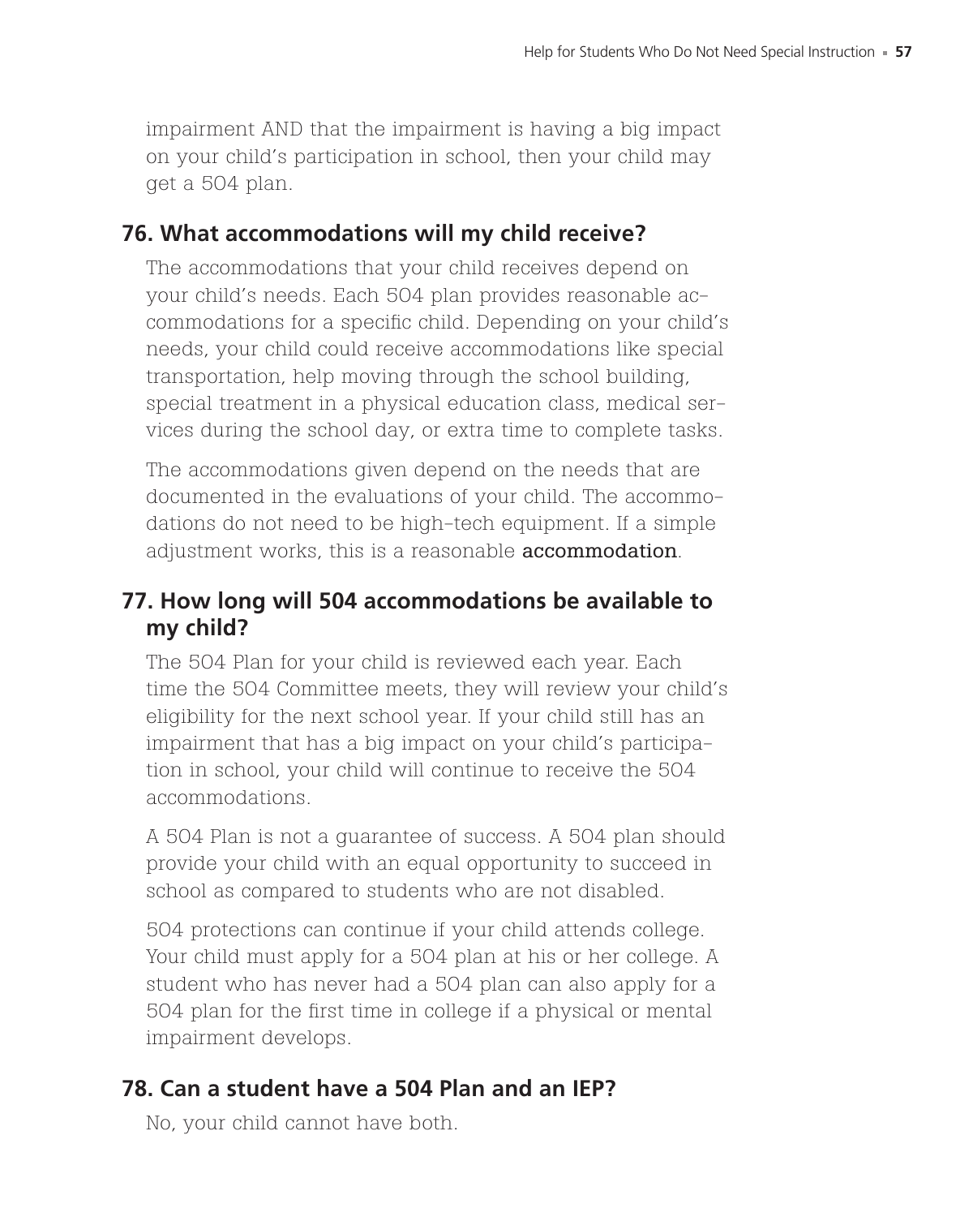impairment AND that the impairment is having a big impact on your child's participation in school, then your child may get a 504 plan.

## 76. What accommodations will my child receive?

The accommodations that your child receives depend on your child's needs. Each 504 plan provides reasonable accommodations for a specific child. Depending on your child's needs, your child could receive accommodations like special transportation, help moving through the school building, special treatment in a physical education class, medical services during the school day, or extra time to complete tasks.

The accommodations given depend on the needs that are documented in the evaluations of your child. The accommodations do not need to be high-tech equipment. If a simple adjustment works, this is a reasonable **accommodation**.

## 77. How long will 504 accommodations be available to my child?

The 504 Plan for your child is reviewed each year. Each time the 504 Committee meets, they will review your child's eligibility for the next school year. If your child still has an impairment that has a big impact on your child's participation in school, your child will continue to receive the 504 accommodations.

A 504 Plan is not a guarantee of success. A 504 plan should provide your child with an equal opportunity to succeed in school as compared to students who are not disabled.

504 protections can continue if your child attends college. Your child must apply for a 504 plan at his or her college. A student who has never had a 504 plan can also apply for a 504 plan for the first time in college if a physical or mental impairment develops.

## 78. Can a student have a 504 Plan and an IEP?

No, your child cannot have both.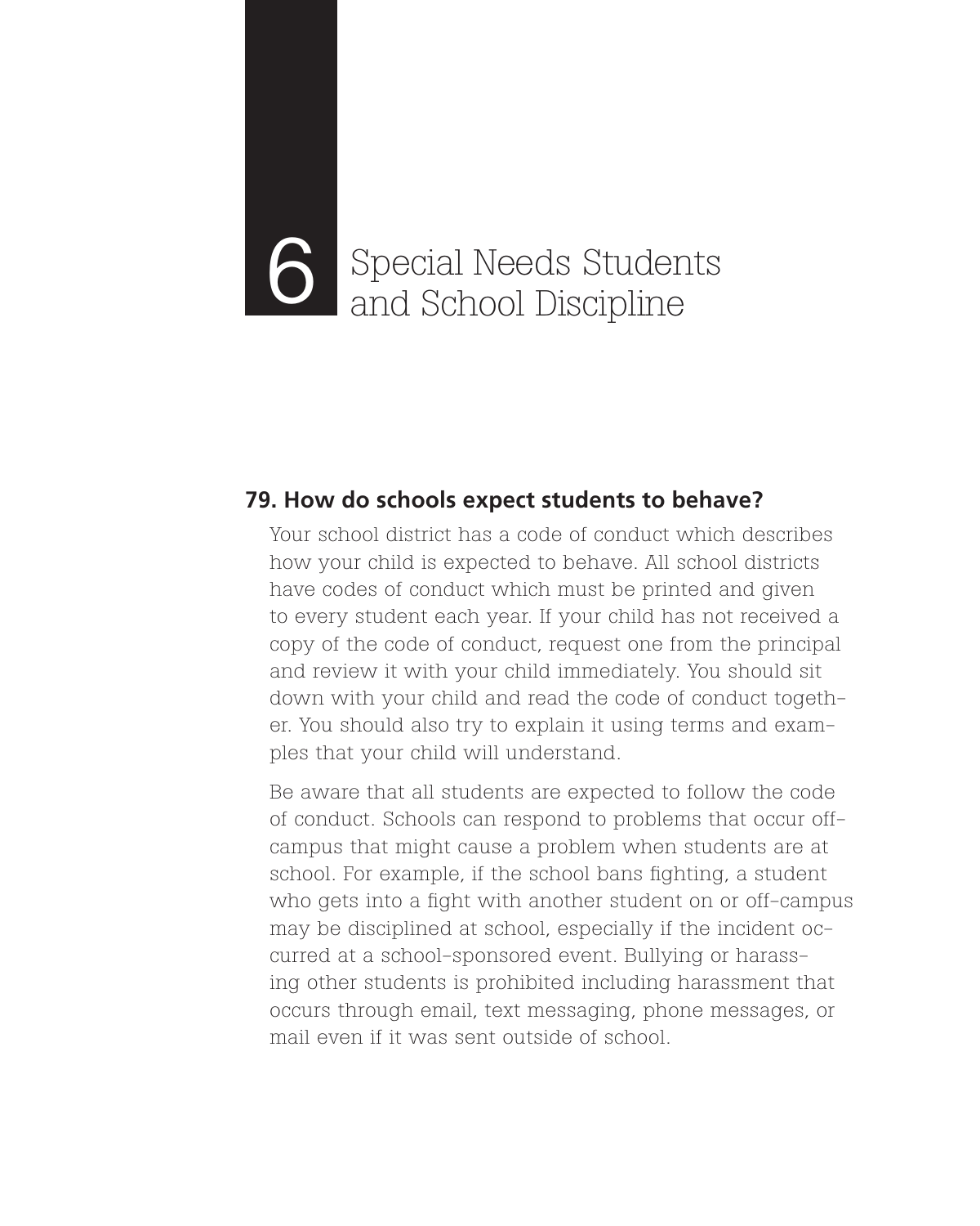# 6 Special Needs Students and School Discipline

## 79. How do schools expect students to behave?

Your school district has a code of conduct which describes how your child is expected to behave. All school districts have codes of conduct which must be printed and given to every student each year. If your child has not received a copy of the code of conduct, request one from the principal and review it with your child immediately. You should sit down with your child and read the code of conduct together. You should also try to explain it using terms and examples that your child will understand.

Be aware that all students are expected to follow the code of conduct. Schools can respond to problems that occur off-campus that might cause a problem when students are at school. For example, if the school bans fighting, a student who gets into a fight with another student on or off-campus may be disciplined at school, especially if the incident occurred at a school-sponsored event. Bullying or harassing other students is prohibited including harassment that occurs through email, text messaging, phone messages, or mail even if it was sent outside of school.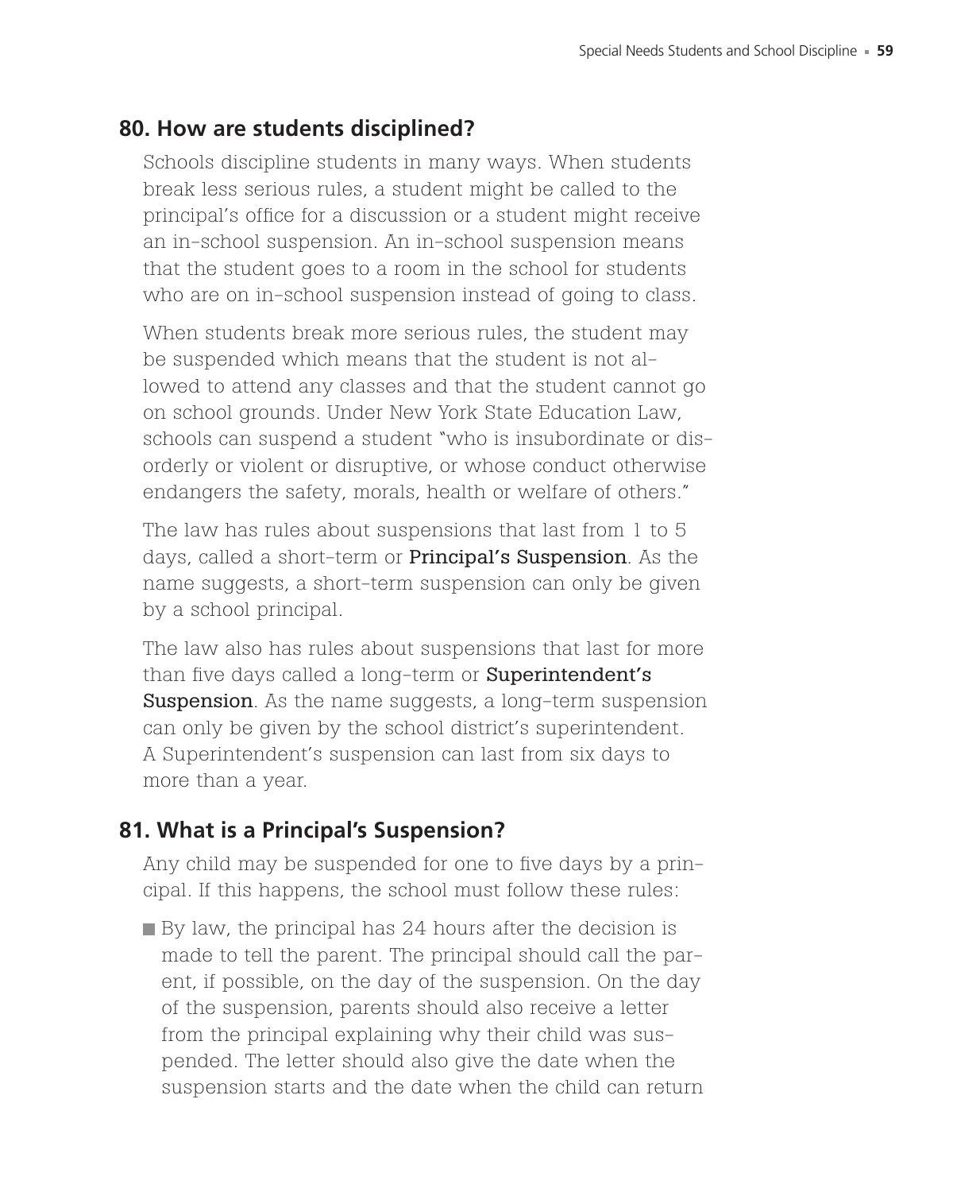## 80. How are students disciplined?

Schools discipline students in many ways. When students break less serious rules, a student might be called to the principal's office for a discussion or a student might receive an in-school suspension. An in-school suspension means that the student goes to a room in the school for students who are on in-school suspension instead of going to class.

When students break more serious rules, the student may be suspended which means that the student is not allowed to attend any classes and that the student cannot go on school grounds. Under New York State Education Law, schools can suspend a student "who is insubordinate or disorderly or violent or disruptive, or whose conduct otherwise endangers the safety, morals, health or welfare of others."

The law has rules about suspensions that last from 1 to 5 days, called a short-term or **Principal's Suspension**. As the name suggests, a short-term suspension can only be given by a school principal.

The law also has rules about suspensions that last for more than five days called a long-term or **Superintendent's Suspension**. As the name suggests, a long-term suspension can only be given by the school district's superintendent. A Superintendent's suspension can last from six days to more than a year.

## 81. What is a Principal's Suspension?

Any child may be suspended for one to five days by a principal. If this happens, the school must follow these rules:

- By law, the principal has 24 hours after the decision is made to tell the parent. The principal should call the parent, if possible, on the day of the suspension. On the day of the suspension, parents should also receive a letter from the principal explaining why their child was suspended. The letter should also give the date when the suspension starts and the date when the child can return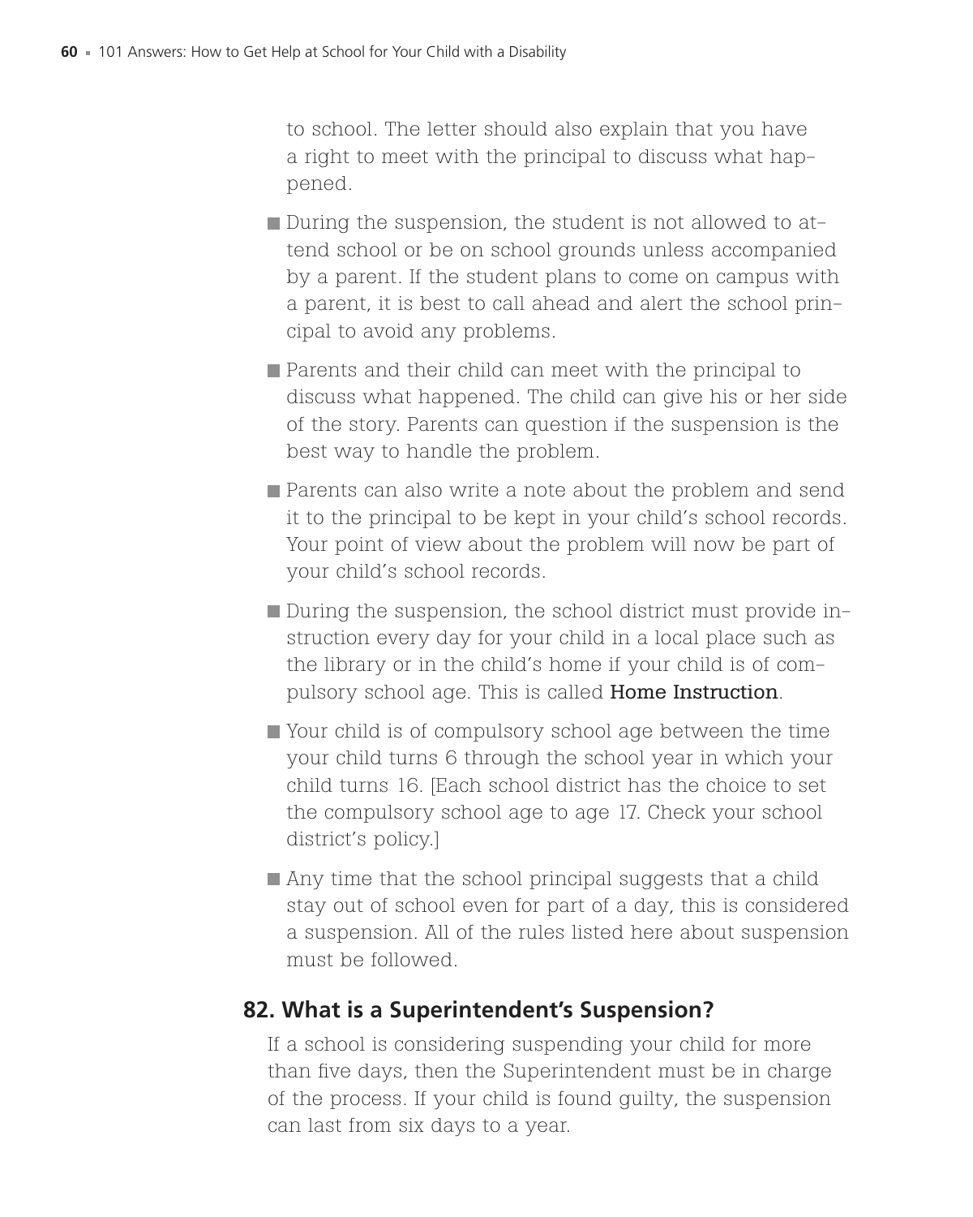to school. The letter should also explain that you have a right to meet with the principal to discuss what happened.

- During the suspension, the student is not allowed to attend school or be on school grounds unless accompanied by a parent. If the student plans to come on campus with a parent, it is best to call ahead and alert the school principal to avoid any problems.
- Parents and their child can meet with the principal to discuss what happened. The child can give his or her side of the story. Parents can question if the suspension is the best way to handle the problem.
- Parents can also write a note about the problem and send it to the principal to be kept in your child's school records. Your point of view about the problem will now be part of your child's school records.
- During the suspension, the school district must provide instruction every day for your child in a local place such as the library or in the child's home if your child is of compulsory school age. This is called **Home Instruction**.
- Your child is of compulsory school age between the time your child turns 6 through the school year in which your child turns 16. [Each school district has the choice to set the compulsory school age to age 17. Check your school district's policy.]
- Any time that the school principal suggests that a child stay out of school even for part of a day, this is considered a suspension. All of the rules listed here about suspension must be followed.

## 82. What is a Superintendent's Suspension?

If a school is considering suspending your child for more than five days, then the Superintendent must be in charge of the process. If your child is found guilty, the suspension can last from six days to a year.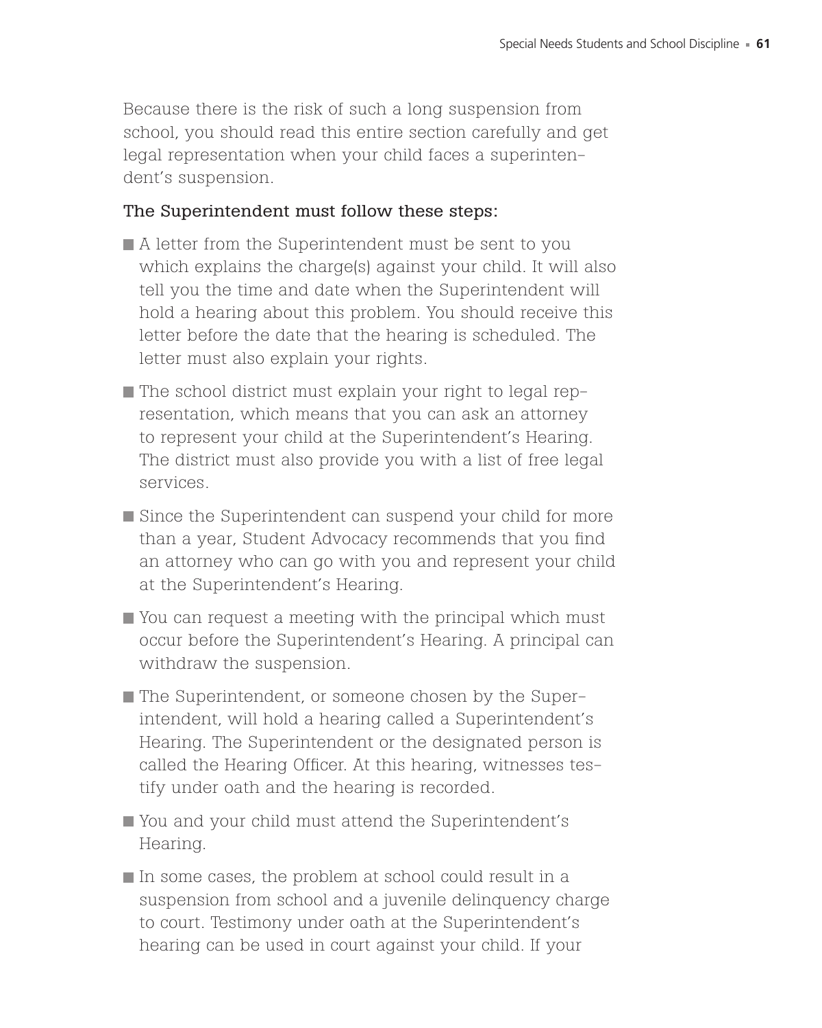Because there is the risk of such a long suspension from school, you should read this entire section carefully and get legal representation when your child faces a superintendent's suspension.

### The Superintendent must follow these steps:

- A letter from the Superintendent must be sent to you which explains the charge(s) against your child. It will also tell you the time and date when the Superintendent will hold a hearing about this problem. You should receive this letter before the date that the hearing is scheduled. The letter must also explain your rights.
- The school district must explain your right to legal representation, which means that you can ask an attorney to represent your child at the Superintendent's Hearing. The district must also provide you with a list of free legal services.
- Since the Superintendent can suspend your child for more than a year, Student Advocacy recommends that you find an attorney who can go with you and represent your child at the Superintendent's Hearing.
- You can request a meeting with the principal which must occur before the Superintendent's Hearing. A principal can withdraw the suspension.
- The Superintendent, or someone chosen by the Superintendent, will hold a hearing called a Superintendent's Hearing. The Superintendent or the designated person is called the Hearing Officer. At this hearing, witnesses testify under oath and the hearing is recorded.
- You and your child must attend the Superintendent's Hearing.
- In some cases, the problem at school could result in a suspension from school and a juvenile delinquency charge to court. Testimony under oath at the Superintendent's hearing can be used in court against your child. If your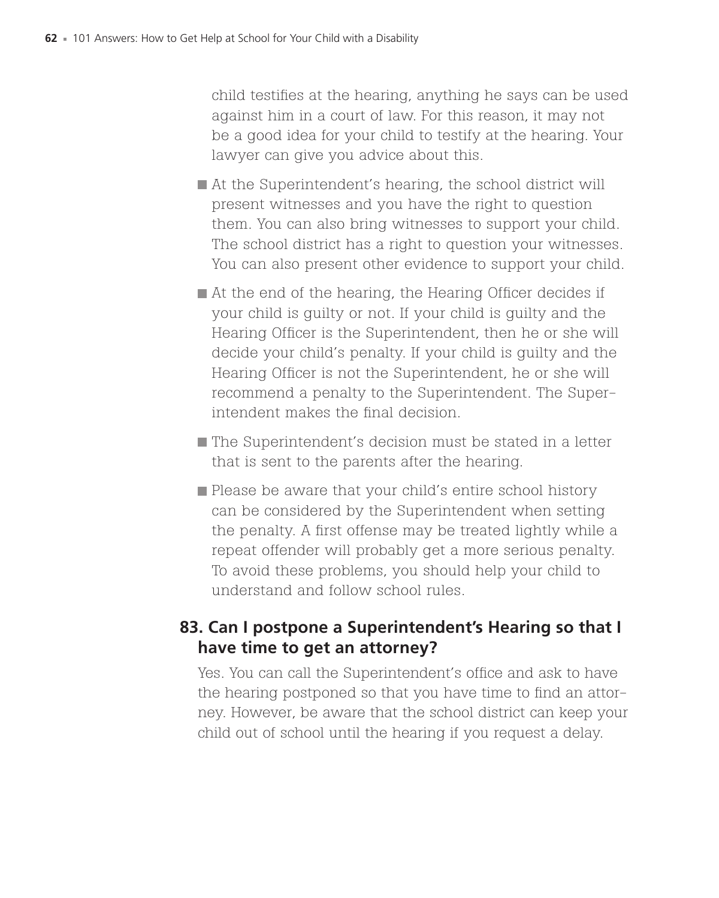child testifies at the hearing, anything he says can be used against him in a court of law. For this reason, it may not be a good idea for your child to testify at the hearing. Your lawyer can give you advice about this.

- At the Superintendent's hearing, the school district will present witnesses and you have the right to question them. You can also bring witnesses to support your child. The school district has a right to question your witnesses. You can also present other evidence to support your child.
- At the end of the hearing, the Hearing Officer decides if your child is guilty or not. If your child is guilty and the Hearing Officer is the Superintendent, then he or she will decide your child's penalty. If your child is guilty and the Hearing Officer is not the Superintendent, he or she will recommend a penalty to the Superintendent. The Superintendent makes the final decision.
- The Superintendent's decision must be stated in a letter that is sent to the parents after the hearing.
- Please be aware that your child's entire school history can be considered by the Superintendent when setting the penalty. A first offense may be treated lightly while a repeat offender will probably get a more serious penalty. To avoid these problems, you should help your child to understand and follow school rules.

## 83. Can I postpone a Superintendent's Hearing so that I have time to get an attorney?

Yes. You can call the Superintendent's office and ask to have the hearing postponed so that you have time to find an attorney. However, be aware that the school district can keep your child out of school until the hearing if you request a delay.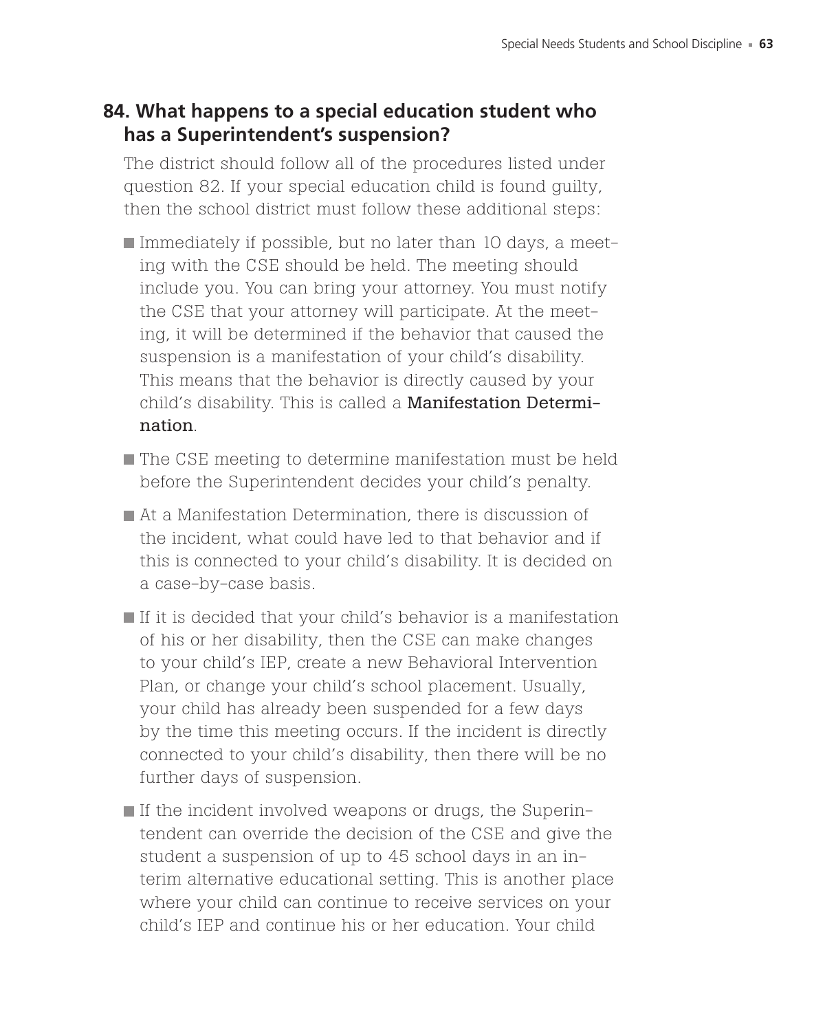## 84. What happens to a special education student who has a Superintendent's suspension?

The district should follow all of the procedures listed under question 82. If your special education child is found guilty, then the school district must follow these additional steps:

- Immediately if possible, but no later than 10 days, a meeting with the CSE should be held. The meeting should include you. You can bring your attorney. You must notify the CSE that your attorney will participate. At the meeting, it will be determined if the behavior that caused the suspension is a manifestation of your child's disability. This means that the behavior is directly caused by your child's disability. This is called a **Manifestation Determination**.
- The CSE meeting to determine manifestation must be held before the Superintendent decides your child's penalty.
- At a Manifestation Determination, there is discussion of the incident, what could have led to that behavior and if this is connected to your child's disability. It is decided on a case-by-case basis.
- If it is decided that your child's behavior is a manifestation of his or her disability, then the CSE can make changes to your child's IEP, create a new Behavioral Intervention Plan, or change your child's school placement. Usually, your child has already been suspended for a few days by the time this meeting occurs. If the incident is directly connected to your child's disability, then there will be no further days of suspension.
- If the incident involved weapons or drugs, the Superintendent can override the decision of the CSE and give the student a suspension of up to 45 school days in an interim alternative educational setting. This is another place where your child can continue to receive services on your child's IEP and continue his or her education. Your child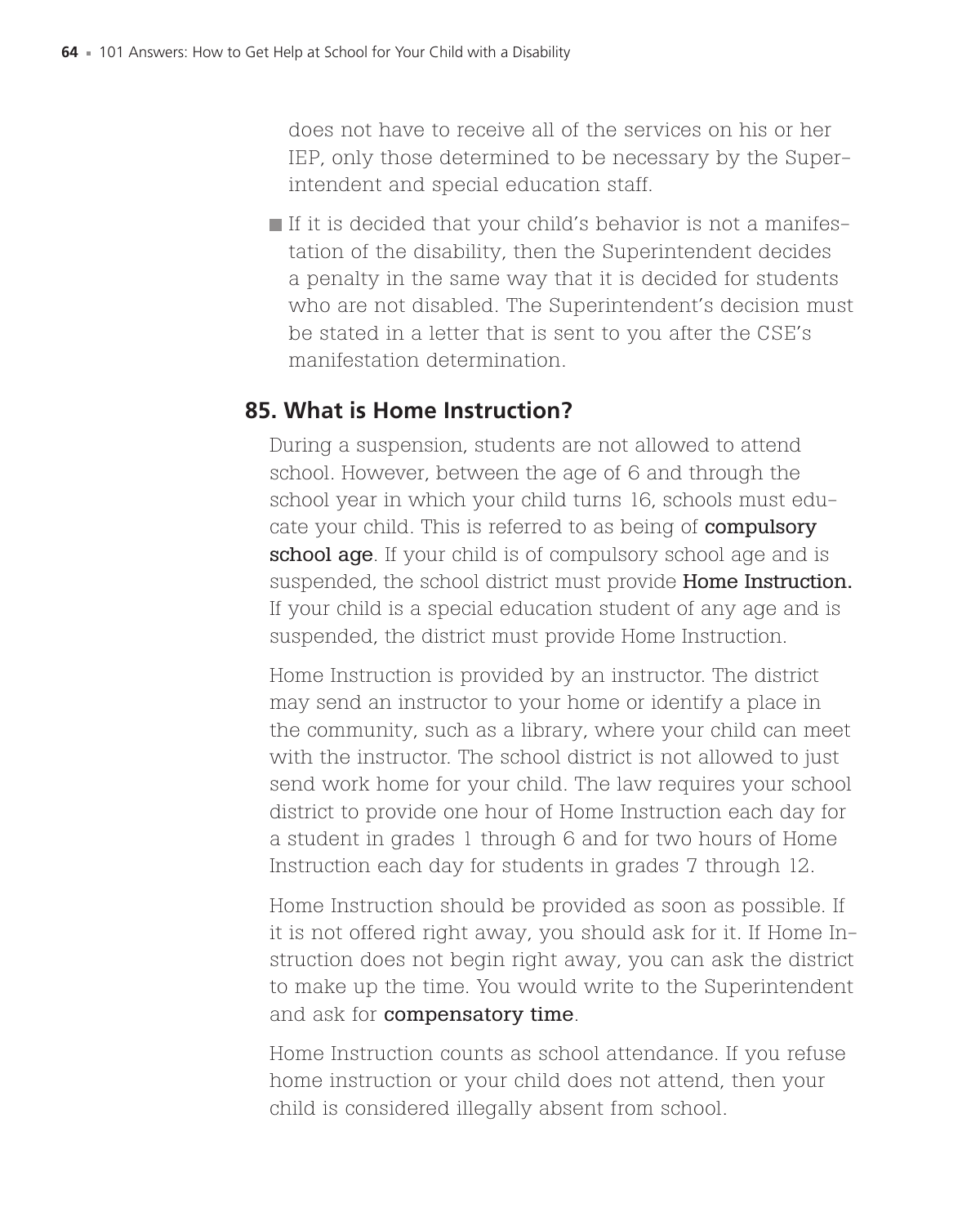does not have to receive all of the services on his or her IEP, only those determined to be necessary by the Superintendent and special education staff.

- If it is decided that your child's behavior is not a manifestation of the disability, then the Superintendent decides a penalty in the same way that it is decided for students who are not disabled. The Superintendent's decision must be stated in a letter that is sent to you after the CSE's manifestation determination.

## 85. What is Home Instruction?

During a suspension, students are not allowed to attend school. However, between the age of 6 and through the school year in which your child turns 16, schools must educate your child. This is referred to as being of **compulsory school age**. If your child is of compulsory school age and is suspended, the school district must provide **Home Instruction.** If your child is a special education student of any age and is suspended, the district must provide Home Instruction.

Home Instruction is provided by an instructor. The district may send an instructor to your home or identify a place in the community, such as a library, where your child can meet with the instructor. The school district is not allowed to just send work home for your child. The law requires your school district to provide one hour of Home Instruction each day for a student in grades 1 through 6 and for two hours of Home Instruction each day for students in grades 7 through 12.

Home Instruction should be provided as soon as possible. If it is not offered right away, you should ask for it. If Home Instruction does not begin right away, you can ask the district to make up the time. You would write to the Superintendent and ask for **compensatory time**.

Home Instruction counts as school attendance. If you refuse home instruction or your child does not attend, then your child is considered illegally absent from school.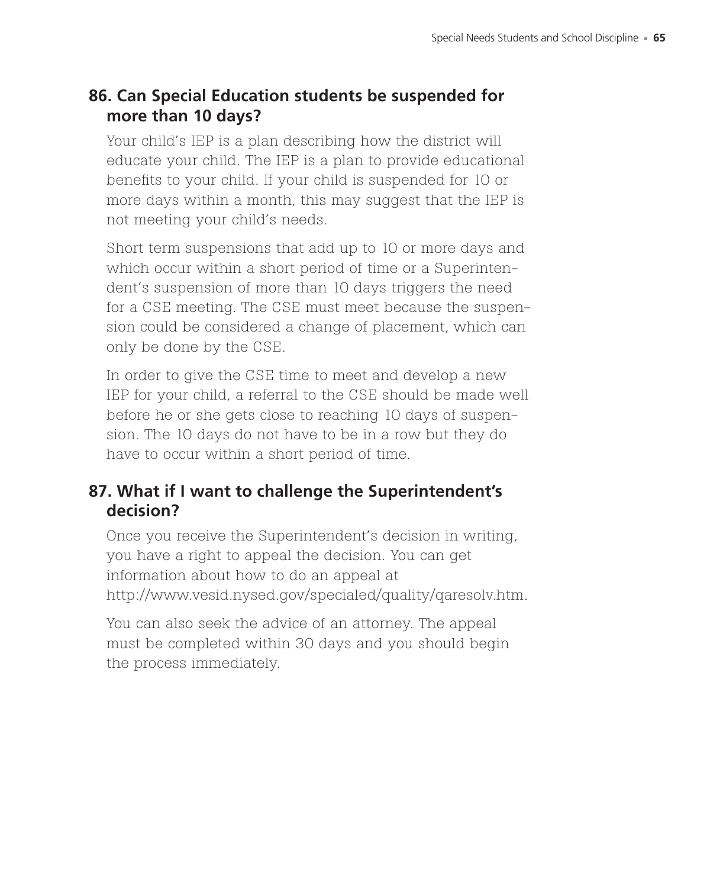## 86. Can Special Education students be suspended for more than 10 days?

Your child's IEP is a plan describing how the district will educate your child. The IEP is a plan to provide educational benefits to your child. If your child is suspended for 10 or more days within a month, this may suggest that the IEP is not meeting your child's needs.

Short term suspensions that add up to 10 or more days and which occur within a short period of time or a Superintendent's suspension of more than 10 days triggers the need for a CSE meeting. The CSE must meet because the suspension could be considered a change of placement, which can only be done by the CSE.

In order to give the CSE time to meet and develop a new IEP for your child, a referral to the CSE should be made well before he or she gets close to reaching 10 days of suspension. The 10 days do not have to be in a row but they do have to occur within a short period of time.

## 87. What if I want to challenge the Superintendent's decision?

Once you receive the Superintendent's decision in writing, you have a right to appeal the decision. You can get information about how to do an appeal at http://www.vesid.nysed.gov/specialed/quality/qaresolv.htm.

You can also seek the advice of an attorney. The appeal must be completed within 30 days and you should begin the process immediately.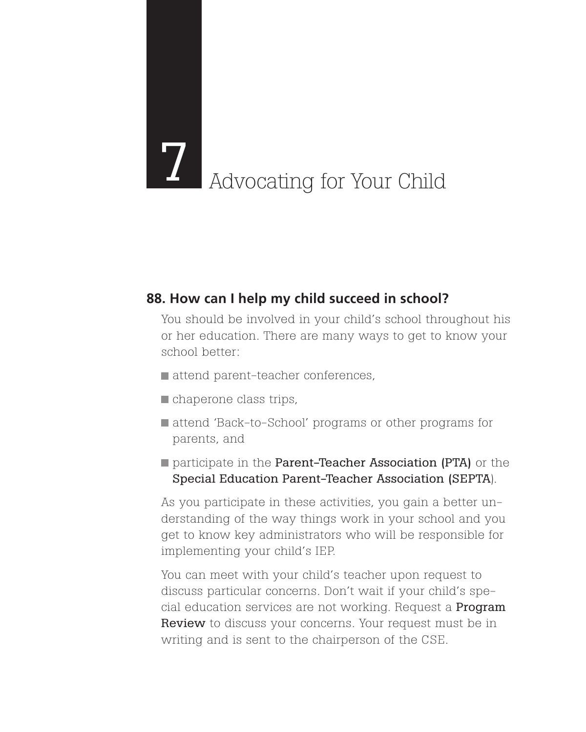# 7 Advocating for Your Child

## 88. How can I help my child succeed in school?

You should be involved in your child's school throughout his or her education. There are many ways to get to know your school better:

- attend parent-teacher conferences,
- chaperone class trips,
- attend 'Back-to-School' programs or other programs for parents, and
- participate in the **Parent-Teacher Association (PTA)** or the **Special Education Parent-Teacher Association (SEPTA)**.

As you participate in these activities, you gain a better understanding of the way things work in your school and you get to know key administrators who will be responsible for implementing your child's IEP.

You can meet with your child's teacher upon request to discuss particular concerns. Don't wait if your child's special education services are not working. Request a **Program Review** to discuss your concerns. Your request must be in writing and is sent to the chairperson of the CSE.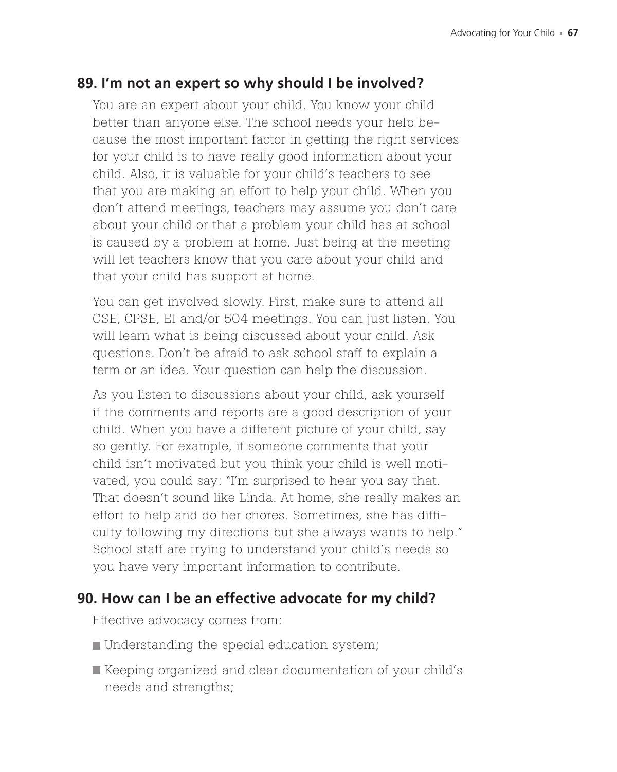## 89. I'm not an expert so why should I be involved?

You are an expert about your child. You know your child better than anyone else. The school needs your help because the most important factor in getting the right services for your child is to have really good information about your child. Also, it is valuable for your child's teachers to see that you are making an effort to help your child. When you don't attend meetings, teachers may assume you don't care about your child or that a problem your child has at school is caused by a problem at home. Just being at the meeting will let teachers know that you care about your child and that your child has support at home.

You can get involved slowly. First, make sure to attend all CSE, CPSE, EI and/or 504 meetings. You can just listen. You will learn what is being discussed about your child. Ask questions. Don't be afraid to ask school staff to explain a term or an idea. Your question can help the discussion.

As you listen to discussions about your child, ask yourself if the comments and reports are a good description of your child. When you have a different picture of your child, say so gently. For example, if someone comments that your child isn't motivated but you think your child is well motivated, you could say: "I'm surprised to hear you say that. That doesn't sound like Linda. At home, she really makes an effort to help and do her chores. Sometimes, she has difficulty following my directions but she always wants to help." School staff are trying to understand your child's needs so you have very important information to contribute.

## 90. How can I be an effective advocate for my child?

Effective advocacy comes from:

- Understanding the special education system;
- Keeping organized and clear documentation of your child's needs and strengths;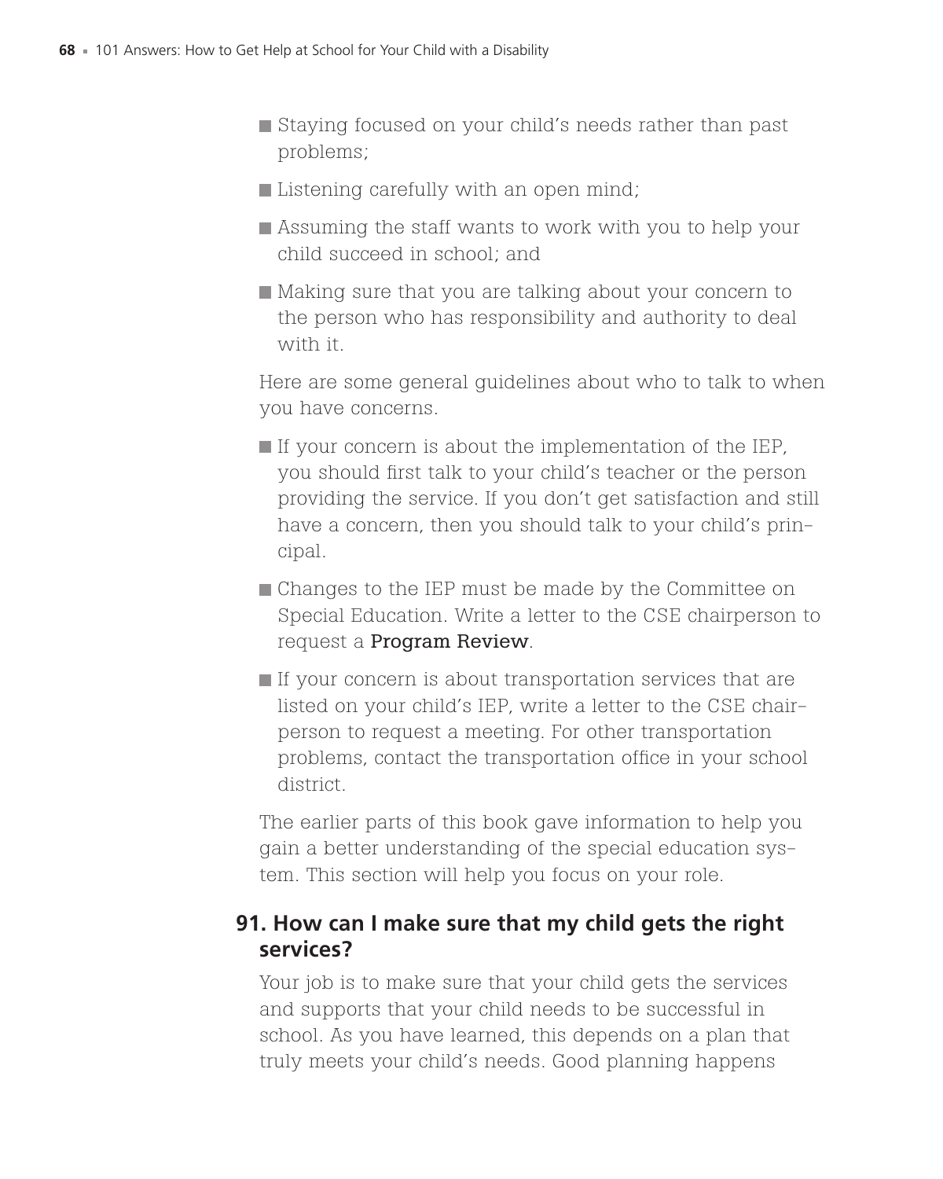- Staying focused on your child's needs rather than past problems;
- Listening carefully with an open mind;
- Assuming the staff wants to work with you to help your child succeed in school; and
- Making sure that you are talking about your concern to the person who has responsibility and authority to deal with it.

Here are some general guidelines about who to talk to when you have concerns.

- If your concern is about the implementation of the IEP, you should first talk to your child's teacher or the person providing the service. If you don't get satisfaction and still have a concern, then you should talk to your child's principal.
- Changes to the IEP must be made by the Committee on Special Education. Write a letter to the CSE chairperson to request a **Program Review**.
- If your concern is about transportation services that are listed on your child's IEP, write a letter to the CSE chairperson to request a meeting. For other transportation problems, contact the transportation office in your school district.

The earlier parts of this book gave information to help you gain a better understanding of the special education system. This section will help you focus on your role.

## 91. How can I make sure that my child gets the right services?

Your job is to make sure that your child gets the services and supports that your child needs to be successful in school. As you have learned, this depends on a plan that truly meets your child's needs. Good planning happens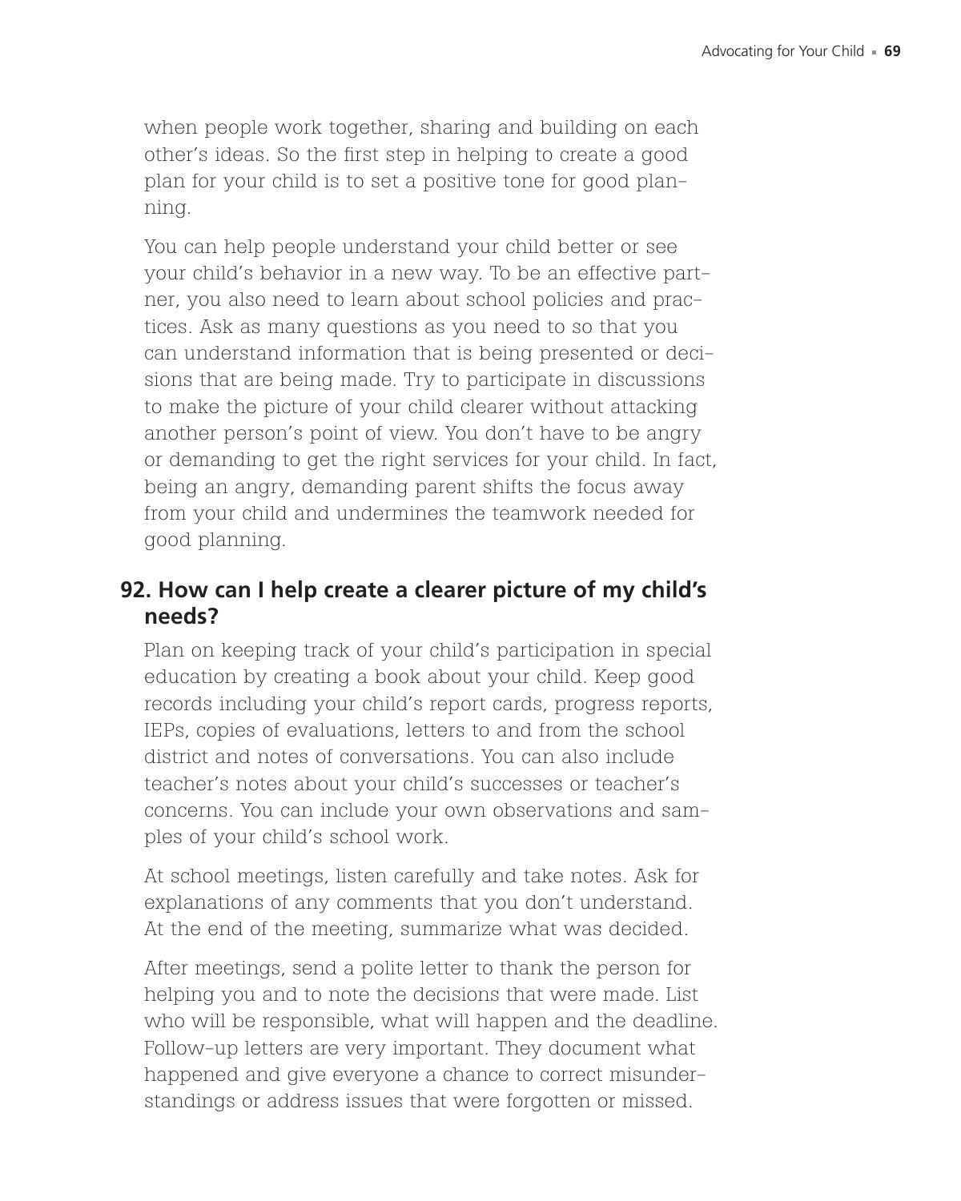when people work together, sharing and building on each other's ideas. So the first step in helping to create a good plan for your child is to set a positive tone for good planning.

You can help people understand your child better or see your child's behavior in a new way. To be an effective partner, you also need to learn about school policies and practices. Ask as many questions as you need to so that you can understand information that is being presented or decisions that are being made. Try to participate in discussions to make the picture of your child clearer without attacking another person's point of view. You don't have to be angry or demanding to get the right services for your child. In fact, being an angry, demanding parent shifts the focus away from your child and undermines the teamwork needed for good planning.

## 92. How can I help create a clearer picture of my child's needs?

Plan on keeping track of your child's participation in special education by creating a book about your child. Keep good records including your child's report cards, progress reports, IEPs, copies of evaluations, letters to and from the school district and notes of conversations. You can also include teacher's notes about your child's successes or teacher's concerns. You can include your own observations and samples of your child's school work.

At school meetings, listen carefully and take notes. Ask for explanations of any comments that you don't understand. At the end of the meeting, summarize what was decided.

After meetings, send a polite letter to thank the person for helping you and to note the decisions that were made. List who will be responsible, what will happen and the deadline. Follow-up letters are very important. They document what happened and give everyone a chance to correct misunderstandings or address issues that were forgotten or missed.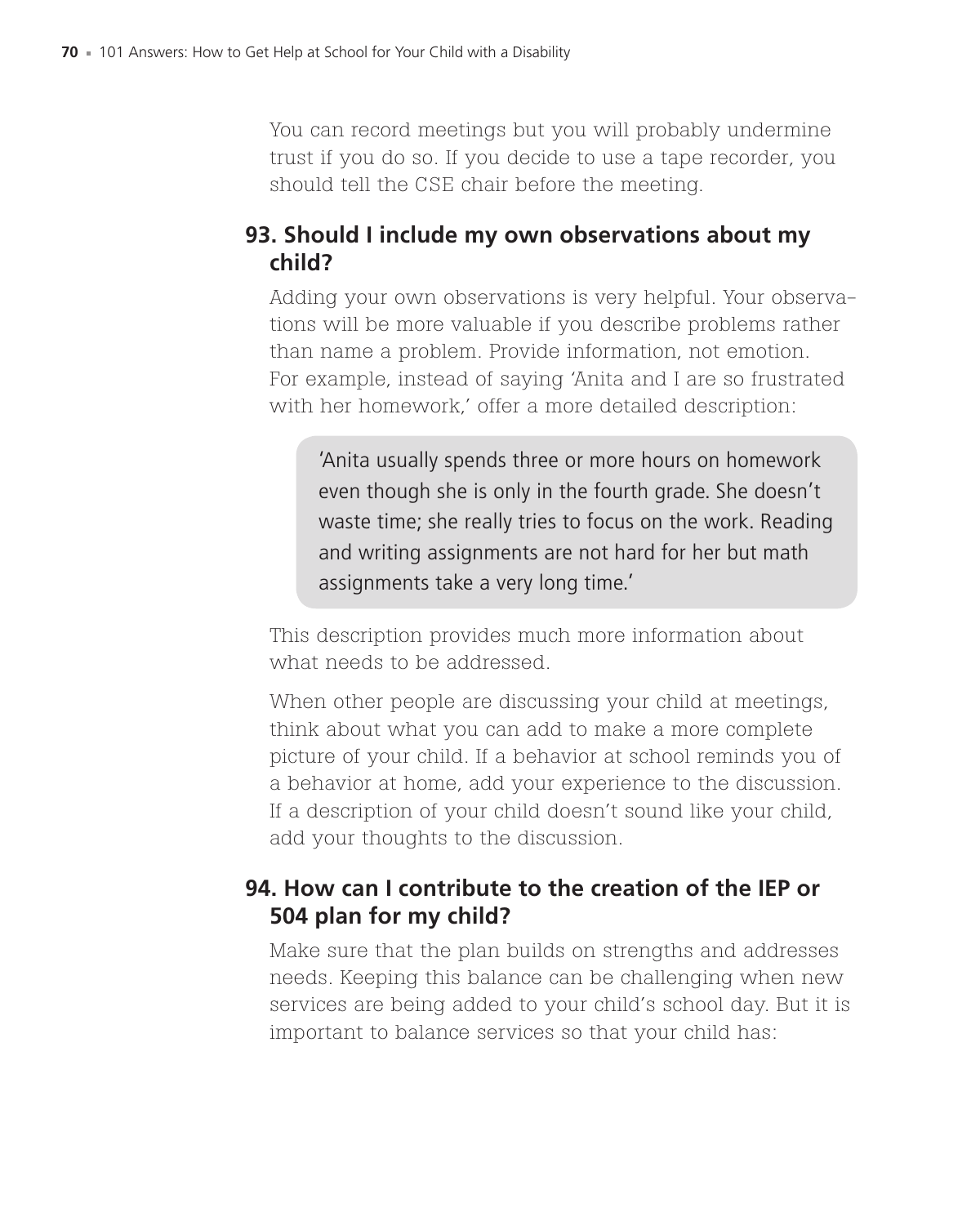You can record meetings but you will probably undermine trust if you do so. If you decide to use a tape recorder, you should tell the CSE chair before the meeting.

## 93. Should I include my own observations about my child?

Adding your own observations is very helpful. Your observations will be more valuable if you describe problems rather than name a problem. Provide information, not emotion. For example, instead of saying 'Anita and I are so frustrated with her homework,' offer a more detailed description:

> 'Anita usually spends three or more hours on homework even though she is only in the fourth grade. She doesn't waste time; she really tries to focus on the work. Reading and writing assignments are not hard for her but math assignments take a very long time.'

This description provides much more information about what needs to be addressed.

When other people are discussing your child at meetings, think about what you can add to make a more complete picture of your child. If a behavior at school reminds you of a behavior at home, add your experience to the discussion. If a description of your child doesn't sound like your child, add your thoughts to the discussion.

## 94. How can I contribute to the creation of the IEP or 504 plan for my child?

Make sure that the plan builds on strengths and addresses needs. Keeping this balance can be challenging when new services are being added to your child's school day. But it is important to balance services so that your child has: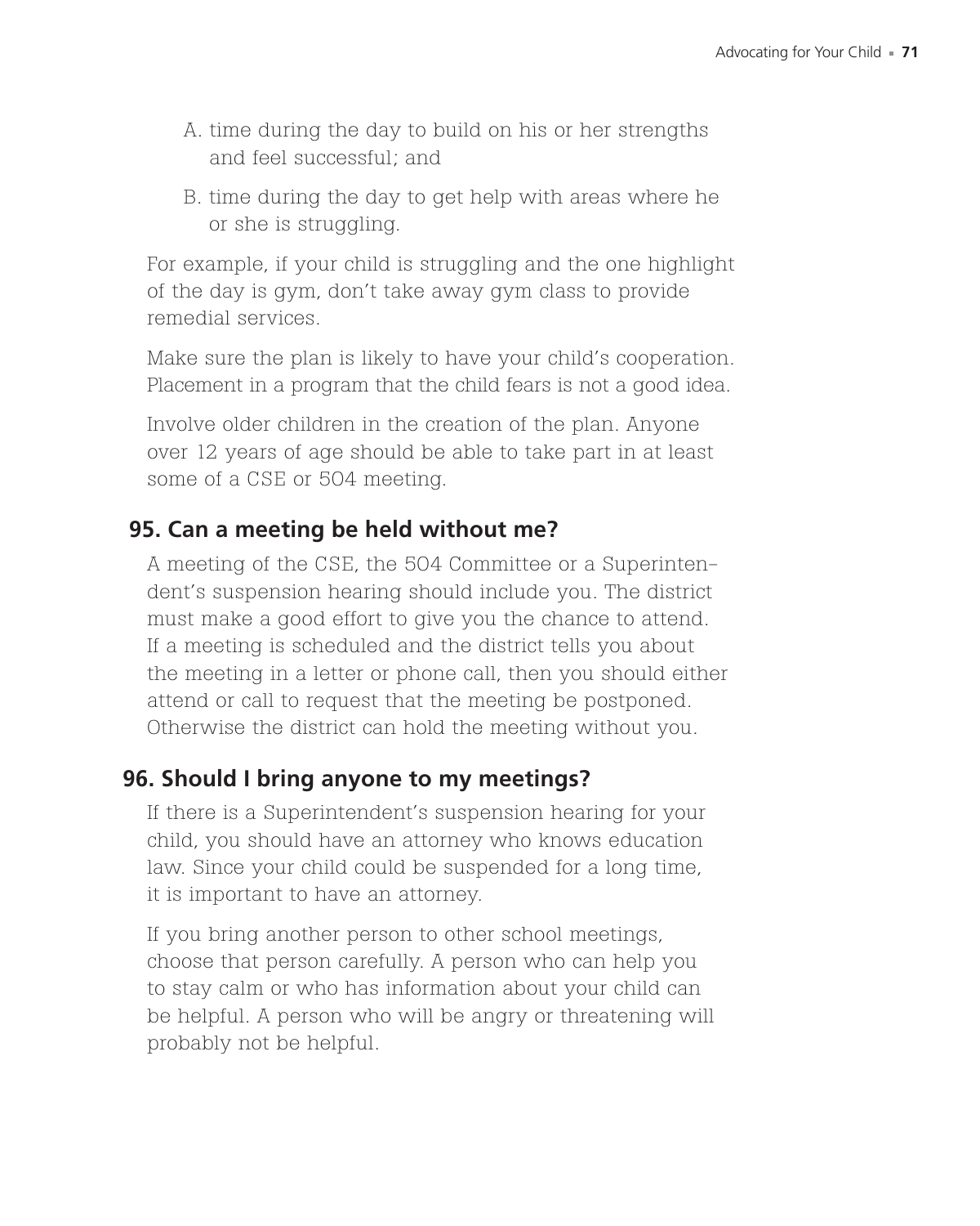A. time during the day to build on his or her strengths and feel successful; and

B. time during the day to get help with areas where he or she is struggling.

For example, if your child is struggling and the one highlight of the day is gym, don't take away gym class to provide remedial services.

Make sure the plan is likely to have your child's cooperation. Placement in a program that the child fears is not a good idea.

Involve older children in the creation of the plan. Anyone over 12 years of age should be able to take part in at least some of a CSE or 504 meeting.

## 95. Can a meeting be held without me?

A meeting of the CSE, the 504 Committee or a Superintendent's suspension hearing should include you. The district must make a good effort to give you the chance to attend. If a meeting is scheduled and the district tells you about the meeting in a letter or phone call, then you should either attend or call to request that the meeting be postponed. Otherwise the district can hold the meeting without you.

## 96. Should I bring anyone to my meetings?

If there is a Superintendent's suspension hearing for your child, you should have an attorney who knows education law. Since your child could be suspended for a long time, it is important to have an attorney.

If you bring another person to other school meetings, choose that person carefully. A person who can help you to stay calm or who has information about your child can be helpful. A person who will be angry or threatening will probably not be helpful.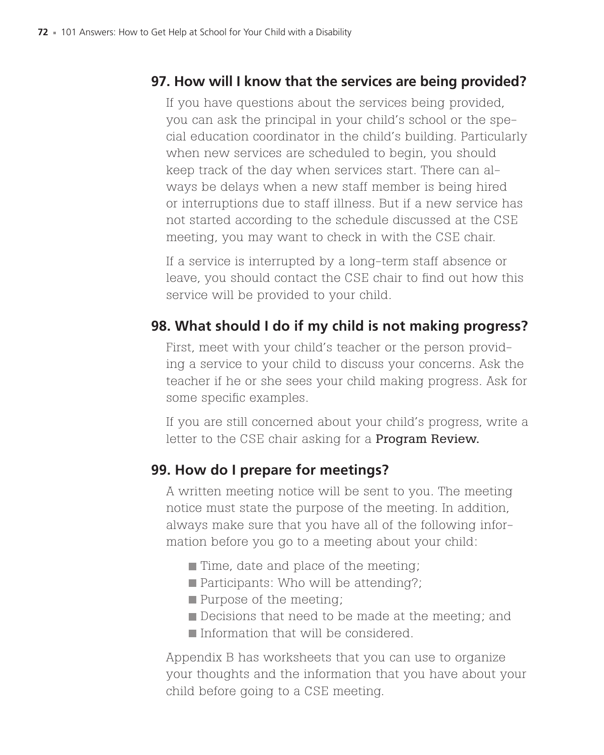### 97. How will I know that the services are being provided?

If you have questions about the services being provided, you can ask the principal in your child's school or the special education coordinator in the child's building. Particularly when new services are scheduled to begin, you should keep track of the day when services start. There can always be delays when a new staff member is being hired or interruptions due to staff illness. But if a new service has not started according to the schedule discussed at the CSE meeting, you may want to check in with the CSE chair.

If a service is interrupted by a long-term staff absence or leave, you should contact the CSE chair to find out how this service will be provided to your child.

### 98. What should I do if my child is not making progress?

First, meet with your child's teacher or the person providing a service to your child to discuss your concerns. Ask the teacher if he or she sees your child making progress. Ask for some specific examples.

If you are still concerned about your child's progress, write a letter to the CSE chair asking for a **Program Review.**

### 99. How do I prepare for meetings?

A written meeting notice will be sent to you. The meeting notice must state the purpose of the meeting. In addition, always make sure that you have all of the following information before you go to a meeting about your child:

- Time, date and place of the meeting;
- Participants: Who will be attending?;
- Purpose of the meeting;
- Decisions that need to be made at the meeting; and
- Information that will be considered.

Appendix B has worksheets that you can use to organize your thoughts and the information that you have about your child before going to a CSE meeting.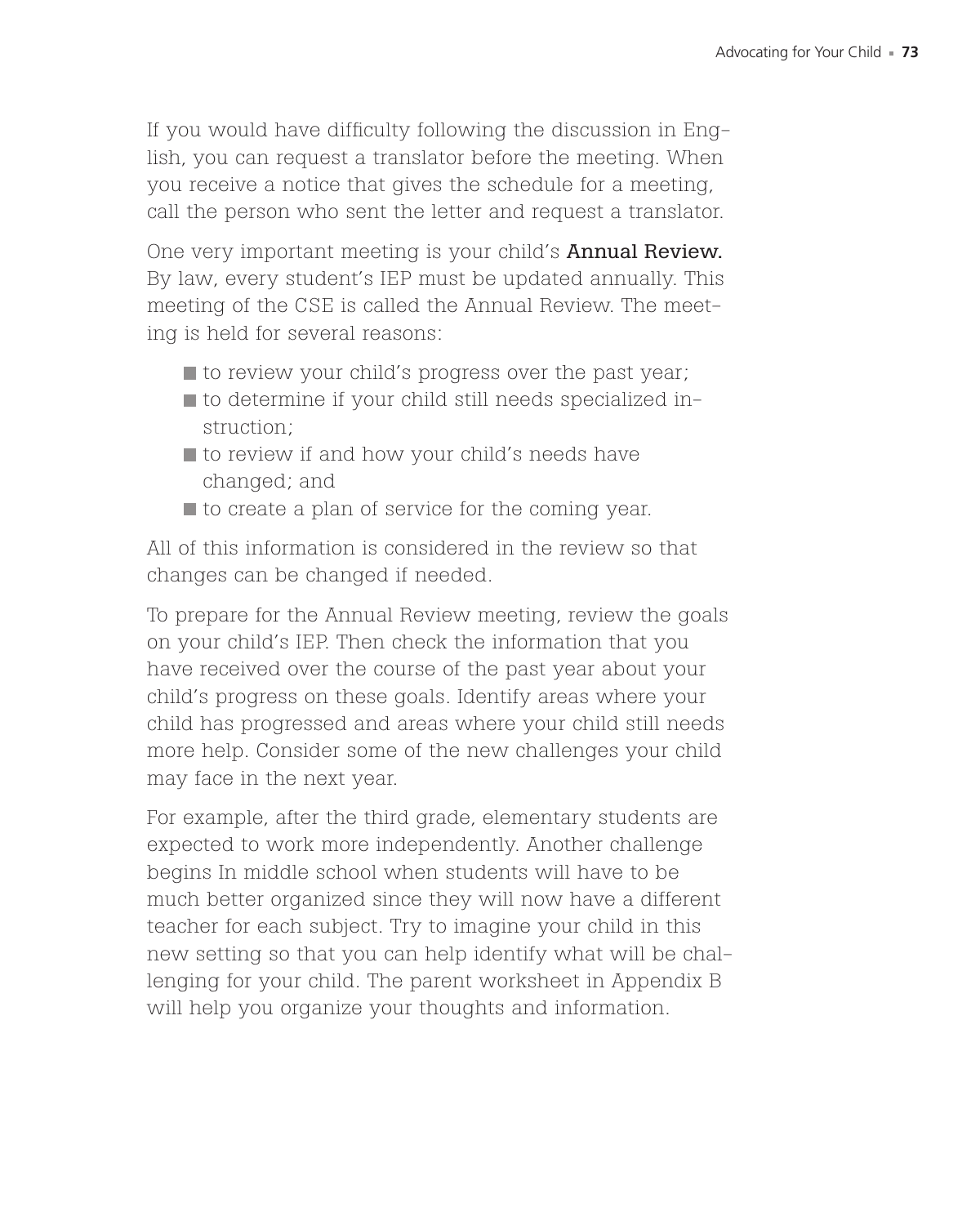If you would have difficulty following the discussion in English, you can request a translator before the meeting. When you receive a notice that gives the schedule for a meeting, call the person who sent the letter and request a translator.

One very important meeting is your child's **Annual Review.** By law, every student's IEP must be updated annually. This meeting of the CSE is called the Annual Review. The meeting is held for several reasons:

- to review your child's progress over the past year;
- to determine if your child still needs specialized instruction;
- to review if and how your child's needs have changed; and
- to create a plan of service for the coming year.

All of this information is considered in the review so that changes can be changed if needed.

To prepare for the Annual Review meeting, review the goals on your child's IEP. Then check the information that you have received over the course of the past year about your child's progress on these goals. Identify areas where your child has progressed and areas where your child still needs more help. Consider some of the new challenges your child may face in the next year.

For example, after the third grade, elementary students are expected to work more independently. Another challenge begins In middle school when students will have to be much better organized since they will now have a different teacher for each subject. Try to imagine your child in this new setting so that you can help identify what will be challenging for your child. The parent worksheet in Appendix B will help you organize your thoughts and information.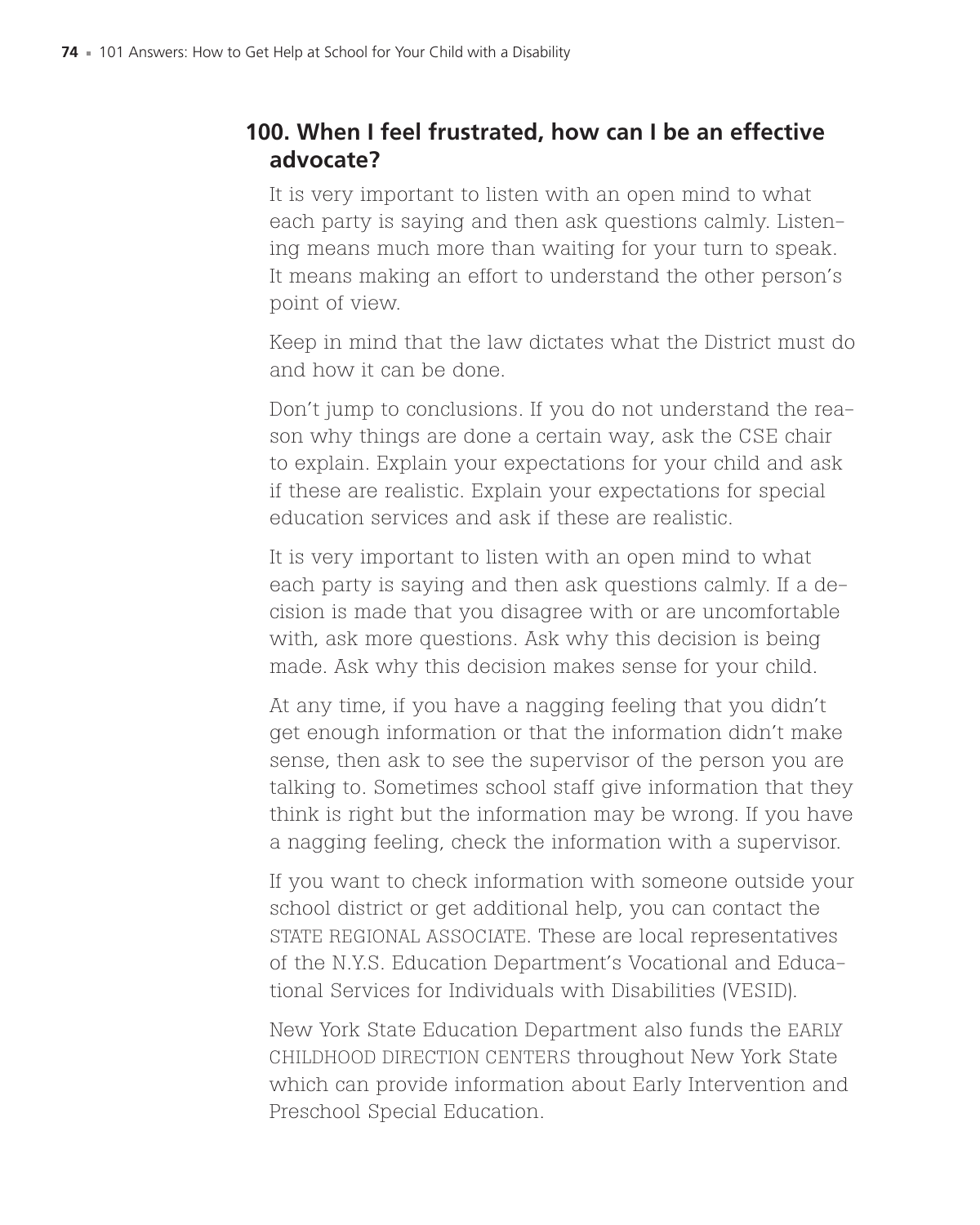## 100. When I feel frustrated, how can I be an effective advocate?

It is very important to listen with an open mind to what each party is saying and then ask questions calmly. Listening means much more than waiting for your turn to speak. It means making an effort to understand the other person's point of view.

Keep in mind that the law dictates what the District must do and how it can be done.

Don't jump to conclusions. If you do not understand the reason why things are done a certain way, ask the CSE chair to explain. Explain your expectations for your child and ask if these are realistic. Explain your expectations for special education services and ask if these are realistic.

It is very important to listen with an open mind to what each party is saying and then ask questions calmly. If a decision is made that you disagree with or are uncomfortable with, ask more questions. Ask why this decision is being made. Ask why this decision makes sense for your child.

At any time, if you have a nagging feeling that you didn't get enough information or that the information didn't make sense, then ask to see the supervisor of the person you are talking to. Sometimes school staff give information that they think is right but the information may be wrong. If you have a nagging feeling, check the information with a supervisor.

If you want to check information with someone outside your school district or get additional help, you can contact the STATE REGIONAL ASSOCIATE. These are local representatives of the N.Y.S. Education Department's Vocational and Educational Services for Individuals with Disabilities (VESID).

New York State Education Department also funds the EARLY CHILDHOOD DIRECTION CENTERS throughout New York State which can provide information about Early Intervention and Preschool Special Education.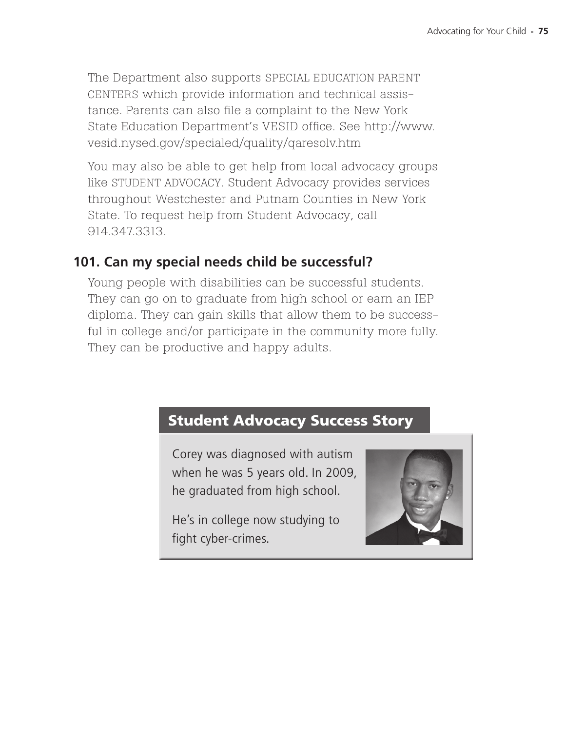The Department also supports SPECIAL EDUCATION PARENT CENTERS which provide information and technical assistance. Parents can also file a complaint to the New York State Education Department's VESID office. See http://www.vesid.nysed.gov/specialed/quality/qaresolv.htm

You may also be able to get help from local advocacy groups like STUDENT ADVOCACY. Student Advocacy provides services throughout Westchester and Putnam Counties in New York State. To request help from Student Advocacy, call 914.347.3313.

### 101. Can my special needs child be successful?

Young people with disabilities can be successful students. They can go on to graduate from high school or earn an IEP diploma. They can gain skills that allow them to be successful in college and/or participate in the community more fully. They can be productive and happy adults.

#### Student Advocacy Success Story

Corey was diagnosed with autism when he was 5 years old. In 2009, he graduated from high school.

He's in college now studying to fight cyber-crimes.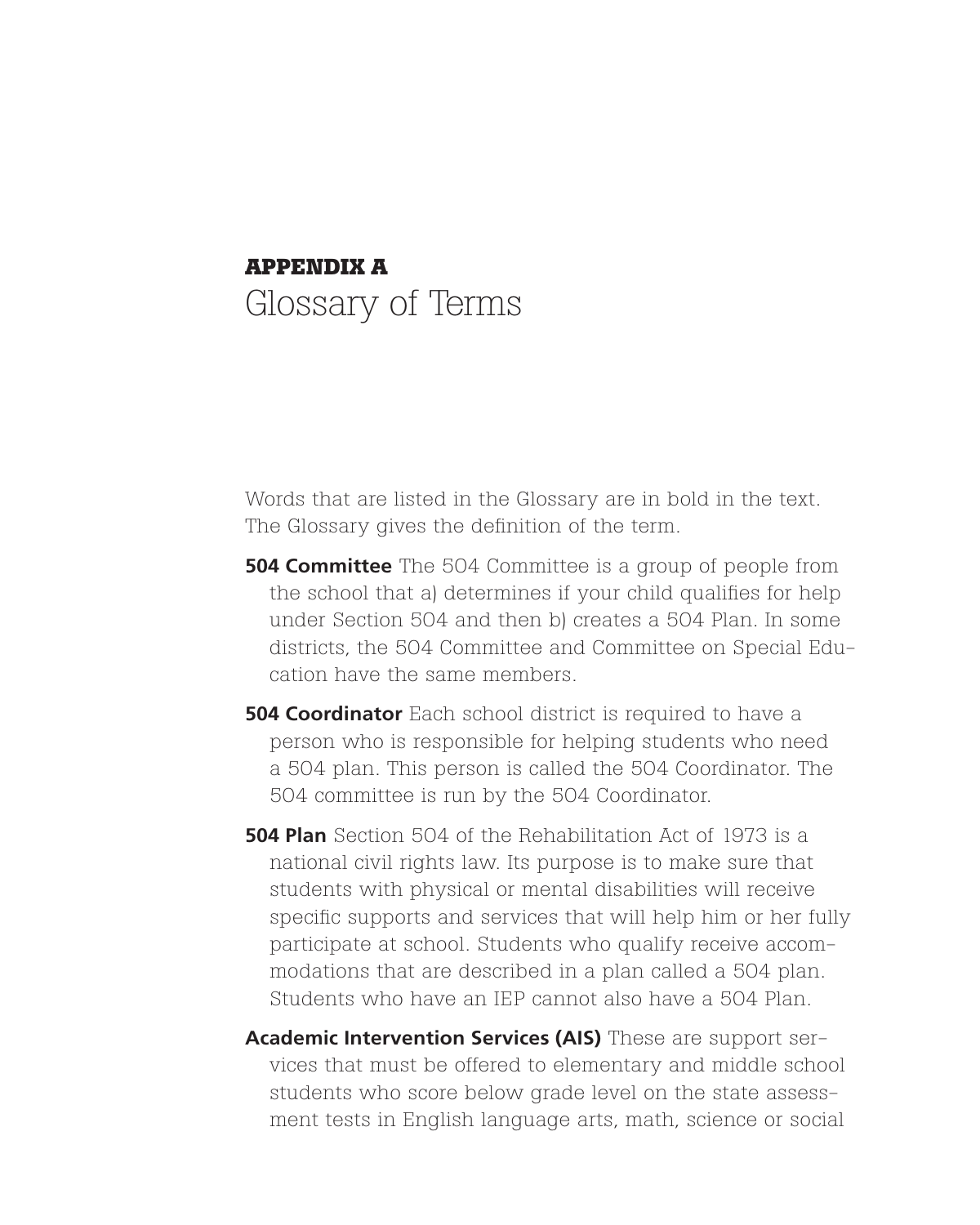# APPENDIX A
## Glossary of Terms

Words that are listed in the Glossary are in bold in the text. The Glossary gives the definition of the term.

**504 Committee** The 504 Committee is a group of people from the school that a) determines if your child qualifies for help under Section 504 and then b) creates a 504 Plan. In some districts, the 504 Committee and Committee on Special Education have the same members.

**504 Coordinator** Each school district is required to have a person who is responsible for helping students who need a 504 plan. This person is called the 504 Coordinator. The 504 committee is run by the 504 Coordinator.

**504 Plan** Section 504 of the Rehabilitation Act of 1973 is a national civil rights law. Its purpose is to make sure that students with physical or mental disabilities will receive specific supports and services that will help him or her fully participate at school. Students who qualify receive accommodations that are described in a plan called a 504 plan. Students who have an IEP cannot also have a 504 Plan.

**Academic Intervention Services (AIS)** These are support services that must be offered to elementary and middle school students who score below grade level on the state assessment tests in English language arts, math, science or social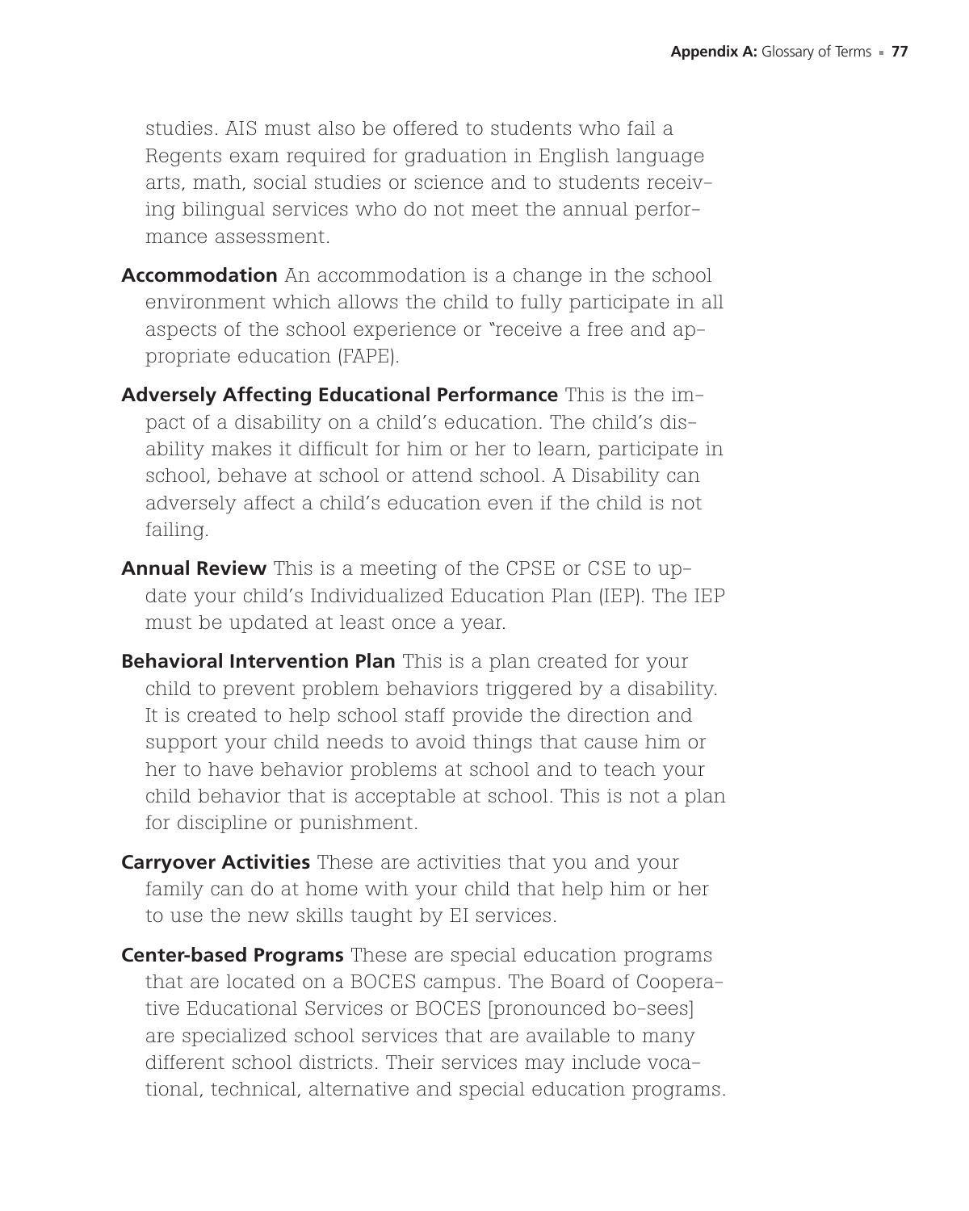studies. AIS must also be offered to students who fail a Regents exam required for graduation in English language arts, math, social studies or science and to students receiving bilingual services who do not meet the annual performance assessment.

**Accommodation** An accommodation is a change in the school environment which allows the child to fully participate in all aspects of the school experience or "receive a free and appropriate education (FAPE).

**Adversely Affecting Educational Performance** This is the impact of a disability on a child's education. The child's disability makes it difficult for him or her to learn, participate in school, behave at school or attend school. A Disability can adversely affect a child's education even if the child is not failing.

**Annual Review** This is a meeting of the CPSE or CSE to update your child's Individualized Education Plan (IEP). The IEP must be updated at least once a year.

**Behavioral Intervention Plan** This is a plan created for your child to prevent problem behaviors triggered by a disability. It is created to help school staff provide the direction and support your child needs to avoid things that cause him or her to have behavior problems at school and to teach your child behavior that is acceptable at school. This is not a plan for discipline or punishment.

**Carryover Activities** These are activities that you and your family can do at home with your child that help him or her to use the new skills taught by EI services.

**Center-based Programs** These are special education programs that are located on a BOCES campus. The Board of Cooperative Educational Services or BOCES [pronounced bo-sees] are specialized school services that are available to many different school districts. Their services may include vocational, technical, alternative and special education programs.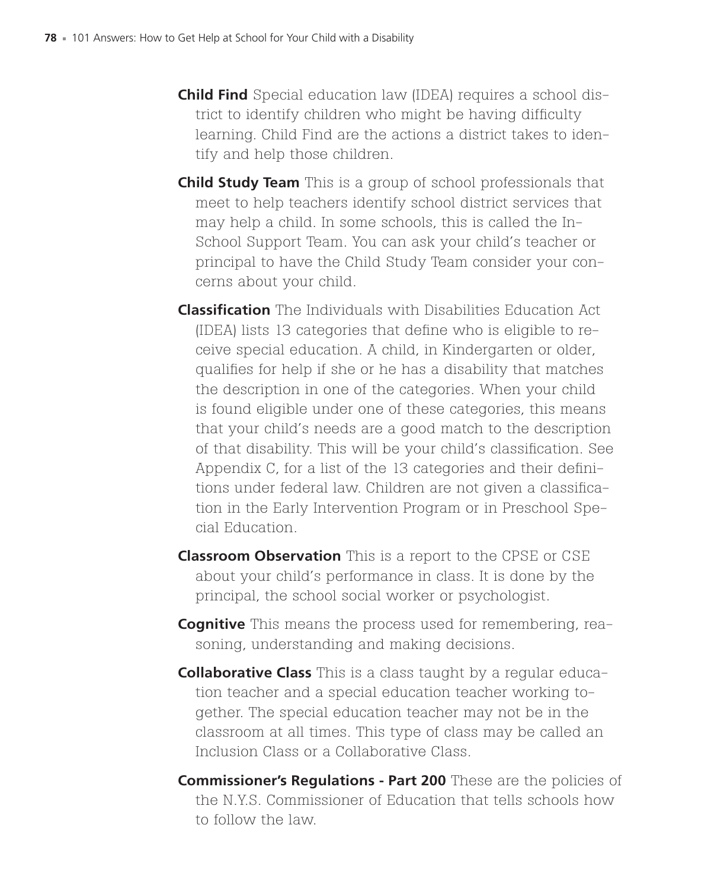**Child Find** Special education law (IDEA) requires a school district to identify children who might be having difficulty learning. Child Find are the actions a district takes to identify and help those children.

**Child Study Team** This is a group of school professionals that meet to help teachers identify school district services that may help a child. In some schools, this is called the In-School Support Team. You can ask your child's teacher or principal to have the Child Study Team consider your concerns about your child.

**Classification** The Individuals with Disabilities Education Act (IDEA) lists 13 categories that define who is eligible to receive special education. A child, in Kindergarten or older, qualifies for help if she or he has a disability that matches the description in one of the categories. When your child is found eligible under one of these categories, this means that your child's needs are a good match to the description of that disability. This will be your child's classification. See Appendix C, for a list of the 13 categories and their definitions under federal law. Children are not given a classification in the Early Intervention Program or in Preschool Special Education.

**Classroom Observation** This is a report to the CPSE or CSE about your child's performance in class. It is done by the principal, the school social worker or psychologist.

**Cognitive** This means the process used for remembering, reasoning, understanding and making decisions.

**Collaborative Class** This is a class taught by a regular education teacher and a special education teacher working together. The special education teacher may not be in the classroom at all times. This type of class may be called an Inclusion Class or a Collaborative Class.

**Commissioner's Regulations - Part 200** These are the policies of the N.Y.S. Commissioner of Education that tells schools how to follow the law.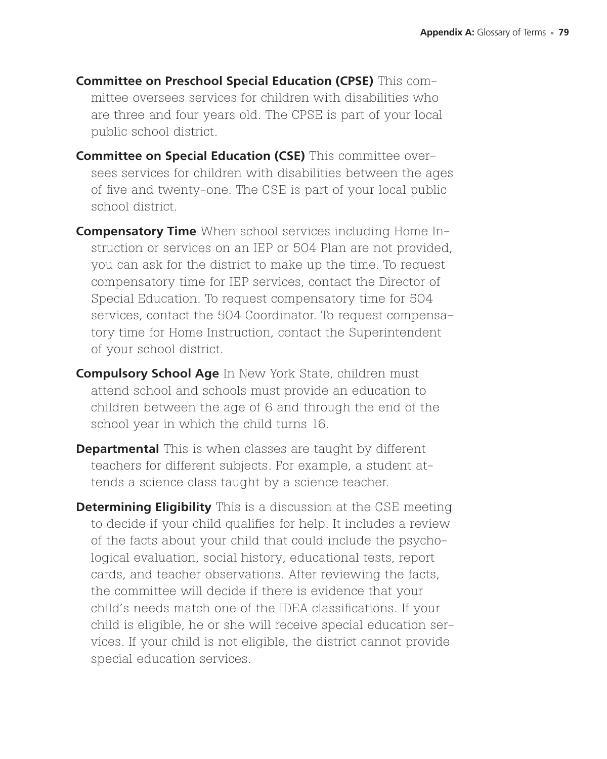**Committee on Preschool Special Education (CPSE)** This committee oversees services for children with disabilities who are three and four years old. The CPSE is part of your local public school district.

**Committee on Special Education (CSE)** This committee oversees services for children with disabilities between the ages of five and twenty-one. The CSE is part of your local public school district.

**Compensatory Time** When school services including Home Instruction or services on an IEP or 504 Plan are not provided, you can ask for the district to make up the time. To request compensatory time for IEP services, contact the Director of Special Education. To request compensatory time for 504 services, contact the 504 Coordinator. To request compensatory time for Home Instruction, contact the Superintendent of your school district.

**Compulsory School Age** In New York State, children must attend school and schools must provide an education to children between the age of 6 and through the end of the school year in which the child turns 16.

**Departmental** This is when classes are taught by different teachers for different subjects. For example, a student attends a science class taught by a science teacher.

**Determining Eligibility** This is a discussion at the CSE meeting to decide if your child qualifies for help. It includes a review of the facts about your child that could include the psychological evaluation, social history, educational tests, report cards, and teacher observations. After reviewing the facts, the committee will decide if there is evidence that your child's needs match one of the IDEA classifications. If your child is eligible, he or she will receive special education services. If your child is not eligible, the district cannot provide special education services.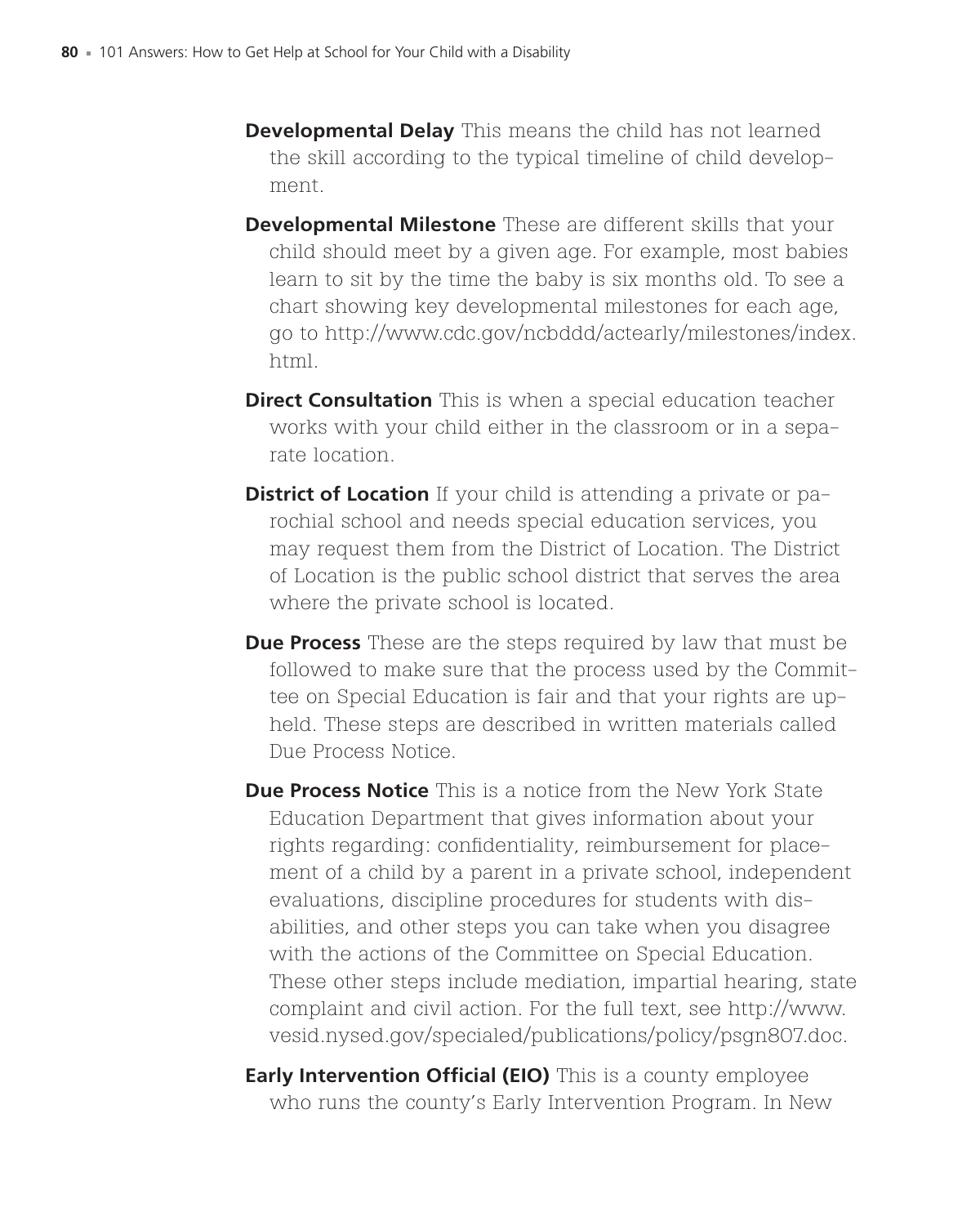**Developmental Delay** This means the child has not learned the skill according to the typical timeline of child development.

**Developmental Milestone** These are different skills that your child should meet by a given age. For example, most babies learn to sit by the time the baby is six months old. To see a chart showing key developmental milestones for each age, go to http://www.cdc.gov/ncbddd/actearly/milestones/index.html.

**Direct Consultation** This is when a special education teacher works with your child either in the classroom or in a separate location.

**District of Location** If your child is attending a private or parochial school and needs special education services, you may request them from the District of Location. The District of Location is the public school district that serves the area where the private school is located.

**Due Process** These are the steps required by law that must be followed to make sure that the process used by the Committee on Special Education is fair and that your rights are upheld. These steps are described in written materials called Due Process Notice.

**Due Process Notice** This is a notice from the New York State Education Department that gives information about your rights regarding: confidentiality, reimbursement for placement of a child by a parent in a private school, independent evaluations, discipline procedures for students with disabilities, and other steps you can take when you disagree with the actions of the Committee on Special Education. These other steps include mediation, impartial hearing, state complaint and civil action. For the full text, see http://www.vesid.nysed.gov/specialed/publications/policy/psgn807.doc.

**Early Intervention Official (EIO)** This is a county employee who runs the county's Early Intervention Program. In New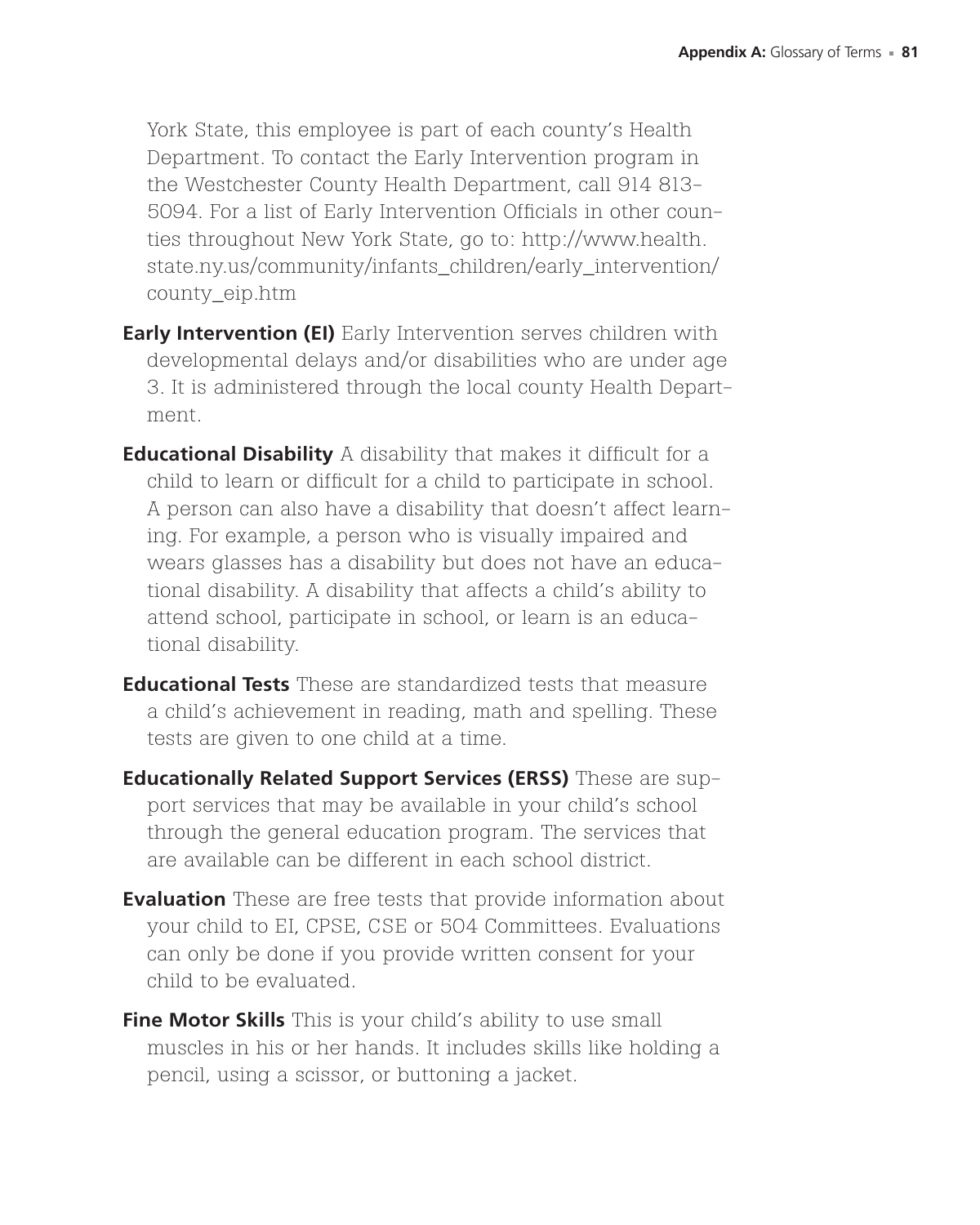York State, this employee is part of each county's Health Department. To contact the Early Intervention program in the Westchester County Health Department, call 914 813-5094. For a list of Early Intervention Officials in other counties throughout New York State, go to: http://www.health.state.ny.us/community/infants_children/early_intervention/county_eip.htm

**Early Intervention (EI)** Early Intervention serves children with developmental delays and/or disabilities who are under age 3. It is administered through the local county Health Department.

**Educational Disability** A disability that makes it difficult for a child to learn or difficult for a child to participate in school. A person can also have a disability that doesn't affect learning. For example, a person who is visually impaired and wears glasses has a disability but does not have an educational disability. A disability that affects a child's ability to attend school, participate in school, or learn is an educational disability.

**Educational Tests** These are standardized tests that measure a child's achievement in reading, math and spelling. These tests are given to one child at a time.

**Educationally Related Support Services (ERSS)** These are support services that may be available in your child's school through the general education program. The services that are available can be different in each school district.

**Evaluation** These are free tests that provide information about your child to EI, CPSE, CSE or 504 Committees. Evaluations can only be done if you provide written consent for your child to be evaluated.

**Fine Motor Skills** This is your child's ability to use small muscles in his or her hands. It includes skills like holding a pencil, using a scissor, or buttoning a jacket.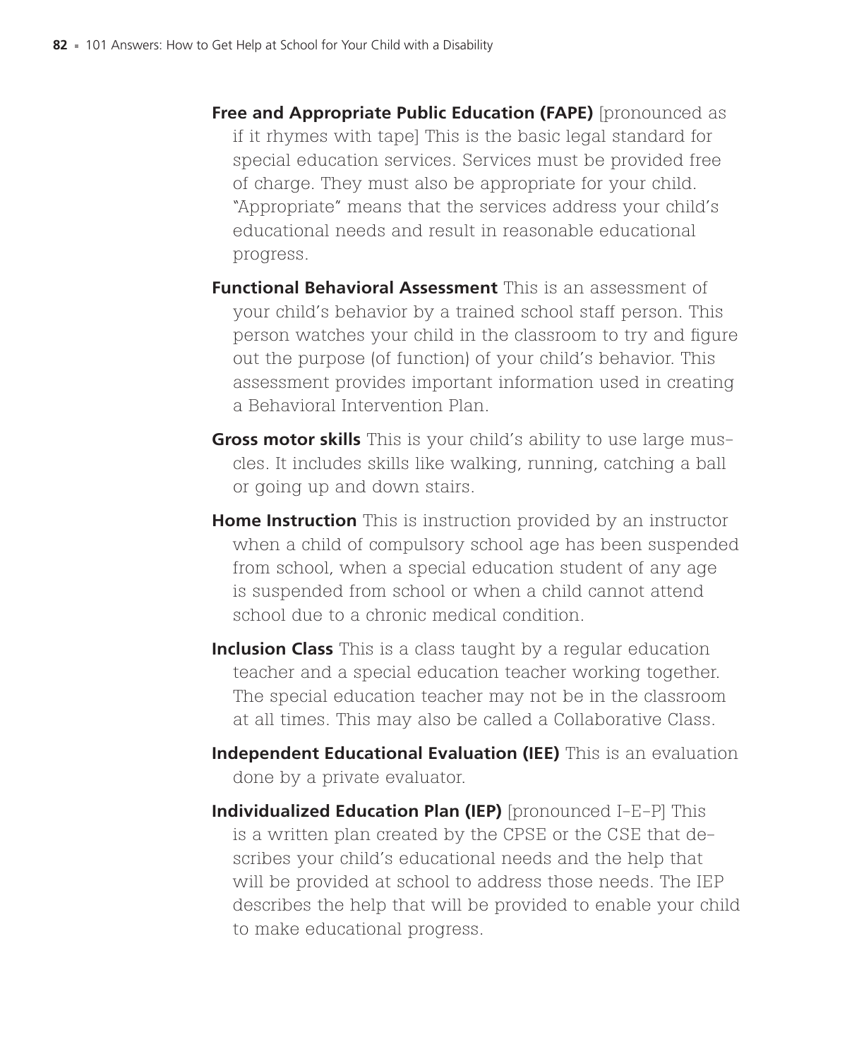**Free and Appropriate Public Education (FAPE)** [pronounced as if it rhymes with tape] This is the basic legal standard for special education services. Services must be provided free of charge. They must also be appropriate for your child. "Appropriate" means that the services address your child's educational needs and result in reasonable educational progress.

**Functional Behavioral Assessment** This is an assessment of your child's behavior by a trained school staff person. This person watches your child in the classroom to try and figure out the purpose (of function) of your child's behavior. This assessment provides important information used in creating a Behavioral Intervention Plan.

**Gross motor skills** This is your child's ability to use large muscles. It includes skills like walking, running, catching a ball or going up and down stairs.

**Home Instruction** This is instruction provided by an instructor when a child of compulsory school age has been suspended from school, when a special education student of any age is suspended from school or when a child cannot attend school due to a chronic medical condition.

**Inclusion Class** This is a class taught by a regular education teacher and a special education teacher working together. The special education teacher may not be in the classroom at all times. This may also be called a Collaborative Class.

**Independent Educational Evaluation (IEE)** This is an evaluation done by a private evaluator.

**Individualized Education Plan (IEP)** [pronounced I-E-P] This is a written plan created by the CPSE or the CSE that describes your child's educational needs and the help that will be provided at school to address those needs. The IEP describes the help that will be provided to enable your child to make educational progress.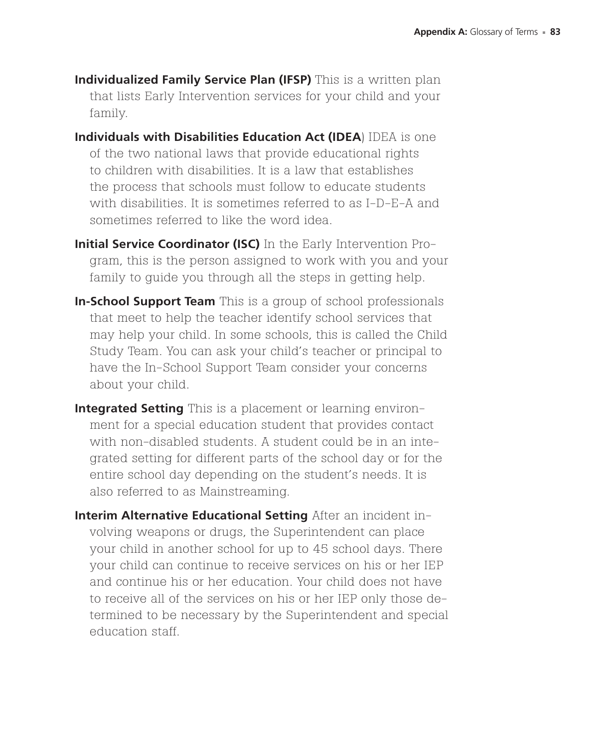**Individualized Family Service Plan (IFSP)** This is a written plan that lists Early Intervention services for your child and your family.

**Individuals with Disabilities Education Act (IDEA**) IDEA is one of the two national laws that provide educational rights to children with disabilities. It is a law that establishes the process that schools must follow to educate students with disabilities. It is sometimes referred to as I-D-E-A and sometimes referred to like the word idea.

**Initial Service Coordinator (ISC)** In the Early Intervention Program, this is the person assigned to work with you and your family to guide you through all the steps in getting help.

**In-School Support Team** This is a group of school professionals that meet to help the teacher identify school services that may help your child. In some schools, this is called the Child Study Team. You can ask your child's teacher or principal to have the In-School Support Team consider your concerns about your child.

**Integrated Setting** This is a placement or learning environment for a special education student that provides contact with non-disabled students. A student could be in an integrated setting for different parts of the school day or for the entire school day depending on the student's needs. It is also referred to as Mainstreaming.

**Interim Alternative Educational Setting** After an incident involving weapons or drugs, the Superintendent can place your child in another school for up to 45 school days. There your child can continue to receive services on his or her IEP and continue his or her education. Your child does not have to receive all of the services on his or her IEP only those determined to be necessary by the Superintendent and special education staff.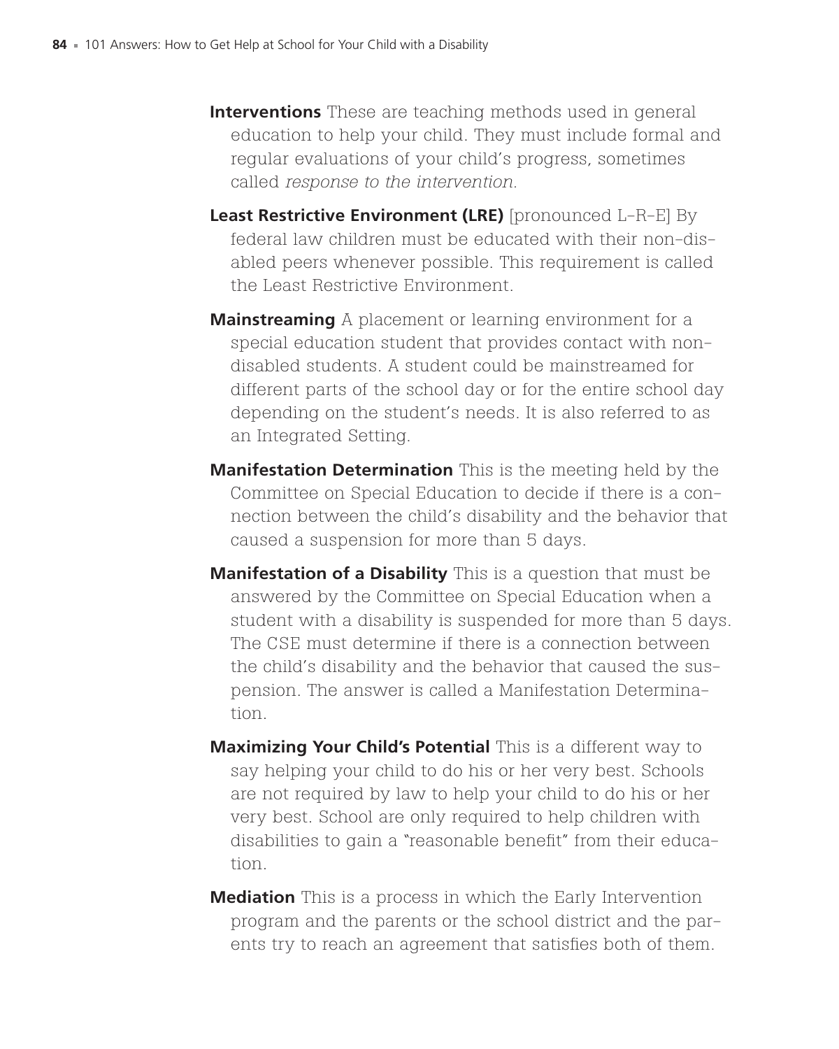**Interventions** These are teaching methods used in general education to help your child. They must include formal and regular evaluations of your child's progress, sometimes called *response to the intervention*.

**Least Restrictive Environment (LRE)** [pronounced L-R-E] By federal law children must be educated with their non-disabled peers whenever possible. This requirement is called the Least Restrictive Environment.

**Mainstreaming** A placement or learning environment for a special education student that provides contact with non-disabled students. A student could be mainstreamed for different parts of the school day or for the entire school day depending on the student's needs. It is also referred to as an Integrated Setting.

**Manifestation Determination** This is the meeting held by the Committee on Special Education to decide if there is a connection between the child's disability and the behavior that caused a suspension for more than 5 days.

**Manifestation of a Disability** This is a question that must be answered by the Committee on Special Education when a student with a disability is suspended for more than 5 days. The CSE must determine if there is a connection between the child's disability and the behavior that caused the suspension. The answer is called a Manifestation Determination.

**Maximizing Your Child's Potential** This is a different way to say helping your child to do his or her very best. Schools are not required by law to help your child to do his or her very best. School are only required to help children with disabilities to gain a "reasonable benefit" from their education.

**Mediation** This is a process in which the Early Intervention program and the parents or the school district and the parents try to reach an agreement that satisfies both of them.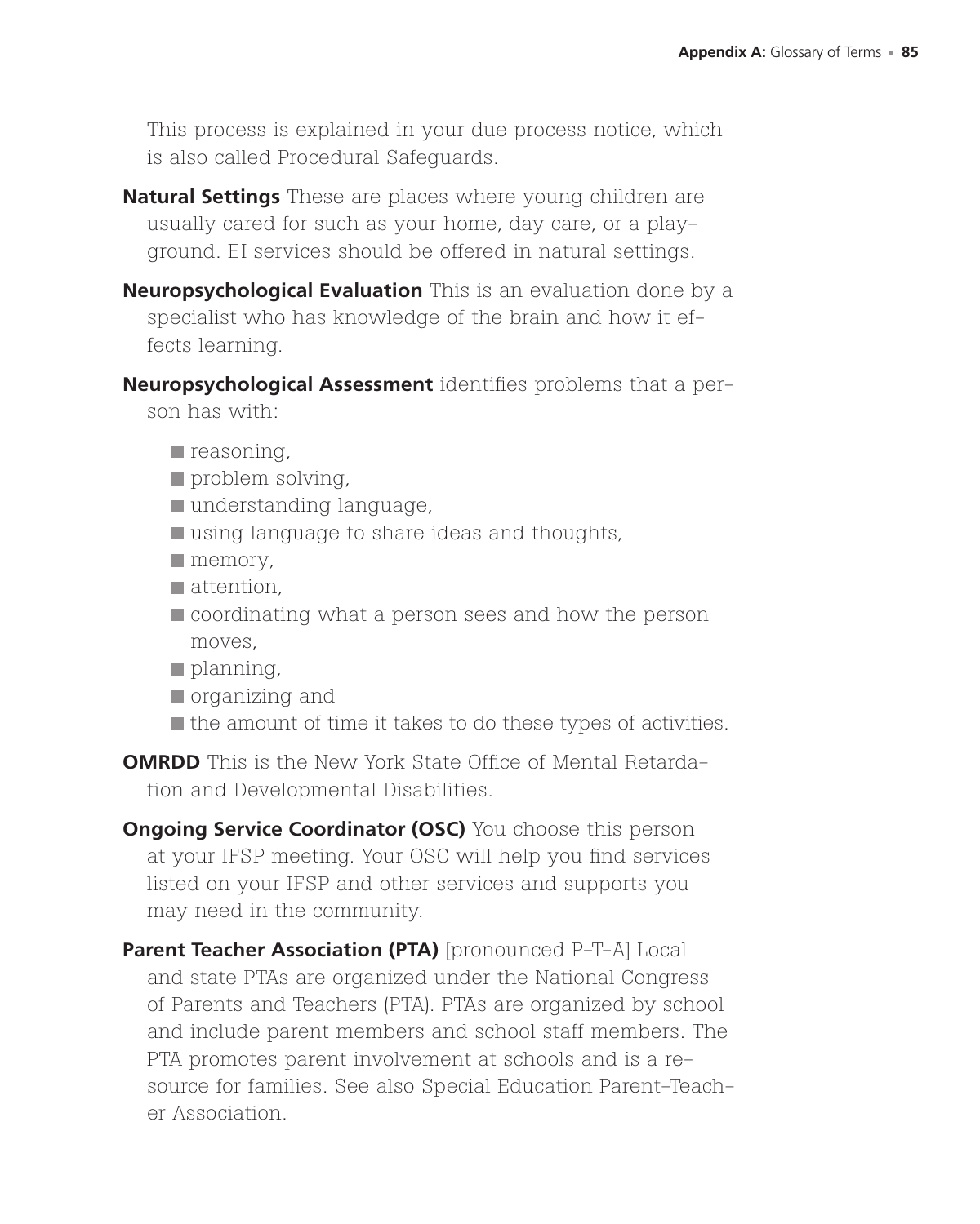This process is explained in your due process notice, which is also called Procedural Safeguards.

**Natural Settings** These are places where young children are usually cared for such as your home, day care, or a playground. EI services should be offered in natural settings.

**Neuropsychological Evaluation** This is an evaluation done by a specialist who has knowledge of the brain and how it effects learning.

**Neuropsychological Assessment** identifies problems that a person has with:

- reasoning,
- problem solving,
- understanding language,
- using language to share ideas and thoughts,
- memory,
- attention,
- coordinating what a person sees and how the person moves,
- planning,
- organizing and
- the amount of time it takes to do these types of activities.

**OMRDD** This is the New York State Office of Mental Retardation and Developmental Disabilities.

**Ongoing Service Coordinator (OSC)** You choose this person at your IFSP meeting. Your OSC will help you find services listed on your IFSP and other services and supports you may need in the community.

**Parent Teacher Association (PTA)** [pronounced P-T-A] Local and state PTAs are organized under the National Congress of Parents and Teachers (PTA). PTAs are organized by school and include parent members and school staff members. The PTA promotes parent involvement at schools and is a resource for families. See also Special Education Parent-Teacher Association.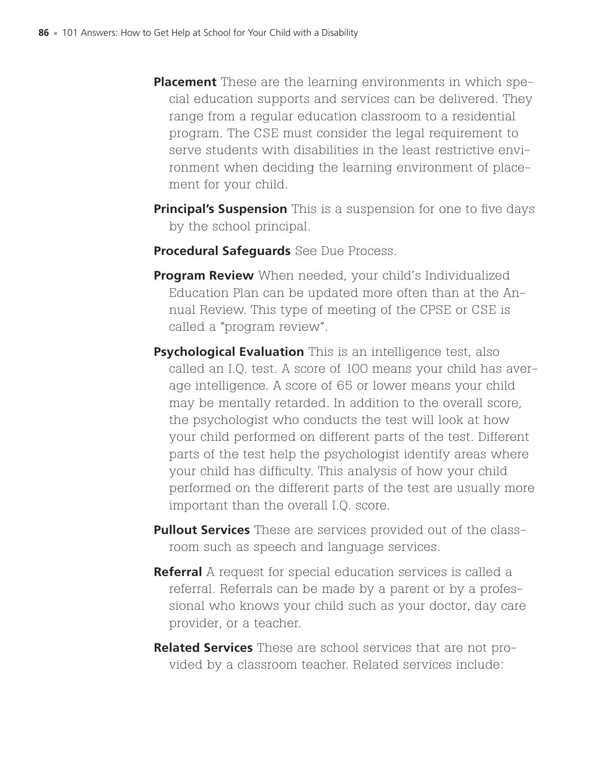**Placement** These are the learning environments in which special education supports and services can be delivered. They range from a regular education classroom to a residential program. The CSE must consider the legal requirement to serve students with disabilities in the least restrictive environment when deciding the learning environment of placement for your child.

**Principal's Suspension** This is a suspension for one to five days by the school principal.

**Procedural Safeguards** See Due Process.

**Program Review** When needed, your child's Individualized Education Plan can be updated more often than at the Annual Review. This type of meeting of the CPSE or CSE is called a "program review".

**Psychological Evaluation** This is an intelligence test, also called an I.Q. test. A score of 100 means your child has average intelligence. A score of 65 or lower means your child may be mentally retarded. In addition to the overall score, the psychologist who conducts the test will look at how your child performed on different parts of the test. Different parts of the test help the psychologist identify areas where your child has difficulty. This analysis of how your child performed on the different parts of the test are usually more important than the overall I.Q. score.

**Pullout Services** These are services provided out of the classroom such as speech and language services.

**Referral** A request for special education services is called a referral. Referrals can be made by a parent or by a professional who knows your child such as your doctor, day care provider, or a teacher.

**Related Services** These are school services that are not provided by a classroom teacher. Related services include: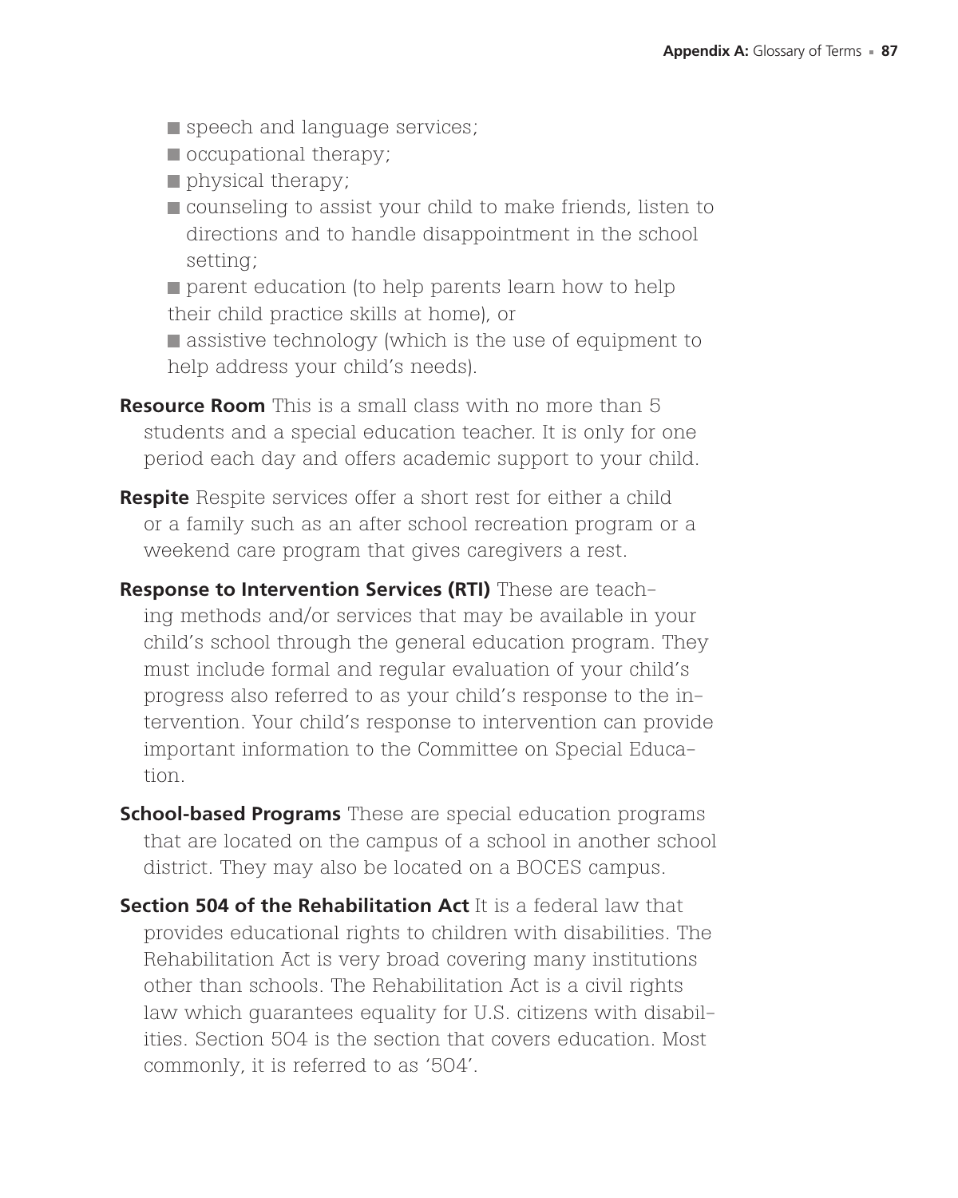- speech and language services;
- occupational therapy;
- physical therapy;
- counseling to assist your child to make friends, listen to directions and to handle disappointment in the school setting;
- parent education (to help parents learn how to help their child practice skills at home), or
- assistive technology (which is the use of equipment to help address your child's needs).

**Resource Room** This is a small class with no more than 5 students and a special education teacher. It is only for one period each day and offers academic support to your child.

**Respite** Respite services offer a short rest for either a child or a family such as an after school recreation program or a weekend care program that gives caregivers a rest.

**Response to Intervention Services (RTI)** These are teaching methods and/or services that may be available in your child's school through the general education program. They must include formal and regular evaluation of your child's progress also referred to as your child's response to the intervention. Your child's response to intervention can provide important information to the Committee on Special Education.

**School-based Programs** These are special education programs that are located on the campus of a school in another school district. They may also be located on a BOCES campus.

**Section 504 of the Rehabilitation Act** It is a federal law that provides educational rights to children with disabilities. The Rehabilitation Act is very broad covering many institutions other than schools. The Rehabilitation Act is a civil rights law which guarantees equality for U.S. citizens with disabilities. Section 504 is the section that covers education. Most commonly, it is referred to as '504'.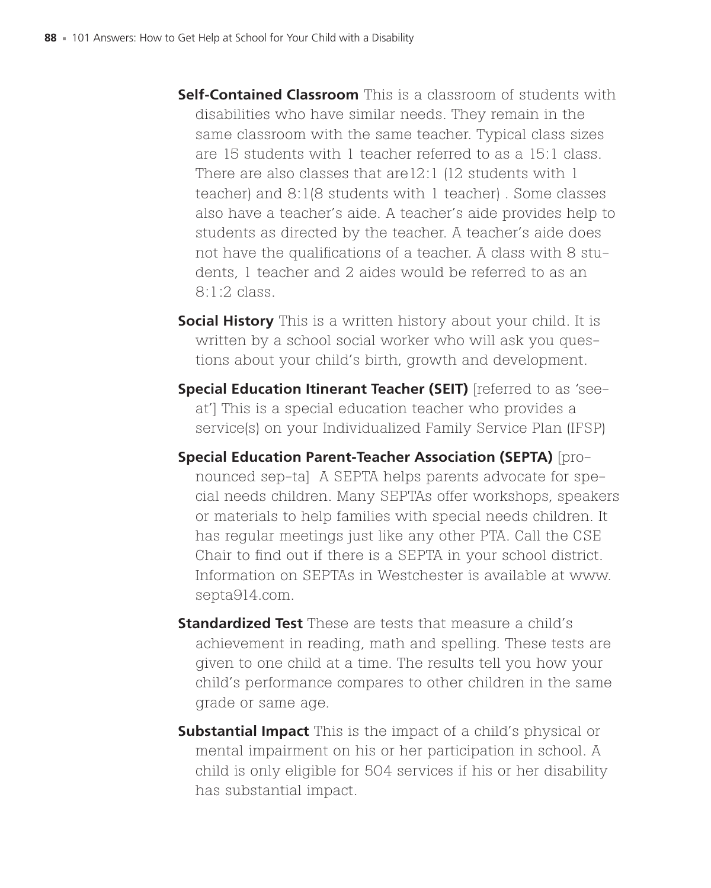**Self-Contained Classroom** This is a classroom of students with disabilities who have similar needs. They remain in the same classroom with the same teacher. Typical class sizes are 15 students with 1 teacher referred to as a 15:1 class. There are also classes that are12:1 (12 students with 1 teacher) and 8:1(8 students with 1 teacher) . Some classes also have a teacher's aide. A teacher's aide provides help to students as directed by the teacher. A teacher's aide does not have the qualifications of a teacher. A class with 8 students, 1 teacher and 2 aides would be referred to as an 8:1:2 class.

**Social History** This is a written history about your child. It is written by a school social worker who will ask you questions about your child's birth, growth and development.

**Special Education Itinerant Teacher (SEIT)** [referred to as 'see-at'] This is a special education teacher who provides a service(s) on your Individualized Family Service Plan (IFSP)

**Special Education Parent-Teacher Association (SEPTA)** [pronounced sep-ta] A SEPTA helps parents advocate for special needs children. Many SEPTAs offer workshops, speakers or materials to help families with special needs children. It has regular meetings just like any other PTA. Call the CSE Chair to find out if there is a SEPTA in your school district. Information on SEPTAs in Westchester is available at www.septa914.com.

**Standardized Test** These are tests that measure a child's achievement in reading, math and spelling. These tests are given to one child at a time. The results tell you how your child's performance compares to other children in the same grade or same age.

**Substantial Impact** This is the impact of a child's physical or mental impairment on his or her participation in school. A child is only eligible for 504 services if his or her disability has substantial impact.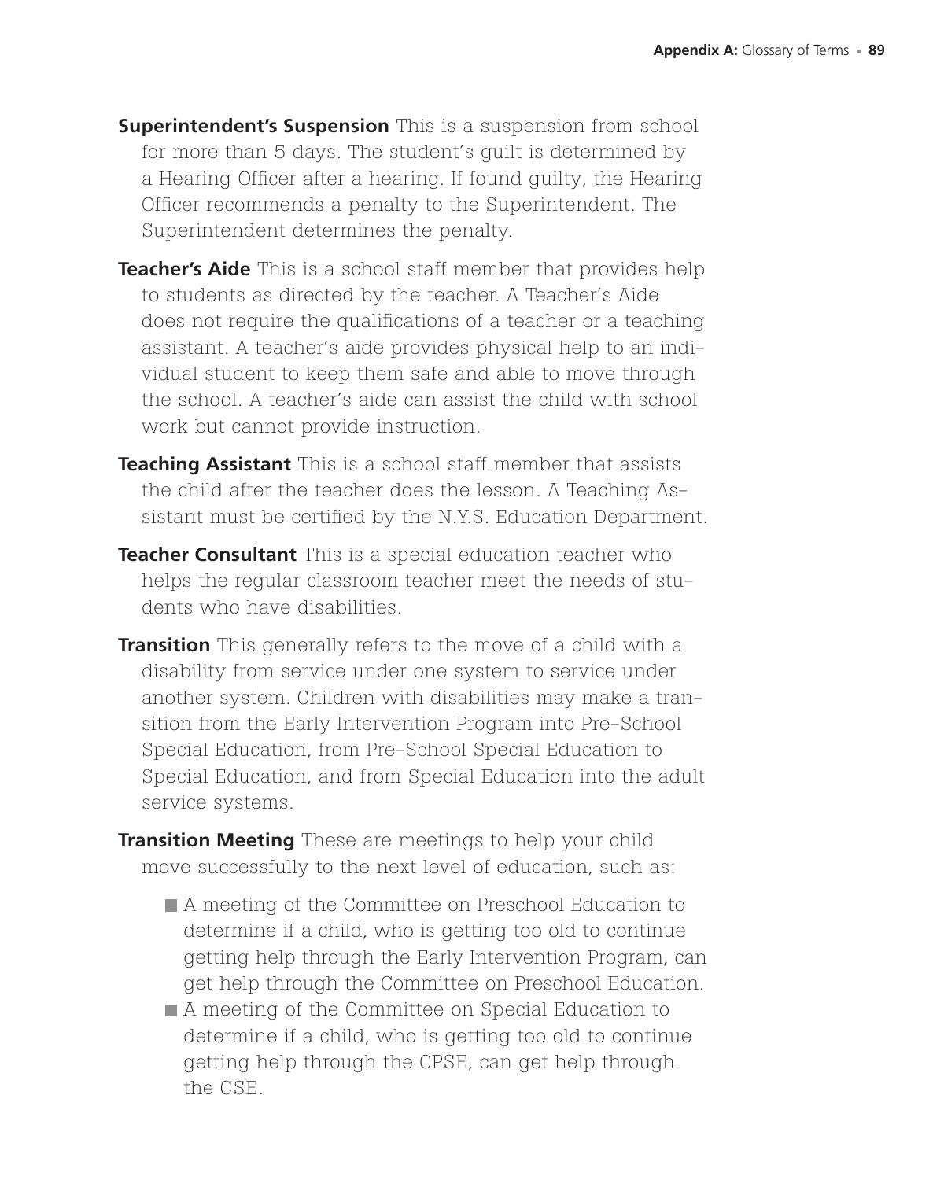**Superintendent's Suspension** This is a suspension from school for more than 5 days. The student's guilt is determined by a Hearing Officer after a hearing. If found guilty, the Hearing Officer recommends a penalty to the Superintendent. The Superintendent determines the penalty.

**Teacher's Aide** This is a school staff member that provides help to students as directed by the teacher. A Teacher's Aide does not require the qualifications of a teacher or a teaching assistant. A teacher's aide provides physical help to an individual student to keep them safe and able to move through the school. A teacher's aide can assist the child with school work but cannot provide instruction.

**Teaching Assistant** This is a school staff member that assists the child after the teacher does the lesson. A Teaching Assistant must be certified by the N.Y.S. Education Department.

**Teacher Consultant** This is a special education teacher who helps the regular classroom teacher meet the needs of students who have disabilities.

**Transition** This generally refers to the move of a child with a disability from service under one system to service under another system. Children with disabilities may make a transition from the Early Intervention Program into Pre-School Special Education, from Pre-School Special Education to Special Education, and from Special Education into the adult service systems.

**Transition Meeting** These are meetings to help your child move successfully to the next level of education, such as:

- A meeting of the Committee on Preschool Education to determine if a child, who is getting too old to continue getting help through the Early Intervention Program, can get help through the Committee on Preschool Education.
- A meeting of the Committee on Special Education to determine if a child, who is getting too old to continue getting help through the CPSE, can get help through the CSE.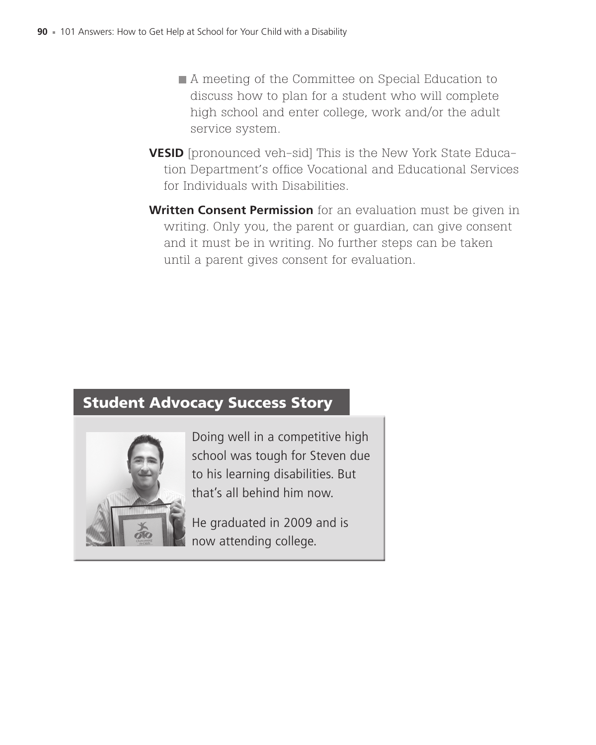- A meeting of the Committee on Special Education to discuss how to plan for a student who will complete high school and enter college, work and/or the adult service system.

**VESID** [pronounced veh-sid] This is the New York State Education Department's office Vocational and Educational Services for Individuals with Disabilities.

**Written Consent Permission** for an evaluation must be given in writing. Only you, the parent or guardian, can give consent and it must be in writing. No further steps can be taken until a parent gives consent for evaluation.

## Student Advocacy Success Story

Doing well in a competitive high school was tough for Steven due to his learning disabilities. But that's all behind him now.

He graduated in 2009 and is now attending college.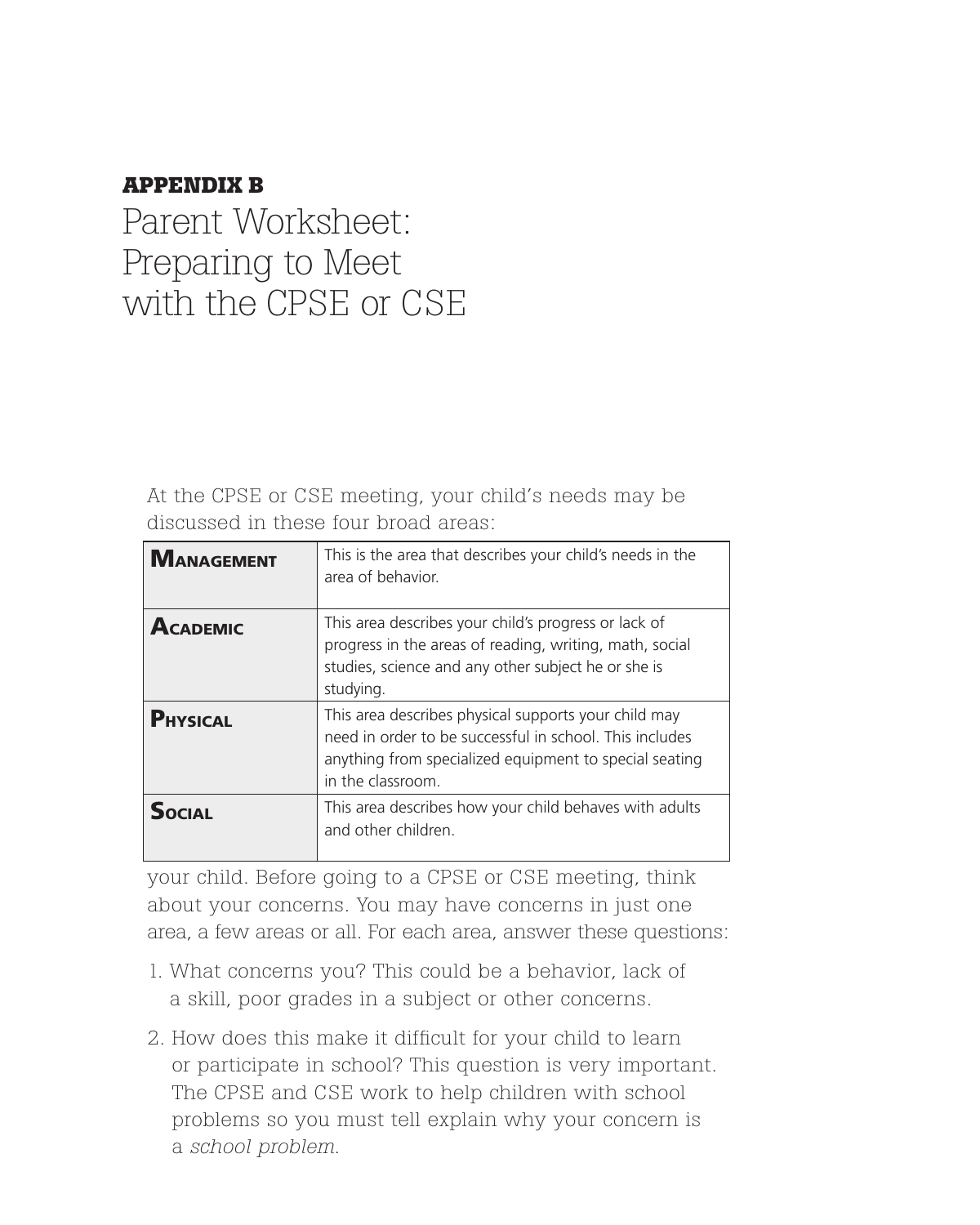**APPENDIX B**

# Parent Worksheet: Preparing to Meet with the CPSE or CSE

At the CPSE or CSE meeting, your child's needs may be discussed in these four broad areas:

| | |
|---|---|
| **MANAGEMENT** | This is the area that describes your child's needs in the area of behavior. |
| **ACADEMIC** | This area describes your child's progress or lack of progress in the areas of reading, writing, math, social studies, science and any other subject he or she is studying. |
| **PHYSICAL** | This area describes physical supports your child may need in order to be successful in school. This includes anything from specialized equipment to special seating in the classroom. |
| **SOCIAL** | This area describes how your child behaves with adults and other children. |

your child. Before going to a CPSE or CSE meeting, think about your concerns. You may have concerns in just one area, a few areas or all. For each area, answer these questions:

1. What concerns you? This could be a behavior, lack of a skill, poor grades in a subject or other concerns.
2. How does this make it difficult for your child to learn or participate in school? This question is very important. The CPSE and CSE work to help children with school problems so you must tell explain why your concern is a *school problem*.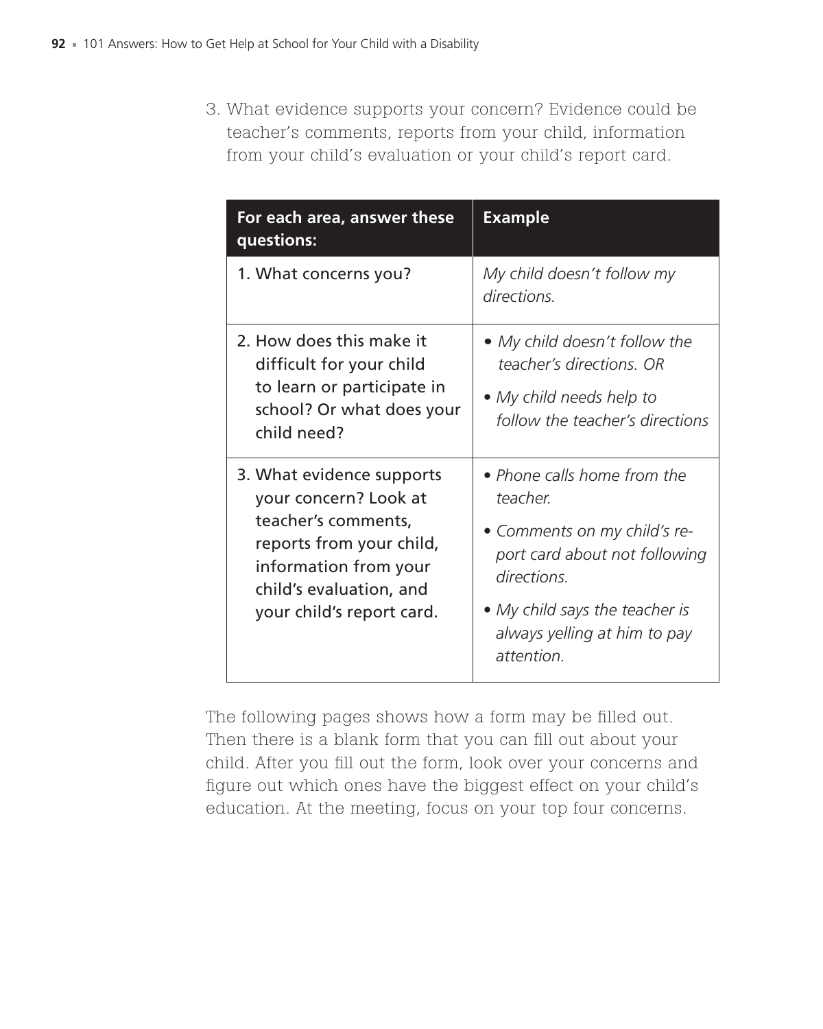3. What evidence supports your concern? Evidence could be teacher's comments, reports from your child, information from your child's evaluation or your child's report card.

| For each area, answer these questions: | Example |
|---|---|
| 1. What concerns you? | *My child doesn't follow my directions.* |
| 2. How does this make it difficult for your child to learn or participate in school? Or what does your child need? | • *My child doesn't follow the teacher's directions. OR*<br>• *My child needs help to follow the teacher's directions* |
| 3. What evidence supports your concern? Look at teacher's comments, reports from your child, information from your child's evaluation, and your child's report card. | • *Phone calls home from the teacher.*<br>• *Comments on my child's report card about not following directions.*<br>• *My child says the teacher is always yelling at him to pay attention.* |

The following pages shows how a form may be filled out. Then there is a blank form that you can fill out about your child. After you fill out the form, look over your concerns and figure out which ones have the biggest effect on your child's education. At the meeting, focus on your top four concerns.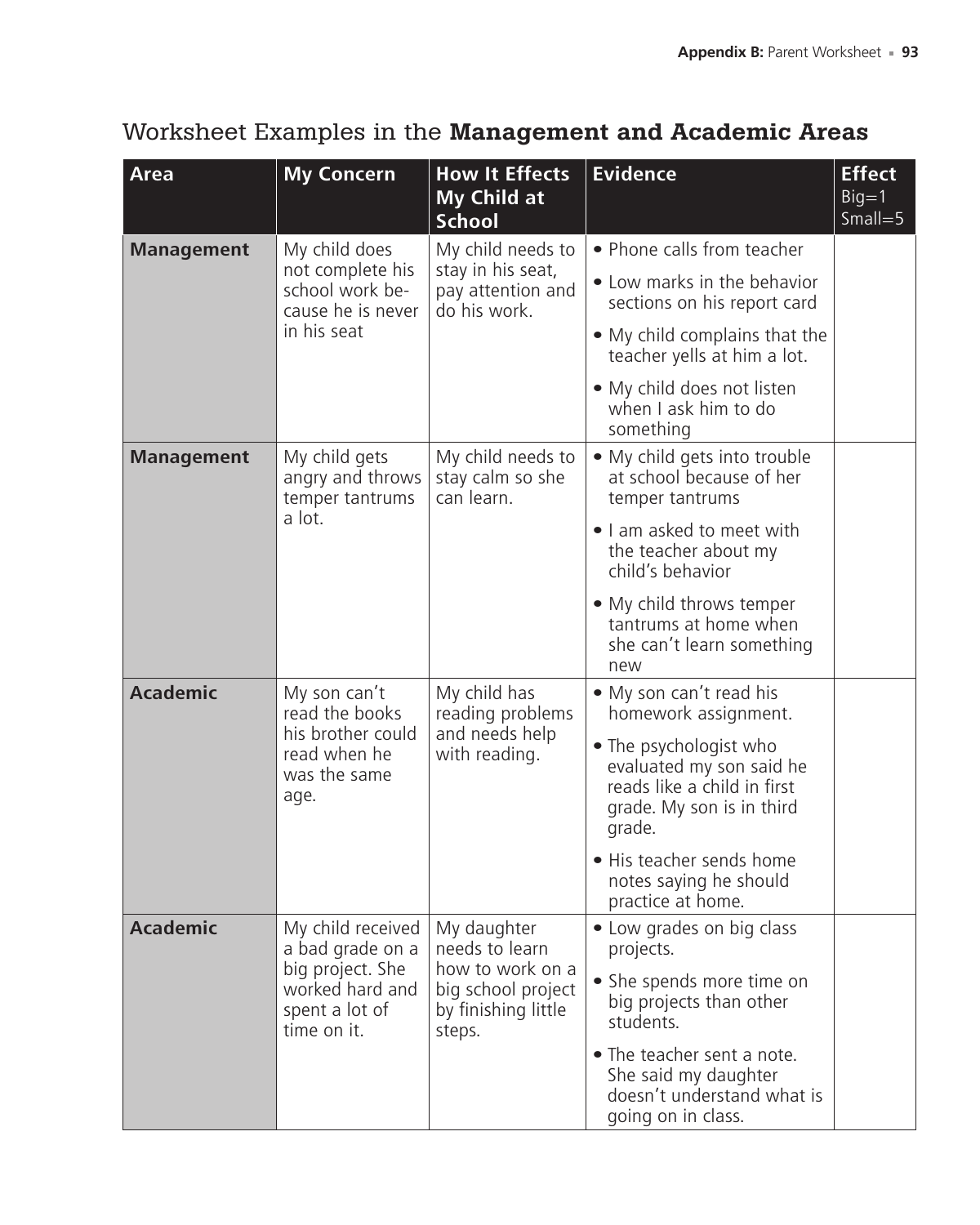## Worksheet Examples in the **Management and Academic Areas**

| Area | My Concern | How It Effects My Child at School | Evidence | Effect Big=1 Small=5 |
|---|---|---|---|---|
| **Management** | My child does not complete his school work because he is never in his seat | My child needs to stay in his seat, pay attention and do his work. | • Phone calls from teacher<br>• Low marks in the behavior sections on his report card<br>• My child complains that the teacher yells at him a lot.<br>• My child does not listen when I ask him to do something | |
| **Management** | My child gets angry and throws temper tantrums a lot. | My child needs to stay calm so she can learn. | • My child gets into trouble at school because of her temper tantrums<br>• I am asked to meet with the teacher about my child's behavior<br>• My child throws temper tantrums at home when she can't learn something new | |
| **Academic** | My son can't read the books his brother could read when he was the same age. | My child has reading problems and needs help with reading. | • My son can't read his homework assignment.<br>• The psychologist who evaluated my son said he reads like a child in first grade. My son is in third grade.<br>• His teacher sends home notes saying he should practice at home. | |
| **Academic** | My child received a bad grade on a big project. She worked hard and spent a lot of time on it. | My daughter needs to learn how to work on a big school project by finishing little steps. | • Low grades on big class projects.<br>• She spends more time on big projects than other students.<br>• The teacher sent a note. She said my daughter doesn't understand what is going on in class. | |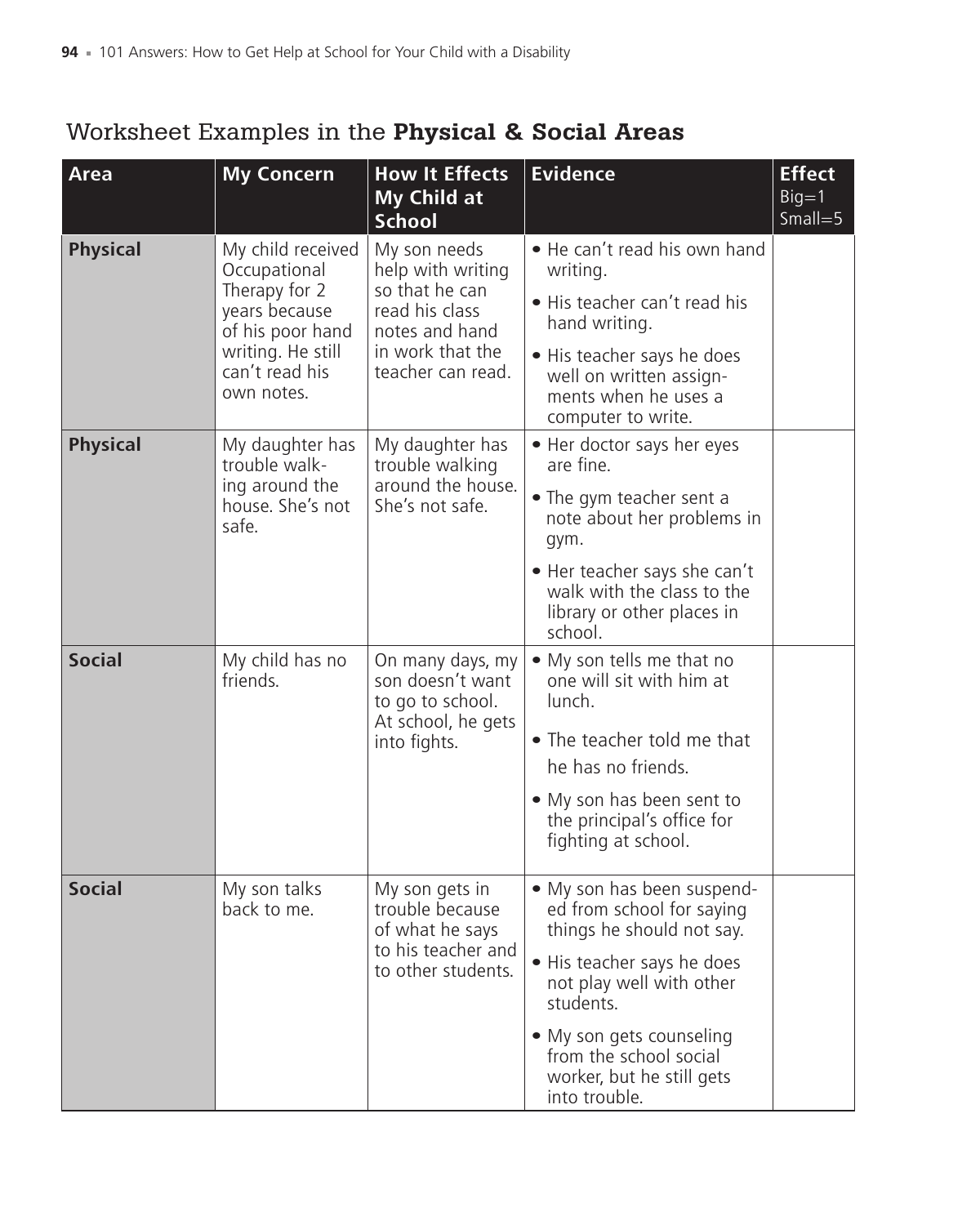## Worksheet Examples in the **Physical & Social Areas**

| Area | My Concern | How It Effects My Child at School | Evidence | Effect Big=1 Small=5 |
|---|---|---|---|---|
| **Physical** | My child received Occupational Therapy for 2 years because of his poor hand writing. He still can't read his own notes. | My son needs help with writing so that he can read his class notes and hand in work that the teacher can read. | • He can't read his own hand writing.<br>• His teacher can't read his hand writing.<br>• His teacher says he does well on written assignments when he uses a computer to write. | |
| **Physical** | My daughter has trouble walking around the house. She's not safe. | My daughter has trouble walking around the house. She's not safe. | • Her doctor says her eyes are fine.<br>• The gym teacher sent a note about her problems in gym.<br>• Her teacher says she can't walk with the class to the library or other places in school. | |
| **Social** | My child has no friends. | On many days, my son doesn't want to go to school. At school, he gets into fights. | • My son tells me that no one will sit with him at lunch.<br>• The teacher told me that he has no friends.<br>• My son has been sent to the principal's office for fighting at school. | |
| **Social** | My son talks back to me. | My son gets in trouble because of what he says to his teacher and to other students. | • My son has been suspended from school for saying things he should not say.<br>• His teacher says he does not play well with other students.<br>• My son gets counseling from the school social worker, but he still gets into trouble. | |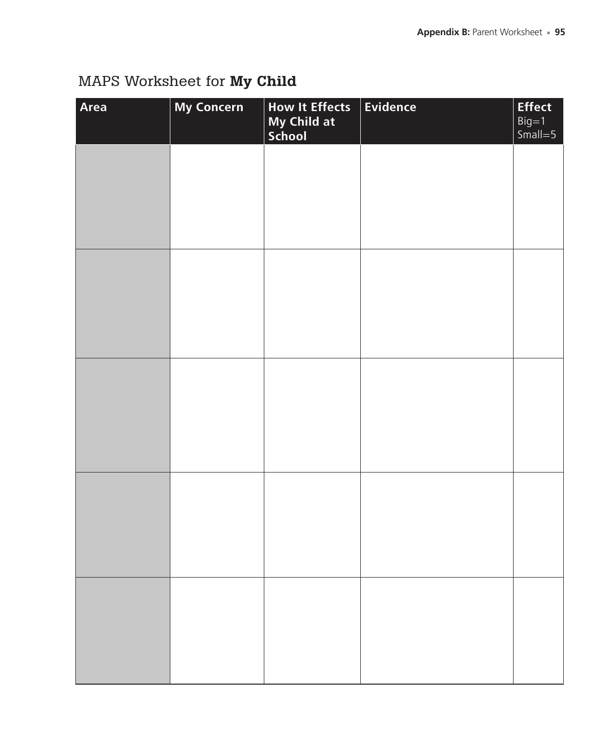# MAPS Worksheet for **My Child**

| Area | My Concern | How It Effects My Child at School | Evidence | Effect Big=1 Small=5 |
|---|---|---|---|---|
| | | | | |
| | | | | |
| | | | | |
| | | | | |
| | | | | |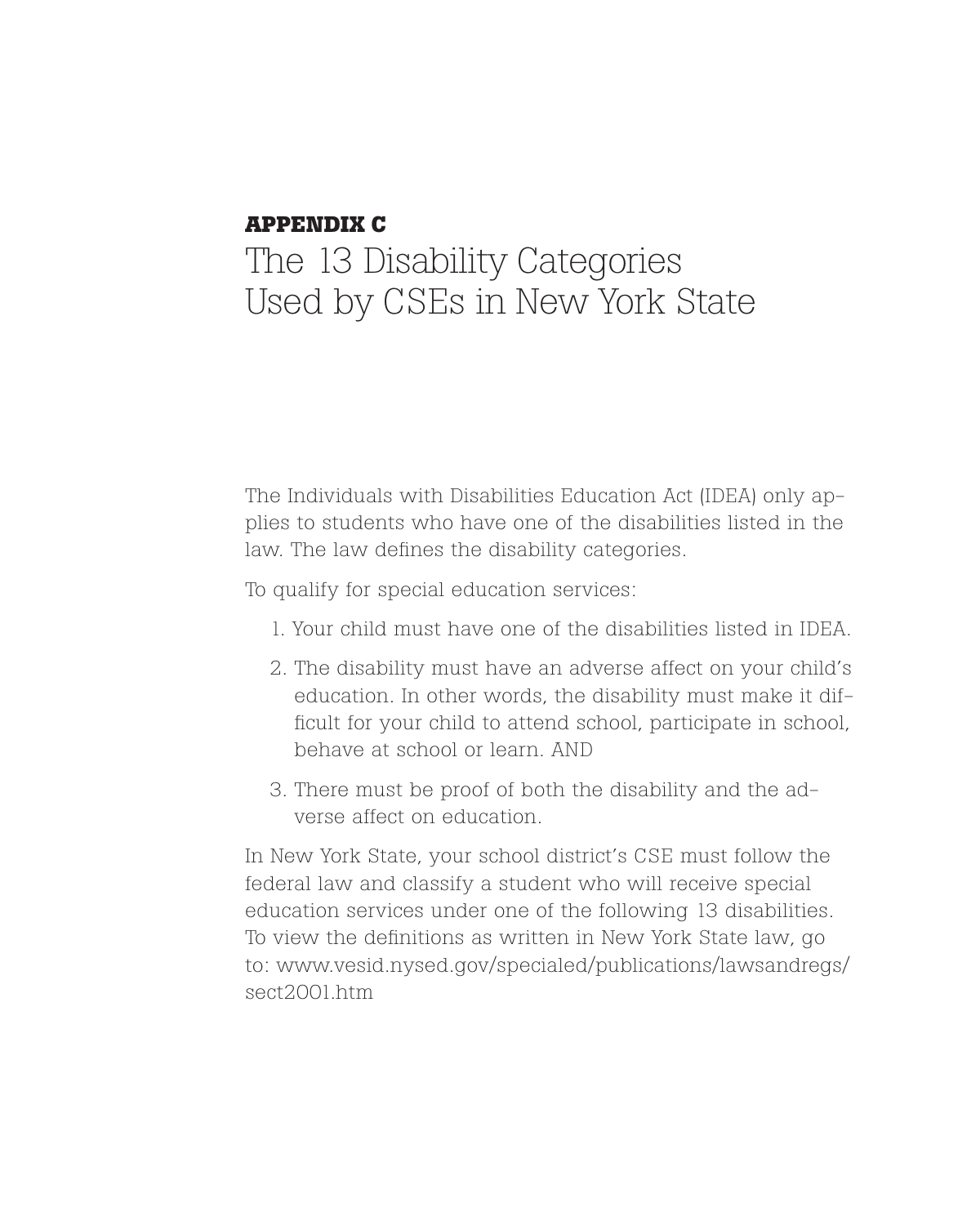**APPENDIX C**

# The 13 Disability Categories Used by CSEs in New York State

The Individuals with Disabilities Education Act (IDEA) only applies to students who have one of the disabilities listed in the law. The law defines the disability categories.

To qualify for special education services:

1. Your child must have one of the disabilities listed in IDEA.
2. The disability must have an adverse affect on your child's education. In other words, the disability must make it difficult for your child to attend school, participate in school, behave at school or learn. AND
3. There must be proof of both the disability and the adverse affect on education.

In New York State, your school district's CSE must follow the federal law and classify a student who will receive special education services under one of the following 13 disabilities. To view the definitions as written in New York State law, go to: www.vesid.nysed.gov/specialed/publications/lawsandregs/sect2001.htm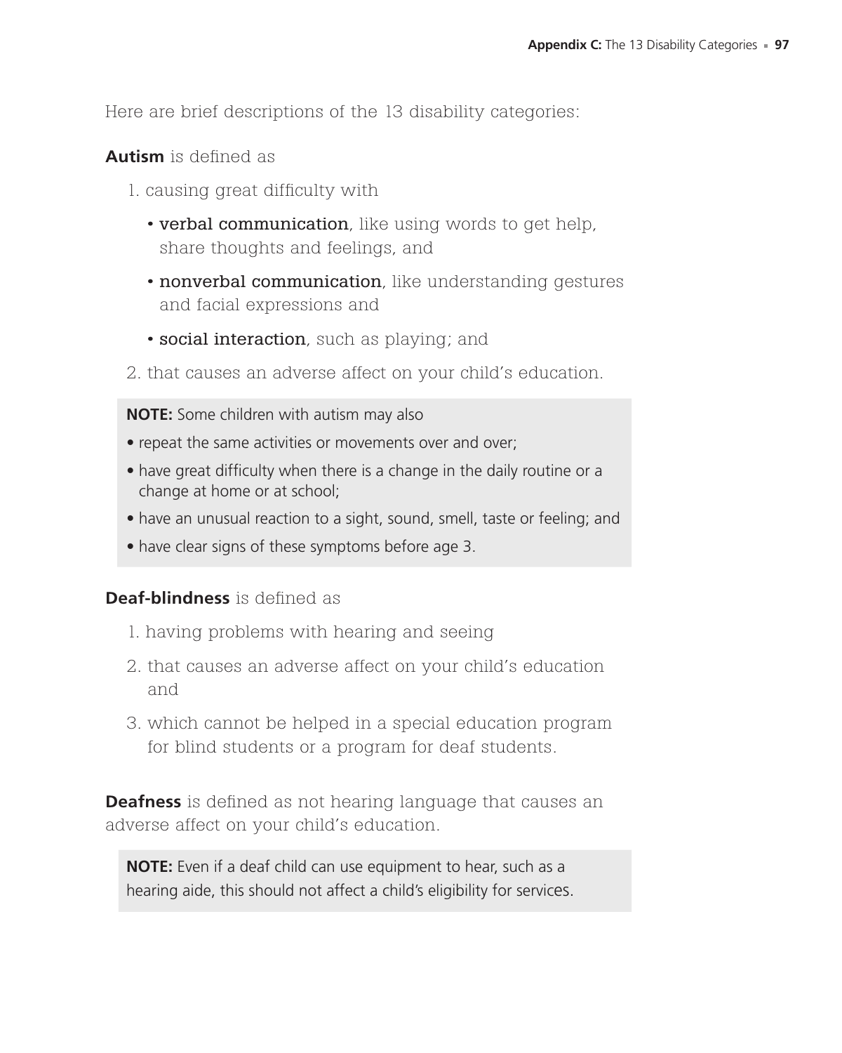Here are brief descriptions of the 13 disability categories:

**Autism** is defined as

1. causing great difficulty with
   - **verbal communication**, like using words to get help, share thoughts and feelings, and
   - **nonverbal communication**, like understanding gestures and facial expressions and
   - **social interaction**, such as playing; and
2. that causes an adverse affect on your child's education.

> **NOTE:** Some children with autism may also
> - repeat the same activities or movements over and over;
> - have great difficulty when there is a change in the daily routine or a change at home or at school;
> - have an unusual reaction to a sight, sound, smell, taste or feeling; and
> - have clear signs of these symptoms before age 3.

**Deaf-blindness** is defined as

1. having problems with hearing and seeing
2. that causes an adverse affect on your child's education and
3. which cannot be helped in a special education program for blind students or a program for deaf students.

**Deafness** is defined as not hearing language that causes an adverse affect on your child's education.

> **NOTE:** Even if a deaf child can use equipment to hear, such as a hearing aide, this should not affect a child's eligibility for services.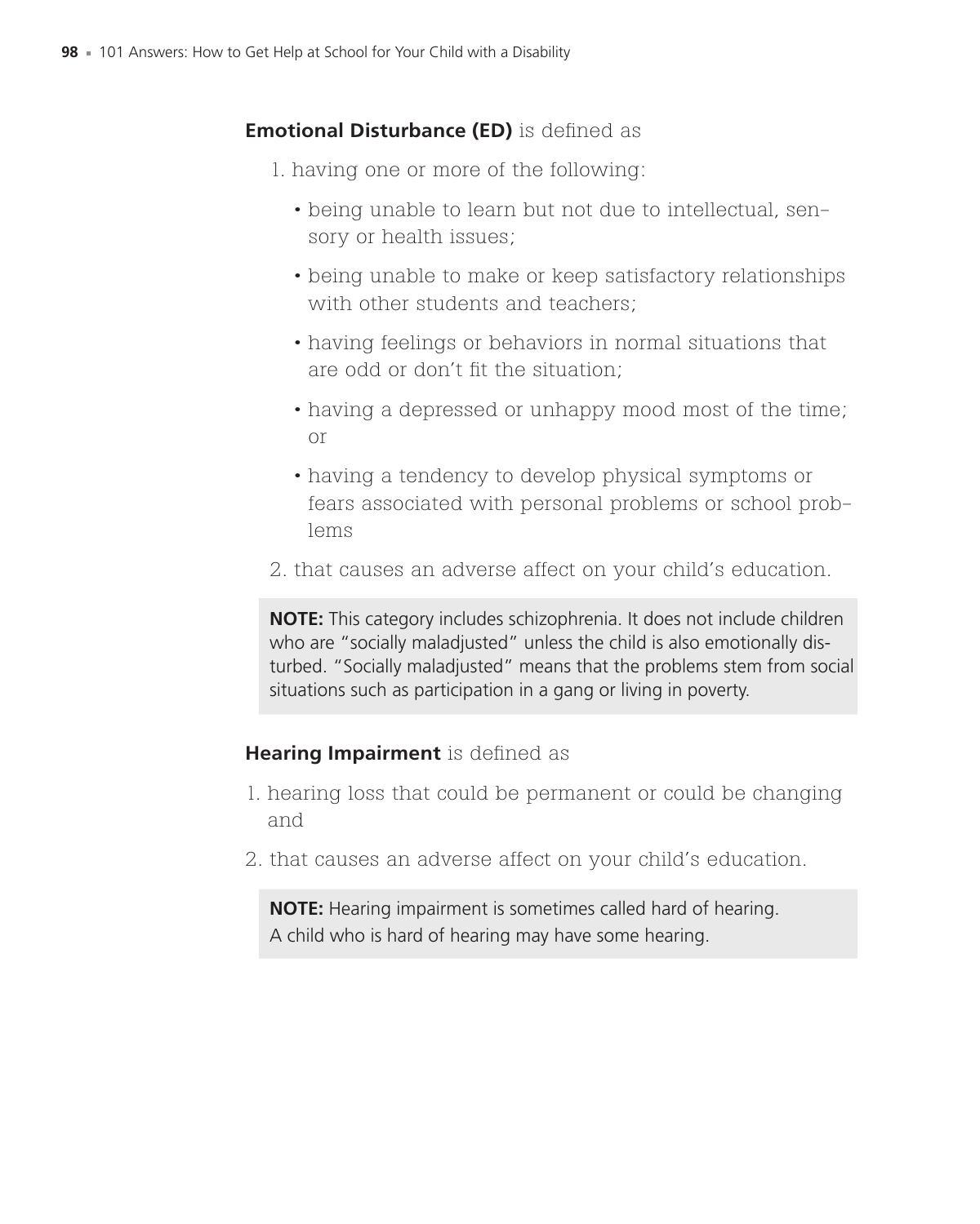**Emotional Disturbance (ED)** is defined as

1. having one or more of the following:
   - being unable to learn but not due to intellectual, sensory or health issues;
   - being unable to make or keep satisfactory relationships with other students and teachers;
   - having feelings or behaviors in normal situations that are odd or don't fit the situation;
   - having a depressed or unhappy mood most of the time; or
   - having a tendency to develop physical symptoms or fears associated with personal problems or school problems
2. that causes an adverse affect on your child's education.

> **NOTE:** This category includes schizophrenia. It does not include children who are "socially maladjusted" unless the child is also emotionally disturbed. "Socially maladjusted" means that the problems stem from social situations such as participation in a gang or living in poverty.

**Hearing Impairment** is defined as

1. hearing loss that could be permanent or could be changing and
2. that causes an adverse affect on your child's education.

> **NOTE:** Hearing impairment is sometimes called hard of hearing. A child who is hard of hearing may have some hearing.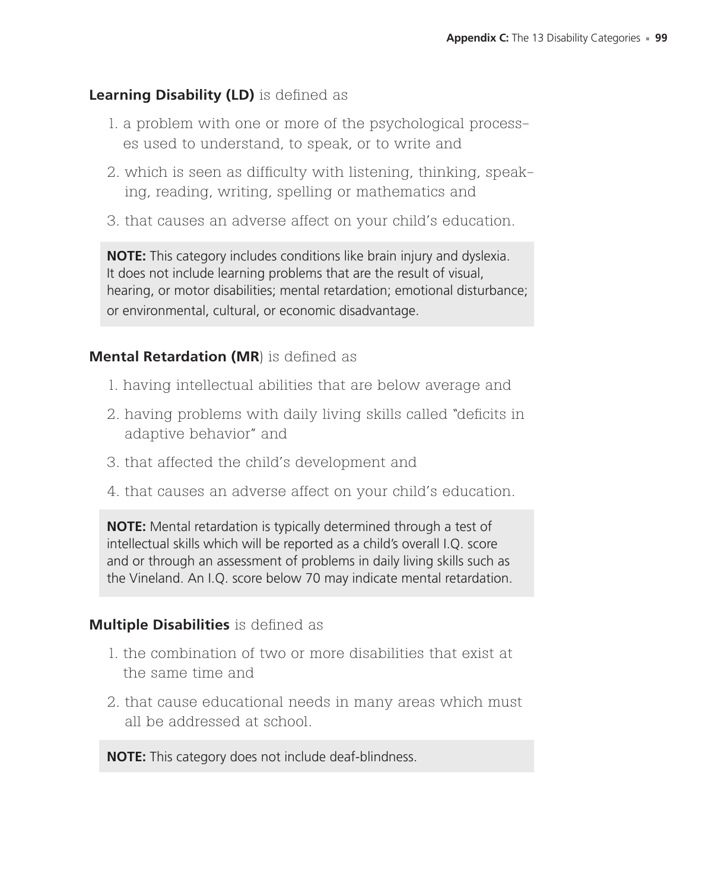**Learning Disability (LD)** is defined as

1. a problem with one or more of the psychological processes used to understand, to speak, or to write and
2. which is seen as difficulty with listening, thinking, speaking, reading, writing, spelling or mathematics and
3. that causes an adverse affect on your child's education.

> **NOTE:** This category includes conditions like brain injury and dyslexia. It does not include learning problems that are the result of visual, hearing, or motor disabilities; mental retardation; emotional disturbance; or environmental, cultural, or economic disadvantage.

**Mental Retardation (MR**) is defined as

1. having intellectual abilities that are below average and
2. having problems with daily living skills called "deficits in adaptive behavior" and
3. that affected the child's development and
4. that causes an adverse affect on your child's education.

> **NOTE:** Mental retardation is typically determined through a test of intellectual skills which will be reported as a child's overall I.Q. score and or through an assessment of problems in daily living skills such as the Vineland. An I.Q. score below 70 may indicate mental retardation.

**Multiple Disabilities** is defined as

1. the combination of two or more disabilities that exist at the same time and
2. that cause educational needs in many areas which must all be addressed at school.

> **NOTE:** This category does not include deaf-blindness.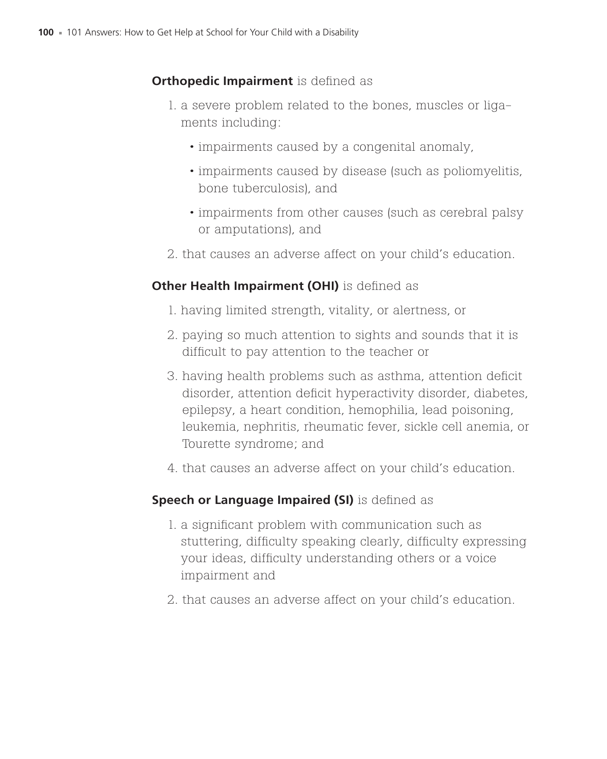**Orthopedic Impairment** is defined as

1. a severe problem related to the bones, muscles or ligaments including:
   - impairments caused by a congenital anomaly,
   - impairments caused by disease (such as poliomyelitis, bone tuberculosis), and
   - impairments from other causes (such as cerebral palsy or amputations), and
2. that causes an adverse affect on your child's education.

**Other Health Impairment (OHI)** is defined as

1. having limited strength, vitality, or alertness, or
2. paying so much attention to sights and sounds that it is difficult to pay attention to the teacher or
3. having health problems such as asthma, attention deficit disorder, attention deficit hyperactivity disorder, diabetes, epilepsy, a heart condition, hemophilia, lead poisoning, leukemia, nephritis, rheumatic fever, sickle cell anemia, or Tourette syndrome; and
4. that causes an adverse affect on your child's education.

**Speech or Language Impaired (SI)** is defined as

1. a significant problem with communication such as stuttering, difficulty speaking clearly, difficulty expressing your ideas, difficulty understanding others or a voice impairment and
2. that causes an adverse affect on your child's education.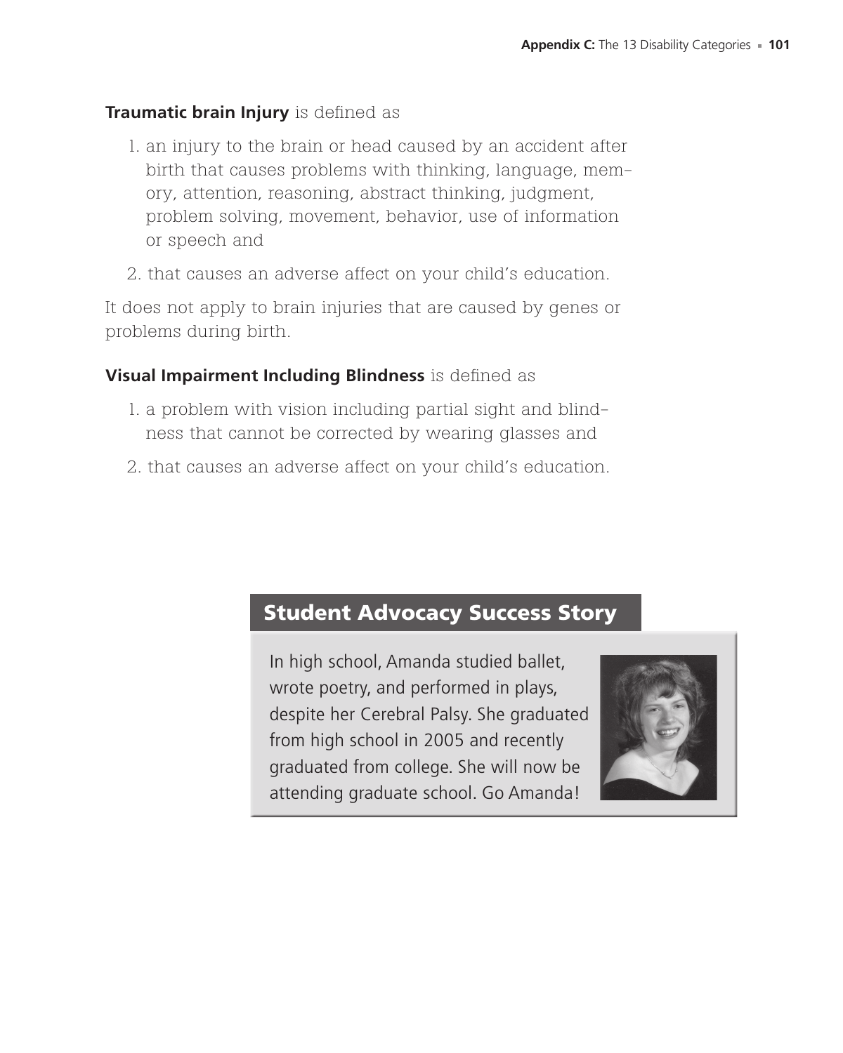**Traumatic brain Injury** is defined as

1. an injury to the brain or head caused by an accident after birth that causes problems with thinking, language, memory, attention, reasoning, abstract thinking, judgment, problem solving, movement, behavior, use of information or speech and
2. that causes an adverse affect on your child's education.

It does not apply to brain injuries that are caused by genes or problems during birth.

**Visual Impairment Including Blindness** is defined as

1. a problem with vision including partial sight and blindness that cannot be corrected by wearing glasses and
2. that causes an adverse affect on your child's education.

## Student Advocacy Success Story

In high school, Amanda studied ballet, wrote poetry, and performed in plays, despite her Cerebral Palsy. She graduated from high school in 2005 and recently graduated from college. She will now be attending graduate school. Go Amanda!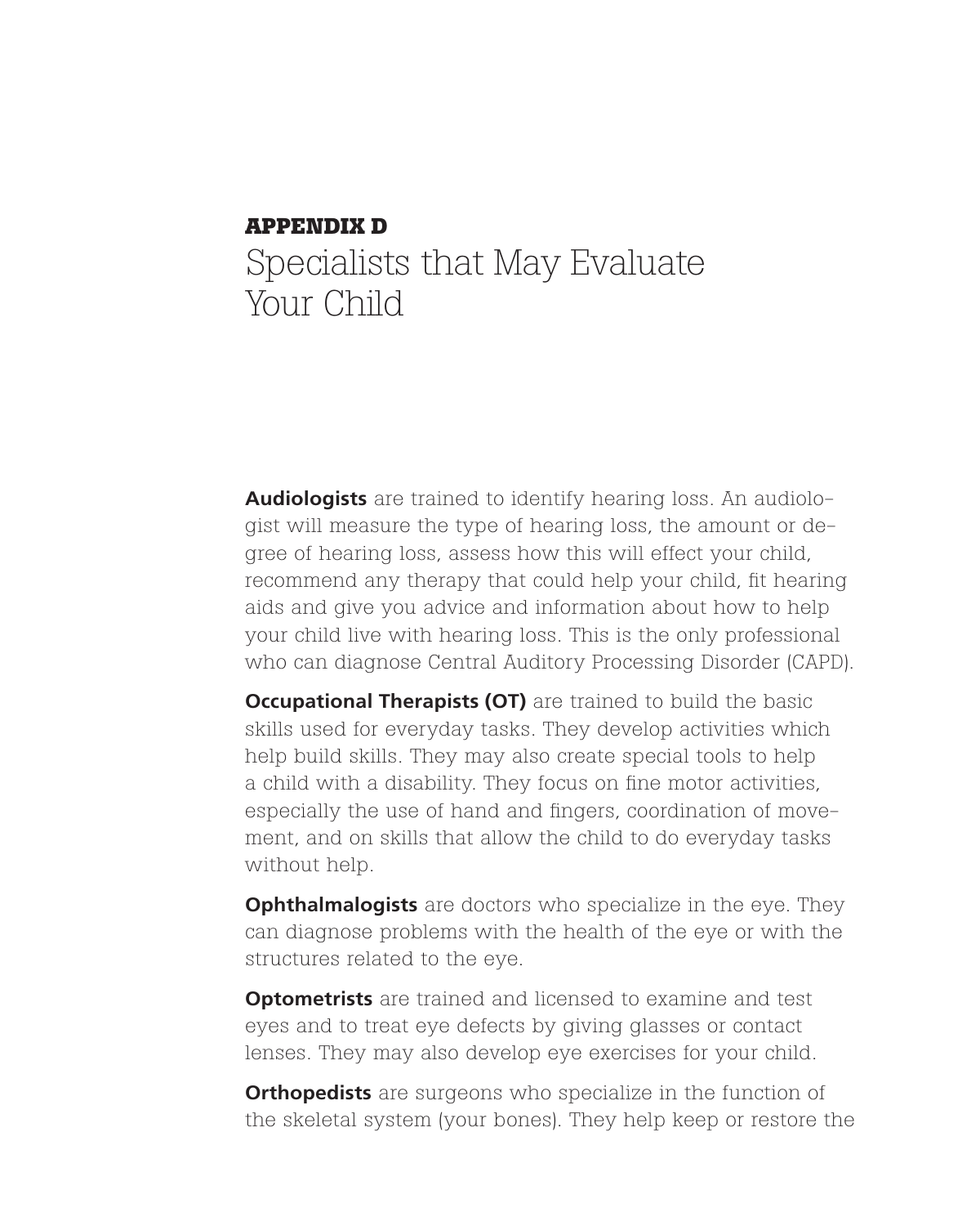**APPENDIX D**

# Specialists that May Evaluate Your Child

**Audiologists** are trained to identify hearing loss. An audiologist will measure the type of hearing loss, the amount or degree of hearing loss, assess how this will effect your child, recommend any therapy that could help your child, fit hearing aids and give you advice and information about how to help your child live with hearing loss. This is the only professional who can diagnose Central Auditory Processing Disorder (CAPD).

**Occupational Therapists (OT)** are trained to build the basic skills used for everyday tasks. They develop activities which help build skills. They may also create special tools to help a child with a disability. They focus on fine motor activities, especially the use of hand and fingers, coordination of movement, and on skills that allow the child to do everyday tasks without help.

**Ophthalmalogists** are doctors who specialize in the eye. They can diagnose problems with the health of the eye or with the structures related to the eye.

**Optometrists** are trained and licensed to examine and test eyes and to treat eye defects by giving glasses or contact lenses. They may also develop eye exercises for your child.

**Orthopedists** are surgeons who specialize in the function of the skeletal system (your bones). They help keep or restore the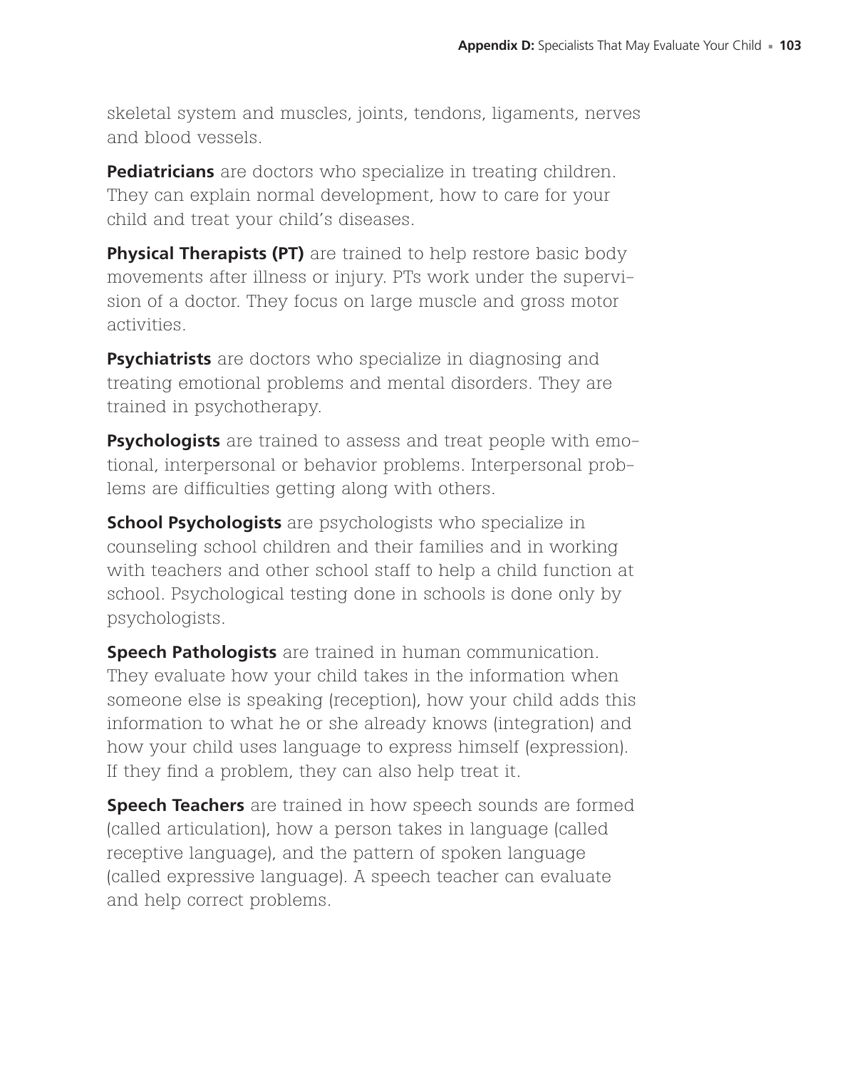skeletal system and muscles, joints, tendons, ligaments, nerves and blood vessels.

**Pediatricians** are doctors who specialize in treating children. They can explain normal development, how to care for your child and treat your child's diseases.

**Physical Therapists (PT)** are trained to help restore basic body movements after illness or injury. PTs work under the supervision of a doctor. They focus on large muscle and gross motor activities.

**Psychiatrists** are doctors who specialize in diagnosing and treating emotional problems and mental disorders. They are trained in psychotherapy.

**Psychologists** are trained to assess and treat people with emotional, interpersonal or behavior problems. Interpersonal problems are difficulties getting along with others.

**School Psychologists** are psychologists who specialize in counseling school children and their families and in working with teachers and other school staff to help a child function at school. Psychological testing done in schools is done only by psychologists.

**Speech Pathologists** are trained in human communication. They evaluate how your child takes in the information when someone else is speaking (reception), how your child adds this information to what he or she already knows (integration) and how your child uses language to express himself (expression). If they find a problem, they can also help treat it.

**Speech Teachers** are trained in how speech sounds are formed (called articulation), how a person takes in language (called receptive language), and the pattern of spoken language (called expressive language). A speech teacher can evaluate and help correct problems.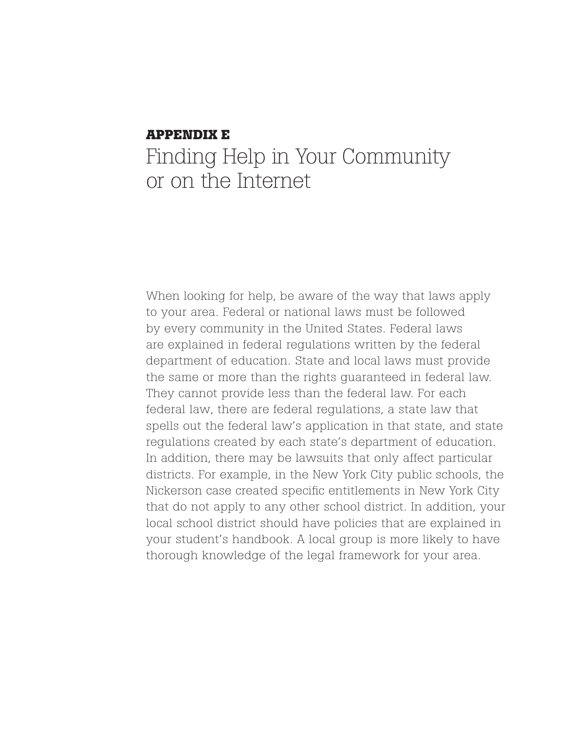**APPENDIX E**

# Finding Help in Your Community or on the Internet

When looking for help, be aware of the way that laws apply to your area. Federal or national laws must be followed by every community in the United States. Federal laws are explained in federal regulations written by the federal department of education. State and local laws must provide the same or more than the rights guaranteed in federal law. They cannot provide less than the federal law. For each federal law, there are federal regulations, a state law that spells out the federal law's application in that state, and state regulations created by each state's department of education. In addition, there may be lawsuits that only affect particular districts. For example, in the New York City public schools, the Nickerson case created specific entitlements in New York City that do not apply to any other school district. In addition, your local school district should have policies that are explained in your student's handbook. A local group is more likely to have thorough knowledge of the legal framework for your area.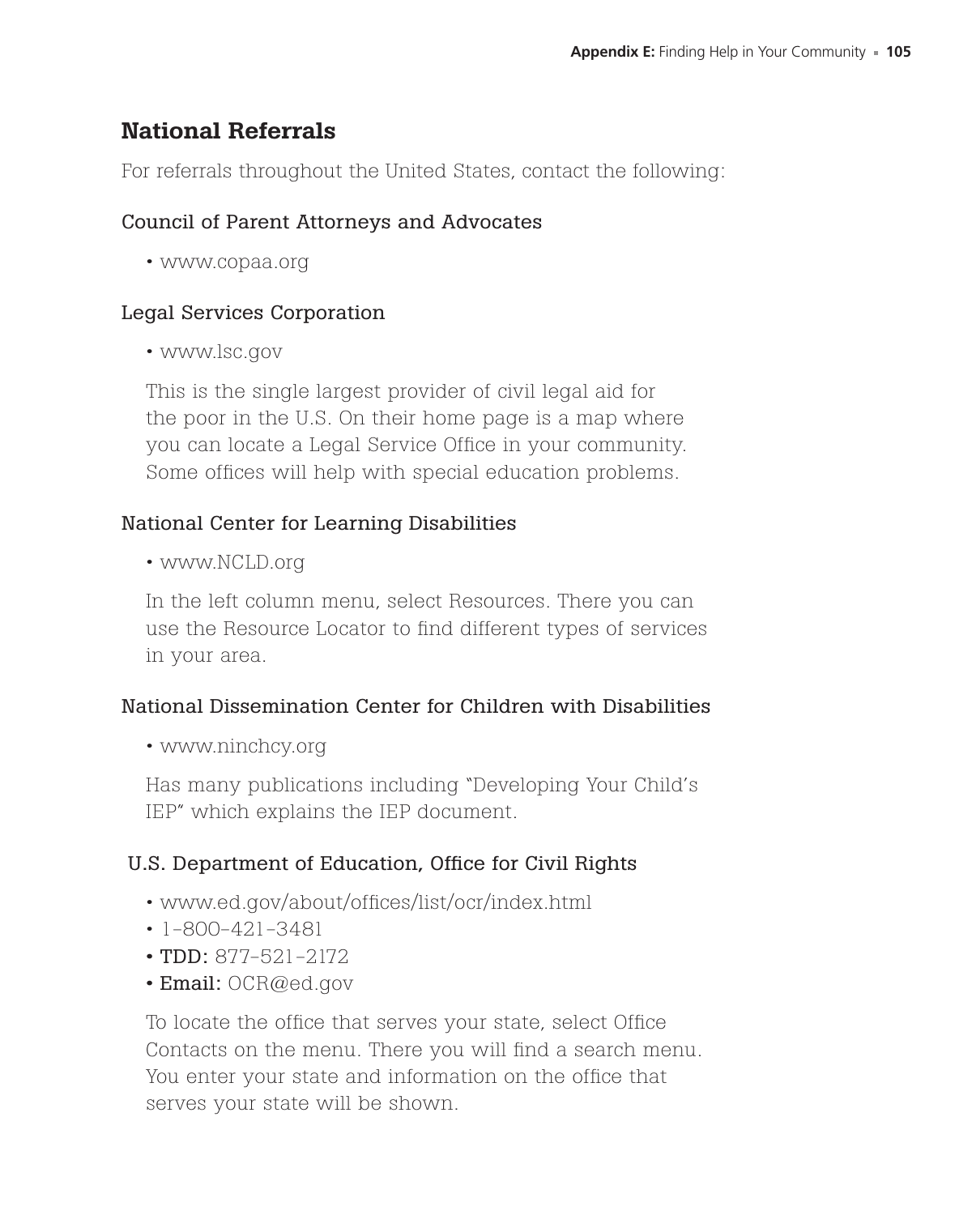## National Referrals

For referrals throughout the United States, contact the following:

### Council of Parent Attorneys and Advocates

- www.copaa.org

### Legal Services Corporation

- www.lsc.gov

This is the single largest provider of civil legal aid for the poor in the U.S. On their home page is a map where you can locate a Legal Service Office in your community. Some offices will help with special education problems.

### National Center for Learning Disabilities

- www.NCLD.org

In the left column menu, select Resources. There you can use the Resource Locator to find different types of services in your area.

### National Dissemination Center for Children with Disabilities

- www.ninchcy.org

Has many publications including "Developing Your Child's IEP" which explains the IEP document.

### U.S. Department of Education, Office for Civil Rights

- www.ed.gov/about/offices/list/ocr/index.html
- 1-800-421-3481
- **TDD:** 877-521-2172
- **Email:** OCR@ed.gov

To locate the office that serves your state, select Office Contacts on the menu. There you will find a search menu. You enter your state and information on the office that serves your state will be shown.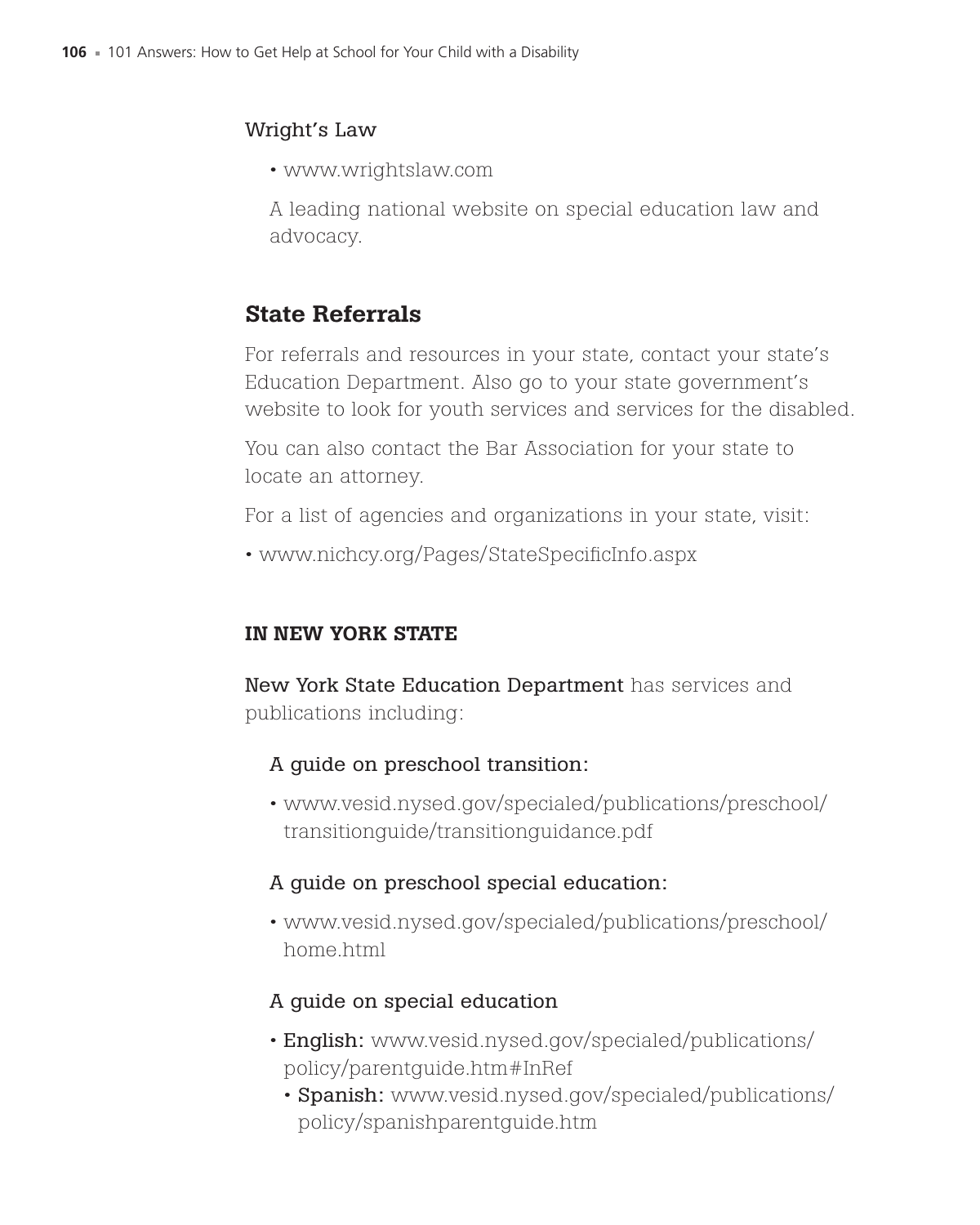Wright's Law

- www.wrightslaw.com

A leading national website on special education law and advocacy.

## State Referrals

For referrals and resources in your state, contact your state's Education Department. Also go to your state government's website to look for youth services and services for the disabled.

You can also contact the Bar Association for your state to locate an attorney.

For a list of agencies and organizations in your state, visit:

- www.nichcy.org/Pages/StateSpecificInfo.aspx

### IN NEW YORK STATE

New York State Education Department has services and publications including:

A guide on preschool transition:

- www.vesid.nysed.gov/specialed/publications/preschool/transitionguide/transitionguidance.pdf

A guide on preschool special education:

- www.vesid.nysed.gov/specialed/publications/preschool/home.html

A guide on special education

- English: www.vesid.nysed.gov/specialed/publications/policy/parentguide.htm#InRef
  - Spanish: www.vesid.nysed.gov/specialed/publications/policy/spanishparentguide.htm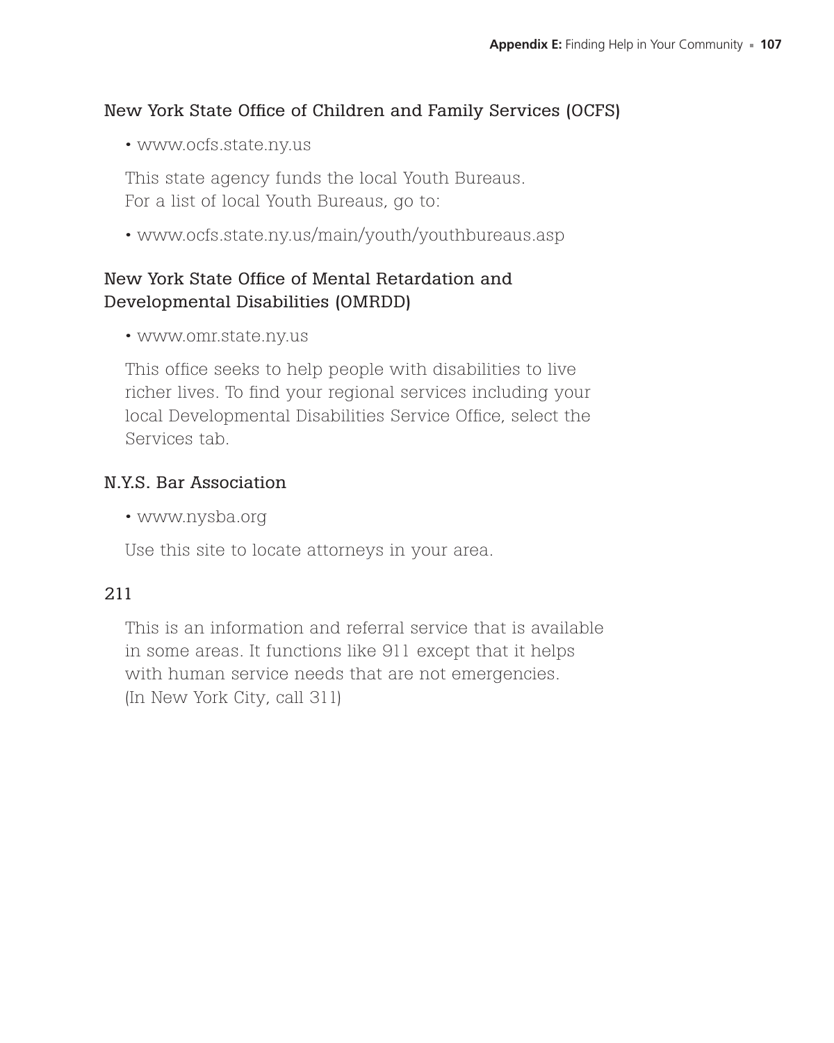### New York State Office of Children and Family Services (OCFS)

- www.ocfs.state.ny.us

This state agency funds the local Youth Bureaus.
For a list of local Youth Bureaus, go to:

- www.ocfs.state.ny.us/main/youth/youthbureaus.asp

### New York State Office of Mental Retardation and Developmental Disabilities (OMRDD)

- www.omr.state.ny.us

This office seeks to help people with disabilities to live richer lives. To find your regional services including your local Developmental Disabilities Service Office, select the Services tab.

### N.Y.S. Bar Association

- www.nysba.org

Use this site to locate attorneys in your area.

### 211

This is an information and referral service that is available in some areas. It functions like 911 except that it helps with human service needs that are not emergencies.
(In New York City, call 311)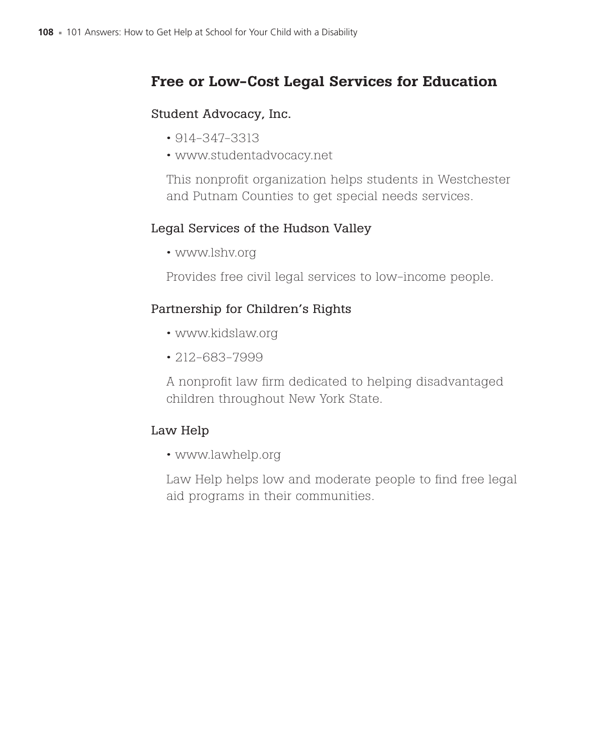## Free or Low-Cost Legal Services for Education

### Student Advocacy, Inc.

- 914-347-3313
- www.studentadvocacy.net

This nonprofit organization helps students in Westchester and Putnam Counties to get special needs services.

### Legal Services of the Hudson Valley

- www.lshv.org

Provides free civil legal services to low-income people.

### Partnership for Children's Rights

- www.kidslaw.org
- 212-683-7999

A nonprofit law firm dedicated to helping disadvantaged children throughout New York State.

### Law Help

- www.lawhelp.org

Law Help helps low and moderate people to find free legal aid programs in their communities.